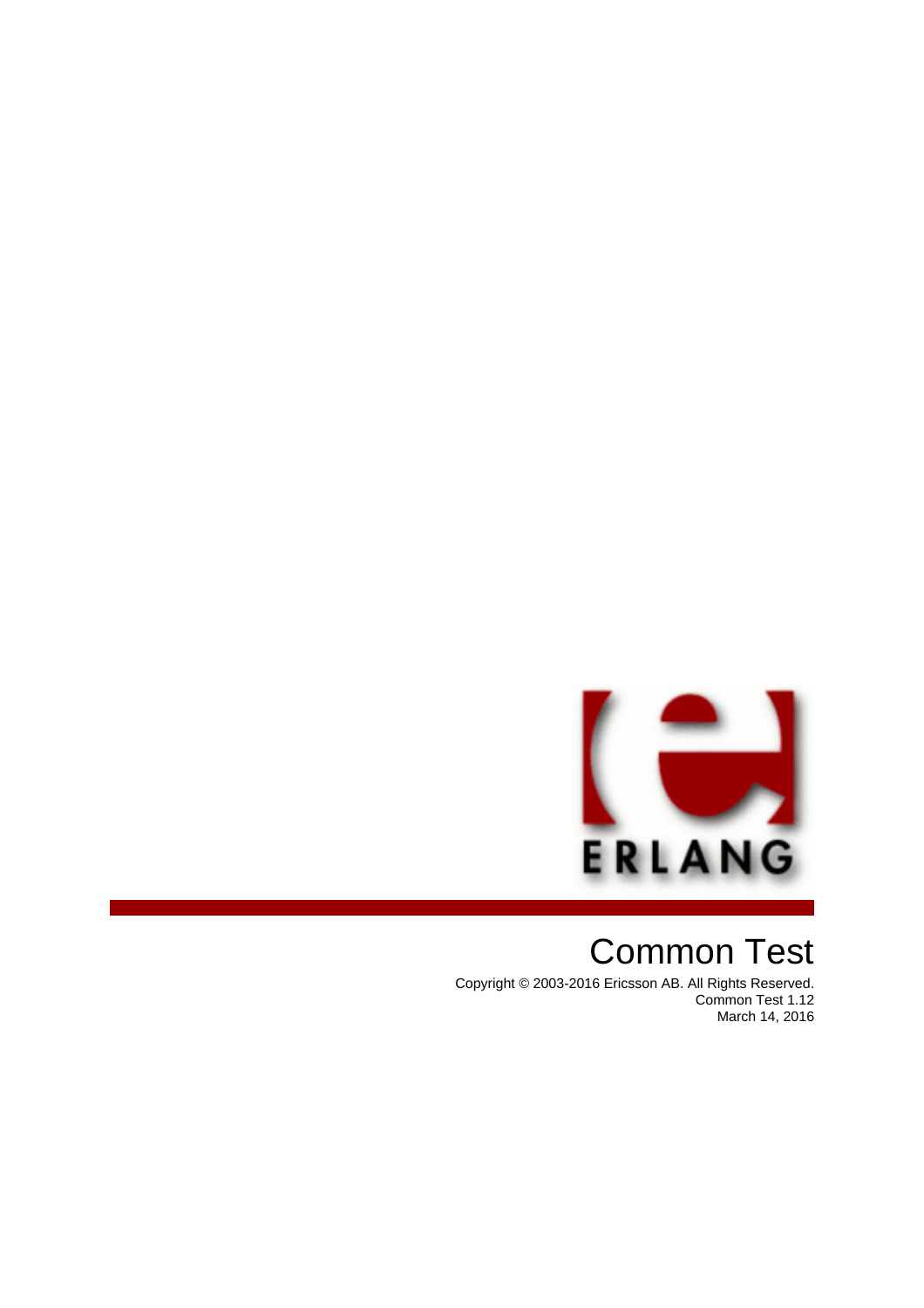# Common Test

Copyright © 2003-2016 Ericsson AB. All Rights Reserved.
Common Test 1.12
March 14, 2016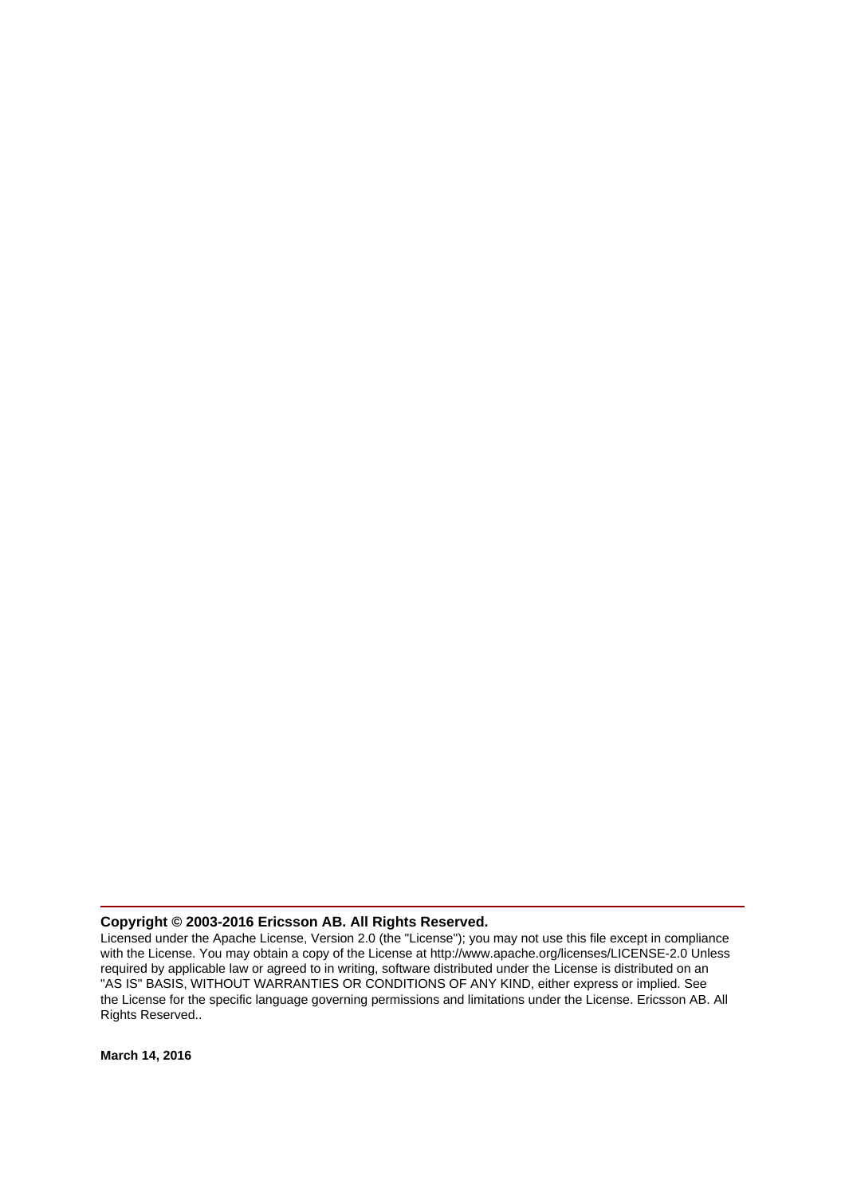---

**Copyright © 2003-2016 Ericsson AB. All Rights Reserved.**

Licensed under the Apache License, Version 2.0 (the "License"); you may not use this file except in compliance with the License. You may obtain a copy of the License at http://www.apache.org/licenses/LICENSE-2.0 Unless required by applicable law or agreed to in writing, software distributed under the License is distributed on an "AS IS" BASIS, WITHOUT WARRANTIES OR CONDITIONS OF ANY KIND, either express or implied. See the License for the specific language governing permissions and limitations under the License. Ericsson AB. All Rights Reserved..

**March 14, 2016**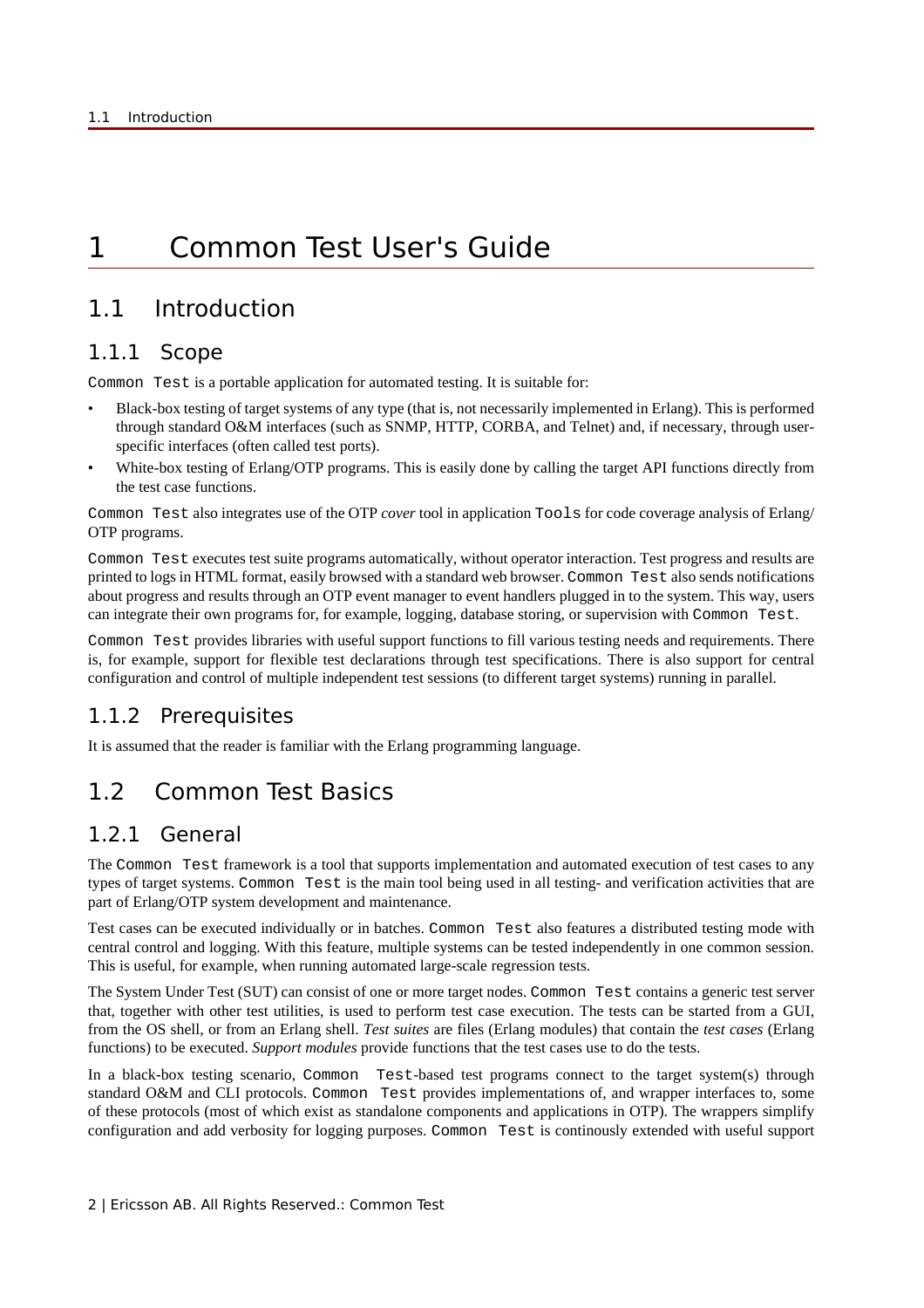# 1 Common Test User's Guide

## 1.1 Introduction

### 1.1.1 Scope

`Common Test` is a portable application for automated testing. It is suitable for:

- Black-box testing of target systems of any type (that is, not necessarily implemented in Erlang). This is performed through standard O&M interfaces (such as SNMP, HTTP, CORBA, and Telnet) and, if necessary, through user-specific interfaces (often called test ports).
- White-box testing of Erlang/OTP programs. This is easily done by calling the target API functions directly from the test case functions.

`Common Test` also integrates use of the OTP *cover* tool in application `Tools` for code coverage analysis of Erlang/OTP programs.

`Common Test` executes test suite programs automatically, without operator interaction. Test progress and results are printed to logs in HTML format, easily browsed with a standard web browser. `Common Test` also sends notifications about progress and results through an OTP event manager to event handlers plugged in to the system. This way, users can integrate their own programs for, for example, logging, database storing, or supervision with `Common Test`.

`Common Test` provides libraries with useful support functions to fill various testing needs and requirements. There is, for example, support for flexible test declarations through test specifications. There is also support for central configuration and control of multiple independent test sessions (to different target systems) running in parallel.

### 1.1.2 Prerequisites

It is assumed that the reader is familiar with the Erlang programming language.

## 1.2 Common Test Basics

### 1.2.1 General

The `Common Test` framework is a tool that supports implementation and automated execution of test cases to any types of target systems. `Common Test` is the main tool being used in all testing- and verification activities that are part of Erlang/OTP system development and maintenance.

Test cases can be executed individually or in batches. `Common Test` also features a distributed testing mode with central control and logging. With this feature, multiple systems can be tested independently in one common session. This is useful, for example, when running automated large-scale regression tests.

The System Under Test (SUT) can consist of one or more target nodes. `Common Test` contains a generic test server that, together with other test utilities, is used to perform test case execution. The tests can be started from a GUI, from the OS shell, or from an Erlang shell. *Test suites* are files (Erlang modules) that contain the *test cases* (Erlang functions) to be executed. *Support modules* provide functions that the test cases use to do the tests.

In a black-box testing scenario, `Common Test`-based test programs connect to the target system(s) through standard O&M and CLI protocols. `Common Test` provides implementations of, and wrapper interfaces to, some of these protocols (most of which exist as standalone components and applications in OTP). The wrappers simplify configuration and add verbosity for logging purposes. `Common Test` is continously extended with useful support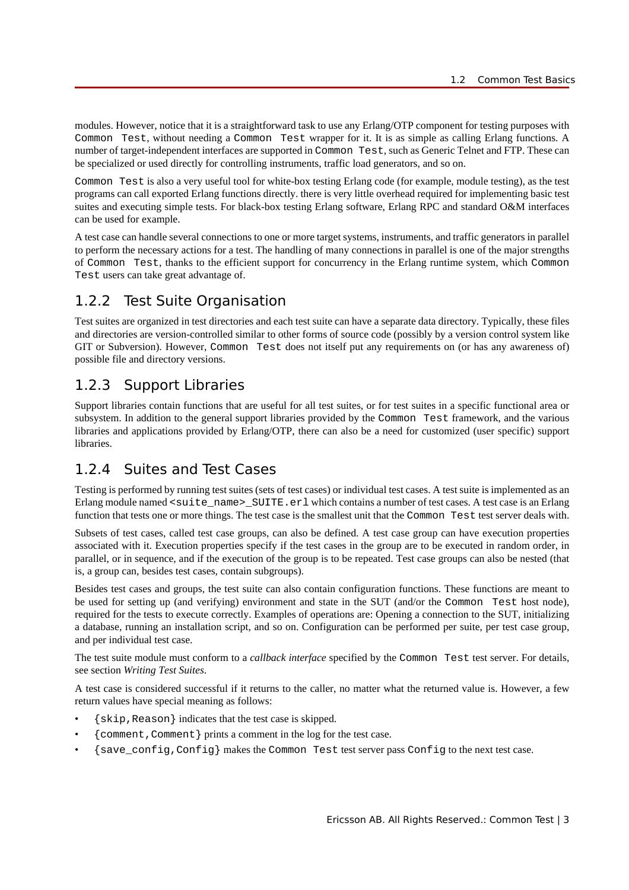modules. However, notice that it is a straightforward task to use any Erlang/OTP component for testing purposes with `Common Test`, without needing a `Common Test` wrapper for it. It is as simple as calling Erlang functions. A number of target-independent interfaces are supported in `Common Test`, such as Generic Telnet and FTP. These can be specialized or used directly for controlling instruments, traffic load generators, and so on.

`Common Test` is also a very useful tool for white-box testing Erlang code (for example, module testing), as the test programs can call exported Erlang functions directly. there is very little overhead required for implementing basic test suites and executing simple tests. For black-box testing Erlang software, Erlang RPC and standard O&M interfaces can be used for example.

A test case can handle several connections to one or more target systems, instruments, and traffic generators in parallel to perform the necessary actions for a test. The handling of many connections in parallel is one of the major strengths of `Common Test`, thanks to the efficient support for concurrency in the Erlang runtime system, which `Common Test` users can take great advantage of.

## 1.2.2 Test Suite Organisation

Test suites are organized in test directories and each test suite can have a separate data directory. Typically, these files and directories are version-controlled similar to other forms of source code (possibly by a version control system like GIT or Subversion). However, `Common Test` does not itself put any requirements on (or has any awareness of) possible file and directory versions.

## 1.2.3 Support Libraries

Support libraries contain functions that are useful for all test suites, or for test suites in a specific functional area or subsystem. In addition to the general support libraries provided by the `Common Test` framework, and the various libraries and applications provided by Erlang/OTP, there can also be a need for customized (user specific) support libraries.

## 1.2.4 Suites and Test Cases

Testing is performed by running test suites (sets of test cases) or individual test cases. A test suite is implemented as an Erlang module named `<suite_name>_SUITE.erl` which contains a number of test cases. A test case is an Erlang function that tests one or more things. The test case is the smallest unit that the `Common Test` test server deals with.

Subsets of test cases, called test case groups, can also be defined. A test case group can have execution properties associated with it. Execution properties specify if the test cases in the group are to be executed in random order, in parallel, or in sequence, and if the execution of the group is to be repeated. Test case groups can also be nested (that is, a group can, besides test cases, contain subgroups).

Besides test cases and groups, the test suite can also contain configuration functions. These functions are meant to be used for setting up (and verifying) environment and state in the SUT (and/or the `Common Test` host node), required for the tests to execute correctly. Examples of operations are: Opening a connection to the SUT, initializing a database, running an installation script, and so on. Configuration can be performed per suite, per test case group, and per individual test case.

The test suite module must conform to a *callback interface* specified by the `Common Test` test server. For details, see section *Writing Test Suites*.

A test case is considered successful if it returns to the caller, no matter what the returned value is. However, a few return values have special meaning as follows:

- `{skip,Reason}` indicates that the test case is skipped.
- `{comment,Comment}` prints a comment in the log for the test case.
- `{save_config,Config}` makes the `Common Test` test server pass `Config` to the next test case.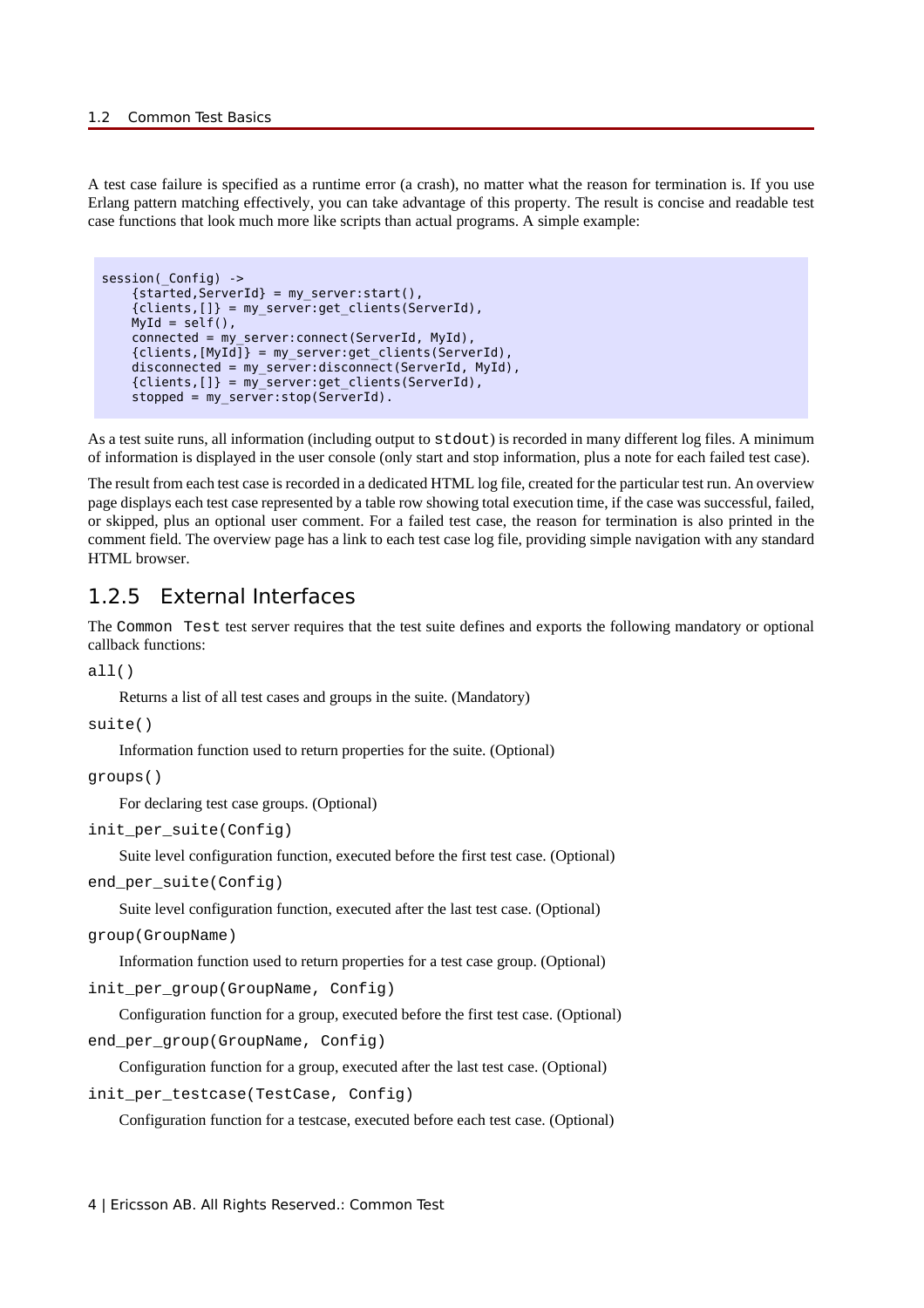A test case failure is specified as a runtime error (a crash), no matter what the reason for termination is. If you use Erlang pattern matching effectively, you can take advantage of this property. The result is concise and readable test case functions that look much more like scripts than actual programs. A simple example:

```
session(_Config) ->
    {started,ServerId} = my_server:start(),
    {clients,[]} = my_server:get_clients(ServerId),
    MyId = self(),
    connected = my_server:connect(ServerId, MyId),
    {clients,[MyId]} = my_server:get_clients(ServerId),
    disconnected = my_server:disconnect(ServerId, MyId),
    {clients,[]} = my_server:get_clients(ServerId),
    stopped = my_server:stop(ServerId).
```

As a test suite runs, all information (including output to `stdout`) is recorded in many different log files. A minimum of information is displayed in the user console (only start and stop information, plus a note for each failed test case).

The result from each test case is recorded in a dedicated HTML log file, created for the particular test run. An overview page displays each test case represented by a table row showing total execution time, if the case was successful, failed, or skipped, plus an optional user comment. For a failed test case, the reason for termination is also printed in the comment field. The overview page has a link to each test case log file, providing simple navigation with any standard HTML browser.

### 1.2.5 External Interfaces

The `Common Test` test server requires that the test suite defines and exports the following mandatory or optional callback functions:

`all()`

Returns a list of all test cases and groups in the suite. (Mandatory)

`suite()`

Information function used to return properties for the suite. (Optional)

`groups()`

For declaring test case groups. (Optional)

`init_per_suite(Config)`

Suite level configuration function, executed before the first test case. (Optional)

`end_per_suite(Config)`

Suite level configuration function, executed after the last test case. (Optional)

`group(GroupName)`

Information function used to return properties for a test case group. (Optional)

`init_per_group(GroupName, Config)`

Configuration function for a group, executed before the first test case. (Optional)

`end_per_group(GroupName, Config)`

Configuration function for a group, executed after the last test case. (Optional)

`init_per_testcase(TestCase, Config)`

Configuration function for a testcase, executed before each test case. (Optional)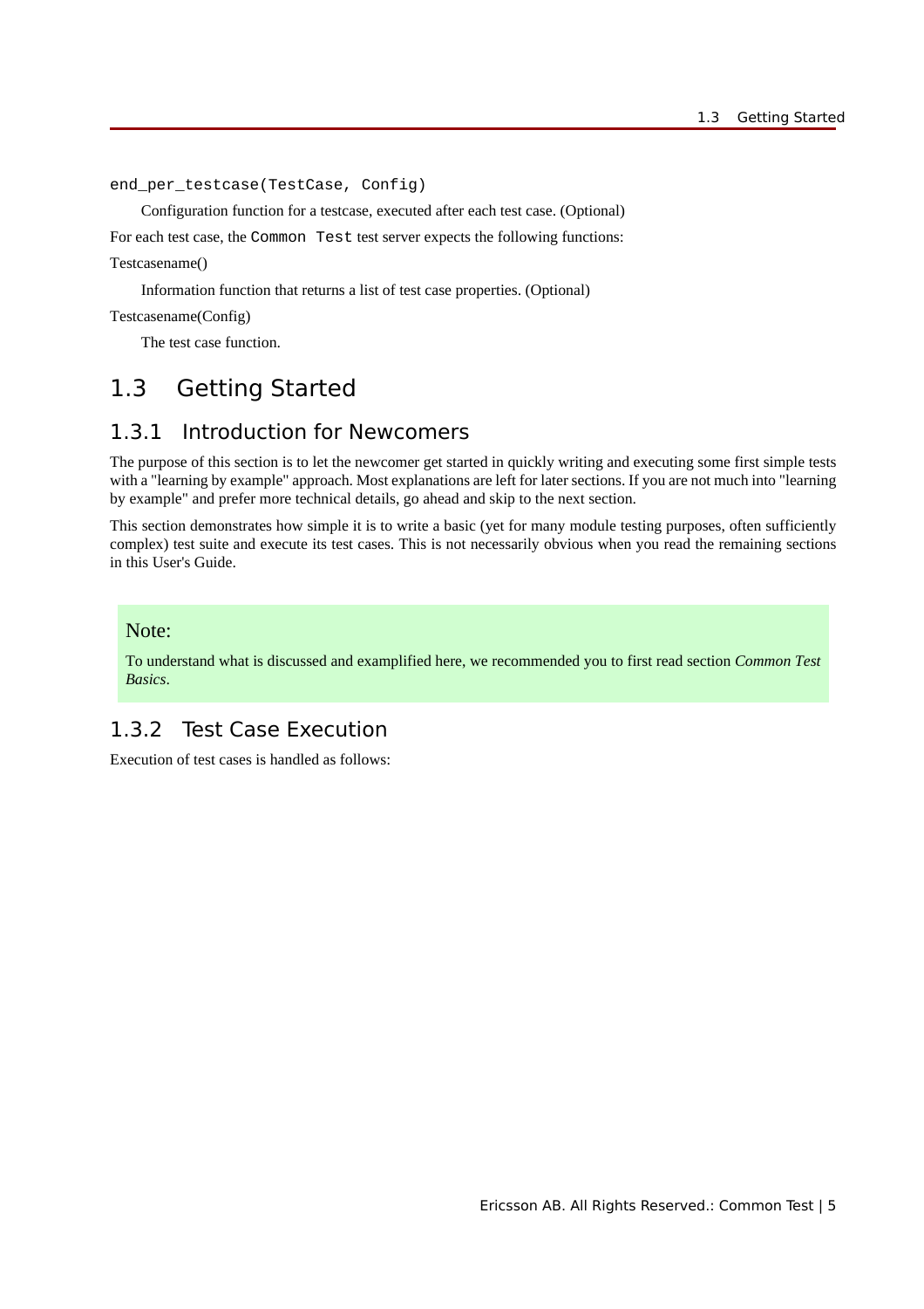`end_per_testcase(TestCase, Config)`

Configuration function for a testcase, executed after each test case. (Optional)

For each test case, the `Common Test` test server expects the following functions:

Testcasename()

Information function that returns a list of test case properties. (Optional)

Testcasename(Config)

The test case function.

## 1.3 Getting Started

### 1.3.1 Introduction for Newcomers

The purpose of this section is to let the newcomer get started in quickly writing and executing some first simple tests with a "learning by example" approach. Most explanations are left for later sections. If you are not much into "learning by example" and prefer more technical details, go ahead and skip to the next section.

This section demonstrates how simple it is to write a basic (yet for many module testing purposes, often sufficiently complex) test suite and execute its test cases. This is not necessarily obvious when you read the remaining sections in this User's Guide.

> Note:
>
> To understand what is discussed and examplified here, we recommended you to first read section *Common Test Basics*.

### 1.3.2 Test Case Execution

Execution of test cases is handled as follows: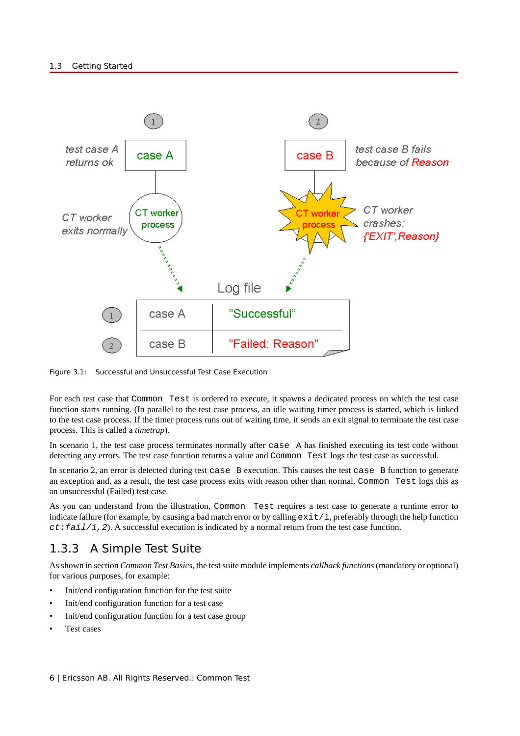Figure 3.1: Successful and Unsuccessful Test Case Execution

For each test case that `Common Test` is ordered to execute, it spawns a dedicated process on which the test case function starts running. (In parallel to the test case process, an idle waiting timer process is started, which is linked to the test case process. If the timer process runs out of waiting time, it sends an exit signal to terminate the test case process. This is called a *timetrap*).

In scenario 1, the test case process terminates normally after `case A` has finished executing its test code without detecting any errors. The test case function returns a value and `Common Test` logs the test case as successful.

In scenario 2, an error is detected during test `case B` execution. This causes the test `case B` function to generate an exception and, as a result, the test case process exits with reason other than normal. `Common Test` logs this as an unsuccessful (Failed) test case.

As you can understand from the illustration, `Common Test` requires a test case to generate a runtime error to indicate failure (for example, by causing a bad match error or by calling `exit/1`, preferably through the help function *`ct:fail/1,2`*). A successful execution is indicated by a normal return from the test case function.

## 1.3.3 A Simple Test Suite

As shown in section *Common Test Basics*, the test suite module implements *callback functions* (mandatory or optional) for various purposes, for example:

- Init/end configuration function for the test suite
- Init/end configuration function for a test case
- Init/end configuration function for a test case group
- Test cases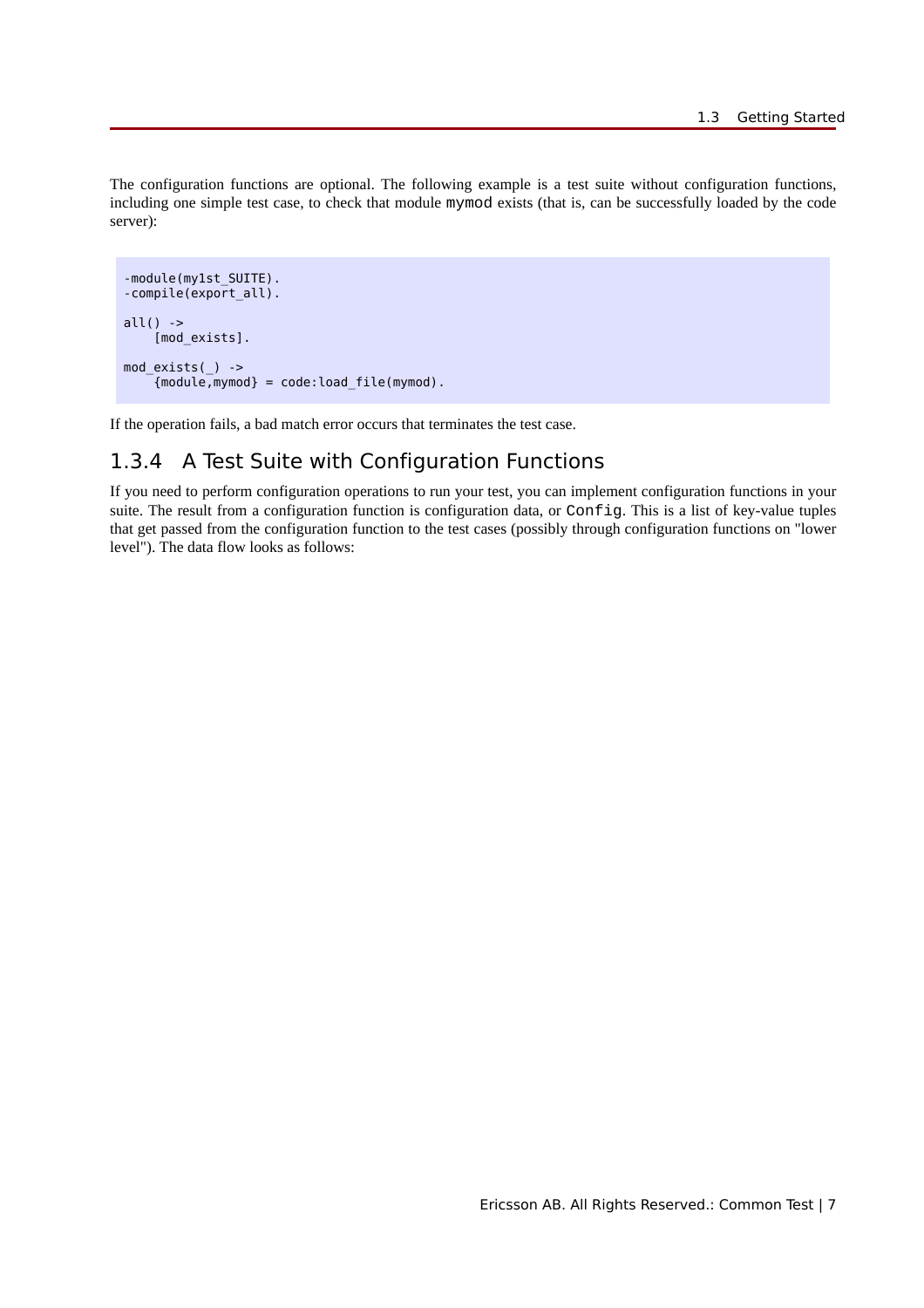The configuration functions are optional. The following example is a test suite without configuration functions, including one simple test case, to check that module `mymod` exists (that is, can be successfully loaded by the code server):

```
-module(my1st_SUITE).
-compile(export_all).

all() ->
    [mod_exists].

mod_exists(_) ->
    {module,mymod} = code:load_file(mymod).
```

If the operation fails, a bad match error occurs that terminates the test case.

### 1.3.4 A Test Suite with Configuration Functions

If you need to perform configuration operations to run your test, you can implement configuration functions in your suite. The result from a configuration function is configuration data, or `Config`. This is a list of key-value tuples that get passed from the configuration function to the test cases (possibly through configuration functions on "lower level"). The data flow looks as follows: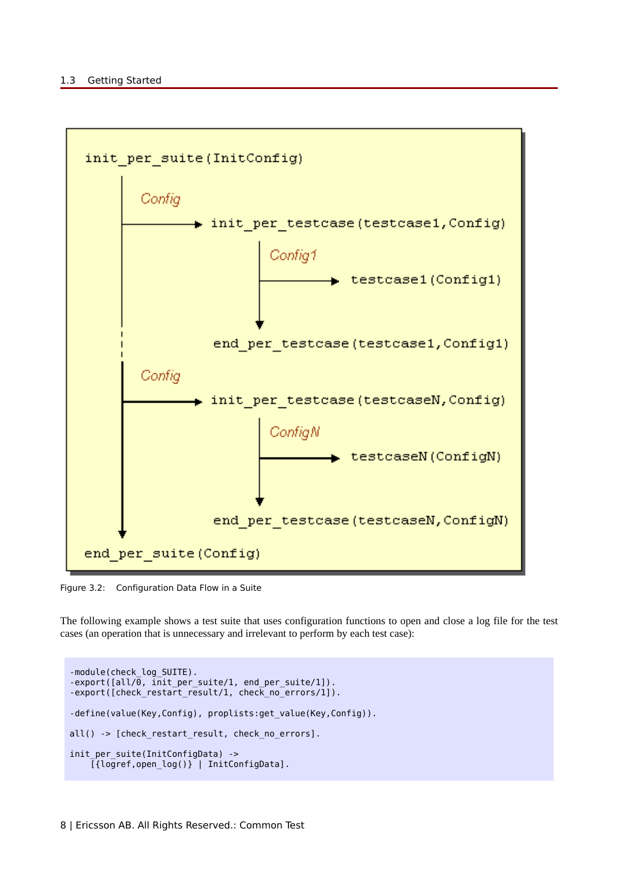```
init_per_suite(InitConfig)
    |
    | Config
    |-------> init_per_testcase(testcase1,Config)
    |              |
    |              | Config1
    |              |-------> testcase1(Config1)
    |              |
    |              v
    |         end_per_testcase(testcase1,Config1)
    :
    | Config
    |-------> init_per_testcase(testcaseN,Config)
    |              |
    |              | ConfigN
    |              |-------> testcaseN(ConfigN)
    |              |
    |              v
    |         end_per_testcase(testcaseN,ConfigN)
    v
end_per_suite(Config)
```

Figure 3.2: Configuration Data Flow in a Suite

The following example shows a test suite that uses configuration functions to open and close a log file for the test cases (an operation that is unnecessary and irrelevant to perform by each test case):

```
-module(check_log_SUITE).
-export([all/0, init_per_suite/1, end_per_suite/1]).
-export([check_restart_result/1, check_no_errors/1]).

-define(value(Key,Config), proplists:get_value(Key,Config)).

all() -> [check_restart_result, check_no_errors].

init_per_suite(InitConfigData) ->
    [{logref,open_log()} | InitConfigData].
```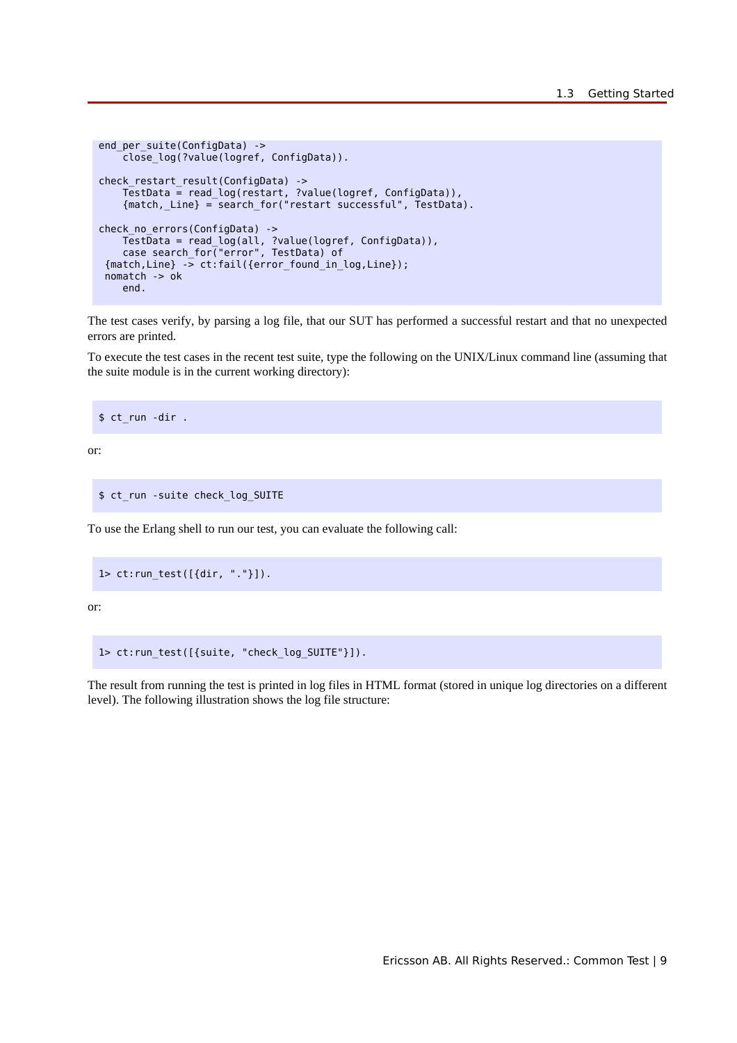```
end_per_suite(ConfigData) ->
    close_log(?value(logref, ConfigData)).

check_restart_result(ConfigData) ->
    TestData = read_log(restart, ?value(logref, ConfigData)),
    {match,_Line} = search_for("restart successful", TestData).

check_no_errors(ConfigData) ->
    TestData = read_log(all, ?value(logref, ConfigData)),
    case search_for("error", TestData) of
 {match,Line} -> ct:fail({error_found_in_log,Line});
 nomatch -> ok
    end.
```

The test cases verify, by parsing a log file, that our SUT has performed a successful restart and that no unexpected errors are printed.

To execute the test cases in the recent test suite, type the following on the UNIX/Linux command line (assuming that the suite module is in the current working directory):

```
$ ct_run -dir .
```

or:

```
$ ct_run -suite check_log_SUITE
```

To use the Erlang shell to run our test, you can evaluate the following call:

```
1> ct:run_test([{dir, "."}]).
```

or:

```
1> ct:run_test([{suite, "check_log_SUITE"}]).
```

The result from running the test is printed in log files in HTML format (stored in unique log directories on a different level). The following illustration shows the log file structure: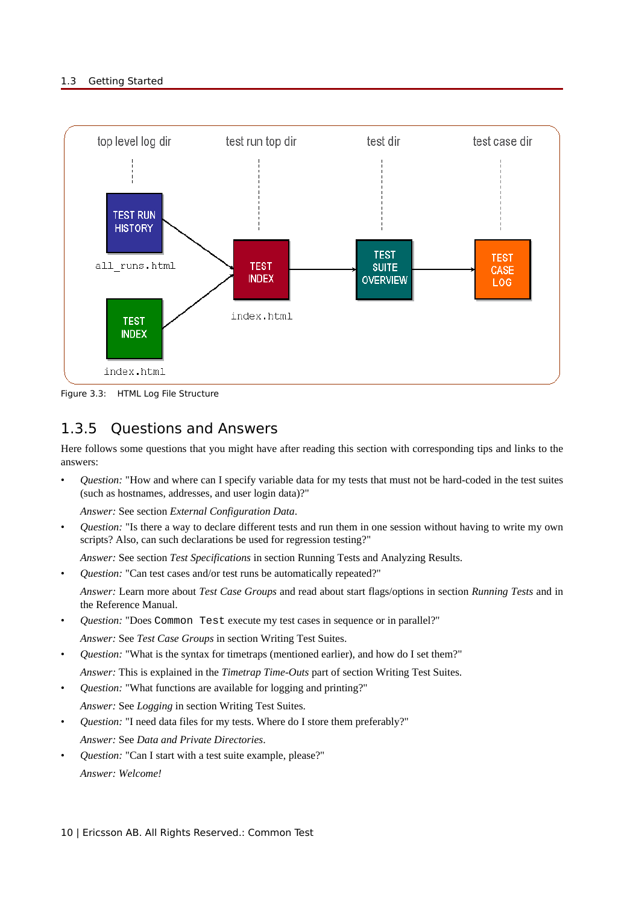Figure 3.3: HTML Log File Structure

## 1.3.5 Questions and Answers

Here follows some questions that you might have after reading this section with corresponding tips and links to the answers:

- *Question:* "How and where can I specify variable data for my tests that must not be hard-coded in the test suites (such as hostnames, addresses, and user login data)?"

  *Answer:* See section *External Configuration Data*.

- *Question:* "Is there a way to declare different tests and run them in one session without having to write my own scripts? Also, can such declarations be used for regression testing?"

  *Answer:* See section *Test Specifications* in section Running Tests and Analyzing Results.

- *Question:* "Can test cases and/or test runs be automatically repeated?"

  *Answer:* Learn more about *Test Case Groups* and read about start flags/options in section *Running Tests* and in the Reference Manual.

- *Question:* "Does `Common Test` execute my test cases in sequence or in parallel?"

  *Answer:* See *Test Case Groups* in section Writing Test Suites.

- *Question:* "What is the syntax for timetraps (mentioned earlier), and how do I set them?"

  *Answer:* This is explained in the *Timetrap Time-Outs* part of section Writing Test Suites.

- *Question:* "What functions are available for logging and printing?"

  *Answer:* See *Logging* in section Writing Test Suites.

- *Question:* "I need data files for my tests. Where do I store them preferably?"

  *Answer:* See *Data and Private Directories*.

- *Question:* "Can I start with a test suite example, please?"

  *Answer: Welcome!*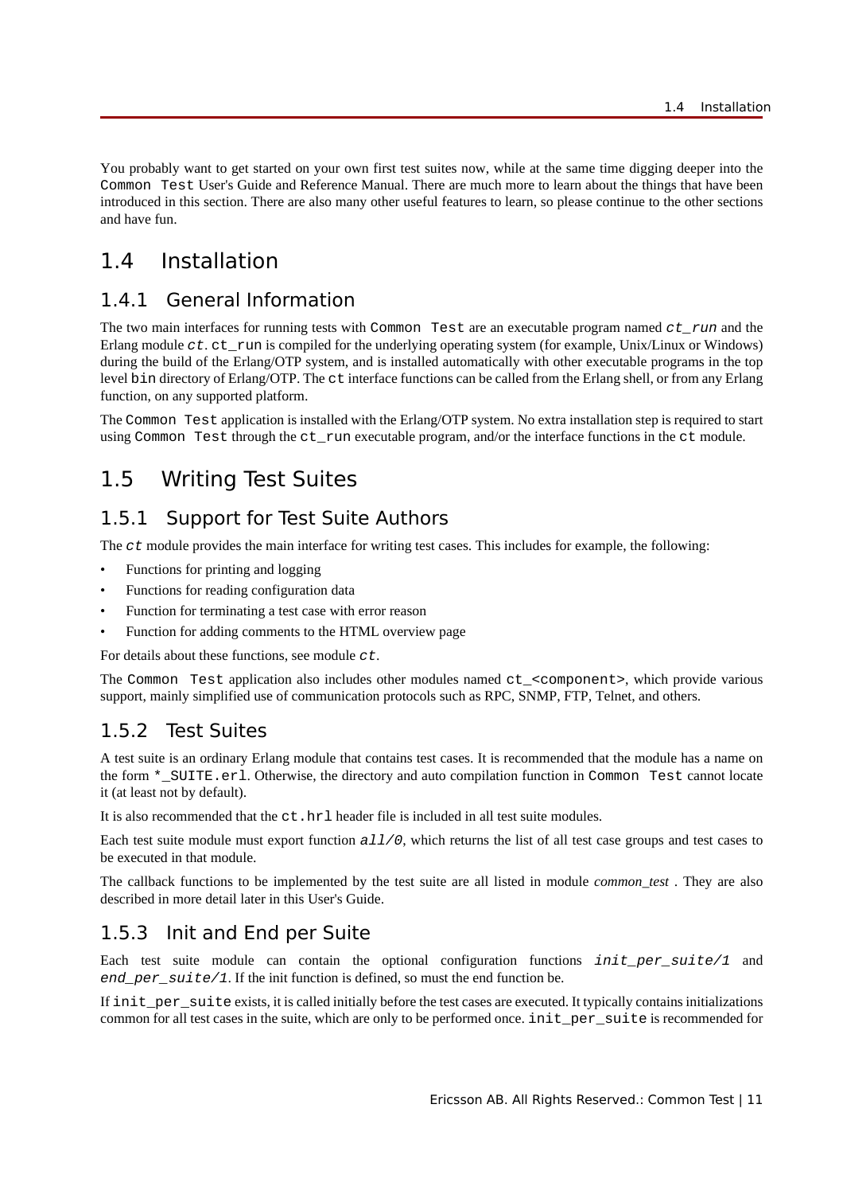You probably want to get started on your own first test suites now, while at the same time digging deeper into the `Common Test` User's Guide and Reference Manual. There are much more to learn about the things that have been introduced in this section. There are also many other useful features to learn, so please continue to the other sections and have fun.

# 1.4 Installation

## 1.4.1 General Information

The two main interfaces for running tests with `Common Test` are an executable program named *`ct_run`* and the Erlang module *`ct`*. `ct_run` is compiled for the underlying operating system (for example, Unix/Linux or Windows) during the build of the Erlang/OTP system, and is installed automatically with other executable programs in the top level `bin` directory of Erlang/OTP. The `ct` interface functions can be called from the Erlang shell, or from any Erlang function, on any supported platform.

The `Common Test` application is installed with the Erlang/OTP system. No extra installation step is required to start using `Common Test` through the `ct_run` executable program, and/or the interface functions in the `ct` module.

# 1.5 Writing Test Suites

## 1.5.1 Support for Test Suite Authors

The *`ct`* module provides the main interface for writing test cases. This includes for example, the following:

- Functions for printing and logging
- Functions for reading configuration data
- Function for terminating a test case with error reason
- Function for adding comments to the HTML overview page

For details about these functions, see module *`ct`*.

The `Common Test` application also includes other modules named `ct_<component>`, which provide various support, mainly simplified use of communication protocols such as RPC, SNMP, FTP, Telnet, and others.

## 1.5.2 Test Suites

A test suite is an ordinary Erlang module that contains test cases. It is recommended that the module has a name on the form `*_SUITE.erl`. Otherwise, the directory and auto compilation function in `Common Test` cannot locate it (at least not by default).

It is also recommended that the `ct.hrl` header file is included in all test suite modules.

Each test suite module must export function *`all/0`*, which returns the list of all test case groups and test cases to be executed in that module.

The callback functions to be implemented by the test suite are all listed in module *common_test* . They are also described in more detail later in this User's Guide.

## 1.5.3 Init and End per Suite

Each test suite module can contain the optional configuration functions *`init_per_suite/1`* and *`end_per_suite/1`*. If the init function is defined, so must the end function be.

If `init_per_suite` exists, it is called initially before the test cases are executed. It typically contains initializations common for all test cases in the suite, which are only to be performed once. `init_per_suite` is recommended for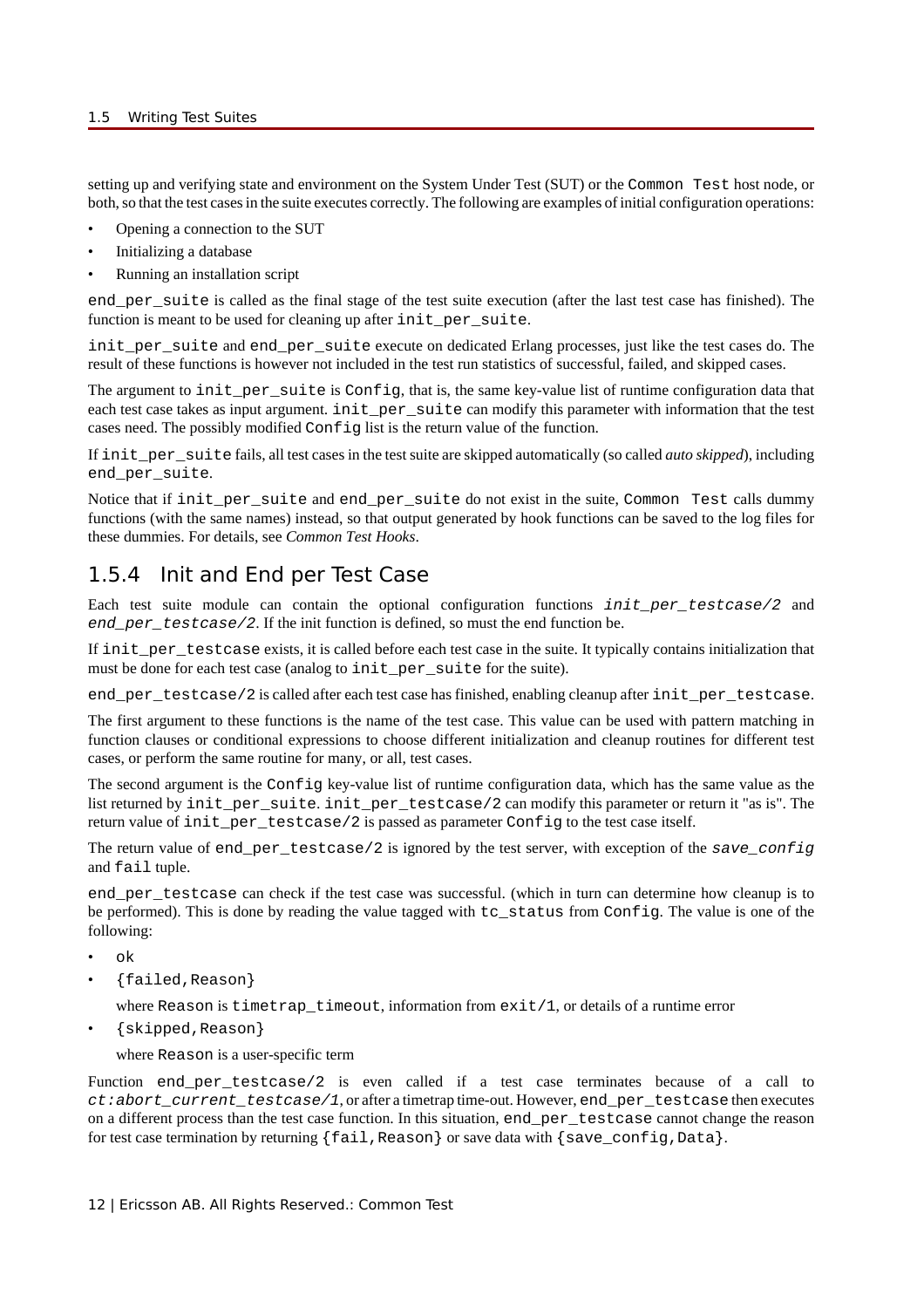setting up and verifying state and environment on the System Under Test (SUT) or the `Common Test` host node, or both, so that the test cases in the suite executes correctly. The following are examples of initial configuration operations:

- Opening a connection to the SUT
- Initializing a database
- Running an installation script

`end_per_suite` is called as the final stage of the test suite execution (after the last test case has finished). The function is meant to be used for cleaning up after `init_per_suite`.

`init_per_suite` and `end_per_suite` execute on dedicated Erlang processes, just like the test cases do. The result of these functions is however not included in the test run statistics of successful, failed, and skipped cases.

The argument to `init_per_suite` is `Config`, that is, the same key-value list of runtime configuration data that each test case takes as input argument. `init_per_suite` can modify this parameter with information that the test cases need. The possibly modified `Config` list is the return value of the function.

If `init_per_suite` fails, all test cases in the test suite are skipped automatically (so called *auto skipped*), including `end_per_suite`.

Notice that if `init_per_suite` and `end_per_suite` do not exist in the suite, `Common Test` calls dummy functions (with the same names) instead, so that output generated by hook functions can be saved to the log files for these dummies. For details, see *Common Test Hooks*.

### 1.5.4 Init and End per Test Case

Each test suite module can contain the optional configuration functions *`init_per_testcase/2`* and *`end_per_testcase/2`*. If the init function is defined, so must the end function be.

If `init_per_testcase` exists, it is called before each test case in the suite. It typically contains initialization that must be done for each test case (analog to `init_per_suite` for the suite).

`end_per_testcase/2` is called after each test case has finished, enabling cleanup after `init_per_testcase`.

The first argument to these functions is the name of the test case. This value can be used with pattern matching in function clauses or conditional expressions to choose different initialization and cleanup routines for different test cases, or perform the same routine for many, or all, test cases.

The second argument is the `Config` key-value list of runtime configuration data, which has the same value as the list returned by `init_per_suite`. `init_per_testcase/2` can modify this parameter or return it "as is". The return value of `init_per_testcase/2` is passed as parameter `Config` to the test case itself.

The return value of `end_per_testcase/2` is ignored by the test server, with exception of the *`save_config`* and `fail` tuple.

`end_per_testcase` can check if the test case was successful. (which in turn can determine how cleanup is to be performed). This is done by reading the value tagged with `tc_status` from `Config`. The value is one of the following:

- `ok`
- `{failed,Reason}`

  where `Reason` is `timetrap_timeout`, information from `exit/1`, or details of a runtime error
- `{skipped,Reason}`

  where `Reason` is a user-specific term

Function `end_per_testcase/2` is even called if a test case terminates because of a call to *`ct:abort_current_testcase/1`*, or after a timetrap time-out. However, `end_per_testcase` then executes on a different process than the test case function. In this situation, `end_per_testcase` cannot change the reason for test case termination by returning `{fail,Reason}` or save data with `{save_config,Data}`.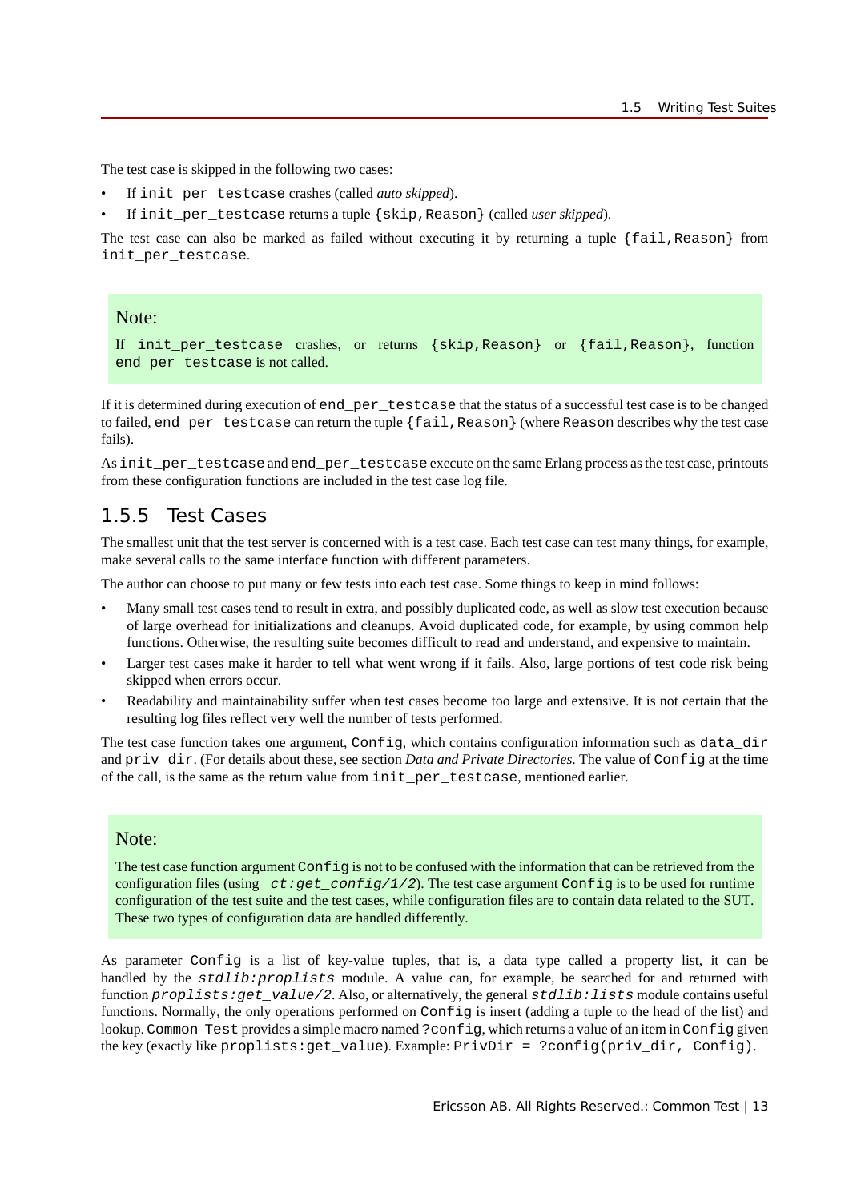The test case is skipped in the following two cases:

- If `init_per_testcase` crashes (called *auto skipped*).
- If `init_per_testcase` returns a tuple `{skip,Reason}` (called *user skipped*).

The test case can also be marked as failed without executing it by returning a tuple `{fail,Reason}` from `init_per_testcase`.

> **Note:**
>
> If `init_per_testcase` crashes, or returns `{skip,Reason}` or `{fail,Reason}`, function `end_per_testcase` is not called.

If it is determined during execution of `end_per_testcase` that the status of a successful test case is to be changed to failed, `end_per_testcase` can return the tuple `{fail,Reason}` (where `Reason` describes why the test case fails).

As `init_per_testcase` and `end_per_testcase` execute on the same Erlang process as the test case, printouts from these configuration functions are included in the test case log file.

### 1.5.5 Test Cases

The smallest unit that the test server is concerned with is a test case. Each test case can test many things, for example, make several calls to the same interface function with different parameters.

The author can choose to put many or few tests into each test case. Some things to keep in mind follows:

- Many small test cases tend to result in extra, and possibly duplicated code, as well as slow test execution because of large overhead for initializations and cleanups. Avoid duplicated code, for example, by using common help functions. Otherwise, the resulting suite becomes difficult to read and understand, and expensive to maintain.
- Larger test cases make it harder to tell what went wrong if it fails. Also, large portions of test code risk being skipped when errors occur.
- Readability and maintainability suffer when test cases become too large and extensive. It is not certain that the resulting log files reflect very well the number of tests performed.

The test case function takes one argument, `Config`, which contains configuration information such as `data_dir` and `priv_dir`. (For details about these, see section *Data and Private Directories*. The value of `Config` at the time of the call, is the same as the return value from `init_per_testcase`, mentioned earlier.

> **Note:**
>
> The test case function argument `Config` is not to be confused with the information that can be retrieved from the configuration files (using *`ct:get_config/1/2`*). The test case argument `Config` is to be used for runtime configuration of the test suite and the test cases, while configuration files are to contain data related to the SUT. These two types of configuration data are handled differently.

As parameter `Config` is a list of key-value tuples, that is, a data type called a property list, it can be handled by the *`stdlib:proplists`* module. A value can, for example, be searched for and returned with function *`proplists:get_value/2`*. Also, or alternatively, the general *`stdlib:lists`* module contains useful functions. Normally, the only operations performed on `Config` is insert (adding a tuple to the head of the list) and lookup. `Common Test` provides a simple macro named `?config`, which returns a value of an item in `Config` given the key (exactly like `proplists:get_value`). Example: `PrivDir = ?config(priv_dir, Config)`.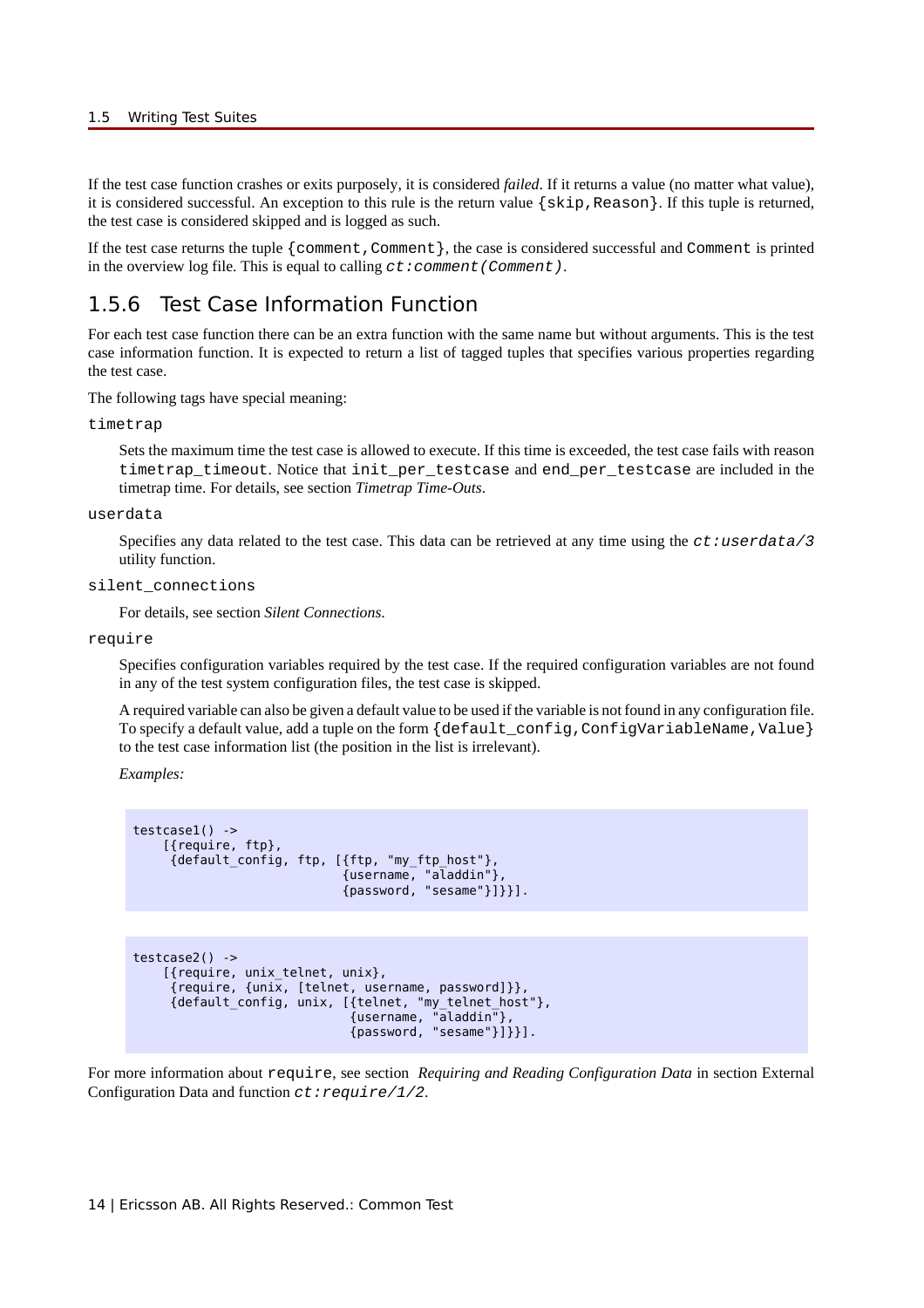If the test case function crashes or exits purposely, it is considered *failed*. If it returns a value (no matter what value), it is considered successful. An exception to this rule is the return value `{skip,Reason}`. If this tuple is returned, the test case is considered skipped and is logged as such.

If the test case returns the tuple `{comment,Comment}`, the case is considered successful and `Comment` is printed in the overview log file. This is equal to calling `ct:comment(Comment)`.

## 1.5.6 Test Case Information Function

For each test case function there can be an extra function with the same name but without arguments. This is the test case information function. It is expected to return a list of tagged tuples that specifies various properties regarding the test case.

The following tags have special meaning:

`timetrap`

Sets the maximum time the test case is allowed to execute. If this time is exceeded, the test case fails with reason `timetrap_timeout`. Notice that `init_per_testcase` and `end_per_testcase` are included in the timetrap time. For details, see section *Timetrap Time-Outs*.

`userdata`

Specifies any data related to the test case. This data can be retrieved at any time using the `ct:userdata/3` utility function.

`silent_connections`

For details, see section *Silent Connections.*

`require`

Specifies configuration variables required by the test case. If the required configuration variables are not found in any of the test system configuration files, the test case is skipped.

A required variable can also be given a default value to be used if the variable is not found in any configuration file. To specify a default value, add a tuple on the form `{default_config,ConfigVariableName,Value}` to the test case information list (the position in the list is irrelevant).

*Examples:*

```
testcase1() ->
    [{require, ftp},
     {default_config, ftp, [{ftp, "my_ftp_host"},
                            {username, "aladdin"},
                            {password, "sesame"}]}}].
```

```
testcase2() ->
    [{require, unix_telnet, unix},
     {require, {unix, [telnet, username, password]}},
     {default_config, unix, [{telnet, "my_telnet_host"},
                             {username, "aladdin"},
                             {password, "sesame"}]}}].
```

For more information about `require`, see section *Requiring and Reading Configuration Data* in section External Configuration Data and function `ct:require/1/2`.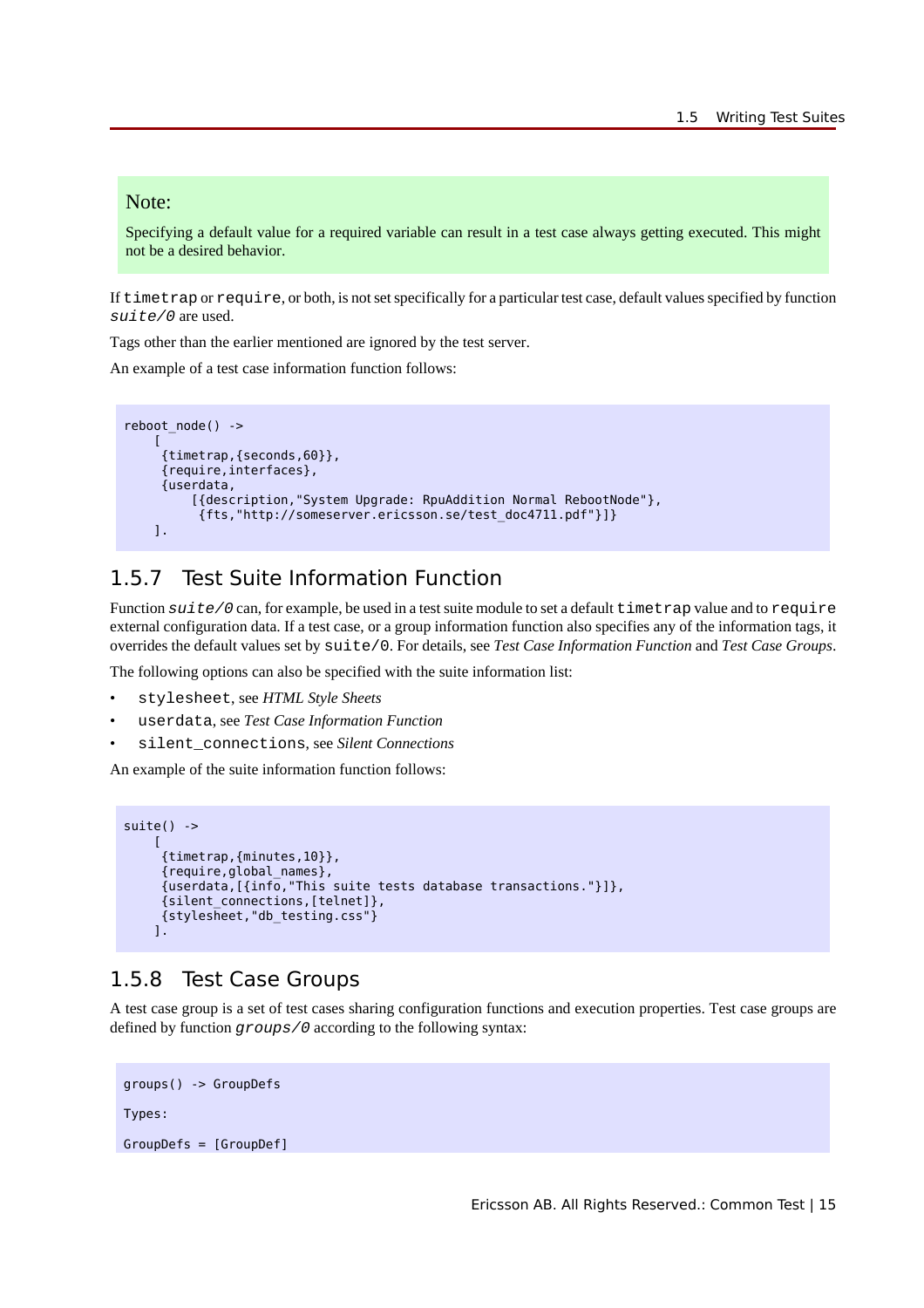**Note:**

Specifying a default value for a required variable can result in a test case always getting executed. This might not be a desired behavior.

If `timetrap` or `require`, or both, is not set specifically for a particular test case, default values specified by function *suite/0* are used.

Tags other than the earlier mentioned are ignored by the test server.

An example of a test case information function follows:

```
reboot_node() ->
    [
     {timetrap,{seconds,60}},
     {require,interfaces},
     {userdata,
         [{description,"System Upgrade: RpuAddition Normal RebootNode"},
          {fts,"http://someserver.ericsson.se/test_doc4711.pdf"}]}
    ].
```

### 1.5.7 Test Suite Information Function

Function *suite/0* can, for example, be used in a test suite module to set a default `timetrap` value and to `require` external configuration data. If a test case, or a group information function also specifies any of the information tags, it overrides the default values set by `suite/0`. For details, see *Test Case Information Function* and *Test Case Groups*.

The following options can also be specified with the suite information list:

- `stylesheet`, see *HTML Style Sheets*
- `userdata`, see *Test Case Information Function*
- `silent_connections`, see *Silent Connections*

An example of the suite information function follows:

```
suite() ->
    [
     {timetrap,{minutes,10}},
     {require,global_names},
     {userdata,[{info,"This suite tests database transactions."}]},
     {silent_connections,[telnet]},
     {stylesheet,"db_testing.css"}
    ].
```

### 1.5.8 Test Case Groups

A test case group is a set of test cases sharing configuration functions and execution properties. Test case groups are defined by function *groups/0* according to the following syntax:

```
groups() -> GroupDefs

Types:

GroupDefs = [GroupDef]
```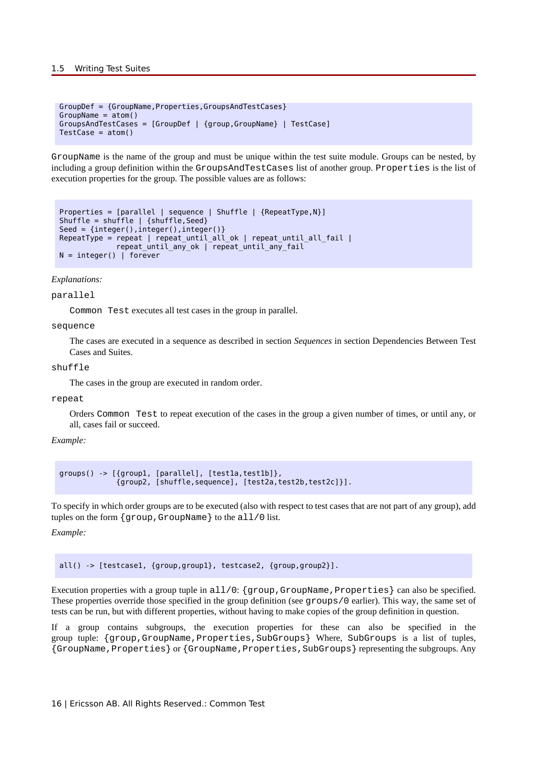```
GroupDef = {GroupName,Properties,GroupsAndTestCases}
GroupName = atom()
GroupsAndTestCases = [GroupDef | {group,GroupName} | TestCase]
TestCase = atom()
```

`GroupName` is the name of the group and must be unique within the test suite module. Groups can be nested, by including a group definition within the `GroupsAndTestCases` list of another group. `Properties` is the list of execution properties for the group. The possible values are as follows:

```
Properties = [parallel | sequence | Shuffle | {RepeatType,N}]
Shuffle = shuffle | {shuffle,Seed}
Seed = {integer(),integer(),integer()}
RepeatType = repeat | repeat_until_all_ok | repeat_until_all_fail |
             repeat_until_any_ok | repeat_until_any_fail
N = integer() | forever
```

*Explanations:*

`parallel`

: `Common Test` executes all test cases in the group in parallel.

`sequence`

: The cases are executed in a sequence as described in section *Sequences* in section Dependencies Between Test Cases and Suites.

`shuffle`

: The cases in the group are executed in random order.

`repeat`

: Orders `Common Test` to repeat execution of the cases in the group a given number of times, or until any, or all, cases fail or succeed.

*Example:*

```
groups() -> [{group1, [parallel], [test1a,test1b]},
             {group2, [shuffle,sequence], [test2a,test2b,test2c]}].
```

To specify in which order groups are to be executed (also with respect to test cases that are not part of any group), add tuples on the form `{group,GroupName}` to the `all/0` list.

*Example:*

```
all() -> [testcase1, {group,group1}, testcase2, {group,group2}].
```

Execution properties with a group tuple in `all/0`: `{group,GroupName,Properties}` can also be specified. These properties override those specified in the group definition (see `groups/0` earlier). This way, the same set of tests can be run, but with different properties, without having to make copies of the group definition in question.

If a group contains subgroups, the execution properties for these can also be specified in the group tuple: `{group,GroupName,Properties,SubGroups}` Where, `SubGroups` is a list of tuples, `{GroupName,Properties}` or `{GroupName,Properties,SubGroups}` representing the subgroups. Any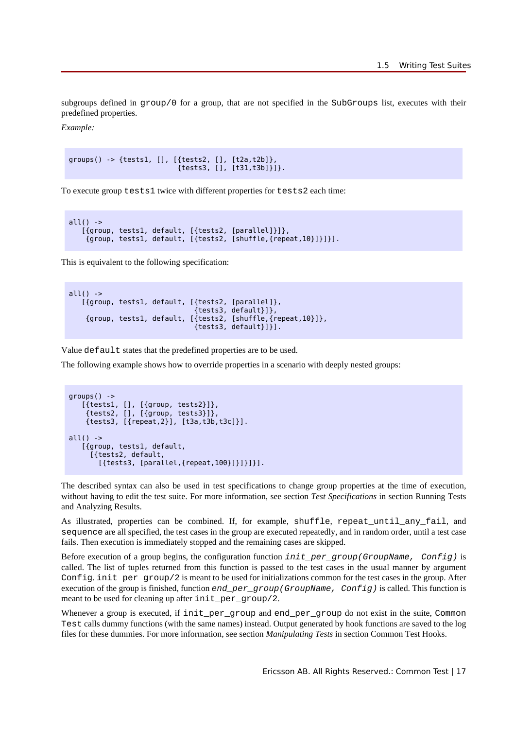subgroups defined in `group/0` for a group, that are not specified in the `SubGroups` list, executes with their predefined properties.

*Example:*

```
groups() -> {tests1, [], [{tests2, [], [t2a,t2b]},
                          {tests3, [], [t31,t3b]}]}.
```

To execute group `tests1` twice with different properties for `tests2` each time:

```
all() ->
   [{group, tests1, default, [{tests2, [parallel]}]},
    {group, tests1, default, [{tests2, [shuffle,{repeat,10}]}]}].
```

This is equivalent to the following specification:

```
all() ->
   [{group, tests1, default, [{tests2, [parallel]},
                              {tests3, default}]},
    {group, tests1, default, [{tests2, [shuffle,{repeat,10}]},
                              {tests3, default}]}].
```

Value `default` states that the predefined properties are to be used.

The following example shows how to override properties in a scenario with deeply nested groups:

```
groups() ->
   [{tests1, [], [{group, tests2}]},
    {tests2, [], [{group, tests3}]},
    {tests3, [{repeat,2}], [t3a,t3b,t3c]}].

all() ->
   [{group, tests1, default,
     [{tests2, default,
       [{tests3, [parallel,{repeat,100}]}]}]}].
```

The described syntax can also be used in test specifications to change group properties at the time of execution, without having to edit the test suite. For more information, see section *Test Specifications* in section Running Tests and Analyzing Results.

As illustrated, properties can be combined. If, for example, `shuffle`, `repeat_until_any_fail`, and `sequence` are all specified, the test cases in the group are executed repeatedly, and in random order, until a test case fails. Then execution is immediately stopped and the remaining cases are skipped.

Before execution of a group begins, the configuration function *`init_per_group(GroupName, Config)`* is called. The list of tuples returned from this function is passed to the test cases in the usual manner by argument `Config`. `init_per_group/2` is meant to be used for initializations common for the test cases in the group. After execution of the group is finished, function *`end_per_group(GroupName, Config)`* is called. This function is meant to be used for cleaning up after `init_per_group/2`.

Whenever a group is executed, if `init_per_group` and `end_per_group` do not exist in the suite, `Common Test` calls dummy functions (with the same names) instead. Output generated by hook functions are saved to the log files for these dummies. For more information, see section *Manipulating Tests* in section Common Test Hooks.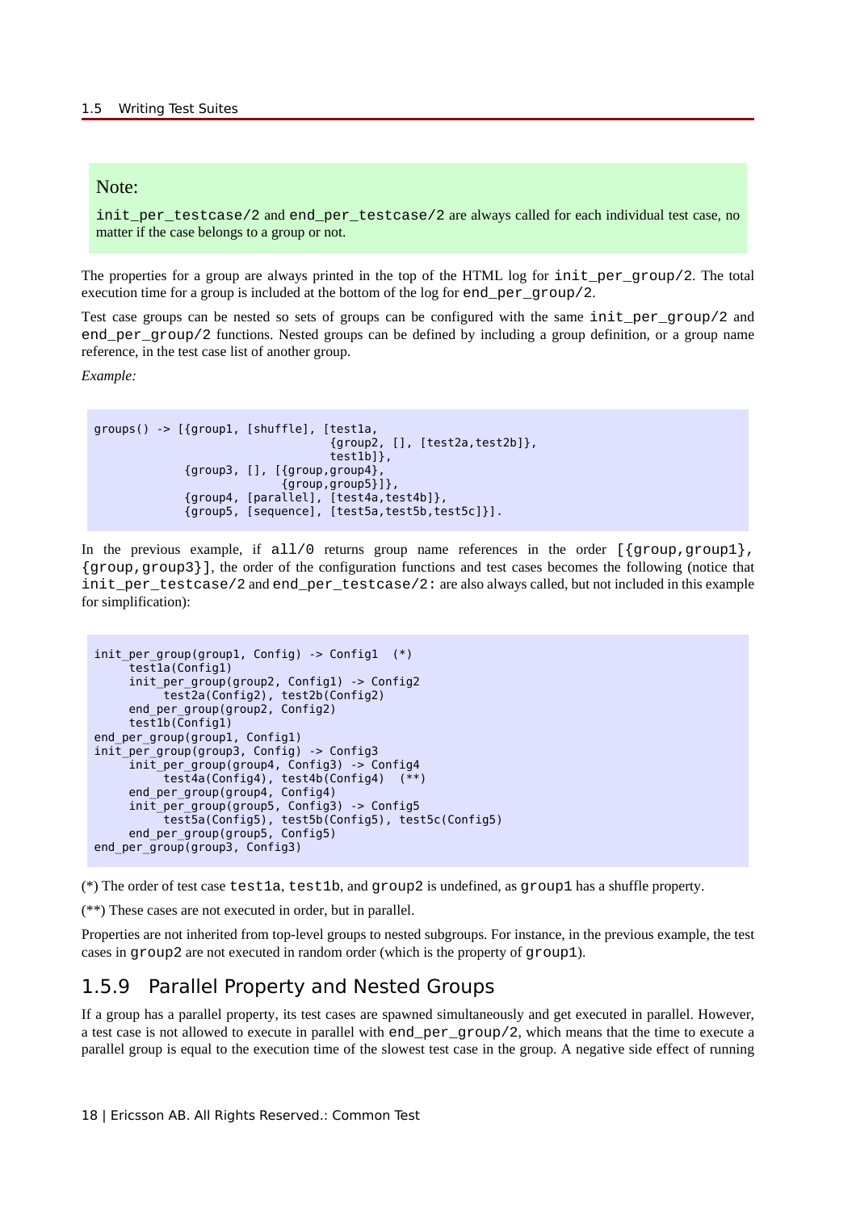> **Note:**
>
> `init_per_testcase/2` and `end_per_testcase/2` are always called for each individual test case, no matter if the case belongs to a group or not.

The properties for a group are always printed in the top of the HTML log for `init_per_group/2`. The total execution time for a group is included at the bottom of the log for `end_per_group/2`.

Test case groups can be nested so sets of groups can be configured with the same `init_per_group/2` and `end_per_group/2` functions. Nested groups can be defined by including a group definition, or a group name reference, in the test case list of another group.

*Example:*

```
groups() -> [{group1, [shuffle], [test1a,
                                  {group2, [], [test2a,test2b]},
                                  test1b]},
             {group3, [], [{group,group4},
                           {group,group5}]},
             {group4, [parallel], [test4a,test4b]},
             {group5, [sequence], [test5a,test5b,test5c]}].
```

In the previous example, if `all/0` returns group name references in the order `[{group,group1}, {group,group3}]`, the order of the configuration functions and test cases becomes the following (notice that `init_per_testcase/2` and `end_per_testcase/2:` are also always called, but not included in this example for simplification):

```
init_per_group(group1, Config) -> Config1  (*)
     test1a(Config1)
     init_per_group(group2, Config1) -> Config2
          test2a(Config2), test2b(Config2)
     end_per_group(group2, Config2)
     test1b(Config1)
end_per_group(group1, Config1)
init_per_group(group3, Config) -> Config3
     init_per_group(group4, Config3) -> Config4
          test4a(Config4), test4b(Config4)  (**)
     end_per_group(group4, Config4)
     init_per_group(group5, Config3) -> Config5
          test5a(Config5), test5b(Config5), test5c(Config5)
     end_per_group(group5, Config5)
end_per_group(group3, Config3)
```

(*) The order of test case `test1a`, `test1b`, and `group2` is undefined, as `group1` has a shuffle property.

(**) These cases are not executed in order, but in parallel.

Properties are not inherited from top-level groups to nested subgroups. For instance, in the previous example, the test cases in `group2` are not executed in random order (which is the property of `group1`).

## 1.5.9 Parallel Property and Nested Groups

If a group has a parallel property, its test cases are spawned simultaneously and get executed in parallel. However, a test case is not allowed to execute in parallel with `end_per_group/2`, which means that the time to execute a parallel group is equal to the execution time of the slowest test case in the group. A negative side effect of running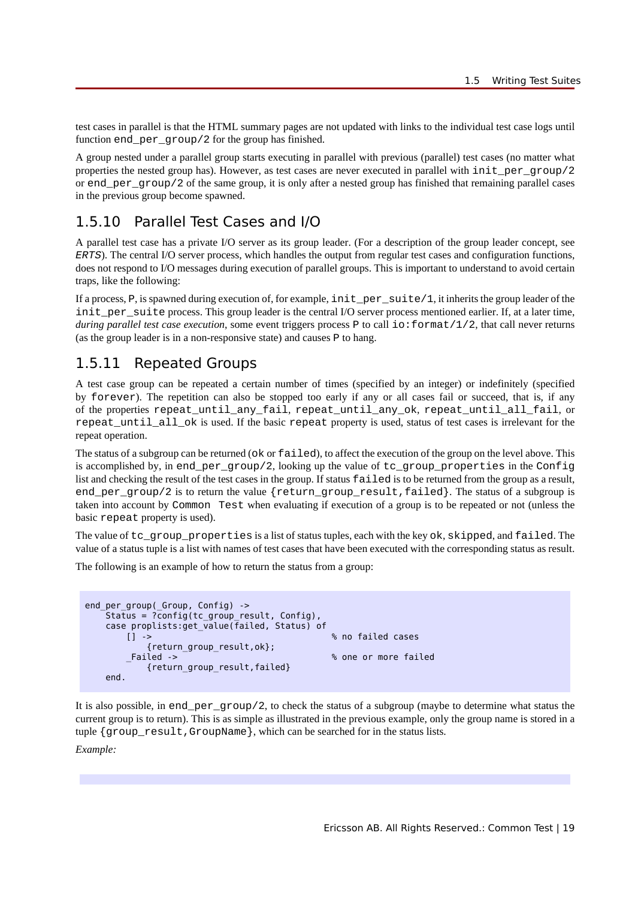test cases in parallel is that the HTML summary pages are not updated with links to the individual test case logs until function `end_per_group/2` for the group has finished.

A group nested under a parallel group starts executing in parallel with previous (parallel) test cases (no matter what properties the nested group has). However, as test cases are never executed in parallel with `init_per_group/2` or `end_per_group/2` of the same group, it is only after a nested group has finished that remaining parallel cases in the previous group become spawned.

### 1.5.10 Parallel Test Cases and I/O

A parallel test case has a private I/O server as its group leader. (For a description of the group leader concept, see *ERTS*). The central I/O server process, which handles the output from regular test cases and configuration functions, does not respond to I/O messages during execution of parallel groups. This is important to understand to avoid certain traps, like the following:

If a process, `P`, is spawned during execution of, for example, `init_per_suite/1`, it inherits the group leader of the `init_per_suite` process. This group leader is the central I/O server process mentioned earlier. If, at a later time, *during parallel test case execution*, some event triggers process `P` to call `io:format/1/2`, that call never returns (as the group leader is in a non-responsive state) and causes `P` to hang.

### 1.5.11 Repeated Groups

A test case group can be repeated a certain number of times (specified by an integer) or indefinitely (specified by `forever`). The repetition can also be stopped too early if any or all cases fail or succeed, that is, if any of the properties `repeat_until_any_fail`, `repeat_until_any_ok`, `repeat_until_all_fail`, or `repeat_until_all_ok` is used. If the basic `repeat` property is used, status of test cases is irrelevant for the repeat operation.

The status of a subgroup can be returned (`ok` or `failed`), to affect the execution of the group on the level above. This is accomplished by, in `end_per_group/2`, looking up the value of `tc_group_properties` in the `Config` list and checking the result of the test cases in the group. If status `failed` is to be returned from the group as a result, `end_per_group/2` is to return the value `{return_group_result,failed}`. The status of a subgroup is taken into account by `Common Test` when evaluating if execution of a group is to be repeated or not (unless the basic `repeat` property is used).

The value of `tc_group_properties` is a list of status tuples, each with the key `ok`, `skipped`, and `failed`. The value of a status tuple is a list with names of test cases that have been executed with the corresponding status as result.

The following is an example of how to return the status from a group:

```
end_per_group(_Group, Config) ->
    Status = ?config(tc_group_result, Config),
    case proplists:get_value(failed, Status) of
        [] ->                                   % no failed cases
            {return_group_result,ok};
        _Failed ->                              % one or more failed
            {return_group_result,failed}
    end.
```

It is also possible, in `end_per_group/2`, to check the status of a subgroup (maybe to determine what status the current group is to return). This is as simple as illustrated in the previous example, only the group name is stored in a tuple `{group_result,GroupName}`, which can be searched for in the status lists.

*Example:*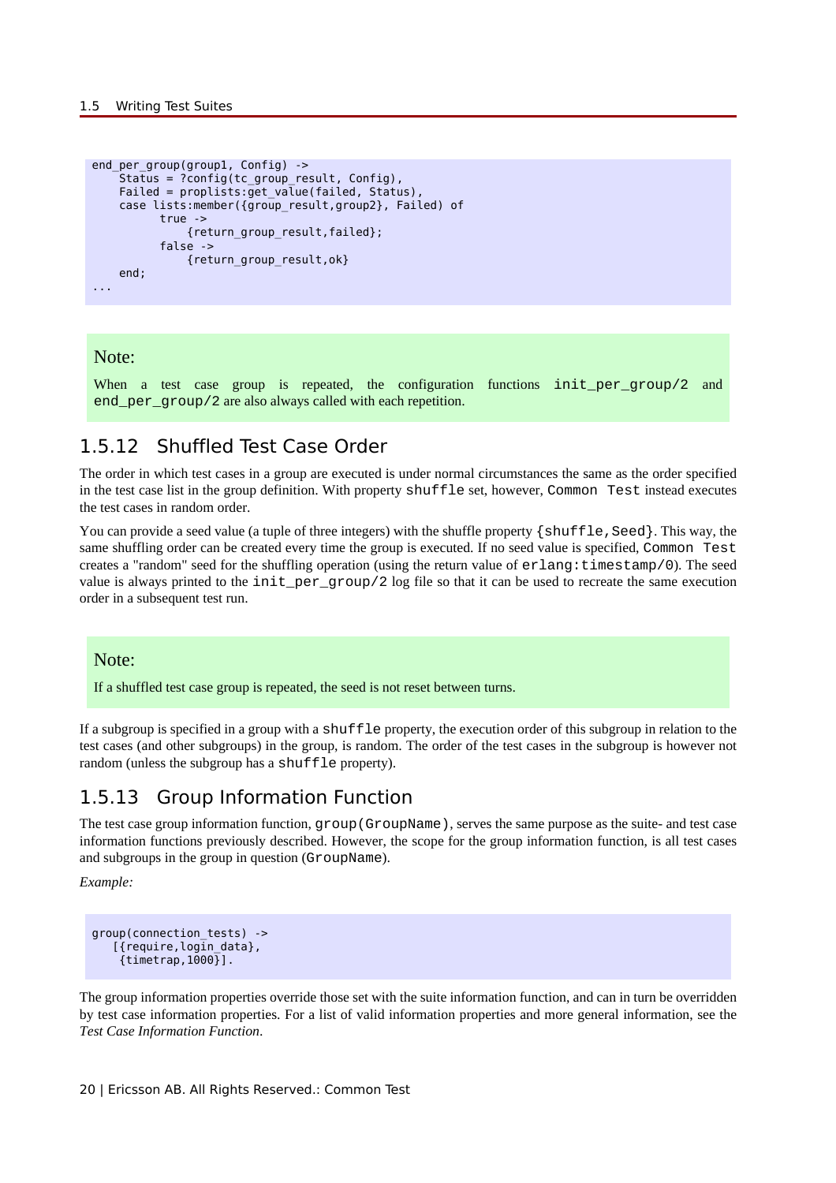```
end_per_group(group1, Config) ->
    Status = ?config(tc_group_result, Config),
    Failed = proplists:get_value(failed, Status),
    case lists:member({group_result,group2}, Failed) of
          true ->
              {return_group_result,failed};
          false ->
              {return_group_result,ok}
    end;
...
```

**Note:**

When a test case group is repeated, the configuration functions `init_per_group/2` and `end_per_group/2` are also always called with each repetition.

### 1.5.12 Shuffled Test Case Order

The order in which test cases in a group are executed is under normal circumstances the same as the order specified in the test case list in the group definition. With property `shuffle` set, however, `Common Test` instead executes the test cases in random order.

You can provide a seed value (a tuple of three integers) with the shuffle property `{shuffle,Seed}`. This way, the same shuffling order can be created every time the group is executed. If no seed value is specified, `Common Test` creates a "random" seed for the shuffling operation (using the return value of `erlang:timestamp/0`). The seed value is always printed to the `init_per_group/2` log file so that it can be used to recreate the same execution order in a subsequent test run.

**Note:**

If a shuffled test case group is repeated, the seed is not reset between turns.

If a subgroup is specified in a group with a `shuffle` property, the execution order of this subgroup in relation to the test cases (and other subgroups) in the group, is random. The order of the test cases in the subgroup is however not random (unless the subgroup has a `shuffle` property).

### 1.5.13 Group Information Function

The test case group information function, `group(GroupName)`, serves the same purpose as the suite- and test case information functions previously described. However, the scope for the group information function, is all test cases and subgroups in the group in question (`GroupName`).

*Example:*

```
group(connection_tests) ->
   [{require,login_data},
    {timetrap,1000}].
```

The group information properties override those set with the suite information function, and can in turn be overridden by test case information properties. For a list of valid information properties and more general information, see the *Test Case Information Function*.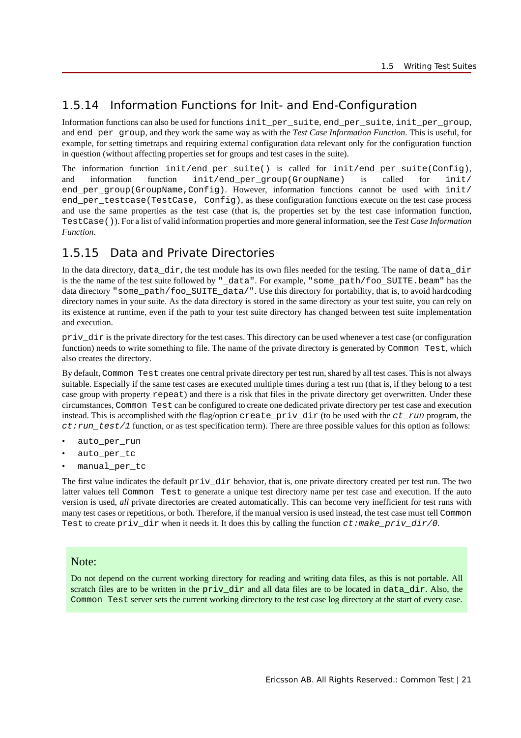### 1.5.14 Information Functions for Init- and End-Configuration

Information functions can also be used for functions `init_per_suite`, `end_per_suite`, `init_per_group`, and `end_per_group`, and they work the same way as with the *Test Case Information Function*. This is useful, for example, for setting timetraps and requiring external configuration data relevant only for the configuration function in question (without affecting properties set for groups and test cases in the suite).

The information function `init/end_per_suite()` is called for `init/end_per_suite(Config)`, and information function `init/end_per_group(GroupName)` is called for `init/end_per_group(GroupName,Config)`. However, information functions cannot be used with `init/end_per_testcase(TestCase, Config)`, as these configuration functions execute on the test case process and use the same properties as the test case (that is, the properties set by the test case information function, `TestCase()`). For a list of valid information properties and more general information, see the *Test Case Information Function*.

### 1.5.15 Data and Private Directories

In the data directory, `data_dir`, the test module has its own files needed for the testing. The name of `data_dir` is the the name of the test suite followed by `"_data"`. For example, `"some_path/foo_SUITE.beam"` has the data directory `"some_path/foo_SUITE_data/"`. Use this directory for portability, that is, to avoid hardcoding directory names in your suite. As the data directory is stored in the same directory as your test suite, you can rely on its existence at runtime, even if the path to your test suite directory has changed between test suite implementation and execution.

`priv_dir` is the private directory for the test cases. This directory can be used whenever a test case (or configuration function) needs to write something to file. The name of the private directory is generated by `Common Test`, which also creates the directory.

By default, `Common Test` creates one central private directory per test run, shared by all test cases. This is not always suitable. Especially if the same test cases are executed multiple times during a test run (that is, if they belong to a test case group with property `repeat`) and there is a risk that files in the private directory get overwritten. Under these circumstances, `Common Test` can be configured to create one dedicated private directory per test case and execution instead. This is accomplished with the flag/option `create_priv_dir` (to be used with the *`ct_run`* program, the *`ct:run_test/1`* function, or as test specification term). There are three possible values for this option as follows:

- `auto_per_run`
- `auto_per_tc`
- `manual_per_tc`

The first value indicates the default `priv_dir` behavior, that is, one private directory created per test run. The two latter values tell `Common Test` to generate a unique test directory name per test case and execution. If the auto version is used, *all* private directories are created automatically. This can become very inefficient for test runs with many test cases or repetitions, or both. Therefore, if the manual version is used instead, the test case must tell `Common Test` to create `priv_dir` when it needs it. It does this by calling the function *`ct:make_priv_dir/0`*.

> Note:
>
> Do not depend on the current working directory for reading and writing data files, as this is not portable. All scratch files are to be written in the `priv_dir` and all data files are to be located in `data_dir`. Also, the `Common Test` server sets the current working directory to the test case log directory at the start of every case.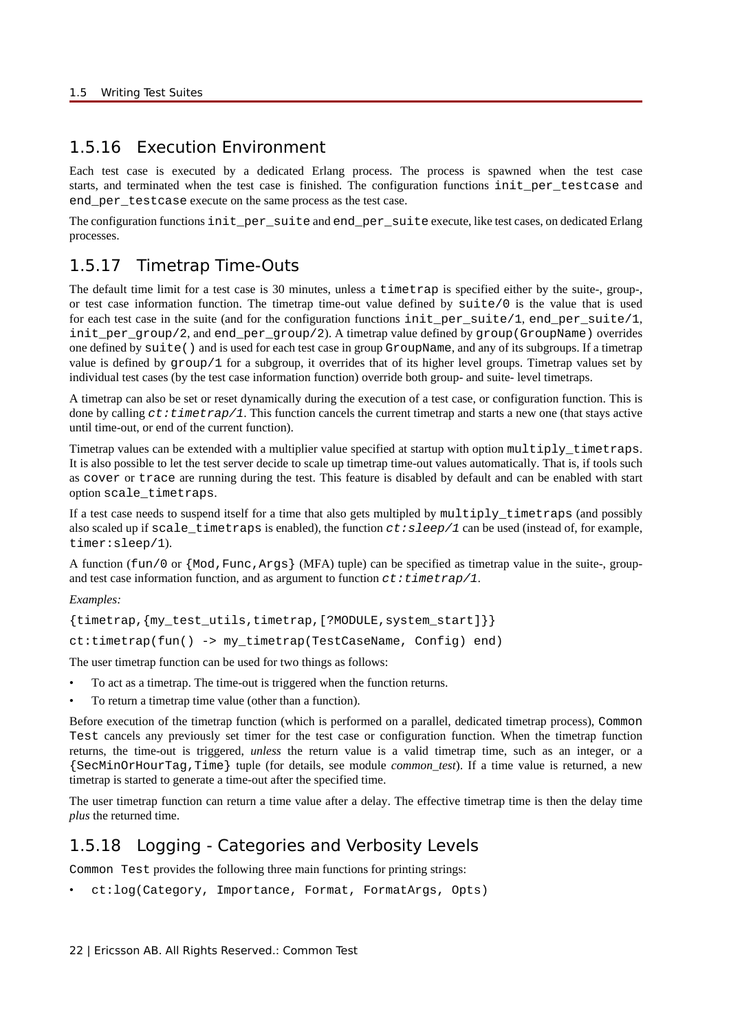### 1.5.16 Execution Environment

Each test case is executed by a dedicated Erlang process. The process is spawned when the test case starts, and terminated when the test case is finished. The configuration functions `init_per_testcase` and `end_per_testcase` execute on the same process as the test case.

The configuration functions `init_per_suite` and `end_per_suite` execute, like test cases, on dedicated Erlang processes.

### 1.5.17 Timetrap Time-Outs

The default time limit for a test case is 30 minutes, unless a `timetrap` is specified either by the suite-, group-, or test case information function. The timetrap time-out value defined by `suite/0` is the value that is used for each test case in the suite (and for the configuration functions `init_per_suite/1`, `end_per_suite/1`, `init_per_group/2`, and `end_per_group/2`). A timetrap value defined by `group(GroupName)` overrides one defined by `suite()` and is used for each test case in group `GroupName`, and any of its subgroups. If a timetrap value is defined by `group/1` for a subgroup, it overrides that of its higher level groups. Timetrap values set by individual test cases (by the test case information function) override both group- and suite- level timetraps.

A timetrap can also be set or reset dynamically during the execution of a test case, or configuration function. This is done by calling *`ct:timetrap/1`*. This function cancels the current timetrap and starts a new one (that stays active until time-out, or end of the current function).

Timetrap values can be extended with a multiplier value specified at startup with option `multiply_timetraps`. It is also possible to let the test server decide to scale up timetrap time-out values automatically. That is, if tools such as `cover` or `trace` are running during the test. This feature is disabled by default and can be enabled with start option `scale_timetraps`.

If a test case needs to suspend itself for a time that also gets multipled by `multiply_timetraps` (and possibly also scaled up if `scale_timetraps` is enabled), the function *`ct:sleep/1`* can be used (instead of, for example, `timer:sleep/1`).

A function (`fun/0` or `{Mod,Func,Args}` (MFA) tuple) can be specified as timetrap value in the suite-, group- and test case information function, and as argument to function *`ct:timetrap/1`*.

*Examples:*

```
{timetrap,{my_test_utils,timetrap,[?MODULE,system_start]}}
```

```
ct:timetrap(fun() -> my_timetrap(TestCaseName, Config) end)
```

The user timetrap function can be used for two things as follows:

- To act as a timetrap. The time-out is triggered when the function returns.
- To return a timetrap time value (other than a function).

Before execution of the timetrap function (which is performed on a parallel, dedicated timetrap process), `Common Test` cancels any previously set timer for the test case or configuration function. When the timetrap function returns, the time-out is triggered, *unless* the return value is a valid timetrap time, such as an integer, or a `{SecMinOrHourTag,Time}` tuple (for details, see module *common_test*). If a time value is returned, a new timetrap is started to generate a time-out after the specified time.

The user timetrap function can return a time value after a delay. The effective timetrap time is then the delay time *plus* the returned time.

### 1.5.18 Logging - Categories and Verbosity Levels

`Common Test` provides the following three main functions for printing strings:

- `ct:log(Category, Importance, Format, FormatArgs, Opts)`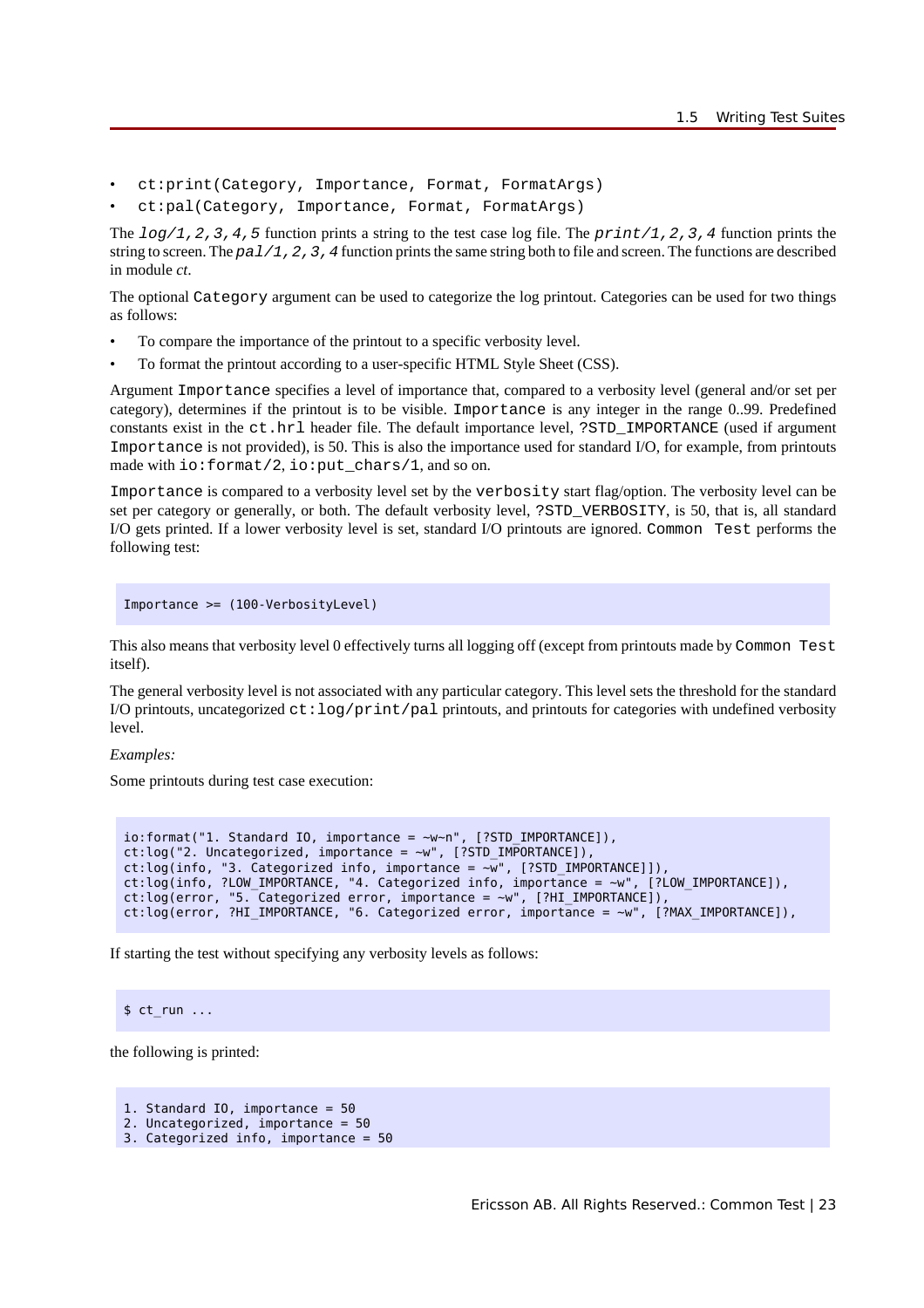- `ct:print(Category, Importance, Format, FormatArgs)`
- `ct:pal(Category, Importance, Format, FormatArgs)`

The *log/1,2,3,4,5* function prints a string to the test case log file. The *print/1,2,3,4* function prints the string to screen. The *pal/1,2,3,4* function prints the same string both to file and screen. The functions are described in module *ct*.

The optional `Category` argument can be used to categorize the log printout. Categories can be used for two things as follows:

- To compare the importance of the printout to a specific verbosity level.
- To format the printout according to a user-specific HTML Style Sheet (CSS).

Argument `Importance` specifies a level of importance that, compared to a verbosity level (general and/or set per category), determines if the printout is to be visible. `Importance` is any integer in the range 0..99. Predefined constants exist in the `ct.hrl` header file. The default importance level, `?STD_IMPORTANCE` (used if argument `Importance` is not provided), is 50. This is also the importance used for standard I/O, for example, from printouts made with `io:format/2`, `io:put_chars/1`, and so on.

`Importance` is compared to a verbosity level set by the `verbosity` start flag/option. The verbosity level can be set per category or generally, or both. The default verbosity level, `?STD_VERBOSITY`, is 50, that is, all standard I/O gets printed. If a lower verbosity level is set, standard I/O printouts are ignored. `Common Test` performs the following test:

```
Importance >= (100-VerbosityLevel)
```

This also means that verbosity level 0 effectively turns all logging off (except from printouts made by `Common Test` itself).

The general verbosity level is not associated with any particular category. This level sets the threshold for the standard I/O printouts, uncategorized `ct:log/print/pal` printouts, and printouts for categories with undefined verbosity level.

*Examples:*

Some printouts during test case execution:

```
io:format("1. Standard IO, importance = ~w~n", [?STD_IMPORTANCE]),
ct:log("2. Uncategorized, importance = ~w", [?STD_IMPORTANCE]),
ct:log(info, "3. Categorized info, importance = ~w", [?STD_IMPORTANCE]]),
ct:log(info, ?LOW_IMPORTANCE, "4. Categorized info, importance = ~w", [?LOW_IMPORTANCE]),
ct:log(error, "5. Categorized error, importance = ~w", [?HI_IMPORTANCE]),
ct:log(error, ?HI_IMPORTANCE, "6. Categorized error, importance = ~w", [?MAX_IMPORTANCE]),
```

If starting the test without specifying any verbosity levels as follows:

```
$ ct_run ...
```

the following is printed:

```
1. Standard IO, importance = 50
2. Uncategorized, importance = 50
3. Categorized info, importance = 50
```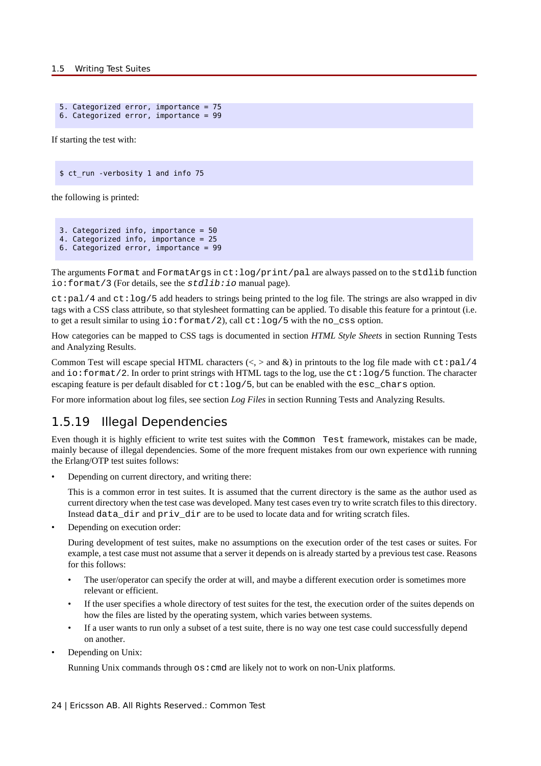```
5. Categorized error, importance = 75
6. Categorized error, importance = 99
```

If starting the test with:

```
$ ct_run -verbosity 1 and info 75
```

the following is printed:

```
3. Categorized info, importance = 50
4. Categorized info, importance = 25
6. Categorized error, importance = 99
```

The arguments `Format` and `FormatArgs` in `ct:log/print/pal` are always passed on to the `stdlib` function `io:format/3` (For details, see the *`stdlib:io`* manual page).

`ct:pal/4` and `ct:log/5` add headers to strings being printed to the log file. The strings are also wrapped in div tags with a CSS class attribute, so that stylesheet formatting can be applied. To disable this feature for a printout (i.e. to get a result similar to using `io:format/2`), call `ct:log/5` with the `no_css` option.

How categories can be mapped to CSS tags is documented in section *HTML Style Sheets* in section Running Tests and Analyzing Results.

Common Test will escape special HTML characters (<, > and &) in printouts to the log file made with `ct:pal/4` and `io:format/2`. In order to print strings with HTML tags to the log, use the `ct:log/5` function. The character escaping feature is per default disabled for `ct:log/5`, but can be enabled with the `esc_chars` option.

For more information about log files, see section *Log Files* in section Running Tests and Analyzing Results.

### 1.5.19 Illegal Dependencies

Even though it is highly efficient to write test suites with the `Common Test` framework, mistakes can be made, mainly because of illegal dependencies. Some of the more frequent mistakes from our own experience with running the Erlang/OTP test suites follows:

- Depending on current directory, and writing there:

  This is a common error in test suites. It is assumed that the current directory is the same as the author used as current directory when the test case was developed. Many test cases even try to write scratch files to this directory. Instead `data_dir` and `priv_dir` are to be used to locate data and for writing scratch files.

- Depending on execution order:

  During development of test suites, make no assumptions on the execution order of the test cases or suites. For example, a test case must not assume that a server it depends on is already started by a previous test case. Reasons for this follows:

  - The user/operator can specify the order at will, and maybe a different execution order is sometimes more relevant or efficient.
  - If the user specifies a whole directory of test suites for the test, the execution order of the suites depends on how the files are listed by the operating system, which varies between systems.
  - If a user wants to run only a subset of a test suite, there is no way one test case could successfully depend on another.

- Depending on Unix:

  Running Unix commands through `os:cmd` are likely not to work on non-Unix platforms.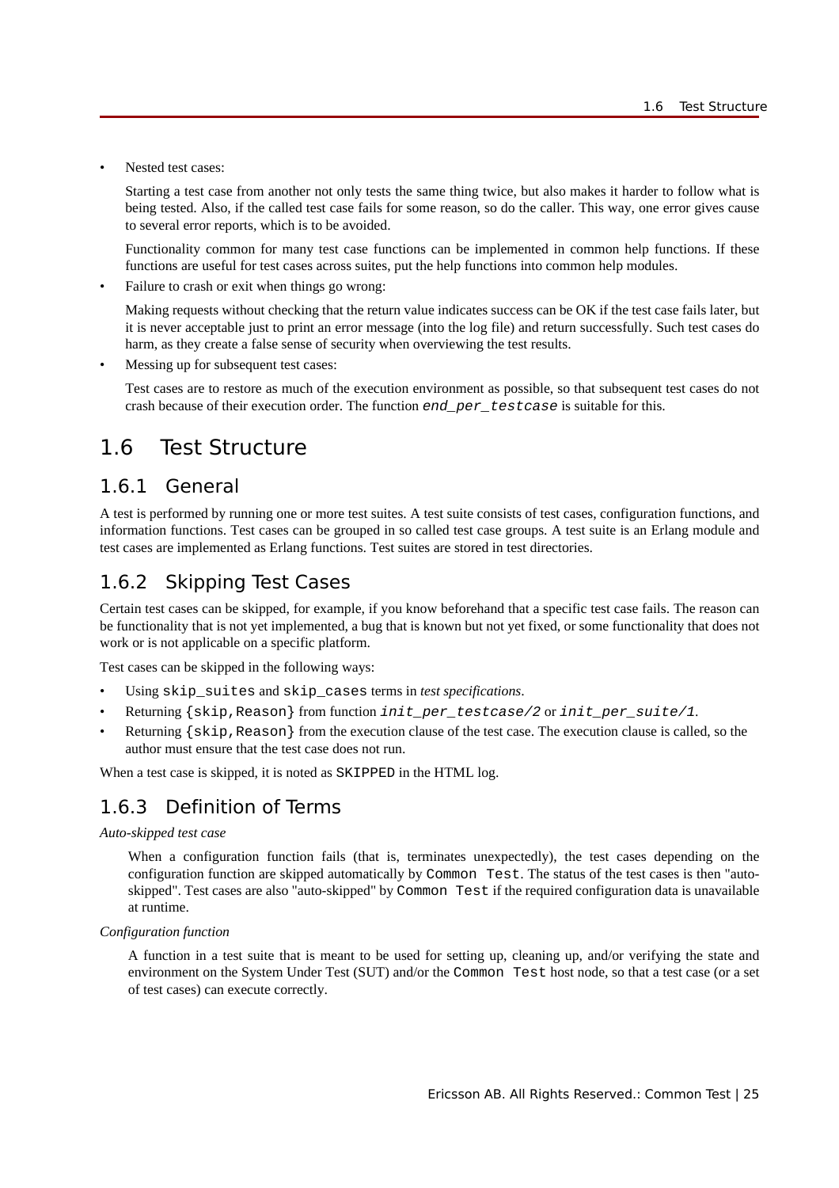- Nested test cases:

  Starting a test case from another not only tests the same thing twice, but also makes it harder to follow what is being tested. Also, if the called test case fails for some reason, so do the caller. This way, one error gives cause to several error reports, which is to be avoided.

  Functionality common for many test case functions can be implemented in common help functions. If these functions are useful for test cases across suites, put the help functions into common help modules.

- Failure to crash or exit when things go wrong:

  Making requests without checking that the return value indicates success can be OK if the test case fails later, but it is never acceptable just to print an error message (into the log file) and return successfully. Such test cases do harm, as they create a false sense of security when overviewing the test results.

- Messing up for subsequent test cases:

  Test cases are to restore as much of the execution environment as possible, so that subsequent test cases do not crash because of their execution order. The function `end_per_testcase` is suitable for this.

## 1.6 Test Structure

### 1.6.1 General

A test is performed by running one or more test suites. A test suite consists of test cases, configuration functions, and information functions. Test cases can be grouped in so called test case groups. A test suite is an Erlang module and test cases are implemented as Erlang functions. Test suites are stored in test directories.

### 1.6.2 Skipping Test Cases

Certain test cases can be skipped, for example, if you know beforehand that a specific test case fails. The reason can be functionality that is not yet implemented, a bug that is known but not yet fixed, or some functionality that does not work or is not applicable on a specific platform.

Test cases can be skipped in the following ways:

- Using `skip_suites` and `skip_cases` terms in *test specifications*.
- Returning `{skip,Reason}` from function `init_per_testcase/2` or `init_per_suite/1`.
- Returning `{skip,Reason}` from the execution clause of the test case. The execution clause is called, so the author must ensure that the test case does not run.

When a test case is skipped, it is noted as `SKIPPED` in the HTML log.

### 1.6.3 Definition of Terms

*Auto-skipped test case*

When a configuration function fails (that is, terminates unexpectedly), the test cases depending on the configuration function are skipped automatically by `Common Test`. The status of the test cases is then "auto-skipped". Test cases are also "auto-skipped" by `Common Test` if the required configuration data is unavailable at runtime.

*Configuration function*

A function in a test suite that is meant to be used for setting up, cleaning up, and/or verifying the state and environment on the System Under Test (SUT) and/or the `Common Test` host node, so that a test case (or a set of test cases) can execute correctly.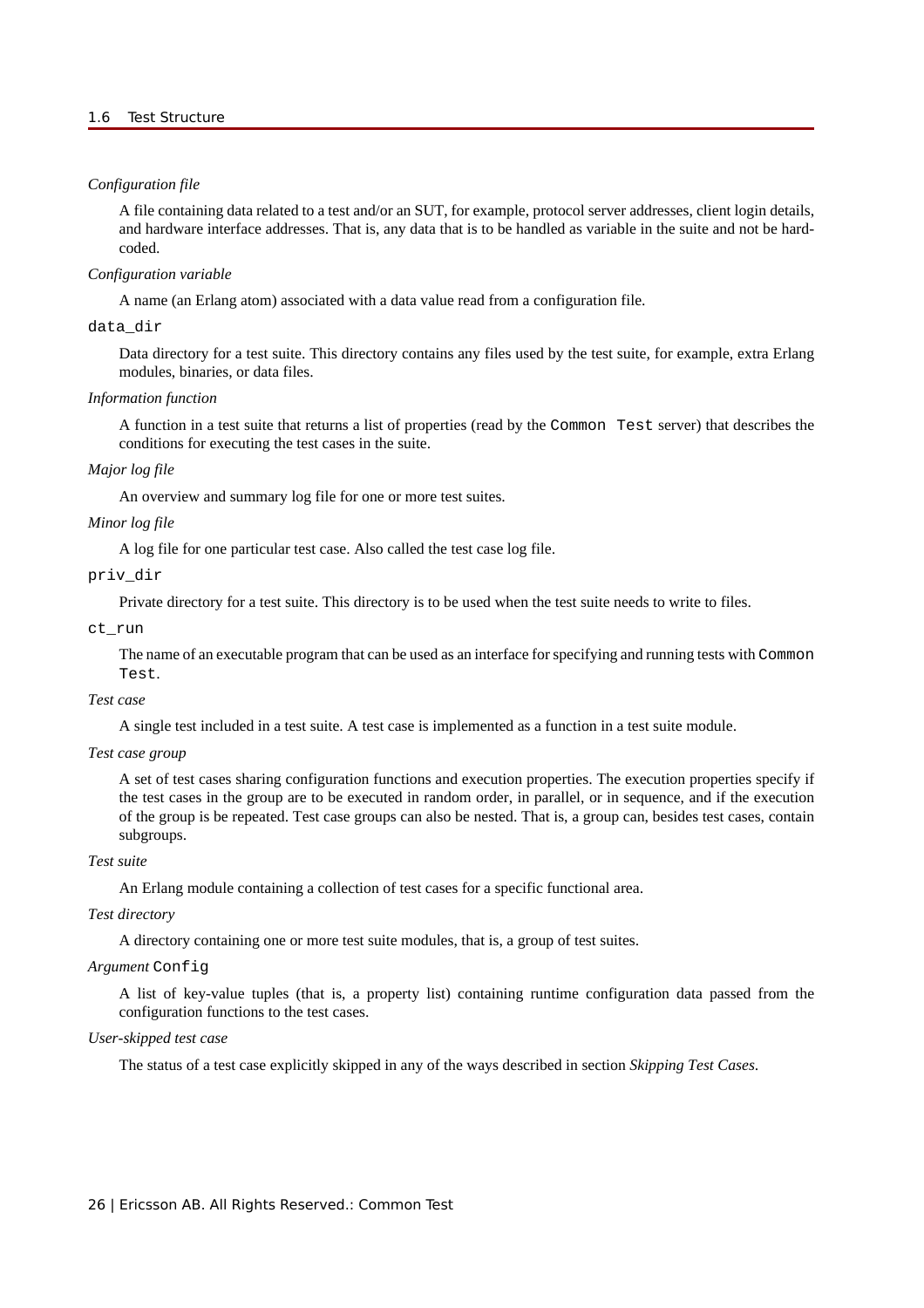*Configuration file*

A file containing data related to a test and/or an SUT, for example, protocol server addresses, client login details, and hardware interface addresses. That is, any data that is to be handled as variable in the suite and not be hard-coded.

*Configuration variable*

A name (an Erlang atom) associated with a data value read from a configuration file.

`data_dir`

Data directory for a test suite. This directory contains any files used by the test suite, for example, extra Erlang modules, binaries, or data files.

*Information function*

A function in a test suite that returns a list of properties (read by the `Common Test` server) that describes the conditions for executing the test cases in the suite.

*Major log file*

An overview and summary log file for one or more test suites.

*Minor log file*

A log file for one particular test case. Also called the test case log file.

`priv_dir`

Private directory for a test suite. This directory is to be used when the test suite needs to write to files.

`ct_run`

The name of an executable program that can be used as an interface for specifying and running tests with `Common Test`.

*Test case*

A single test included in a test suite. A test case is implemented as a function in a test suite module.

*Test case group*

A set of test cases sharing configuration functions and execution properties. The execution properties specify if the test cases in the group are to be executed in random order, in parallel, or in sequence, and if the execution of the group is be repeated. Test case groups can also be nested. That is, a group can, besides test cases, contain subgroups.

*Test suite*

An Erlang module containing a collection of test cases for a specific functional area.

*Test directory*

A directory containing one or more test suite modules, that is, a group of test suites.

*Argument* `Config`

A list of key-value tuples (that is, a property list) containing runtime configuration data passed from the configuration functions to the test cases.

*User-skipped test case*

The status of a test case explicitly skipped in any of the ways described in section *Skipping Test Cases*.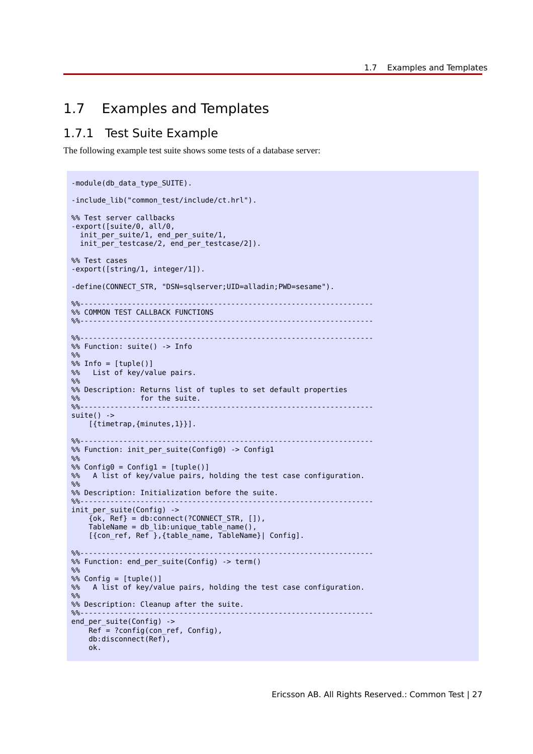## 1.7 Examples and Templates

### 1.7.1 Test Suite Example

The following example test suite shows some tests of a database server:

```
-module(db_data_type_SUITE).

-include_lib("common_test/include/ct.hrl").

%% Test server callbacks
-export([suite/0, all/0,
  init_per_suite/1, end_per_suite/1,
  init_per_testcase/2, end_per_testcase/2]).

%% Test cases
-export([string/1, integer/1]).

-define(CONNECT_STR, "DSN=sqlserver;UID=alladin;PWD=sesame").

%%--------------------------------------------------------------------
%% COMMON TEST CALLBACK FUNCTIONS
%%--------------------------------------------------------------------

%%--------------------------------------------------------------------
%% Function: suite() -> Info
%%
%% Info = [tuple()]
%%   List of key/value pairs.
%%
%% Description: Returns list of tuples to set default properties
%%              for the suite.
%%--------------------------------------------------------------------
suite() ->
    [{timetrap,{minutes,1}}].

%%--------------------------------------------------------------------
%% Function: init_per_suite(Config0) -> Config1
%%
%% Config0 = Config1 = [tuple()]
%%   A list of key/value pairs, holding the test case configuration.
%%
%% Description: Initialization before the suite.
%%--------------------------------------------------------------------
init_per_suite(Config) ->
    {ok, Ref} = db:connect(?CONNECT_STR, []),
    TableName = db_lib:unique_table_name(),
    [{con_ref, Ref },{table_name, TableName}| Config].

%%--------------------------------------------------------------------
%% Function: end_per_suite(Config) -> term()
%%
%% Config = [tuple()]
%%   A list of key/value pairs, holding the test case configuration.
%%
%% Description: Cleanup after the suite.
%%--------------------------------------------------------------------
end_per_suite(Config) ->
    Ref = ?config(con_ref, Config),
    db:disconnect(Ref),
    ok.
```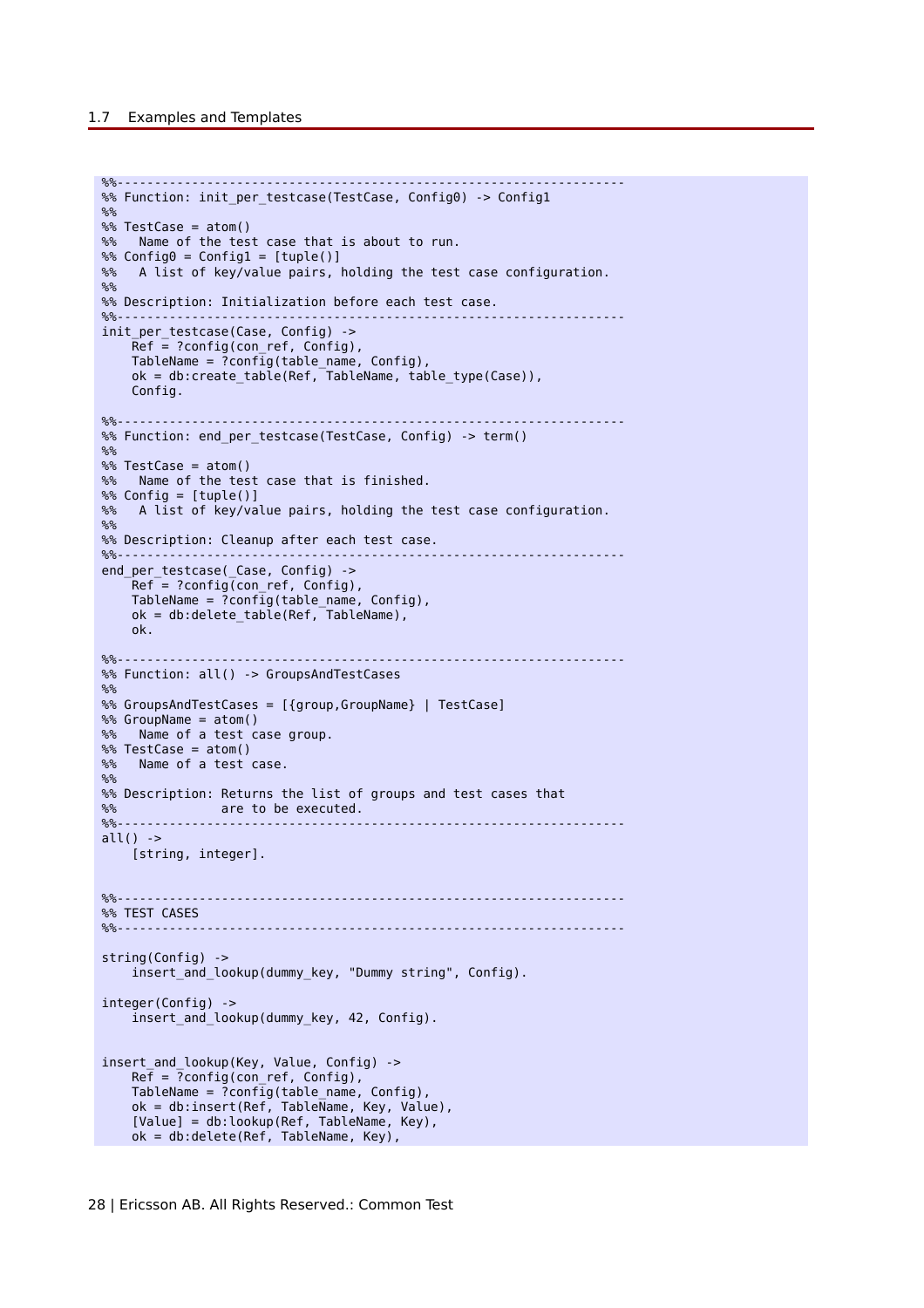```
%%--------------------------------------------------------------------
%% Function: init_per_testcase(TestCase, Config0) -> Config1
%%
%% TestCase = atom()
%%   Name of the test case that is about to run.
%% Config0 = Config1 = [tuple()]
%%   A list of key/value pairs, holding the test case configuration.
%%
%% Description: Initialization before each test case.
%%--------------------------------------------------------------------
init_per_testcase(Case, Config) ->
    Ref = ?config(con_ref, Config),
    TableName = ?config(table_name, Config),
    ok = db:create_table(Ref, TableName, table_type(Case)),
    Config.

%%--------------------------------------------------------------------
%% Function: end_per_testcase(TestCase, Config) -> term()
%%
%% TestCase = atom()
%%   Name of the test case that is finished.
%% Config = [tuple()]
%%   A list of key/value pairs, holding the test case configuration.
%%
%% Description: Cleanup after each test case.
%%--------------------------------------------------------------------
end_per_testcase(_Case, Config) ->
    Ref = ?config(con_ref, Config),
    TableName = ?config(table_name, Config),
    ok = db:delete_table(Ref, TableName),
    ok.

%%--------------------------------------------------------------------
%% Function: all() -> GroupsAndTestCases
%%
%% GroupsAndTestCases = [{group,GroupName} | TestCase]
%% GroupName = atom()
%%   Name of a test case group.
%% TestCase = atom()
%%   Name of a test case.
%%
%% Description: Returns the list of groups and test cases that
%%              are to be executed.
%%--------------------------------------------------------------------
all() ->
    [string, integer].


%%--------------------------------------------------------------------
%% TEST CASES
%%--------------------------------------------------------------------

string(Config) ->
    insert_and_lookup(dummy_key, "Dummy string", Config).

integer(Config) ->
    insert_and_lookup(dummy_key, 42, Config).


insert_and_lookup(Key, Value, Config) ->
    Ref = ?config(con_ref, Config),
    TableName = ?config(table_name, Config),
    ok = db:insert(Ref, TableName, Key, Value),
    [Value] = db:lookup(Ref, TableName, Key),
    ok = db:delete(Ref, TableName, Key),
```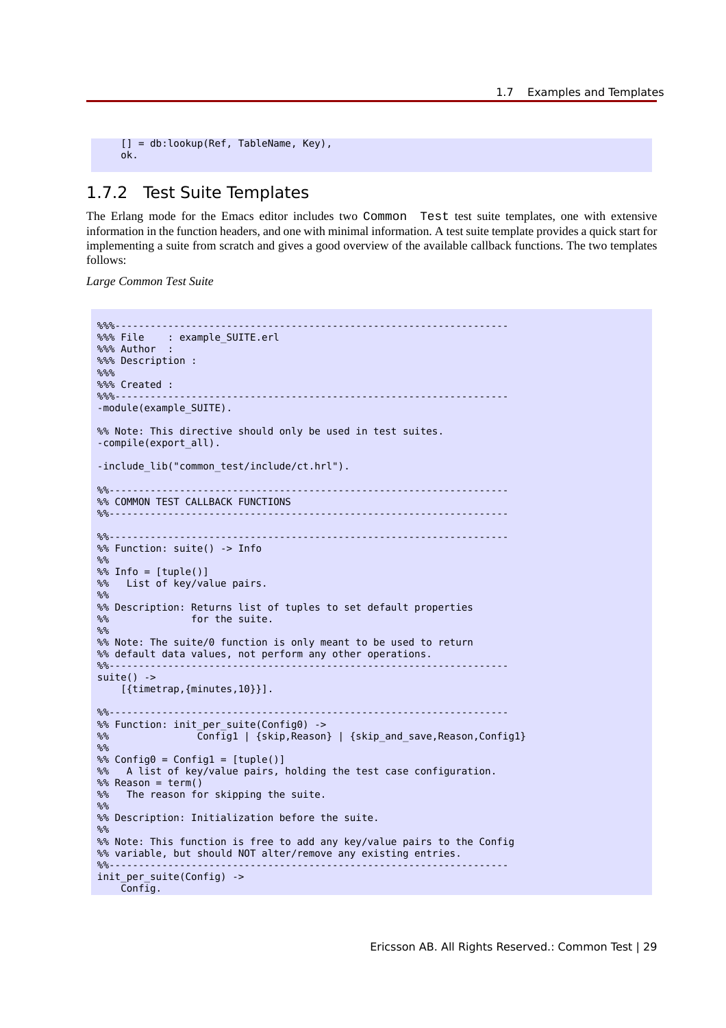```
    [] = db:lookup(Ref, TableName, Key),
    ok.
```

### 1.7.2 Test Suite Templates

The Erlang mode for the Emacs editor includes two Common Test test suite templates, one with extensive information in the function headers, and one with minimal information. A test suite template provides a quick start for implementing a suite from scratch and gives a good overview of the available callback functions. The two templates follows:

*Large Common Test Suite*

```
%%%-------------------------------------------------------------------
%%% File    : example_SUITE.erl
%%% Author  :
%%% Description :
%%%
%%% Created :
%%%-------------------------------------------------------------------
-module(example_SUITE).

%% Note: This directive should only be used in test suites.
-compile(export_all).

-include_lib("common_test/include/ct.hrl").

%%--------------------------------------------------------------------
%% COMMON TEST CALLBACK FUNCTIONS
%%--------------------------------------------------------------------

%%--------------------------------------------------------------------
%% Function: suite() -> Info
%%
%% Info = [tuple()]
%%   List of key/value pairs.
%%
%% Description: Returns list of tuples to set default properties
%%              for the suite.
%%
%% Note: The suite/0 function is only meant to be used to return
%% default data values, not perform any other operations.
%%--------------------------------------------------------------------
suite() ->
    [{timetrap,{minutes,10}}].

%%--------------------------------------------------------------------
%% Function: init_per_suite(Config0) ->
%%               Config1 | {skip,Reason} | {skip_and_save,Reason,Config1}
%%
%% Config0 = Config1 = [tuple()]
%%   A list of key/value pairs, holding the test case configuration.
%% Reason = term()
%%   The reason for skipping the suite.
%%
%% Description: Initialization before the suite.
%%
%% Note: This function is free to add any key/value pairs to the Config
%% variable, but should NOT alter/remove any existing entries.
%%--------------------------------------------------------------------
init_per_suite(Config) ->
    Config.
```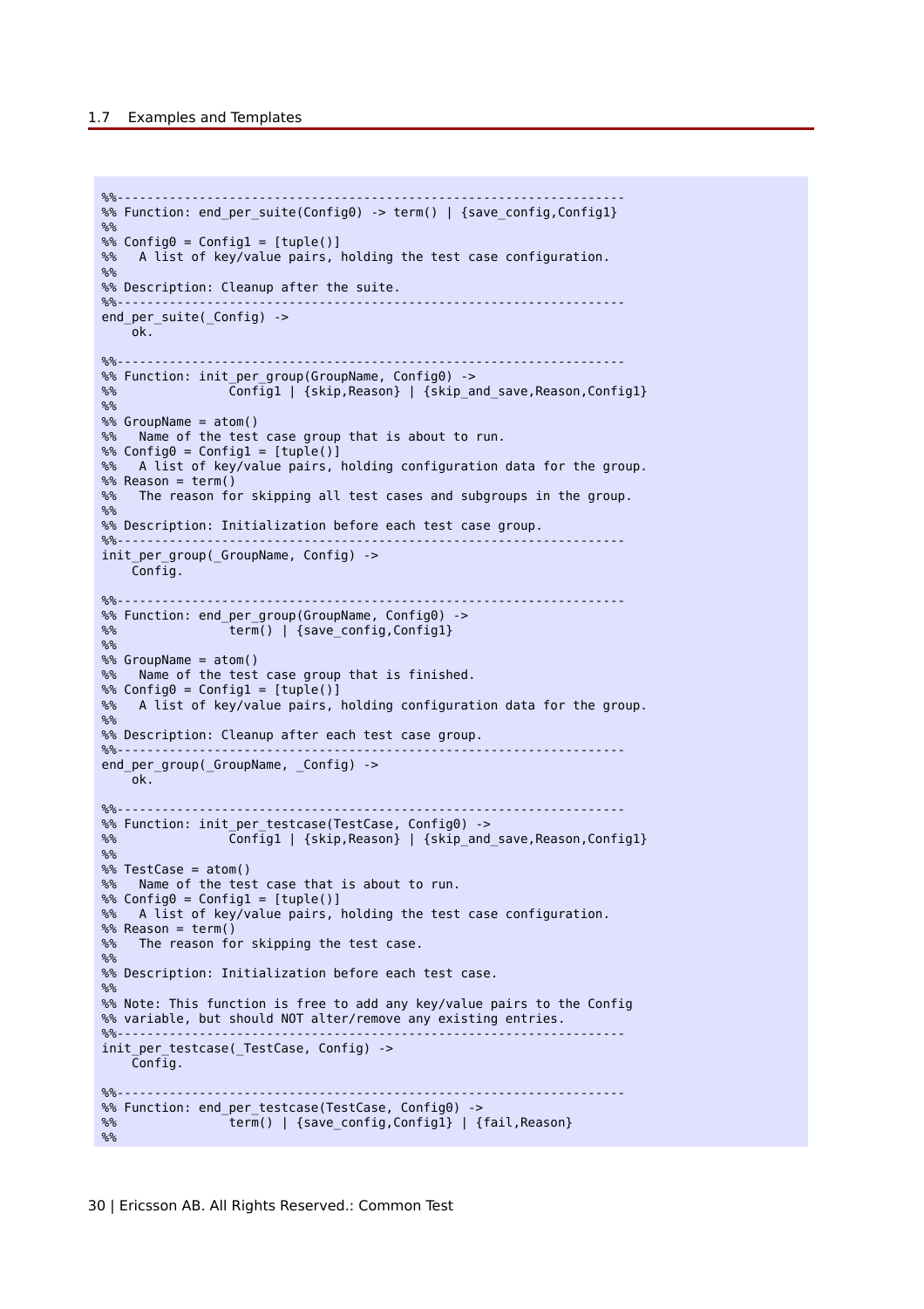```
%%--------------------------------------------------------------------
%% Function: end_per_suite(Config0) -> term() | {save_config,Config1}
%%
%% Config0 = Config1 = [tuple()]
%%   A list of key/value pairs, holding the test case configuration.
%%
%% Description: Cleanup after the suite.
%%--------------------------------------------------------------------
end_per_suite(_Config) ->
    ok.

%%--------------------------------------------------------------------
%% Function: init_per_group(GroupName, Config0) ->
%%               Config1 | {skip,Reason} | {skip_and_save,Reason,Config1}
%%
%% GroupName = atom()
%%   Name of the test case group that is about to run.
%% Config0 = Config1 = [tuple()]
%%   A list of key/value pairs, holding configuration data for the group.
%% Reason = term()
%%   The reason for skipping all test cases and subgroups in the group.
%%
%% Description: Initialization before each test case group.
%%--------------------------------------------------------------------
init_per_group(_GroupName, Config) ->
    Config.

%%--------------------------------------------------------------------
%% Function: end_per_group(GroupName, Config0) ->
%%               term() | {save_config,Config1}
%%
%% GroupName = atom()
%%   Name of the test case group that is finished.
%% Config0 = Config1 = [tuple()]
%%   A list of key/value pairs, holding configuration data for the group.
%%
%% Description: Cleanup after each test case group.
%%--------------------------------------------------------------------
end_per_group(_GroupName, _Config) ->
    ok.

%%--------------------------------------------------------------------
%% Function: init_per_testcase(TestCase, Config0) ->
%%               Config1 | {skip,Reason} | {skip_and_save,Reason,Config1}
%%
%% TestCase = atom()
%%   Name of the test case that is about to run.
%% Config0 = Config1 = [tuple()]
%%   A list of key/value pairs, holding the test case configuration.
%% Reason = term()
%%   The reason for skipping the test case.
%%
%% Description: Initialization before each test case.
%%
%% Note: This function is free to add any key/value pairs to the Config
%% variable, but should NOT alter/remove any existing entries.
%%--------------------------------------------------------------------
init_per_testcase(_TestCase, Config) ->
    Config.

%%--------------------------------------------------------------------
%% Function: end_per_testcase(TestCase, Config0) ->
%%               term() | {save_config,Config1} | {fail,Reason}
%%
```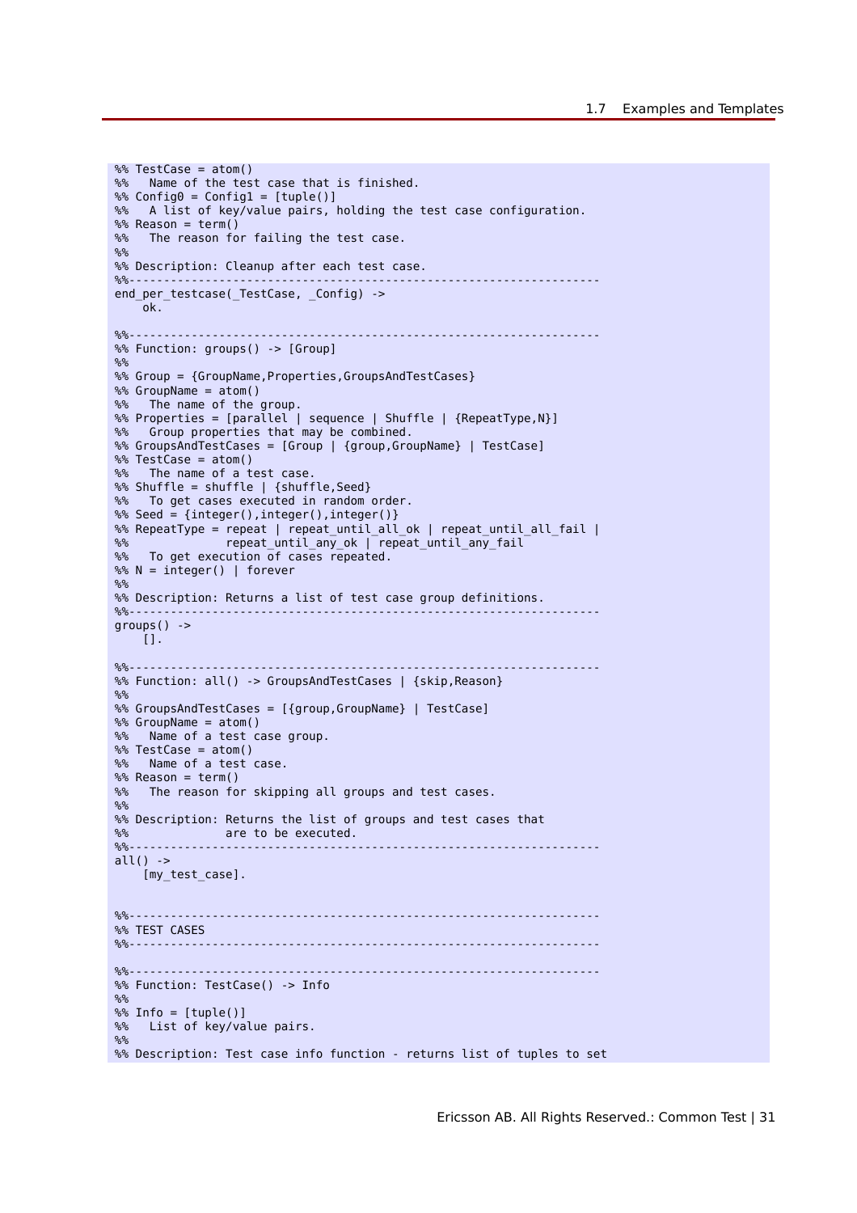```
%% TestCase = atom()
%%   Name of the test case that is finished.
%% Config0 = Config1 = [tuple()]
%%   A list of key/value pairs, holding the test case configuration.
%% Reason = term()
%%   The reason for failing the test case.
%%
%% Description: Cleanup after each test case.
%%--------------------------------------------------------------------
end_per_testcase(_TestCase, _Config) ->
    ok.

%%--------------------------------------------------------------------
%% Function: groups() -> [Group]
%%
%% Group = {GroupName,Properties,GroupsAndTestCases}
%% GroupName = atom()
%%   The name of the group.
%% Properties = [parallel | sequence | Shuffle | {RepeatType,N}]
%%   Group properties that may be combined.
%% GroupsAndTestCases = [Group | {group,GroupName} | TestCase]
%% TestCase = atom()
%%   The name of a test case.
%% Shuffle = shuffle | {shuffle,Seed}
%%   To get cases executed in random order.
%% Seed = {integer(),integer(),integer()}
%% RepeatType = repeat | repeat_until_all_ok | repeat_until_all_fail |
%%              repeat_until_any_ok | repeat_until_any_fail
%%   To get execution of cases repeated.
%% N = integer() | forever
%%
%% Description: Returns a list of test case group definitions.
%%--------------------------------------------------------------------
groups() ->
    [].

%%--------------------------------------------------------------------
%% Function: all() -> GroupsAndTestCases | {skip,Reason}
%%
%% GroupsAndTestCases = [{group,GroupName} | TestCase]
%% GroupName = atom()
%%   Name of a test case group.
%% TestCase = atom()
%%   Name of a test case.
%% Reason = term()
%%   The reason for skipping all groups and test cases.
%%
%% Description: Returns the list of groups and test cases that
%%              are to be executed.
%%--------------------------------------------------------------------
all() ->
    [my_test_case].


%%--------------------------------------------------------------------
%% TEST CASES
%%--------------------------------------------------------------------

%%--------------------------------------------------------------------
%% Function: TestCase() -> Info
%%
%% Info = [tuple()]
%%   List of key/value pairs.
%%
%% Description: Test case info function - returns list of tuples to set
```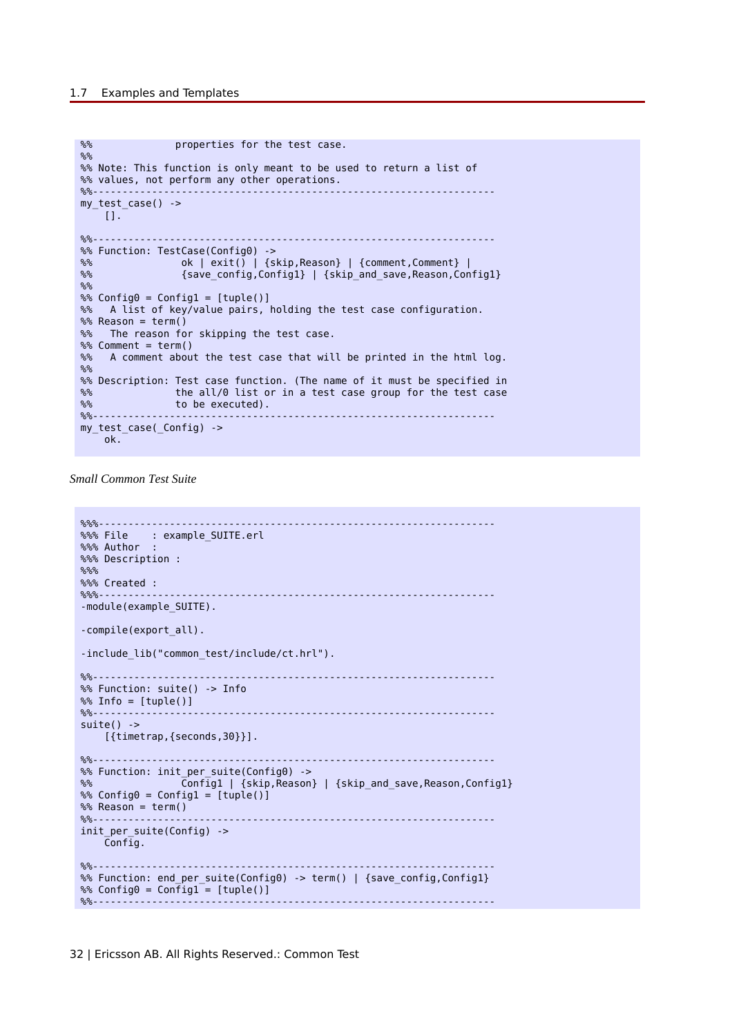```
%%              properties for the test case.
%%
%% Note: This function is only meant to be used to return a list of
%% values, not perform any other operations.
%%--------------------------------------------------------------------
my_test_case() ->
    [].

%%--------------------------------------------------------------------
%% Function: TestCase(Config0) ->
%%               ok | exit() | {skip,Reason} | {comment,Comment} |
%%               {save_config,Config1} | {skip_and_save,Reason,Config1}
%%
%% Config0 = Config1 = [tuple()]
%%   A list of key/value pairs, holding the test case configuration.
%% Reason = term()
%%   The reason for skipping the test case.
%% Comment = term()
%%   A comment about the test case that will be printed in the html log.
%%
%% Description: Test case function. (The name of it must be specified in
%%              the all/0 list or in a test case group for the test case
%%              to be executed).
%%--------------------------------------------------------------------
my_test_case(_Config) ->
    ok.
```

*Small Common Test Suite*

```
%%%-------------------------------------------------------------------
%%% File    : example_SUITE.erl
%%% Author  :
%%% Description :
%%%
%%% Created :
%%%-------------------------------------------------------------------
-module(example_SUITE).

-compile(export_all).

-include_lib("common_test/include/ct.hrl").

%%--------------------------------------------------------------------
%% Function: suite() -> Info
%% Info = [tuple()]
%%--------------------------------------------------------------------
suite() ->
    [{timetrap,{seconds,30}}].

%%--------------------------------------------------------------------
%% Function: init_per_suite(Config0) ->
%%               Config1 | {skip,Reason} | {skip_and_save,Reason,Config1}
%% Config0 = Config1 = [tuple()]
%% Reason = term()
%%--------------------------------------------------------------------
init_per_suite(Config) ->
    Config.

%%--------------------------------------------------------------------
%% Function: end_per_suite(Config0) -> term() | {save_config,Config1}
%% Config0 = Config1 = [tuple()]
%%--------------------------------------------------------------------
```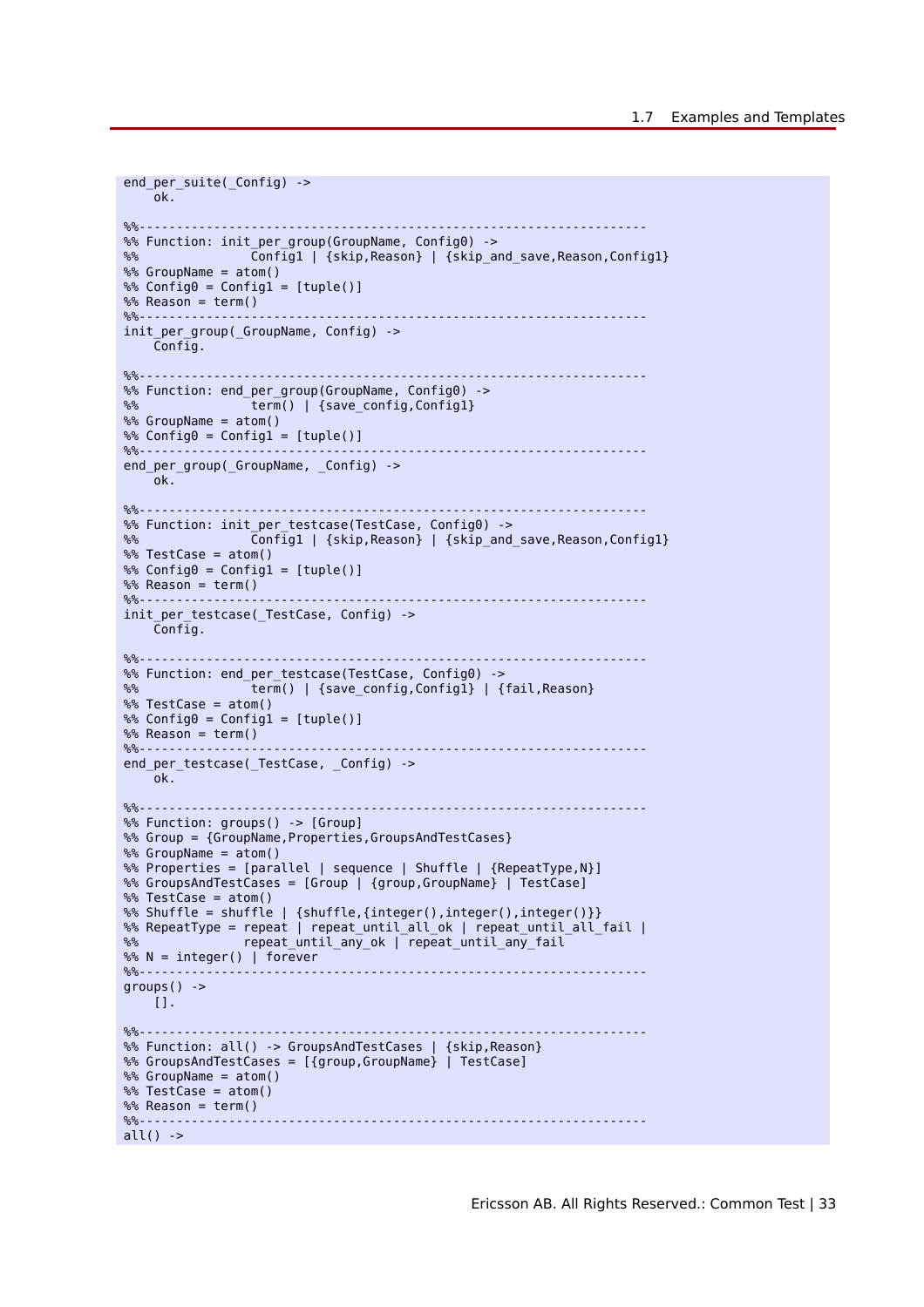```
end_per_suite(_Config) ->
    ok.

%%--------------------------------------------------------------------
%% Function: init_per_group(GroupName, Config0) ->
%%               Config1 | {skip,Reason} | {skip_and_save,Reason,Config1}
%% GroupName = atom()
%% Config0 = Config1 = [tuple()]
%% Reason = term()
%%--------------------------------------------------------------------
init_per_group(_GroupName, Config) ->
    Config.

%%--------------------------------------------------------------------
%% Function: end_per_group(GroupName, Config0) ->
%%               term() | {save_config,Config1}
%% GroupName = atom()
%% Config0 = Config1 = [tuple()]
%%--------------------------------------------------------------------
end_per_group(_GroupName, _Config) ->
    ok.

%%--------------------------------------------------------------------
%% Function: init_per_testcase(TestCase, Config0) ->
%%               Config1 | {skip,Reason} | {skip_and_save,Reason,Config1}
%% TestCase = atom()
%% Config0 = Config1 = [tuple()]
%% Reason = term()
%%--------------------------------------------------------------------
init_per_testcase(_TestCase, Config) ->
    Config.

%%--------------------------------------------------------------------
%% Function: end_per_testcase(TestCase, Config0) ->
%%               term() | {save_config,Config1} | {fail,Reason}
%% TestCase = atom()
%% Config0 = Config1 = [tuple()]
%% Reason = term()
%%--------------------------------------------------------------------
end_per_testcase(_TestCase, _Config) ->
    ok.

%%--------------------------------------------------------------------
%% Function: groups() -> [Group]
%% Group = {GroupName,Properties,GroupsAndTestCases}
%% GroupName = atom()
%% Properties = [parallel | sequence | Shuffle | {RepeatType,N}]
%% GroupsAndTestCases = [Group | {group,GroupName} | TestCase]
%% TestCase = atom()
%% Shuffle = shuffle | {shuffle,{integer(),integer(),integer()}}
%% RepeatType = repeat | repeat_until_all_ok | repeat_until_all_fail |
%%              repeat_until_any_ok | repeat_until_any_fail
%% N = integer() | forever
%%--------------------------------------------------------------------
groups() ->
    [].

%%--------------------------------------------------------------------
%% Function: all() -> GroupsAndTestCases | {skip,Reason}
%% GroupsAndTestCases = [{group,GroupName} | TestCase]
%% GroupName = atom()
%% TestCase = atom()
%% Reason = term()
%%--------------------------------------------------------------------
all() ->
```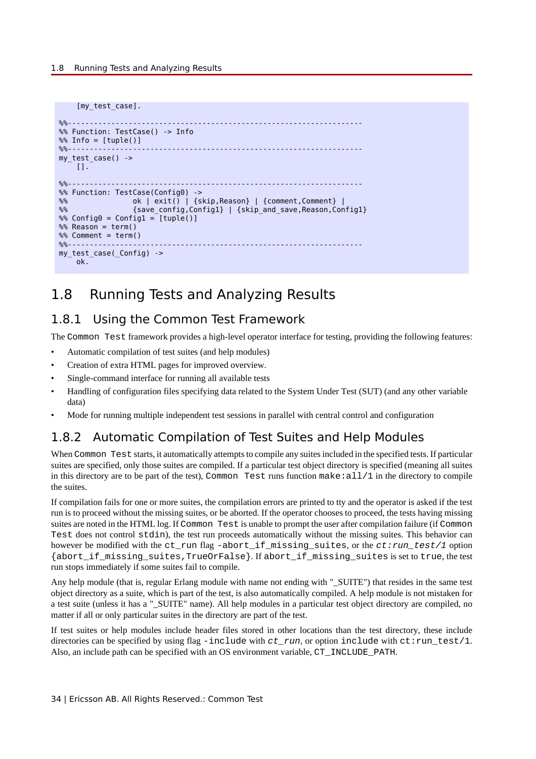```
    [my_test_case].

%%--------------------------------------------------------------------
%% Function: TestCase() -> Info
%% Info = [tuple()]
%%--------------------------------------------------------------------
my_test_case() ->
    [].

%%--------------------------------------------------------------------
%% Function: TestCase(Config0) ->
%%               ok | exit() | {skip,Reason} | {comment,Comment} |
%%               {save_config,Config1} | {skip_and_save,Reason,Config1}
%% Config0 = Config1 = [tuple()]
%% Reason = term()
%% Comment = term()
%%--------------------------------------------------------------------
my_test_case(_Config) ->
    ok.
```

## 1.8 Running Tests and Analyzing Results

### 1.8.1 Using the Common Test Framework

The `Common Test` framework provides a high-level operator interface for testing, providing the following features:

- Automatic compilation of test suites (and help modules)
- Creation of extra HTML pages for improved overview.
- Single-command interface for running all available tests
- Handling of configuration files specifying data related to the System Under Test (SUT) (and any other variable data)
- Mode for running multiple independent test sessions in parallel with central control and configuration

### 1.8.2 Automatic Compilation of Test Suites and Help Modules

When `Common Test` starts, it automatically attempts to compile any suites included in the specified tests. If particular suites are specified, only those suites are compiled. If a particular test object directory is specified (meaning all suites in this directory are to be part of the test), `Common Test` runs function `make:all/1` in the directory to compile the suites.

If compilation fails for one or more suites, the compilation errors are printed to tty and the operator is asked if the test run is to proceed without the missing suites, or be aborted. If the operator chooses to proceed, the tests having missing suites are noted in the HTML log. If `Common Test` is unable to prompt the user after compilation failure (if `Common Test` does not control `stdin`), the test run proceeds automatically without the missing suites. This behavior can however be modified with the `ct_run` flag `-abort_if_missing_suites`, or the *`ct:run_test/1`* option `{abort_if_missing_suites,TrueOrFalse}`. If `abort_if_missing_suites` is set to `true`, the test run stops immediately if some suites fail to compile.

Any help module (that is, regular Erlang module with name not ending with "_SUITE") that resides in the same test object directory as a suite, which is part of the test, is also automatically compiled. A help module is not mistaken for a test suite (unless it has a "_SUITE" name). All help modules in a particular test object directory are compiled, no matter if all or only particular suites in the directory are part of the test.

If test suites or help modules include header files stored in other locations than the test directory, these include directories can be specified by using flag `-include` with *`ct_run`*, or option `include` with `ct:run_test/1`. Also, an include path can be specified with an OS environment variable, `CT_INCLUDE_PATH`.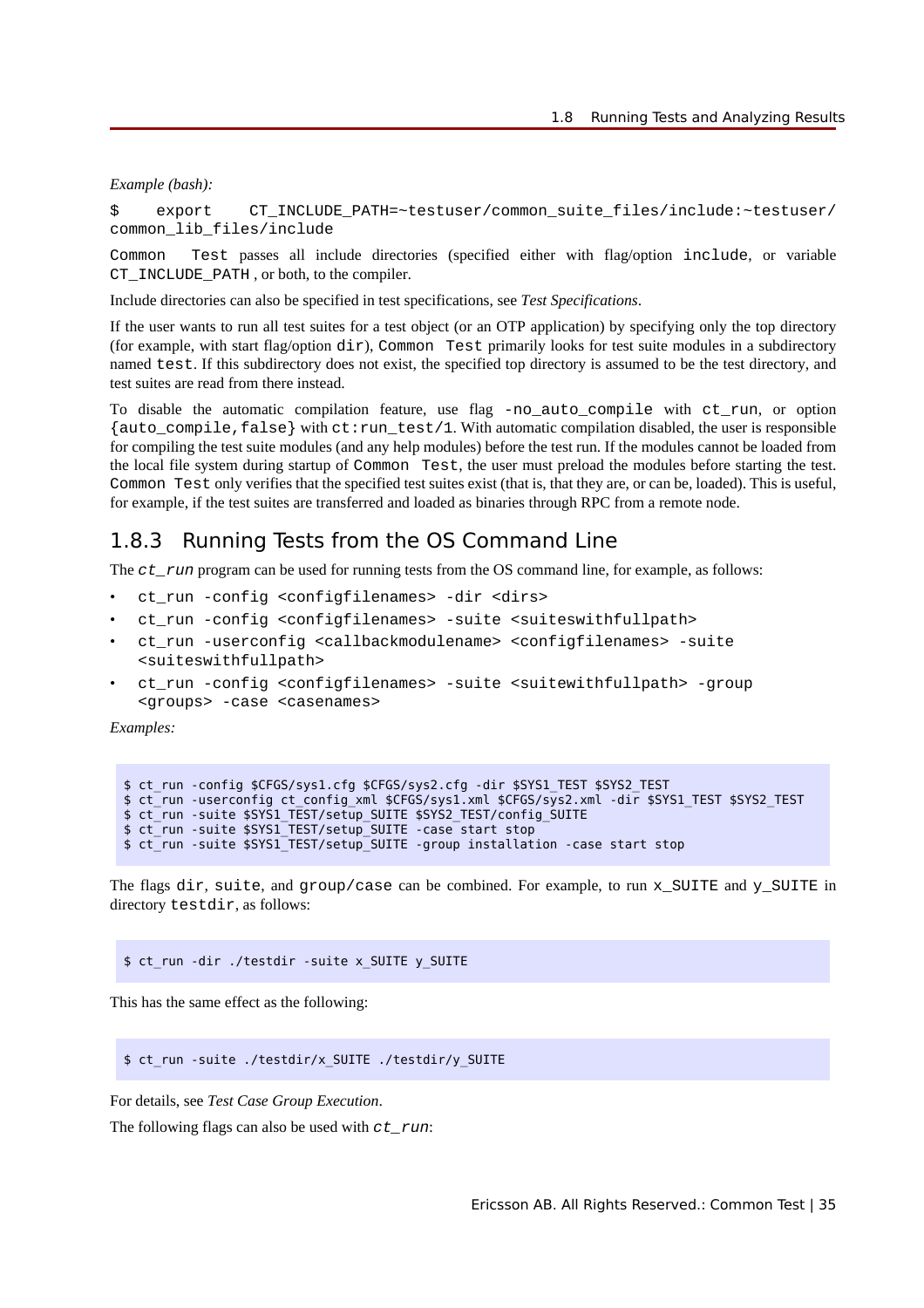*Example (bash):*

`$ export CT_INCLUDE_PATH=~testuser/common_suite_files/include:~testuser/common_lib_files/include`

`Common Test` passes all include directories (specified either with flag/option `include`, or variable `CT_INCLUDE_PATH` , or both, to the compiler.

Include directories can also be specified in test specifications, see *Test Specifications*.

If the user wants to run all test suites for a test object (or an OTP application) by specifying only the top directory (for example, with start flag/option `dir`), `Common Test` primarily looks for test suite modules in a subdirectory named `test`. If this subdirectory does not exist, the specified top directory is assumed to be the test directory, and test suites are read from there instead.

To disable the automatic compilation feature, use flag `-no_auto_compile` with `ct_run`, or option `{auto_compile,false}` with `ct:run_test/1`. With automatic compilation disabled, the user is responsible for compiling the test suite modules (and any help modules) before the test run. If the modules cannot be loaded from the local file system during startup of `Common Test`, the user must preload the modules before starting the test. `Common Test` only verifies that the specified test suites exist (that is, that they are, or can be, loaded). This is useful, for example, if the test suites are transferred and loaded as binaries through RPC from a remote node.

## 1.8.3 Running Tests from the OS Command Line

The *`ct_run`* program can be used for running tests from the OS command line, for example, as follows:

- `ct_run -config <configfilenames> -dir <dirs>`
- `ct_run -config <configfilenames> -suite <suiteswithfullpath>`
- `ct_run -userconfig <callbackmodulename> <configfilenames> -suite <suiteswithfullpath>`
- `ct_run -config <configfilenames> -suite <suitewithfullpath> -group <groups> -case <casenames>`

*Examples:*

```
$ ct_run -config $CFGS/sys1.cfg $CFGS/sys2.cfg -dir $SYS1_TEST $SYS2_TEST
$ ct_run -userconfig ct_config_xml $CFGS/sys1.xml $CFGS/sys2.xml -dir $SYS1_TEST $SYS2_TEST
$ ct_run -suite $SYS1_TEST/setup_SUITE $SYS2_TEST/config_SUITE
$ ct_run -suite $SYS1_TEST/setup_SUITE -case start stop
$ ct_run -suite $SYS1_TEST/setup_SUITE -group installation -case start stop
```

The flags `dir`, `suite`, and `group/case` can be combined. For example, to run `x_SUITE` and `y_SUITE` in directory `testdir`, as follows:

```
$ ct_run -dir ./testdir -suite x_SUITE y_SUITE
```

This has the same effect as the following:

```
$ ct_run -suite ./testdir/x_SUITE ./testdir/y_SUITE
```

For details, see *Test Case Group Execution*.

The following flags can also be used with *`ct_run`*: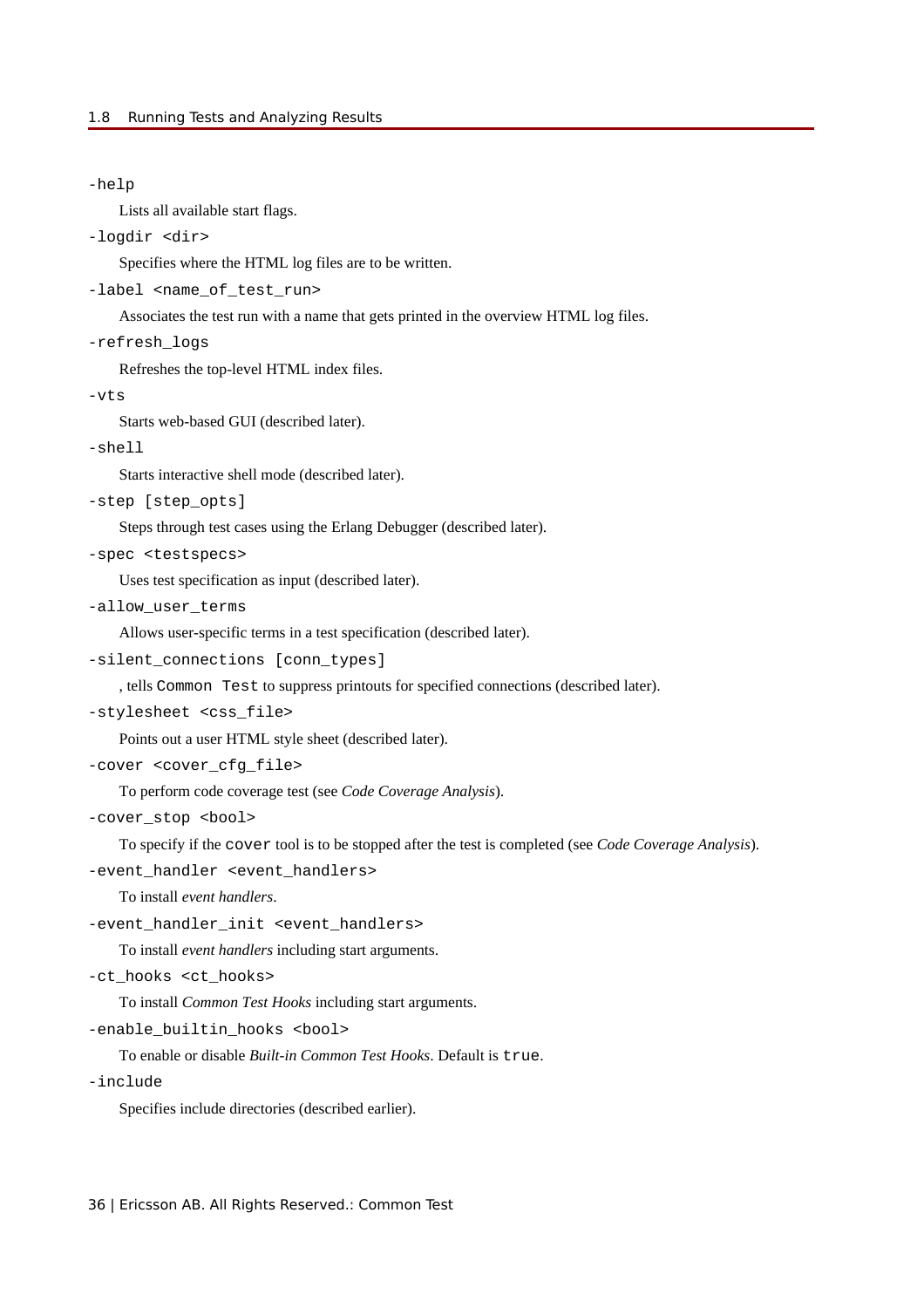`-help`

Lists all available start flags.

`-logdir <dir>`

Specifies where the HTML log files are to be written.

`-label <name_of_test_run>`

Associates the test run with a name that gets printed in the overview HTML log files.

`-refresh_logs`

Refreshes the top-level HTML index files.

`-vts`

Starts web-based GUI (described later).

`-shell`

Starts interactive shell mode (described later).

`-step [step_opts]`

Steps through test cases using the Erlang Debugger (described later).

`-spec <testspecs>`

Uses test specification as input (described later).

`-allow_user_terms`

Allows user-specific terms in a test specification (described later).

`-silent_connections [conn_types]`

, tells `Common Test` to suppress printouts for specified connections (described later).

`-stylesheet <css_file>`

Points out a user HTML style sheet (described later).

`-cover <cover_cfg_file>`

To perform code coverage test (see *Code Coverage Analysis*).

`-cover_stop <bool>`

To specify if the `cover` tool is to be stopped after the test is completed (see *Code Coverage Analysis*).

`-event_handler <event_handlers>`

To install *event handlers*.

`-event_handler_init <event_handlers>`

To install *event handlers* including start arguments.

`-ct_hooks <ct_hooks>`

To install *Common Test Hooks* including start arguments.

`-enable_builtin_hooks <bool>`

To enable or disable *Built-in Common Test Hooks*. Default is `true`.

`-include`

Specifies include directories (described earlier).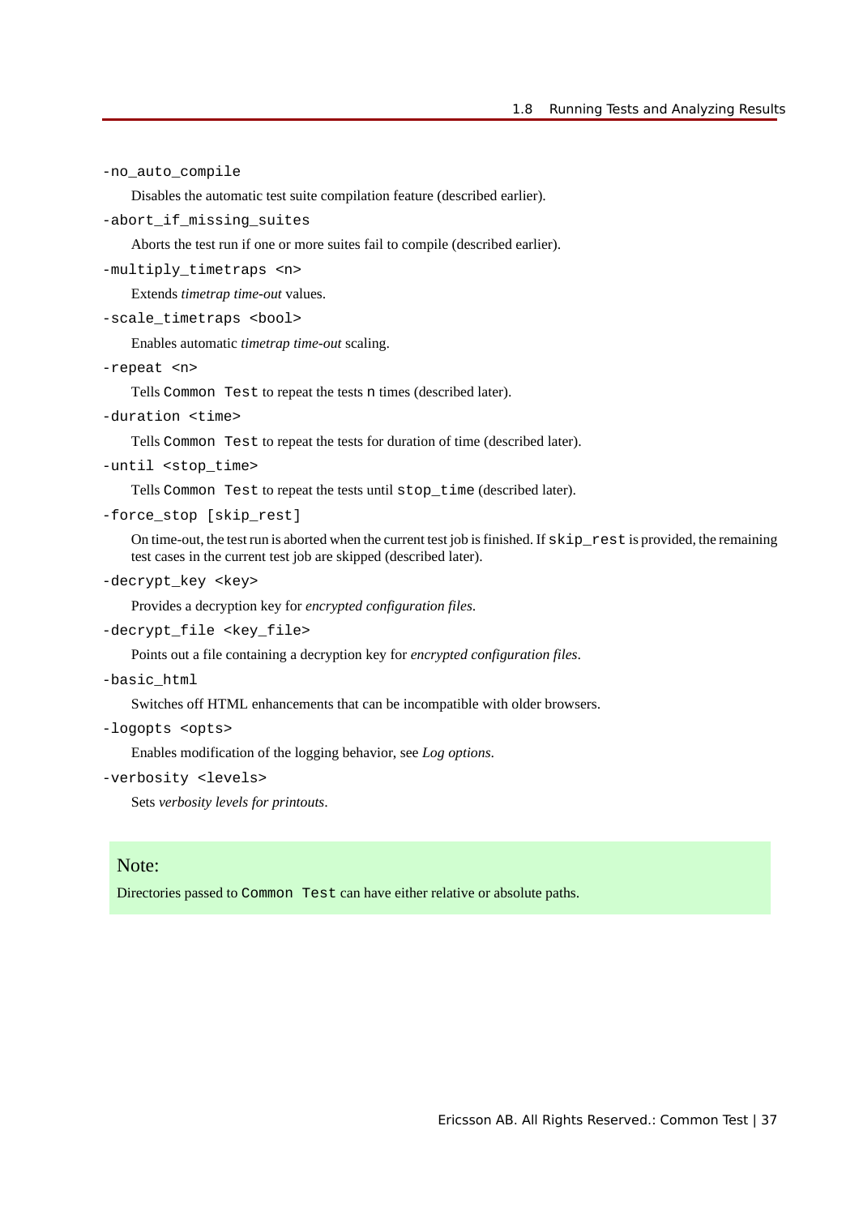`-no_auto_compile`

Disables the automatic test suite compilation feature (described earlier).

`-abort_if_missing_suites`

Aborts the test run if one or more suites fail to compile (described earlier).

`-multiply_timetraps <n>`

Extends *timetrap time-out* values.

`-scale_timetraps <bool>`

Enables automatic *timetrap time-out* scaling.

`-repeat <n>`

Tells `Common Test` to repeat the tests `n` times (described later).

`-duration <time>`

Tells `Common Test` to repeat the tests for duration of time (described later).

`-until <stop_time>`

Tells `Common Test` to repeat the tests until `stop_time` (described later).

`-force_stop [skip_rest]`

On time-out, the test run is aborted when the current test job is finished. If `skip_rest` is provided, the remaining test cases in the current test job are skipped (described later).

`-decrypt_key <key>`

Provides a decryption key for *encrypted configuration files*.

`-decrypt_file <key_file>`

Points out a file containing a decryption key for *encrypted configuration files*.

`-basic_html`

Switches off HTML enhancements that can be incompatible with older browsers.

`-logopts <opts>`

Enables modification of the logging behavior, see *Log options*.

`-verbosity <levels>`

Sets *verbosity levels for printouts*.

**Note:**

Directories passed to `Common Test` can have either relative or absolute paths.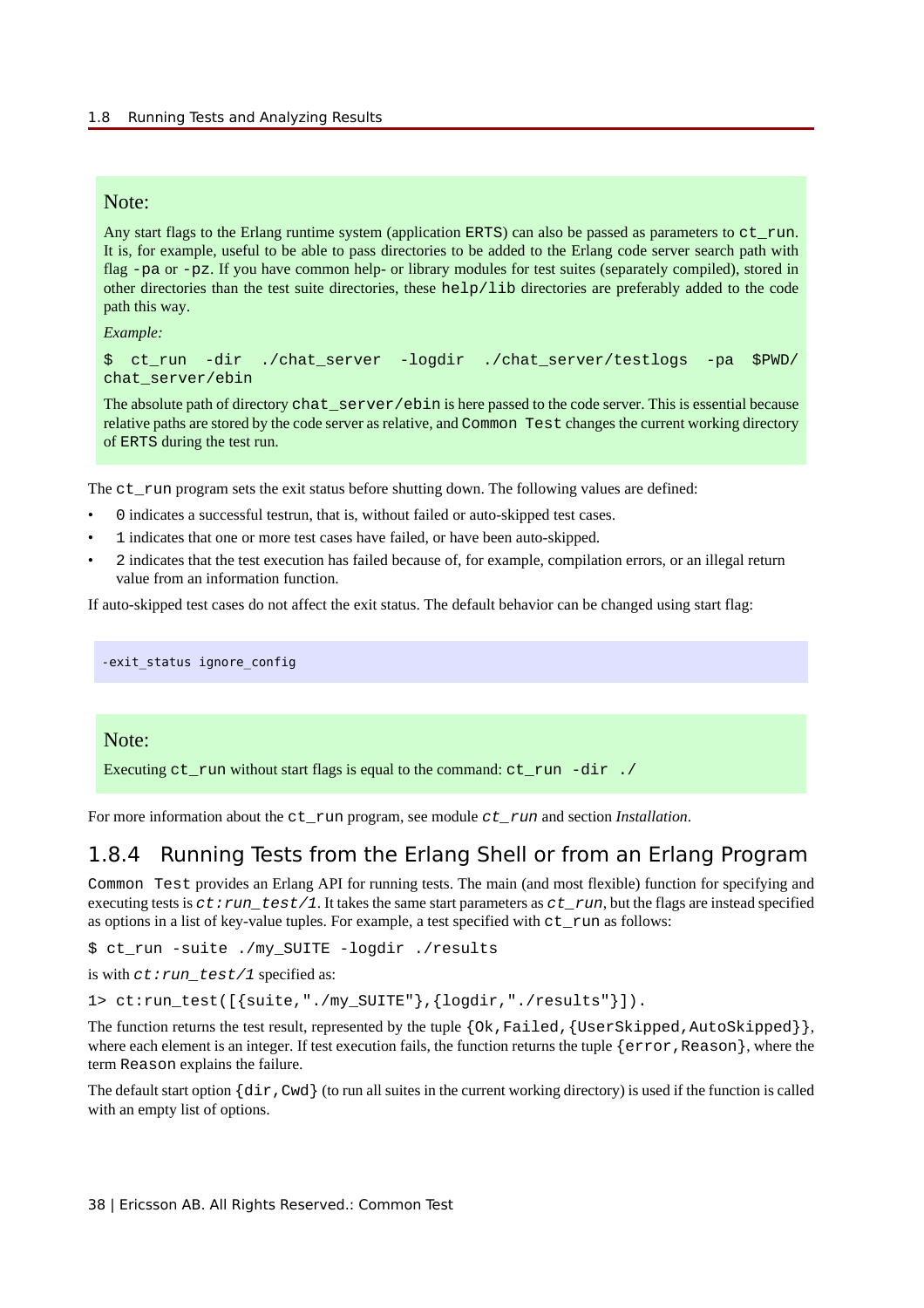> **Note:**
>
> Any start flags to the Erlang runtime system (application ERTS) can also be passed as parameters to `ct_run`. It is, for example, useful to be able to pass directories to be added to the Erlang code server search path with flag `-pa` or `-pz`. If you have common help- or library modules for test suites (separately compiled), stored in other directories than the test suite directories, these `help/lib` directories are preferably added to the code path this way.
>
> *Example:*
>
> ```
> $ ct_run -dir ./chat_server -logdir ./chat_server/testlogs -pa $PWD/chat_server/ebin
> ```
>
> The absolute path of directory `chat_server/ebin` is here passed to the code server. This is essential because relative paths are stored by the code server as relative, and `Common Test` changes the current working directory of ERTS during the test run.

The `ct_run` program sets the exit status before shutting down. The following values are defined:

- `0` indicates a successful testrun, that is, without failed or auto-skipped test cases.
- `1` indicates that one or more test cases have failed, or have been auto-skipped.
- `2` indicates that the test execution has failed because of, for example, compilation errors, or an illegal return value from an information function.

If auto-skipped test cases do not affect the exit status. The default behavior can be changed using start flag:

```
-exit_status ignore_config
```

> **Note:**
>
> Executing `ct_run` without start flags is equal to the command: `ct_run -dir ./`

For more information about the `ct_run` program, see module *ct_run* and section *Installation*.

## 1.8.4 Running Tests from the Erlang Shell or from an Erlang Program

`Common Test` provides an Erlang API for running tests. The main (and most flexible) function for specifying and executing tests is *ct:run_test/1*. It takes the same start parameters as *ct_run*, but the flags are instead specified as options in a list of key-value tuples. For example, a test specified with `ct_run` as follows:

```
$ ct_run -suite ./my_SUITE -logdir ./results
```

is with *ct:run_test/1* specified as:

```
1> ct:run_test([{suite,"./my_SUITE"},{logdir,"./results"}]).
```

The function returns the test result, represented by the tuple `{Ok,Failed,{UserSkipped,AutoSkipped}}`, where each element is an integer. If test execution fails, the function returns the tuple `{error,Reason}`, where the term `Reason` explains the failure.

The default start option `{dir,Cwd}` (to run all suites in the current working directory) is used if the function is called with an empty list of options.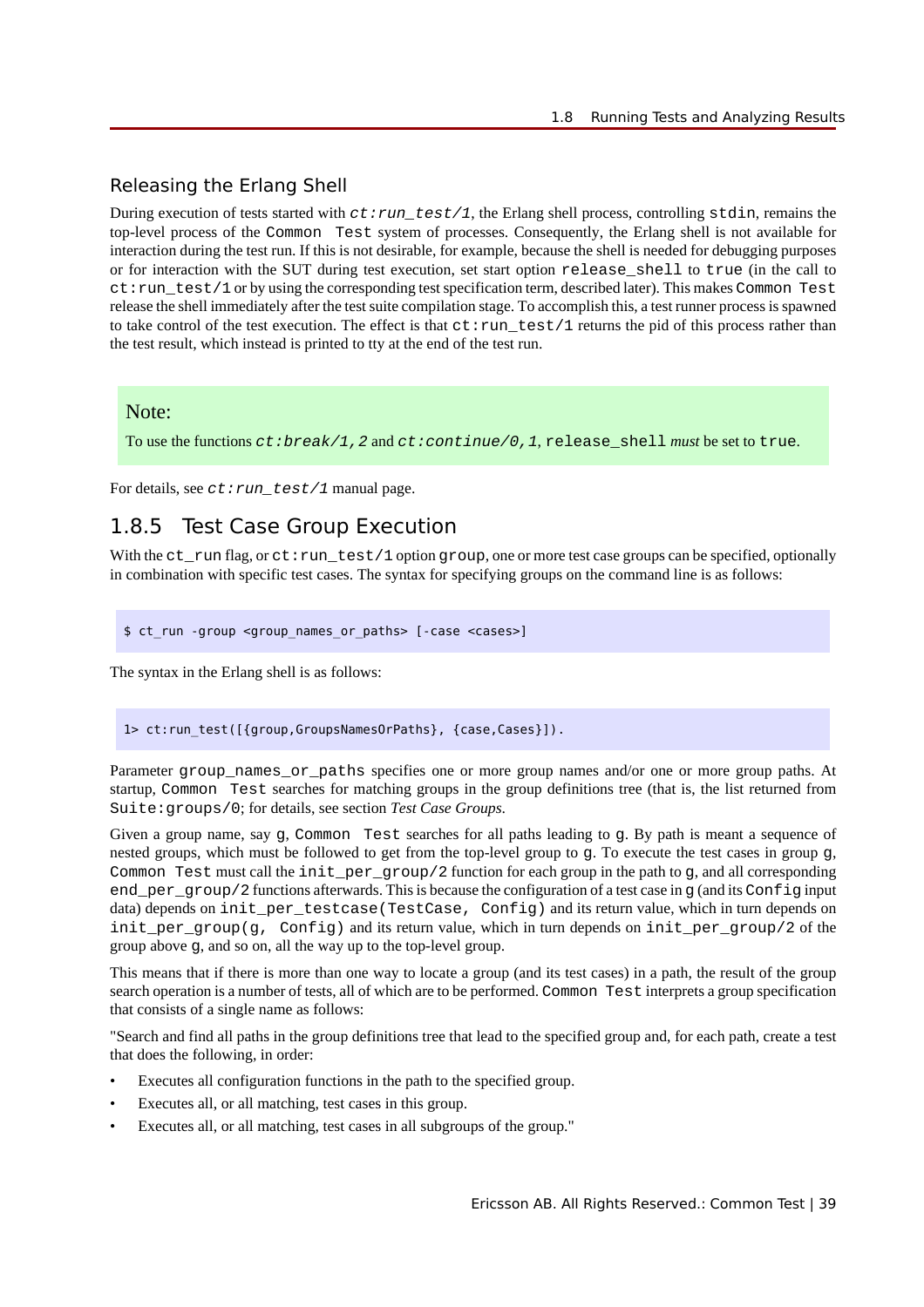### Releasing the Erlang Shell

During execution of tests started with *ct:run_test/1*, the Erlang shell process, controlling `stdin`, remains the top-level process of the `Common Test` system of processes. Consequently, the Erlang shell is not available for interaction during the test run. If this is not desirable, for example, because the shell is needed for debugging purposes or for interaction with the SUT during test execution, set start option `release_shell` to `true` (in the call to `ct:run_test/1` or by using the corresponding test specification term, described later). This makes `Common Test` release the shell immediately after the test suite compilation stage. To accomplish this, a test runner process is spawned to take control of the test execution. The effect is that `ct:run_test/1` returns the pid of this process rather than the test result, which instead is printed to tty at the end of the test run.

> **Note:**
>
> To use the functions *ct:break/1,2* and *ct:continue/0,1*, `release_shell` *must* be set to `true`.

For details, see *ct:run_test/1* manual page.

## 1.8.5 Test Case Group Execution

With the `ct_run` flag, or `ct:run_test/1` option `group`, one or more test case groups can be specified, optionally in combination with specific test cases. The syntax for specifying groups on the command line is as follows:

```
$ ct_run -group <group_names_or_paths> [-case <cases>]
```

The syntax in the Erlang shell is as follows:

```
1> ct:run_test([{group,GroupsNamesOrPaths}, {case,Cases}]).
```

Parameter `group_names_or_paths` specifies one or more group names and/or one or more group paths. At startup, `Common Test` searches for matching groups in the group definitions tree (that is, the list returned from `Suite:groups/0`; for details, see section *Test Case Groups*.

Given a group name, say `g`, `Common Test` searches for all paths leading to `g`. By path is meant a sequence of nested groups, which must be followed to get from the top-level group to `g`. To execute the test cases in group `g`, `Common Test` must call the `init_per_group/2` function for each group in the path to `g`, and all corresponding `end_per_group/2` functions afterwards. This is because the configuration of a test case in `g` (and its `Config` input data) depends on `init_per_testcase(TestCase, Config)` and its return value, which in turn depends on `init_per_group(g, Config)` and its return value, which in turn depends on `init_per_group/2` of the group above `g`, and so on, all the way up to the top-level group.

This means that if there is more than one way to locate a group (and its test cases) in a path, the result of the group search operation is a number of tests, all of which are to be performed. `Common Test` interprets a group specification that consists of a single name as follows:

"Search and find all paths in the group definitions tree that lead to the specified group and, for each path, create a test that does the following, in order:

- Executes all configuration functions in the path to the specified group.
- Executes all, or all matching, test cases in this group.
- Executes all, or all matching, test cases in all subgroups of the group."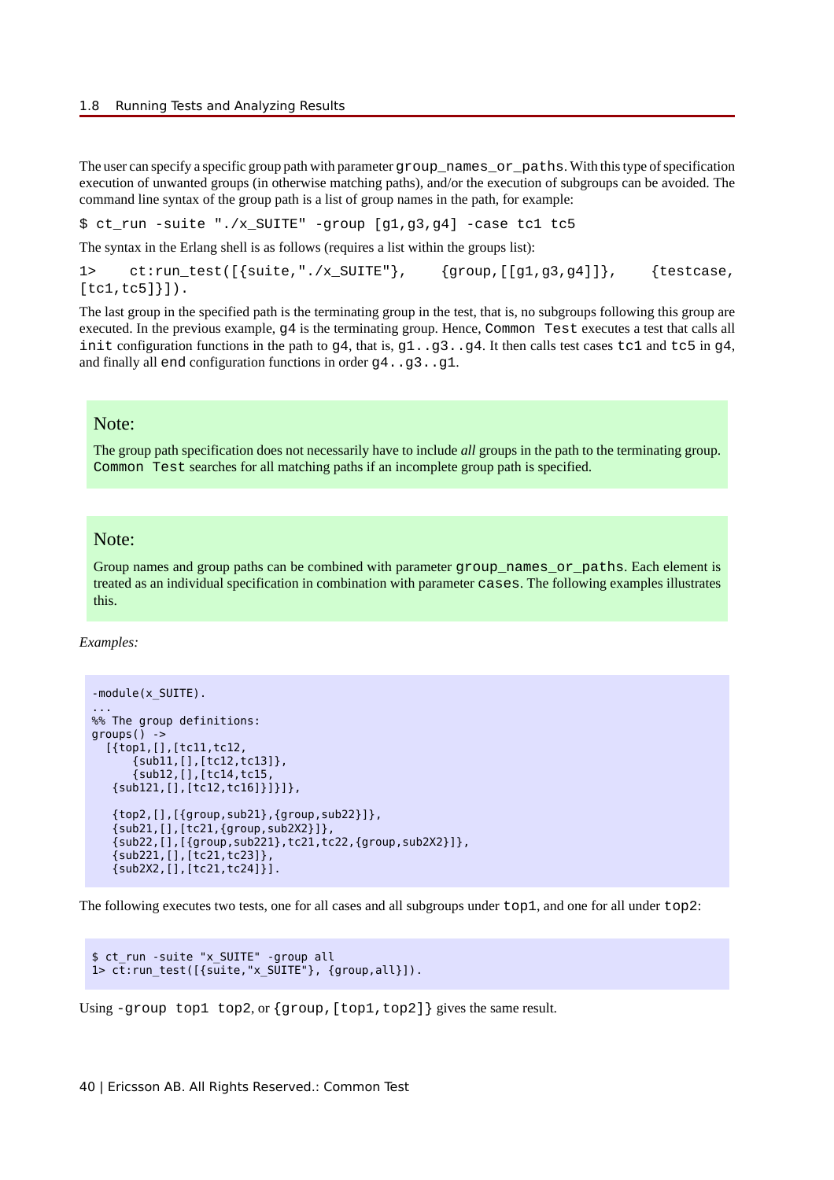The user can specify a specific group path with parameter `group_names_or_paths`. With this type of specification execution of unwanted groups (in otherwise matching paths), and/or the execution of subgroups can be avoided. The command line syntax of the group path is a list of group names in the path, for example:

```
$ ct_run -suite "./x_SUITE" -group [g1,g3,g4] -case tc1 tc5
```

The syntax in the Erlang shell is as follows (requires a list within the groups list):

```
1> ct:run_test([{suite,"./x_SUITE"}, {group,[[g1,g3,g4]]}, {testcase,
[tc1,tc5]}]).
```

The last group in the specified path is the terminating group in the test, that is, no subgroups following this group are executed. In the previous example, `g4` is the terminating group. Hence, `Common Test` executes a test that calls all `init` configuration functions in the path to `g4`, that is, `g1..g3..g4`. It then calls test cases `tc1` and `tc5` in `g4`, and finally all `end` configuration functions in order `g4..g3..g1`.

### Note:

The group path specification does not necessarily have to include *all* groups in the path to the terminating group. `Common Test` searches for all matching paths if an incomplete group path is specified.

### Note:

Group names and group paths can be combined with parameter `group_names_or_paths`. Each element is treated as an individual specification in combination with parameter `cases`. The following examples illustrates this.

*Examples:*

```
-module(x_SUITE).
...
%% The group definitions:
groups() ->
  [{top1,[],[tc11,tc12,
      {sub11,[],[tc12,tc13]},
      {sub12,[],[tc14,tc15,
   {sub121,[],[tc12,tc16]}]}]},

   {top2,[],[{group,sub21},{group,sub22}]},
   {sub21,[],[tc21,{group,sub2X2}]},
   {sub22,[],[{group,sub221},tc21,tc22,{group,sub2X2}]},
   {sub221,[],[tc21,tc23]},
   {sub2X2,[],[tc21,tc24]}].
```

The following executes two tests, one for all cases and all subgroups under `top1`, and one for all under `top2`:

```
$ ct_run -suite "x_SUITE" -group all
1> ct:run_test([{suite,"x_SUITE"}, {group,all}]).
```

Using `-group top1 top2`, or `{group,[top1,top2]}` gives the same result.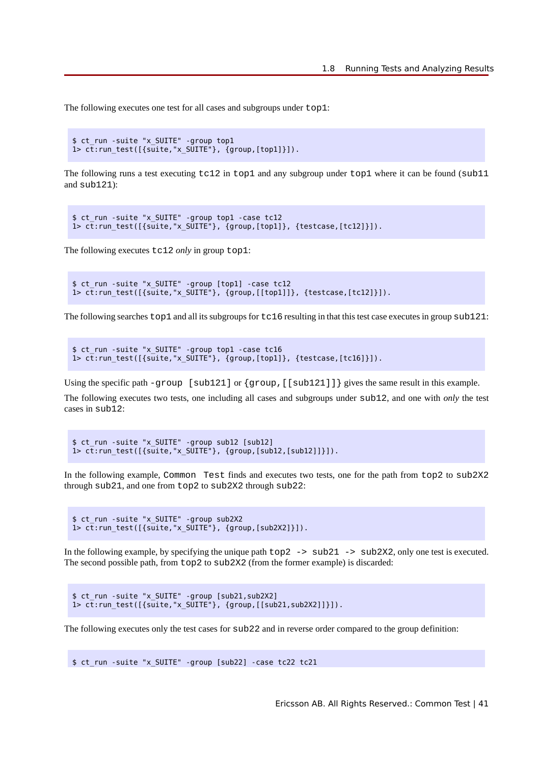The following executes one test for all cases and subgroups under `top1`:

```
$ ct_run -suite "x_SUITE" -group top1
1> ct:run_test([{suite,"x_SUITE"}, {group,[top1]}]).
```

The following runs a test executing `tc12` in `top1` and any subgroup under `top1` where it can be found (`sub11` and `sub121`):

```
$ ct_run -suite "x_SUITE" -group top1 -case tc12
1> ct:run_test([{suite,"x_SUITE"}, {group,[top1]}, {testcase,[tc12]}]).
```

The following executes `tc12` *only* in group `top1`:

```
$ ct_run -suite "x_SUITE" -group [top1] -case tc12
1> ct:run_test([{suite,"x_SUITE"}, {group,[[top1]]}, {testcase,[tc12]}]).
```

The following searches `top1` and all its subgroups for `tc16` resulting in that this test case executes in group `sub121`:

```
$ ct_run -suite "x_SUITE" -group top1 -case tc16
1> ct:run_test([{suite,"x_SUITE"}, {group,[top1]}, {testcase,[tc16]}]).
```

Using the specific path `-group [sub121]` or `{group,[[sub121]]}` gives the same result in this example.

The following executes two tests, one including all cases and subgroups under `sub12`, and one with *only* the test cases in `sub12`:

```
$ ct_run -suite "x_SUITE" -group sub12 [sub12]
1> ct:run_test([{suite,"x_SUITE"}, {group,[sub12,[sub12]]}]).
```

In the following example, `Common Test` finds and executes two tests, one for the path from `top2` to `sub2X2` through `sub21`, and one from `top2` to `sub2X2` through `sub22`:

```
$ ct_run -suite "x_SUITE" -group sub2X2
1> ct:run_test([{suite,"x_SUITE"}, {group,[sub2X2]}]).
```

In the following example, by specifying the unique path `top2 -> sub21 -> sub2X2`, only one test is executed. The second possible path, from `top2` to `sub2X2` (from the former example) is discarded:

```
$ ct_run -suite "x_SUITE" -group [sub21,sub2X2]
1> ct:run_test([{suite,"x_SUITE"}, {group,[[sub21,sub2X2]]}]).
```

The following executes only the test cases for `sub22` and in reverse order compared to the group definition:

```
$ ct_run -suite "x_SUITE" -group [sub22] -case tc22 tc21
```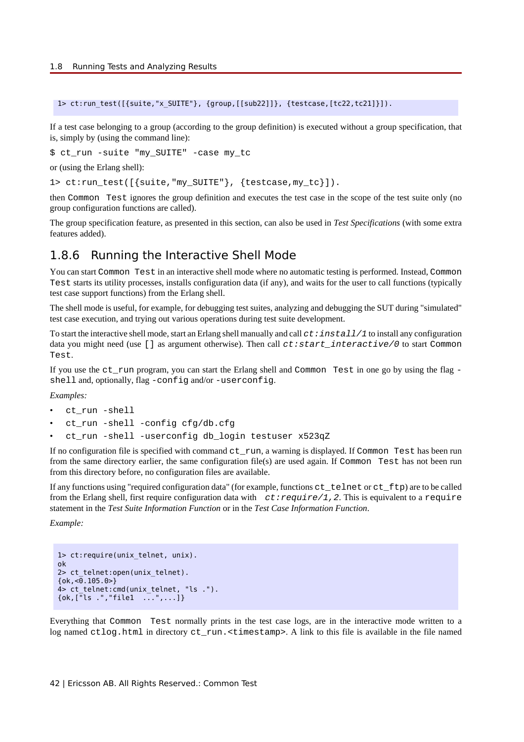```
1> ct:run_test([{suite,"x_SUITE"}, {group,[[sub22]]}, {testcase,[tc22,tc21]}]).
```

If a test case belonging to a group (according to the group definition) is executed without a group specification, that is, simply by (using the command line):

```
$ ct_run -suite "my_SUITE" -case my_tc
```

or (using the Erlang shell):

```
1> ct:run_test([{suite,"my_SUITE"}, {testcase,my_tc}]).
```

then `Common Test` ignores the group definition and executes the test case in the scope of the test suite only (no group configuration functions are called).

The group specification feature, as presented in this section, can also be used in *Test Specifications* (with some extra features added).

## 1.8.6 Running the Interactive Shell Mode

You can start `Common Test` in an interactive shell mode where no automatic testing is performed. Instead, `Common Test` starts its utility processes, installs configuration data (if any), and waits for the user to call functions (typically test case support functions) from the Erlang shell.

The shell mode is useful, for example, for debugging test suites, analyzing and debugging the SUT during "simulated" test case execution, and trying out various operations during test suite development.

To start the interactive shell mode, start an Erlang shell manually and call *`ct:install/1`* to install any configuration data you might need (use `[]` as argument otherwise). Then call *`ct:start_interactive/0`* to start `Common Test`.

If you use the `ct_run` program, you can start the Erlang shell and `Common Test` in one go by using the flag `-shell` and, optionally, flag `-config` and/or `-userconfig`.

*Examples:*

- `ct_run -shell`
- `ct_run -shell -config cfg/db.cfg`
- `ct_run -shell -userconfig db_login testuser x523qZ`

If no configuration file is specified with command `ct_run`, a warning is displayed. If `Common Test` has been run from the same directory earlier, the same configuration file(s) are used again. If `Common Test` has not been run from this directory before, no configuration files are available.

If any functions using "required configuration data" (for example, functions `ct_telnet` or `ct_ftp`) are to be called from the Erlang shell, first require configuration data with *`ct:require/1,2`*. This is equivalent to a `require` statement in the *Test Suite Information Function* or in the *Test Case Information Function*.

*Example:*

```
1> ct:require(unix_telnet, unix).
ok
2> ct_telnet:open(unix_telnet).
{ok,<0.105.0>}
4> ct_telnet:cmd(unix_telnet, "ls .").
{ok,["ls .","file1  ...",...]}
```

Everything that `Common Test` normally prints in the test case logs, are in the interactive mode written to a log named `ctlog.html` in directory `ct_run.<timestamp>`. A link to this file is available in the file named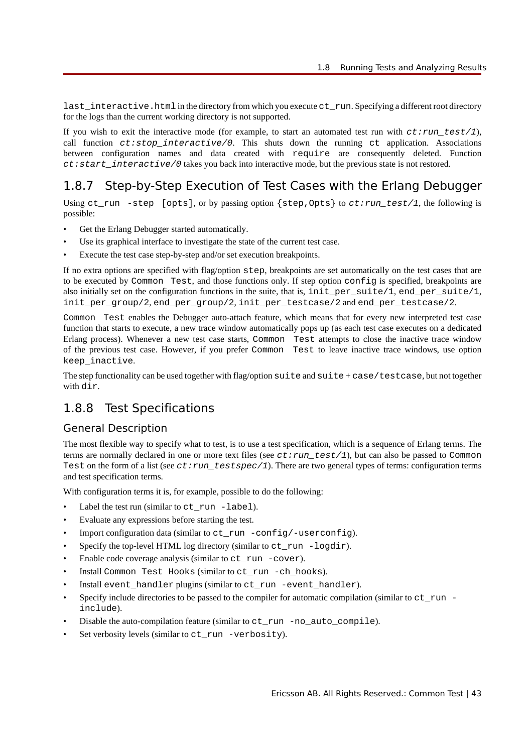`last_interactive.html` in the directory from which you execute `ct_run`. Specifying a different root directory for the logs than the current working directory is not supported.

If you wish to exit the interactive mode (for example, to start an automated test run with *ct:run_test/1*), call function *ct:stop_interactive/0*. This shuts down the running `ct` application. Associations between configuration names and data created with `require` are consequently deleted. Function *ct:start_interactive/0* takes you back into interactive mode, but the previous state is not restored.

## 1.8.7 Step-by-Step Execution of Test Cases with the Erlang Debugger

Using `ct_run -step [opts]`, or by passing option `{step,Opts}` to *ct:run_test/1*, the following is possible:

- Get the Erlang Debugger started automatically.
- Use its graphical interface to investigate the state of the current test case.
- Execute the test case step-by-step and/or set execution breakpoints.

If no extra options are specified with flag/option `step`, breakpoints are set automatically on the test cases that are to be executed by `Common Test`, and those functions only. If step option `config` is specified, breakpoints are also initially set on the configuration functions in the suite, that is, `init_per_suite/1`, `end_per_suite/1`, `init_per_group/2`, `end_per_group/2`, `init_per_testcase/2` and `end_per_testcase/2`.

`Common Test` enables the Debugger auto-attach feature, which means that for every new interpreted test case function that starts to execute, a new trace window automatically pops up (as each test case executes on a dedicated Erlang process). Whenever a new test case starts, `Common Test` attempts to close the inactive trace window of the previous test case. However, if you prefer `Common Test` to leave inactive trace windows, use option `keep_inactive`.

The step functionality can be used together with flag/option `suite` and `suite` + `case/testcase`, but not together with `dir`.

## 1.8.8 Test Specifications

### General Description

The most flexible way to specify what to test, is to use a test specification, which is a sequence of Erlang terms. The terms are normally declared in one or more text files (see *ct:run_test/1*), but can also be passed to `Common Test` on the form of a list (see *ct:run_testspec/1*). There are two general types of terms: configuration terms and test specification terms.

With configuration terms it is, for example, possible to do the following:

- Label the test run (similar to `ct_run -label`).
- Evaluate any expressions before starting the test.
- Import configuration data (similar to `ct_run -config/-userconfig`).
- Specify the top-level HTML log directory (similar to `ct_run -logdir`).
- Enable code coverage analysis (similar to `ct_run -cover`).
- Install `Common Test Hooks` (similar to `ct_run -ch_hooks`).
- Install `event_handler` plugins (similar to `ct_run -event_handler`).
- Specify include directories to be passed to the compiler for automatic compilation (similar to `ct_run -include`).
- Disable the auto-compilation feature (similar to `ct_run -no_auto_compile`).
- Set verbosity levels (similar to `ct_run -verbosity`).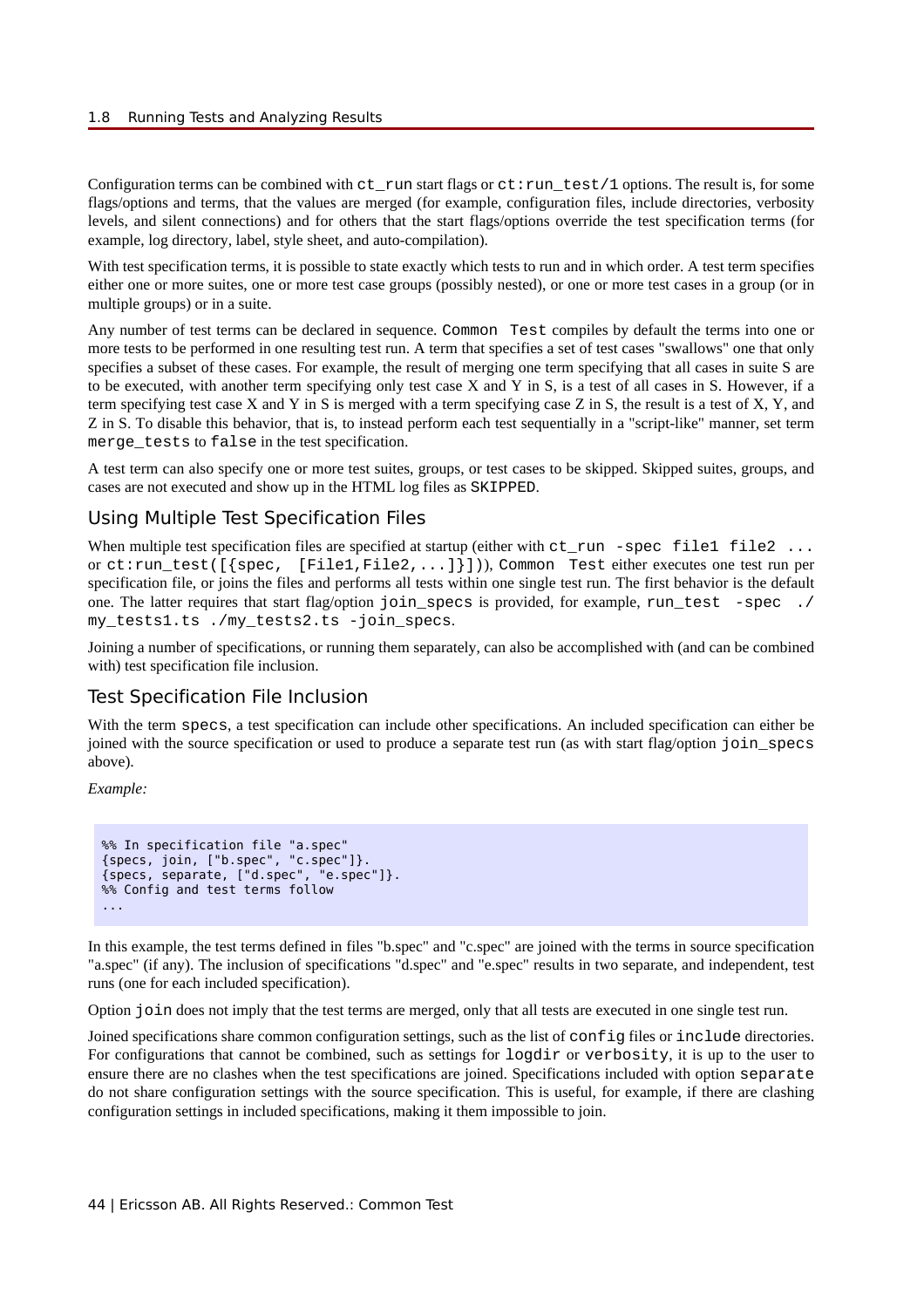Configuration terms can be combined with `ct_run` start flags or `ct:run_test/1` options. The result is, for some flags/options and terms, that the values are merged (for example, configuration files, include directories, verbosity levels, and silent connections) and for others that the start flags/options override the test specification terms (for example, log directory, label, style sheet, and auto-compilation).

With test specification terms, it is possible to state exactly which tests to run and in which order. A test term specifies either one or more suites, one or more test case groups (possibly nested), or one or more test cases in a group (or in multiple groups) or in a suite.

Any number of test terms can be declared in sequence. `Common Test` compiles by default the terms into one or more tests to be performed in one resulting test run. A term that specifies a set of test cases "swallows" one that only specifies a subset of these cases. For example, the result of merging one term specifying that all cases in suite S are to be executed, with another term specifying only test case X and Y in S, is a test of all cases in S. However, if a term specifying test case X and Y in S is merged with a term specifying case Z in S, the result is a test of X, Y, and Z in S. To disable this behavior, that is, to instead perform each test sequentially in a "script-like" manner, set term `merge_tests` to `false` in the test specification.

A test term can also specify one or more test suites, groups, or test cases to be skipped. Skipped suites, groups, and cases are not executed and show up in the HTML log files as `SKIPPED`.

## Using Multiple Test Specification Files

When multiple test specification files are specified at startup (either with `ct_run -spec file1 file2 ...` or `ct:run_test([{spec, [File1,File2,...]}])`, `Common Test` either executes one test run per specification file, or joins the files and performs all tests within one single test run. The first behavior is the default one. The latter requires that start flag/option `join_specs` is provided, for example, `run_test -spec ./my_tests1.ts ./my_tests2.ts -join_specs`.

Joining a number of specifications, or running them separately, can also be accomplished with (and can be combined with) test specification file inclusion.

## Test Specification File Inclusion

With the term `specs`, a test specification can include other specifications. An included specification can either be joined with the source specification or used to produce a separate test run (as with start flag/option `join_specs` above).

*Example:*

```
%% In specification file "a.spec"
{specs, join, ["b.spec", "c.spec"]}.
{specs, separate, ["d.spec", "e.spec"]}.
%% Config and test terms follow
...
```

In this example, the test terms defined in files "b.spec" and "c.spec" are joined with the terms in source specification "a.spec" (if any). The inclusion of specifications "d.spec" and "e.spec" results in two separate, and independent, test runs (one for each included specification).

Option `join` does not imply that the test terms are merged, only that all tests are executed in one single test run.

Joined specifications share common configuration settings, such as the list of `config` files or `include` directories. For configurations that cannot be combined, such as settings for `logdir` or `verbosity`, it is up to the user to ensure there are no clashes when the test specifications are joined. Specifications included with option `separate` do not share configuration settings with the source specification. This is useful, for example, if there are clashing configuration settings in included specifications, making it them impossible to join.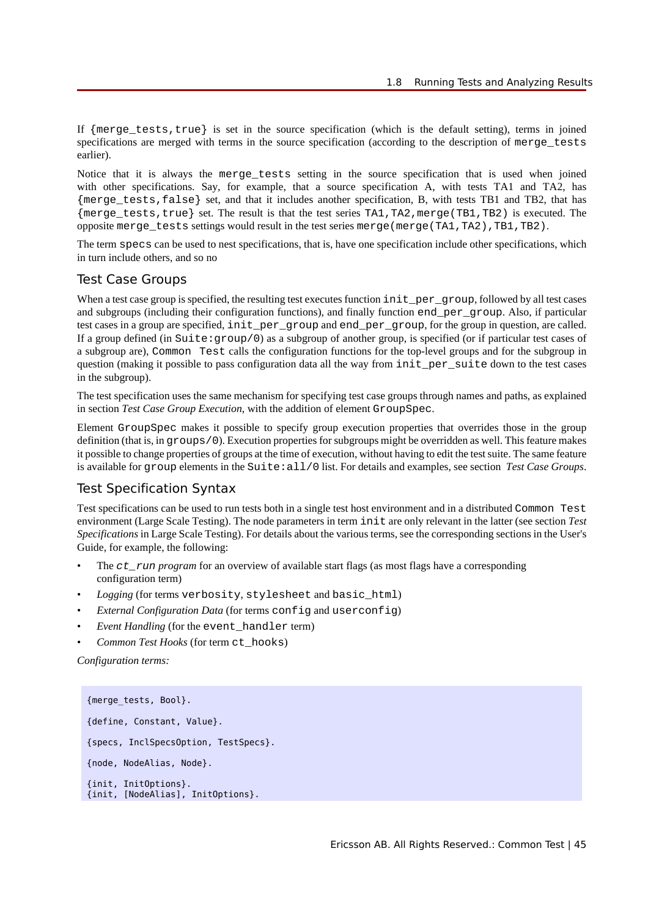If `{merge_tests,true}` is set in the source specification (which is the default setting), terms in joined specifications are merged with terms in the source specification (according to the description of `merge_tests` earlier).

Notice that it is always the `merge_tests` setting in the source specification that is used when joined with other specifications. Say, for example, that a source specification A, with tests TA1 and TA2, has `{merge_tests,false}` set, and that it includes another specification, B, with tests TB1 and TB2, that has `{merge_tests,true}` set. The result is that the test series `TA1,TA2,merge(TB1,TB2)` is executed. The opposite `merge_tests` settings would result in the test series `merge(merge(TA1,TA2),TB1,TB2)`.

The term `specs` can be used to nest specifications, that is, have one specification include other specifications, which in turn include others, and so no

## Test Case Groups

When a test case group is specified, the resulting test executes function `init_per_group`, followed by all test cases and subgroups (including their configuration functions), and finally function `end_per_group`. Also, if particular test cases in a group are specified, `init_per_group` and `end_per_group`, for the group in question, are called. If a group defined (in `Suite:group/0`) as a subgroup of another group, is specified (or if particular test cases of a subgroup are), `Common Test` calls the configuration functions for the top-level groups and for the subgroup in question (making it possible to pass configuration data all the way from `init_per_suite` down to the test cases in the subgroup).

The test specification uses the same mechanism for specifying test case groups through names and paths, as explained in section *Test Case Group Execution*, with the addition of element `GroupSpec`.

Element `GroupSpec` makes it possible to specify group execution properties that overrides those in the group definition (that is, in `groups/0`). Execution properties for subgroups might be overridden as well. This feature makes it possible to change properties of groups at the time of execution, without having to edit the test suite. The same feature is available for `group` elements in the `Suite:all/0` list. For details and examples, see section *Test Case Groups*.

## Test Specification Syntax

Test specifications can be used to run tests both in a single test host environment and in a distributed `Common Test` environment (Large Scale Testing). The node parameters in term `init` are only relevant in the latter (see section *Test Specifications* in Large Scale Testing). For details about the various terms, see the corresponding sections in the User's Guide, for example, the following:

- The *`ct_run` program* for an overview of available start flags (as most flags have a corresponding configuration term)
- *Logging* (for terms `verbosity`, `stylesheet` and `basic_html`)
- *External Configuration Data* (for terms `config` and `userconfig`)
- *Event Handling* (for the `event_handler` term)
- *Common Test Hooks* (for term `ct_hooks`)

*Configuration terms:*

```
{merge_tests, Bool}.

{define, Constant, Value}.

{specs, InclSpecsOption, TestSpecs}.

{node, NodeAlias, Node}.

{init, InitOptions}.
{init, [NodeAlias], InitOptions}.
```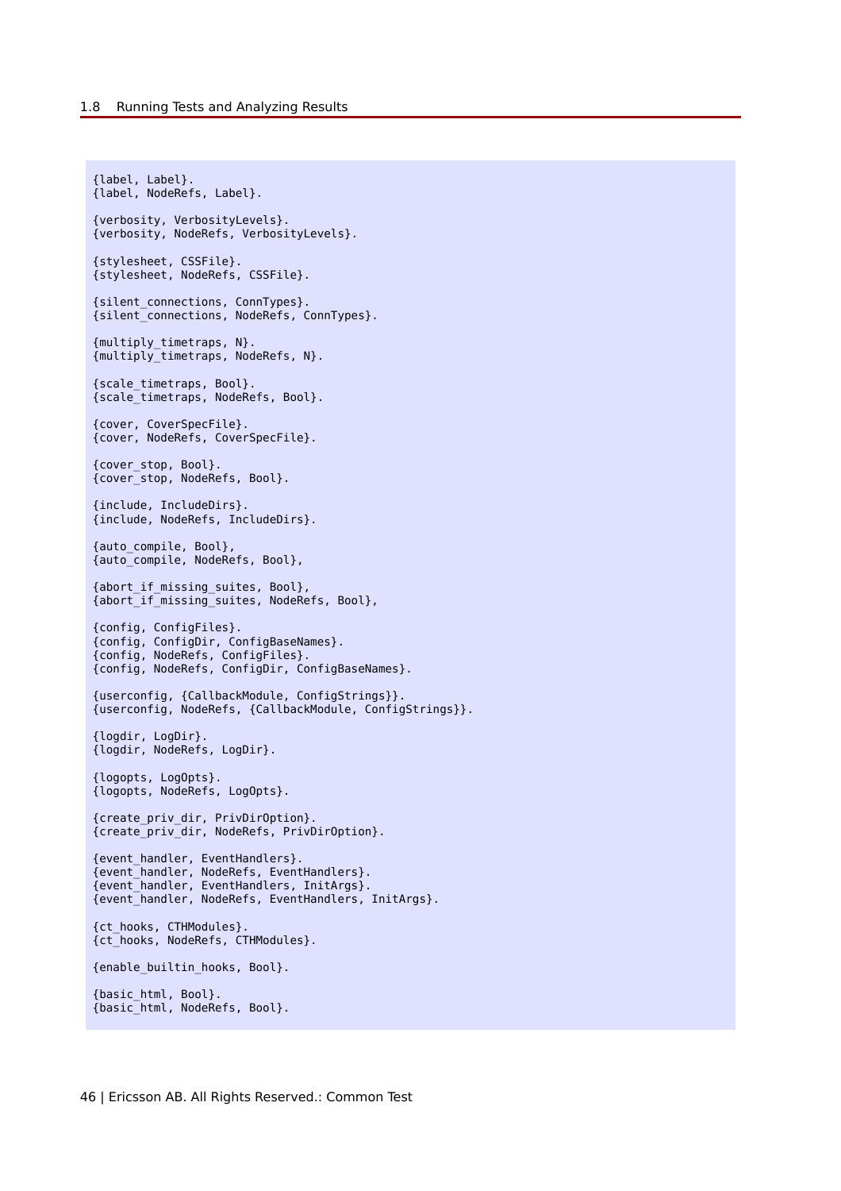```
{label, Label}.
{label, NodeRefs, Label}.

{verbosity, VerbosityLevels}.
{verbosity, NodeRefs, VerbosityLevels}.

{stylesheet, CSSFile}.
{stylesheet, NodeRefs, CSSFile}.

{silent_connections, ConnTypes}.
{silent_connections, NodeRefs, ConnTypes}.

{multiply_timetraps, N}.
{multiply_timetraps, NodeRefs, N}.

{scale_timetraps, Bool}.
{scale_timetraps, NodeRefs, Bool}.

{cover, CoverSpecFile}.
{cover, NodeRefs, CoverSpecFile}.

{cover_stop, Bool}.
{cover_stop, NodeRefs, Bool}.

{include, IncludeDirs}.
{include, NodeRefs, IncludeDirs}.

{auto_compile, Bool},
{auto_compile, NodeRefs, Bool},

{abort_if_missing_suites, Bool},
{abort_if_missing_suites, NodeRefs, Bool},

{config, ConfigFiles}.
{config, ConfigDir, ConfigBaseNames}.
{config, NodeRefs, ConfigFiles}.
{config, NodeRefs, ConfigDir, ConfigBaseNames}.

{userconfig, {CallbackModule, ConfigStrings}}.
{userconfig, NodeRefs, {CallbackModule, ConfigStrings}}.

{logdir, LogDir}.
{logdir, NodeRefs, LogDir}.

{logopts, LogOpts}.
{logopts, NodeRefs, LogOpts}.

{create_priv_dir, PrivDirOption}.
{create_priv_dir, NodeRefs, PrivDirOption}.

{event_handler, EventHandlers}.
{event_handler, NodeRefs, EventHandlers}.
{event_handler, EventHandlers, InitArgs}.
{event_handler, NodeRefs, EventHandlers, InitArgs}.

{ct_hooks, CTHModules}.
{ct_hooks, NodeRefs, CTHModules}.

{enable_builtin_hooks, Bool}.

{basic_html, Bool}.
{basic_html, NodeRefs, Bool}.
```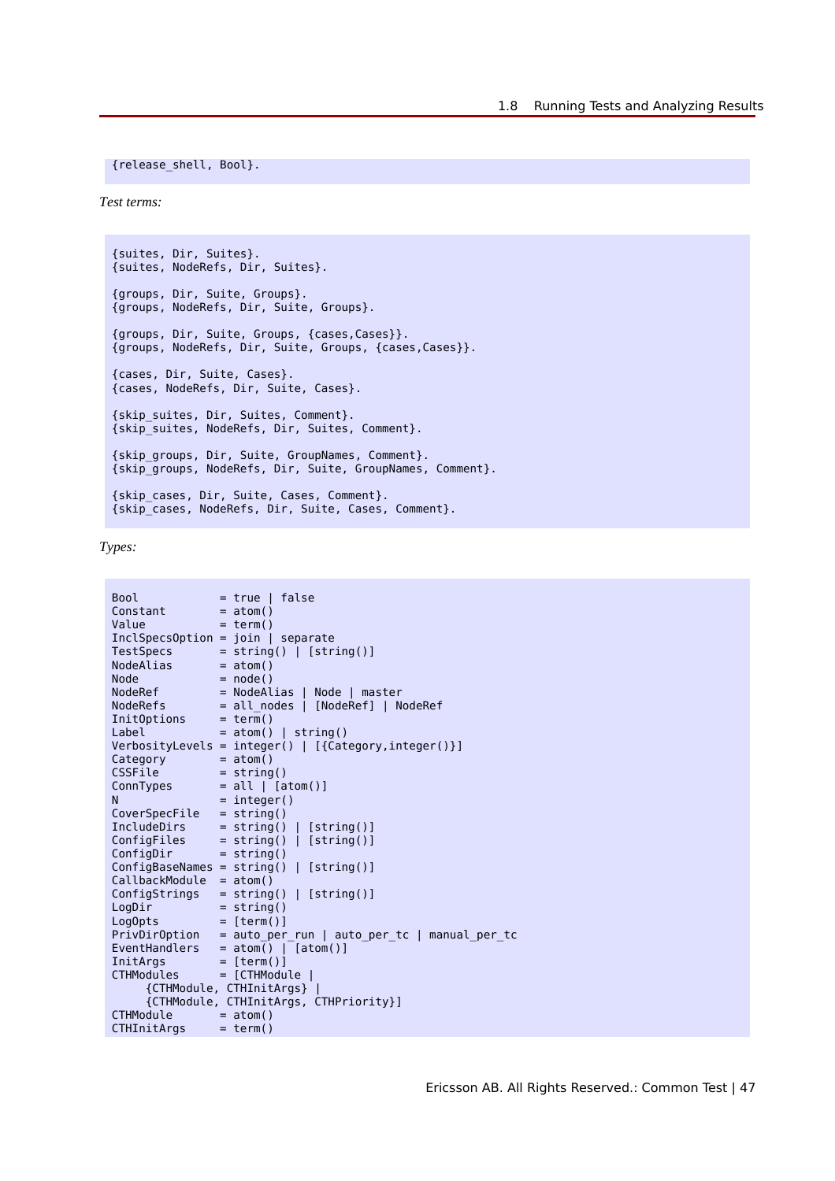```
{release_shell, Bool}.
```

*Test terms:*

```
{suites, Dir, Suites}.
{suites, NodeRefs, Dir, Suites}.

{groups, Dir, Suite, Groups}.
{groups, NodeRefs, Dir, Suite, Groups}.

{groups, Dir, Suite, Groups, {cases,Cases}}.
{groups, NodeRefs, Dir, Suite, Groups, {cases,Cases}}.

{cases, Dir, Suite, Cases}.
{cases, NodeRefs, Dir, Suite, Cases}.

{skip_suites, Dir, Suites, Comment}.
{skip_suites, NodeRefs, Dir, Suites, Comment}.

{skip_groups, Dir, Suite, GroupNames, Comment}.
{skip_groups, NodeRefs, Dir, Suite, GroupNames, Comment}.

{skip_cases, Dir, Suite, Cases, Comment}.
{skip_cases, NodeRefs, Dir, Suite, Cases, Comment}.
```

*Types:*

```
Bool            = true | false
Constant        = atom()
Value           = term()
InclSpecsOption = join | separate
TestSpecs       = string() | [string()]
NodeAlias       = atom()
Node            = node()
NodeRef         = NodeAlias | Node | master
NodeRefs        = all_nodes | [NodeRef] | NodeRef
InitOptions     = term()
Label           = atom() | string()
VerbosityLevels = integer() | [{Category,integer()}]
Category        = atom()
CSSFile         = string()
ConnTypes       = all | [atom()]
N               = integer()
CoverSpecFile   = string()
IncludeDirs     = string() | [string()]
ConfigFiles     = string() | [string()]
ConfigDir       = string()
ConfigBaseNames = string() | [string()]
CallbackModule  = atom()
ConfigStrings   = string() | [string()]
LogDir          = string()
LogOpts         = [term()]
PrivDirOption   = auto_per_run | auto_per_tc | manual_per_tc
EventHandlers   = atom() | [atom()]
InitArgs        = [term()]
CTHModules      = [CTHModule |
     {CTHModule, CTHInitArgs} |
     {CTHModule, CTHInitArgs, CTHPriority}]
CTHModule       = atom()
CTHInitArgs     = term()
```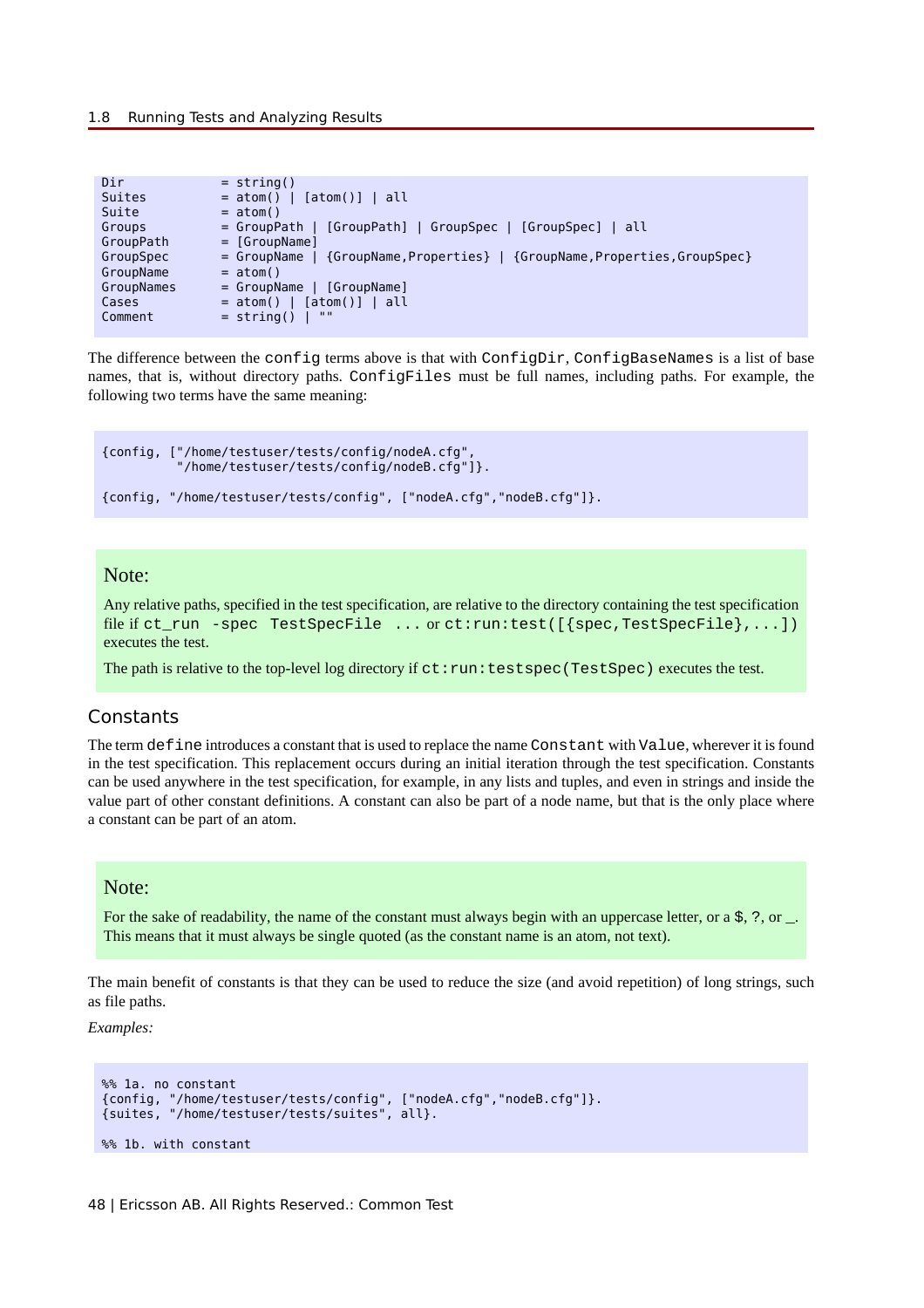```
Dir             = string()
Suites          = atom() | [atom()] | all
Suite           = atom()
Groups          = GroupPath | [GroupPath] | GroupSpec | [GroupSpec] | all
GroupPath       = [GroupName]
GroupSpec       = GroupName | {GroupName,Properties} | {GroupName,Properties,GroupSpec}
GroupName       = atom()
GroupNames      = GroupName | [GroupName]
Cases           = atom() | [atom()] | all
Comment         = string() | ""
```

The difference between the `config` terms above is that with `ConfigDir`, `ConfigBaseNames` is a list of base names, that is, without directory paths. `ConfigFiles` must be full names, including paths. For example, the following two terms have the same meaning:

```
{config, ["/home/testuser/tests/config/nodeA.cfg",
          "/home/testuser/tests/config/nodeB.cfg"]}.

{config, "/home/testuser/tests/config", ["nodeA.cfg","nodeB.cfg"]}.
```

### Note:

Any relative paths, specified in the test specification, are relative to the directory containing the test specification file if `ct_run -spec TestSpecFile ...` or `ct:run:test([{spec,TestSpecFile},...])` executes the test.

The path is relative to the top-level log directory if `ct:run:testspec(TestSpec)` executes the test.

## Constants

The term `define` introduces a constant that is used to replace the name `Constant` with `Value`, wherever it is found in the test specification. This replacement occurs during an initial iteration through the test specification. Constants can be used anywhere in the test specification, for example, in any lists and tuples, and even in strings and inside the value part of other constant definitions. A constant can also be part of a node name, but that is the only place where a constant can be part of an atom.

### Note:

For the sake of readability, the name of the constant must always begin with an uppercase letter, or a `$`, `?`, or `_`. This means that it must always be single quoted (as the constant name is an atom, not text).

The main benefit of constants is that they can be used to reduce the size (and avoid repetition) of long strings, such as file paths.

*Examples:*

```
%% 1a. no constant
{config, "/home/testuser/tests/config", ["nodeA.cfg","nodeB.cfg"]}.
{suites, "/home/testuser/tests/suites", all}.

%% 1b. with constant
```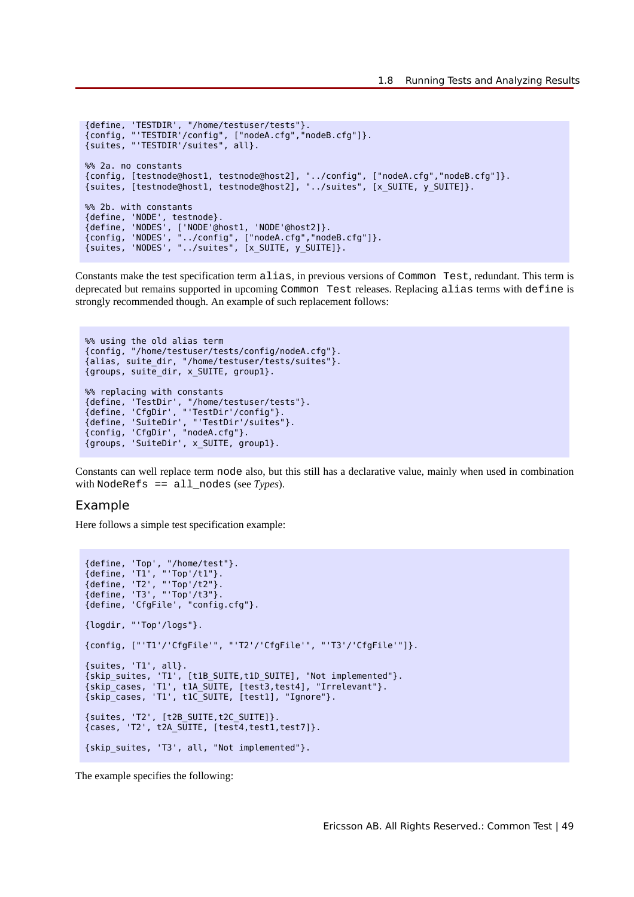```
{define, 'TESTDIR', "/home/testuser/tests"}.
{config, "'TESTDIR'/config", ["nodeA.cfg","nodeB.cfg"]}.
{suites, "'TESTDIR'/suites", all}.

%% 2a. no constants
{config, [testnode@host1, testnode@host2], "../config", ["nodeA.cfg","nodeB.cfg"]}.
{suites, [testnode@host1, testnode@host2], "../suites", [x_SUITE, y_SUITE]}.

%% 2b. with constants
{define, 'NODE', testnode}.
{define, 'NODES', ['NODE'@host1, 'NODE'@host2]}.
{config, 'NODES', "../config", ["nodeA.cfg","nodeB.cfg"]}.
{suites, 'NODES', "../suites", [x_SUITE, y_SUITE]}.
```

Constants make the test specification term `alias`, in previous versions of `Common Test`, redundant. This term is deprecated but remains supported in upcoming `Common Test` releases. Replacing `alias` terms with `define` is strongly recommended though. An example of such replacement follows:

```
%% using the old alias term
{config, "/home/testuser/tests/config/nodeA.cfg"}.
{alias, suite_dir, "/home/testuser/tests/suites"}.
{groups, suite_dir, x_SUITE, group1}.

%% replacing with constants
{define, 'TestDir', "/home/testuser/tests"}.
{define, 'CfgDir', "'TestDir'/config"}.
{define, 'SuiteDir', "'TestDir'/suites"}.
{config, 'CfgDir', "nodeA.cfg"}.
{groups, 'SuiteDir', x_SUITE, group1}.
```

Constants can well replace term `node` also, but this still has a declarative value, mainly when used in combination with `NodeRefs == all_nodes` (see *Types*).

## Example

Here follows a simple test specification example:

```
{define, 'Top', "/home/test"}.
{define, 'T1', "'Top'/t1"}.
{define, 'T2', "'Top'/t2"}.
{define, 'T3', "'Top'/t3"}.
{define, 'CfgFile', "config.cfg"}.

{logdir, "'Top'/logs"}.

{config, ["'T1'/'CfgFile'", "'T2'/'CfgFile'", "'T3'/'CfgFile'"]}.

{suites, 'T1', all}.
{skip_suites, 'T1', [t1B_SUITE,t1D_SUITE], "Not implemented"}.
{skip_cases, 'T1', t1A_SUITE, [test3,test4], "Irrelevant"}.
{skip_cases, 'T1', t1C_SUITE, [test1], "Ignore"}.

{suites, 'T2', [t2B_SUITE,t2C_SUITE]}.
{cases, 'T2', t2A_SUITE, [test4,test1,test7]}.

{skip_suites, 'T3', all, "Not implemented"}.
```

The example specifies the following: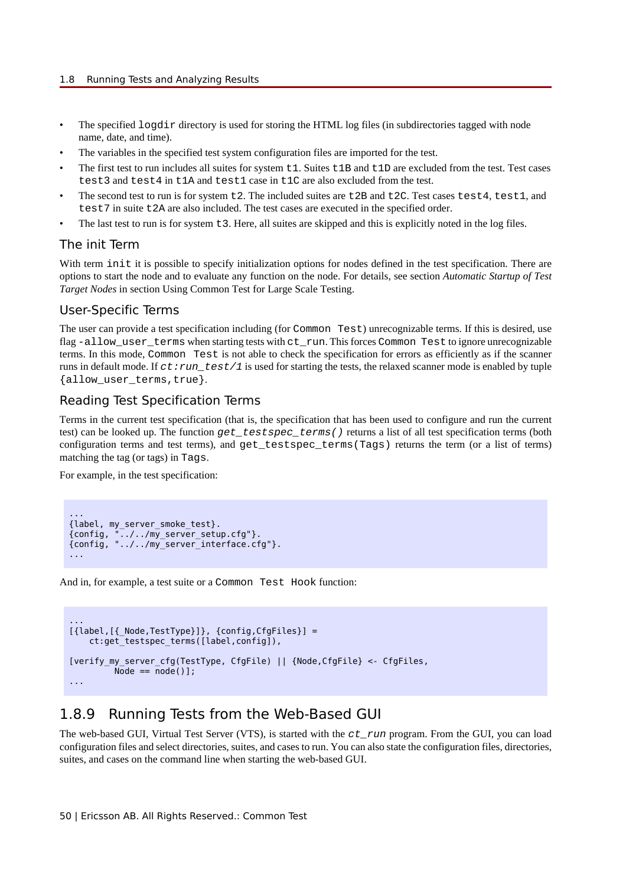- The specified `logdir` directory is used for storing the HTML log files (in subdirectories tagged with node name, date, and time).
- The variables in the specified test system configuration files are imported for the test.
- The first test to run includes all suites for system `t1`. Suites `t1B` and `t1D` are excluded from the test. Test cases `test3` and `test4` in `t1A` and `test1` case in `t1C` are also excluded from the test.
- The second test to run is for system `t2`. The included suites are `t2B` and `t2C`. Test cases `test4`, `test1`, and `test7` in suite `t2A` are also included. The test cases are executed in the specified order.
- The last test to run is for system `t3`. Here, all suites are skipped and this is explicitly noted in the log files.

### The init Term

With term `init` it is possible to specify initialization options for nodes defined in the test specification. There are options to start the node and to evaluate any function on the node. For details, see section *Automatic Startup of Test Target Nodes* in section Using Common Test for Large Scale Testing.

### User-Specific Terms

The user can provide a test specification including (for `Common Test`) unrecognizable terms. If this is desired, use flag `-allow_user_terms` when starting tests with `ct_run`. This forces `Common Test` to ignore unrecognizable terms. In this mode, `Common Test` is not able to check the specification for errors as efficiently as if the scanner runs in default mode. If *`ct:run_test/1`* is used for starting the tests, the relaxed scanner mode is enabled by tuple `{allow_user_terms,true}`.

### Reading Test Specification Terms

Terms in the current test specification (that is, the specification that has been used to configure and run the current test) can be looked up. The function *`get_testspec_terms()`* returns a list of all test specification terms (both configuration terms and test terms), and `get_testspec_terms(Tags)` returns the term (or a list of terms) matching the tag (or tags) in `Tags`.

For example, in the test specification:

```
...
{label, my_server_smoke_test}.
{config, "../../my_server_setup.cfg"}.
{config, "../../my_server_interface.cfg"}.
...
```

And in, for example, a test suite or a `Common Test Hook` function:

```
...
[{label,[{_Node,TestType}]}, {config,CfgFiles}] =
    ct:get_testspec_terms([label,config]),

[verify_my_server_cfg(TestType, CfgFile) || {Node,CfgFile} <- CfgFiles,
        Node == node()];
...
```

## 1.8.9 Running Tests from the Web-Based GUI

The web-based GUI, Virtual Test Server (VTS), is started with the *`ct_run`* program. From the GUI, you can load configuration files and select directories, suites, and cases to run. You can also state the configuration files, directories, suites, and cases on the command line when starting the web-based GUI.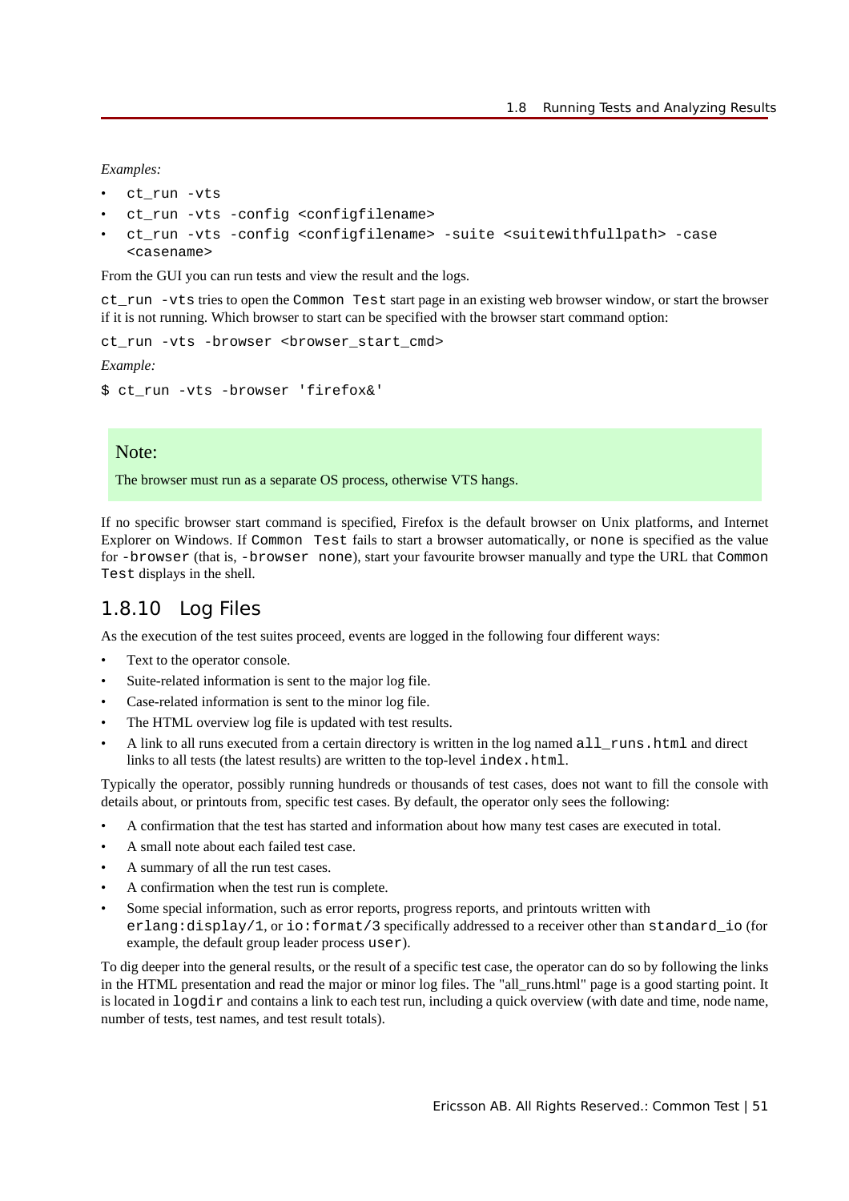*Examples:*

- `ct_run -vts`
- `ct_run -vts -config <configfilename>`
- `ct_run -vts -config <configfilename> -suite <suitewithfullpath> -case <casename>`

From the GUI you can run tests and view the result and the logs.

`ct_run -vts` tries to open the `Common Test` start page in an existing web browser window, or start the browser if it is not running. Which browser to start can be specified with the browser start command option:

```
ct_run -vts -browser <browser_start_cmd>
```

*Example:*

```
$ ct_run -vts -browser 'firefox&'
```

> Note:
>
> The browser must run as a separate OS process, otherwise VTS hangs.

If no specific browser start command is specified, Firefox is the default browser on Unix platforms, and Internet Explorer on Windows. If `Common Test` fails to start a browser automatically, or `none` is specified as the value for `-browser` (that is, `-browser none`), start your favourite browser manually and type the URL that `Common Test` displays in the shell.

## 1.8.10 Log Files

As the execution of the test suites proceed, events are logged in the following four different ways:

- Text to the operator console.
- Suite-related information is sent to the major log file.
- Case-related information is sent to the minor log file.
- The HTML overview log file is updated with test results.
- A link to all runs executed from a certain directory is written in the log named `all_runs.html` and direct links to all tests (the latest results) are written to the top-level `index.html`.

Typically the operator, possibly running hundreds or thousands of test cases, does not want to fill the console with details about, or printouts from, specific test cases. By default, the operator only sees the following:

- A confirmation that the test has started and information about how many test cases are executed in total.
- A small note about each failed test case.
- A summary of all the run test cases.
- A confirmation when the test run is complete.
- Some special information, such as error reports, progress reports, and printouts written with `erlang:display/1`, or `io:format/3` specifically addressed to a receiver other than `standard_io` (for example, the default group leader process `user`).

To dig deeper into the general results, or the result of a specific test case, the operator can do so by following the links in the HTML presentation and read the major or minor log files. The "all_runs.html" page is a good starting point. It is located in `logdir` and contains a link to each test run, including a quick overview (with date and time, node name, number of tests, test names, and test result totals).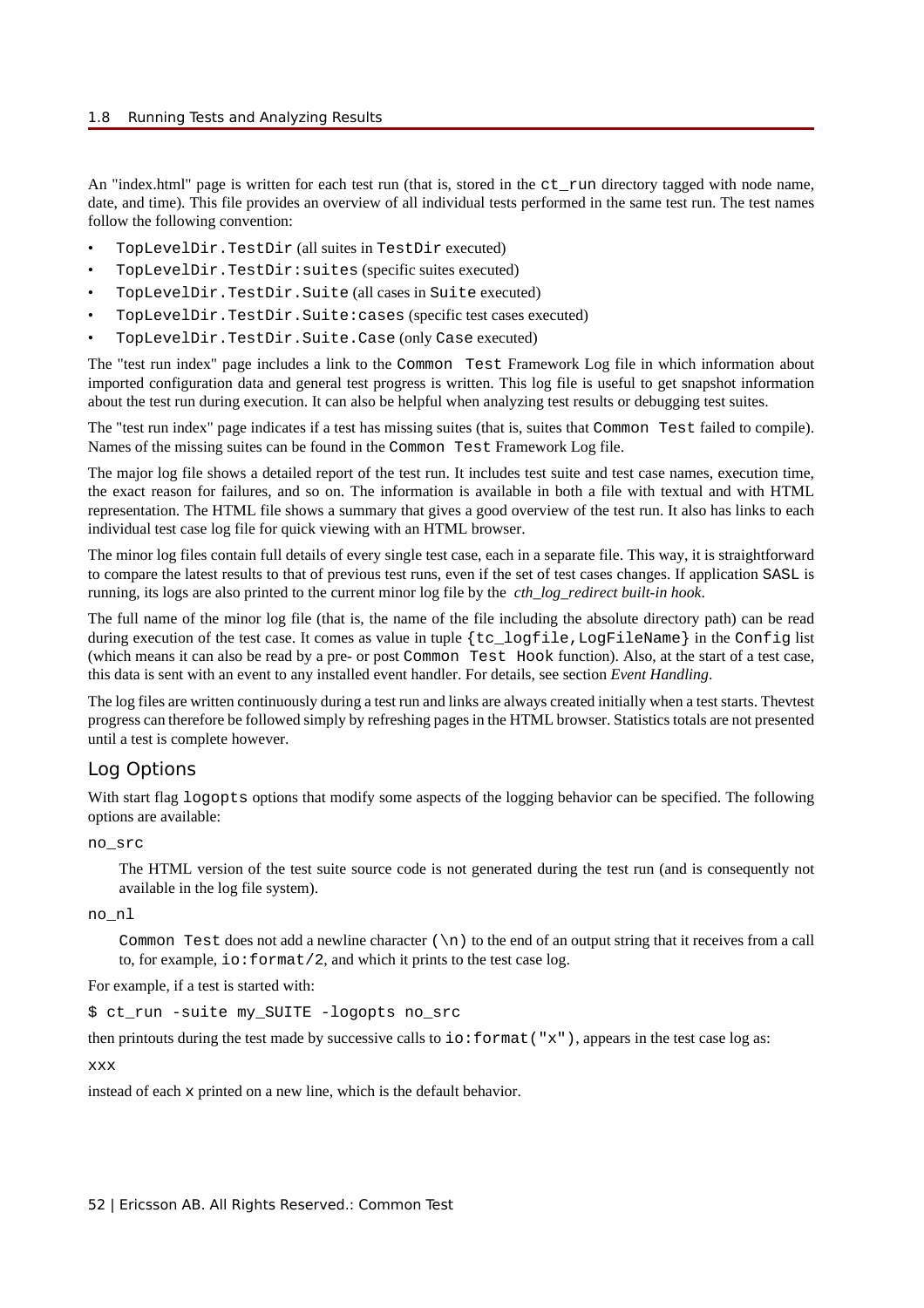An "index.html" page is written for each test run (that is, stored in the `ct_run` directory tagged with node name, date, and time). This file provides an overview of all individual tests performed in the same test run. The test names follow the following convention:

- `TopLevelDir.TestDir` (all suites in `TestDir` executed)
- `TopLevelDir.TestDir:suites` (specific suites executed)
- `TopLevelDir.TestDir.Suite` (all cases in `Suite` executed)
- `TopLevelDir.TestDir.Suite:cases` (specific test cases executed)
- `TopLevelDir.TestDir.Suite.Case` (only `Case` executed)

The "test run index" page includes a link to the `Common Test` Framework Log file in which information about imported configuration data and general test progress is written. This log file is useful to get snapshot information about the test run during execution. It can also be helpful when analyzing test results or debugging test suites.

The "test run index" page indicates if a test has missing suites (that is, suites that `Common Test` failed to compile). Names of the missing suites can be found in the `Common Test` Framework Log file.

The major log file shows a detailed report of the test run. It includes test suite and test case names, execution time, the exact reason for failures, and so on. The information is available in both a file with textual and with HTML representation. The HTML file shows a summary that gives a good overview of the test run. It also has links to each individual test case log file for quick viewing with an HTML browser.

The minor log files contain full details of every single test case, each in a separate file. This way, it is straightforward to compare the latest results to that of previous test runs, even if the set of test cases changes. If application `SASL` is running, its logs are also printed to the current minor log file by the *cth_log_redirect built-in hook*.

The full name of the minor log file (that is, the name of the file including the absolute directory path) can be read during execution of the test case. It comes as value in tuple `{tc_logfile,LogFileName}` in the `Config` list (which means it can also be read by a pre- or post `Common Test Hook` function). Also, at the start of a test case, this data is sent with an event to any installed event handler. For details, see section *Event Handling*.

The log files are written continuously during a test run and links are always created initially when a test starts. Thevtest progress can therefore be followed simply by refreshing pages in the HTML browser. Statistics totals are not presented until a test is complete however.

## Log Options

With start flag `logopts` options that modify some aspects of the logging behavior can be specified. The following options are available:

`no_src`

The HTML version of the test suite source code is not generated during the test run (and is consequently not available in the log file system).

`no_nl`

`Common Test` does not add a newline character `(\n)` to the end of an output string that it receives from a call to, for example, `io:format/2`, and which it prints to the test case log.

For example, if a test is started with:

```
$ ct_run -suite my_SUITE -logopts no_src
```

then printouts during the test made by successive calls to `io:format("x")`, appears in the test case log as:

```
xxx
```

instead of each `x` printed on a new line, which is the default behavior.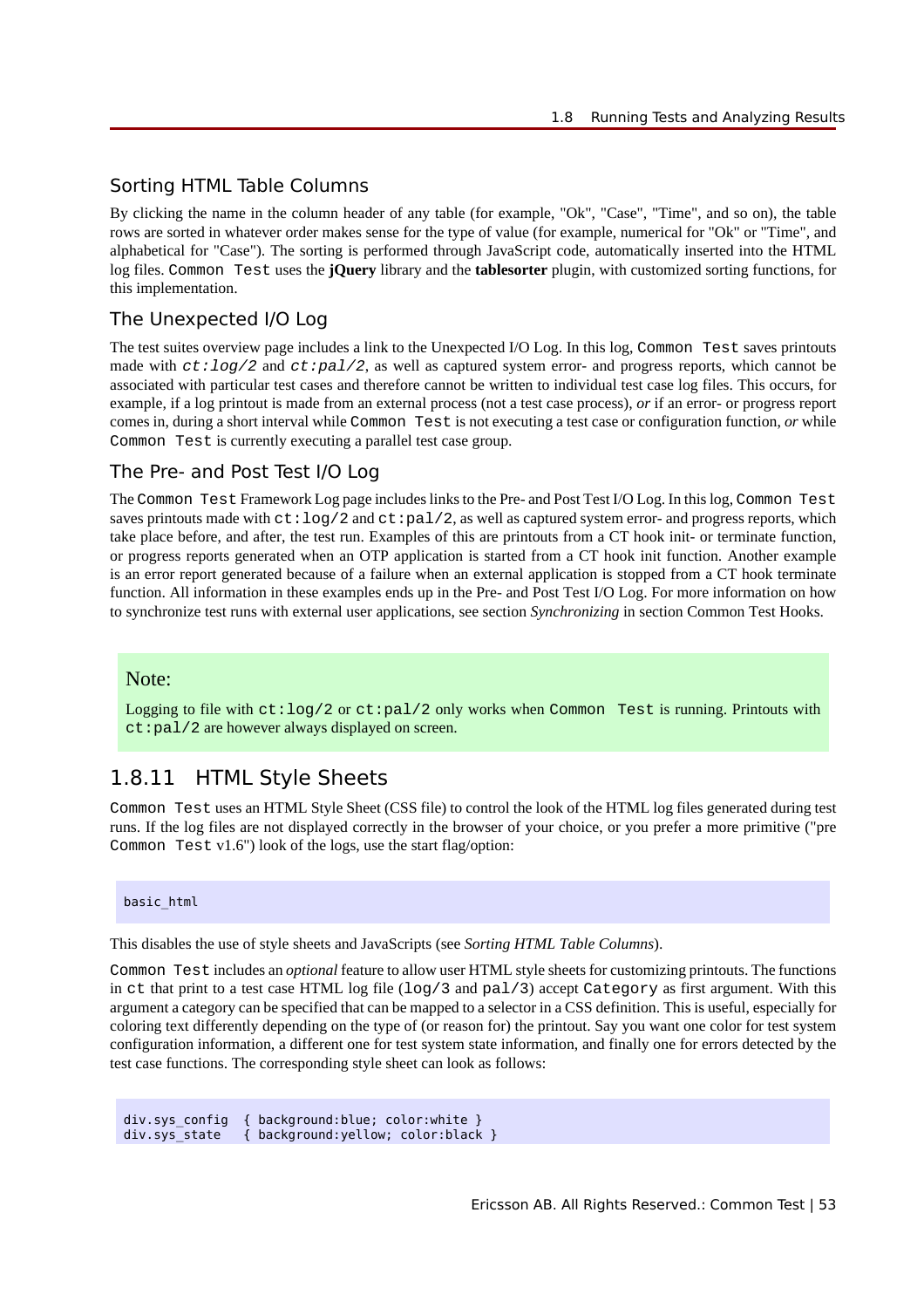### Sorting HTML Table Columns

By clicking the name in the column header of any table (for example, "Ok", "Case", "Time", and so on), the table rows are sorted in whatever order makes sense for the type of value (for example, numerical for "Ok" or "Time", and alphabetical for "Case"). The sorting is performed through JavaScript code, automatically inserted into the HTML log files. `Common Test` uses the **jQuery** library and the **tablesorter** plugin, with customized sorting functions, for this implementation.

### The Unexpected I/O Log

The test suites overview page includes a link to the Unexpected I/O Log. In this log, `Common Test` saves printouts made with *`ct:log/2`* and *`ct:pal/2`*, as well as captured system error- and progress reports, which cannot be associated with particular test cases and therefore cannot be written to individual test case log files. This occurs, for example, if a log printout is made from an external process (not a test case process), *or* if an error- or progress report comes in, during a short interval while `Common Test` is not executing a test case or configuration function, *or* while `Common Test` is currently executing a parallel test case group.

### The Pre- and Post Test I/O Log

The `Common Test` Framework Log page includes links to the Pre- and Post Test I/O Log. In this log, `Common Test` saves printouts made with `ct:log/2` and `ct:pal/2`, as well as captured system error- and progress reports, which take place before, and after, the test run. Examples of this are printouts from a CT hook init- or terminate function, or progress reports generated when an OTP application is started from a CT hook init function. Another example is an error report generated because of a failure when an external application is stopped from a CT hook terminate function. All information in these examples ends up in the Pre- and Post Test I/O Log. For more information on how to synchronize test runs with external user applications, see section *Synchronizing* in section Common Test Hooks.

> **Note:**
>
> Logging to file with `ct:log/2` or `ct:pal/2` only works when `Common Test` is running. Printouts with `ct:pal/2` are however always displayed on screen.

## 1.8.11 HTML Style Sheets

`Common Test` uses an HTML Style Sheet (CSS file) to control the look of the HTML log files generated during test runs. If the log files are not displayed correctly in the browser of your choice, or you prefer a more primitive ("pre `Common Test` v1.6") look of the logs, use the start flag/option:

```
basic_html
```

This disables the use of style sheets and JavaScripts (see *Sorting HTML Table Columns*).

`Common Test` includes an *optional* feature to allow user HTML style sheets for customizing printouts. The functions in `ct` that print to a test case HTML log file (`log/3` and `pal/3`) accept `Category` as first argument. With this argument a category can be specified that can be mapped to a selector in a CSS definition. This is useful, especially for coloring text differently depending on the type of (or reason for) the printout. Say you want one color for test system configuration information, a different one for test system state information, and finally one for errors detected by the test case functions. The corresponding style sheet can look as follows:

```
div.sys_config  { background:blue; color:white }
div.sys_state   { background:yellow; color:black }
```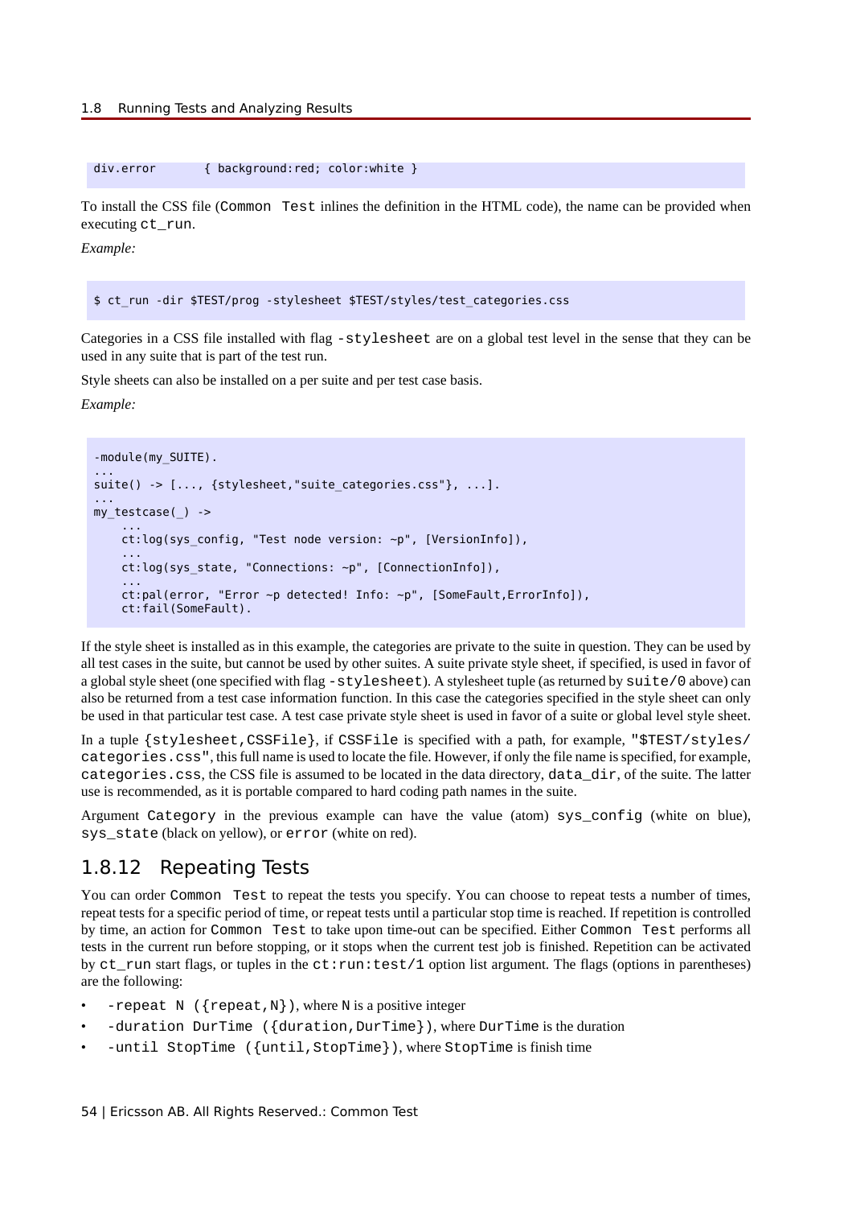```
div.error       { background:red; color:white }
```

To install the CSS file (Common Test inlines the definition in the HTML code), the name can be provided when executing ct_run.

*Example:*

```
$ ct_run -dir $TEST/prog -stylesheet $TEST/styles/test_categories.css
```

Categories in a CSS file installed with flag -stylesheet are on a global test level in the sense that they can be used in any suite that is part of the test run.

Style sheets can also be installed on a per suite and per test case basis.

*Example:*

```
-module(my_SUITE).
...
suite() -> [..., {stylesheet,"suite_categories.css"}, ...].
...
my_testcase(_) ->
    ...
    ct:log(sys_config, "Test node version: ~p", [VersionInfo]),
    ...
    ct:log(sys_state, "Connections: ~p", [ConnectionInfo]),
    ...
    ct:pal(error, "Error ~p detected! Info: ~p", [SomeFault,ErrorInfo]),
    ct:fail(SomeFault).
```

If the style sheet is installed as in this example, the categories are private to the suite in question. They can be used by all test cases in the suite, but cannot be used by other suites. A suite private style sheet, if specified, is used in favor of a global style sheet (one specified with flag -stylesheet). A stylesheet tuple (as returned by suite/0 above) can also be returned from a test case information function. In this case the categories specified in the style sheet can only be used in that particular test case. A test case private style sheet is used in favor of a suite or global level style sheet.

In a tuple {stylesheet,CSSFile}, if CSSFile is specified with a path, for example, "$TEST/styles/categories.css", this full name is used to locate the file. However, if only the file name is specified, for example, categories.css, the CSS file is assumed to be located in the data directory, data_dir, of the suite. The latter use is recommended, as it is portable compared to hard coding path names in the suite.

Argument Category in the previous example can have the value (atom) sys_config (white on blue), sys_state (black on yellow), or error (white on red).

## 1.8.12 Repeating Tests

You can order Common Test to repeat the tests you specify. You can choose to repeat tests a number of times, repeat tests for a specific period of time, or repeat tests until a particular stop time is reached. If repetition is controlled by time, an action for Common Test to take upon time-out can be specified. Either Common Test performs all tests in the current run before stopping, or it stops when the current test job is finished. Repetition can be activated by ct_run start flags, or tuples in the ct:run:test/1 option list argument. The flags (options in parentheses) are the following:

- -repeat N ({repeat,N}), where N is a positive integer
- -duration DurTime ({duration,DurTime}), where DurTime is the duration
- -until StopTime ({until,StopTime}), where StopTime is finish time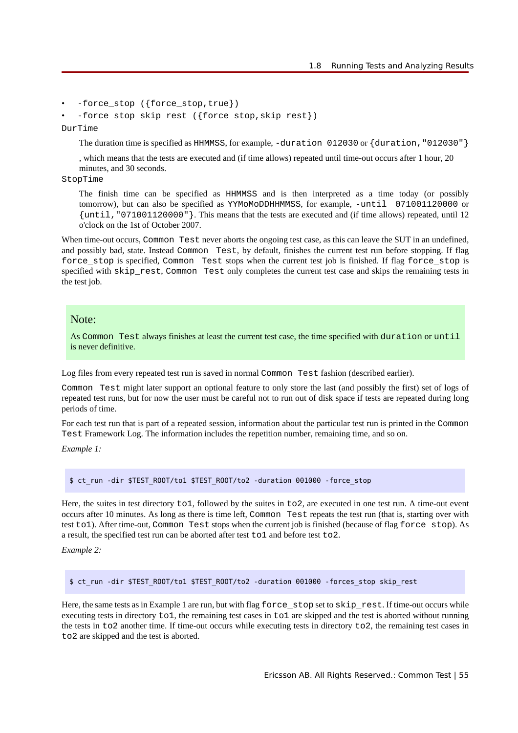- `-force_stop ({force_stop,true})`
- `-force_stop skip_rest ({force_stop,skip_rest})`

`DurTime`

The duration time is specified as `HHMMSS`, for example, `-duration 012030` or `{duration,"012030"}`

, which means that the tests are executed and (if time allows) repeated until time-out occurs after 1 hour, 20 minutes, and 30 seconds.

`StopTime`

The finish time can be specified as `HHMMSS` and is then interpreted as a time today (or possibly tomorrow), but can also be specified as `YYMoMoDDHHMMSS`, for example, `-until 071001120000` or `{until,"071001120000"}`. This means that the tests are executed and (if time allows) repeated, until 12 o'clock on the 1st of October 2007.

When time-out occurs, `Common Test` never aborts the ongoing test case, as this can leave the SUT in an undefined, and possibly bad, state. Instead `Common Test`, by default, finishes the current test run before stopping. If flag `force_stop` is specified, `Common Test` stops when the current test job is finished. If flag `force_stop` is specified with `skip_rest`, `Common Test` only completes the current test case and skips the remaining tests in the test job.

> **Note:**
>
> As `Common Test` always finishes at least the current test case, the time specified with `duration` or `until` is never definitive.

Log files from every repeated test run is saved in normal `Common Test` fashion (described earlier).

`Common Test` might later support an optional feature to only store the last (and possibly the first) set of logs of repeated test runs, but for now the user must be careful not to run out of disk space if tests are repeated during long periods of time.

For each test run that is part of a repeated session, information about the particular test run is printed in the `Common Test` Framework Log. The information includes the repetition number, remaining time, and so on.

*Example 1:*

```
$ ct_run -dir $TEST_ROOT/to1 $TEST_ROOT/to2 -duration 001000 -force_stop
```

Here, the suites in test directory `to1`, followed by the suites in `to2`, are executed in one test run. A time-out event occurs after 10 minutes. As long as there is time left, `Common Test` repeats the test run (that is, starting over with test `to1`). After time-out, `Common Test` stops when the current job is finished (because of flag `force_stop`). As a result, the specified test run can be aborted after test `to1` and before test `to2`.

*Example 2:*

```
$ ct_run -dir $TEST_ROOT/to1 $TEST_ROOT/to2 -duration 001000 -forces_stop skip_rest
```

Here, the same tests as in Example 1 are run, but with flag `force_stop` set to `skip_rest`. If time-out occurs while executing tests in directory `to1`, the remaining test cases in `to1` are skipped and the test is aborted without running the tests in `to2` another time. If time-out occurs while executing tests in directory `to2`, the remaining test cases in `to2` are skipped and the test is aborted.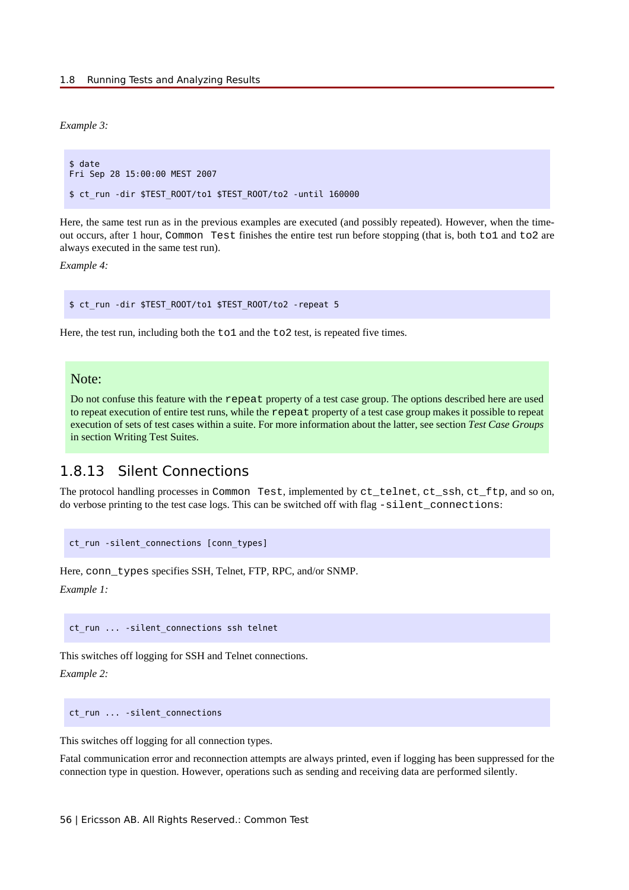*Example 3:*

```
$ date
Fri Sep 28 15:00:00 MEST 2007

$ ct_run -dir $TEST_ROOT/to1 $TEST_ROOT/to2 -until 160000
```

Here, the same test run as in the previous examples are executed (and possibly repeated). However, when the timeout occurs, after 1 hour, `Common Test` finishes the entire test run before stopping (that is, both `to1` and `to2` are always executed in the same test run).

*Example 4:*

```
$ ct_run -dir $TEST_ROOT/to1 $TEST_ROOT/to2 -repeat 5
```

Here, the test run, including both the `to1` and the `to2` test, is repeated five times.

> **Note:**
>
> Do not confuse this feature with the `repeat` property of a test case group. The options described here are used to repeat execution of entire test runs, while the `repeat` property of a test case group makes it possible to repeat execution of sets of test cases within a suite. For more information about the latter, see section *Test Case Groups* in section Writing Test Suites.

## 1.8.13 Silent Connections

The protocol handling processes in `Common Test`, implemented by `ct_telnet`, `ct_ssh`, `ct_ftp`, and so on, do verbose printing to the test case logs. This can be switched off with flag `-silent_connections`:

```
ct_run -silent_connections [conn_types]
```

Here, `conn_types` specifies SSH, Telnet, FTP, RPC, and/or SNMP.

*Example 1:*

```
ct_run ... -silent_connections ssh telnet
```

This switches off logging for SSH and Telnet connections.

*Example 2:*

```
ct_run ... -silent_connections
```

This switches off logging for all connection types.

Fatal communication error and reconnection attempts are always printed, even if logging has been suppressed for the connection type in question. However, operations such as sending and receiving data are performed silently.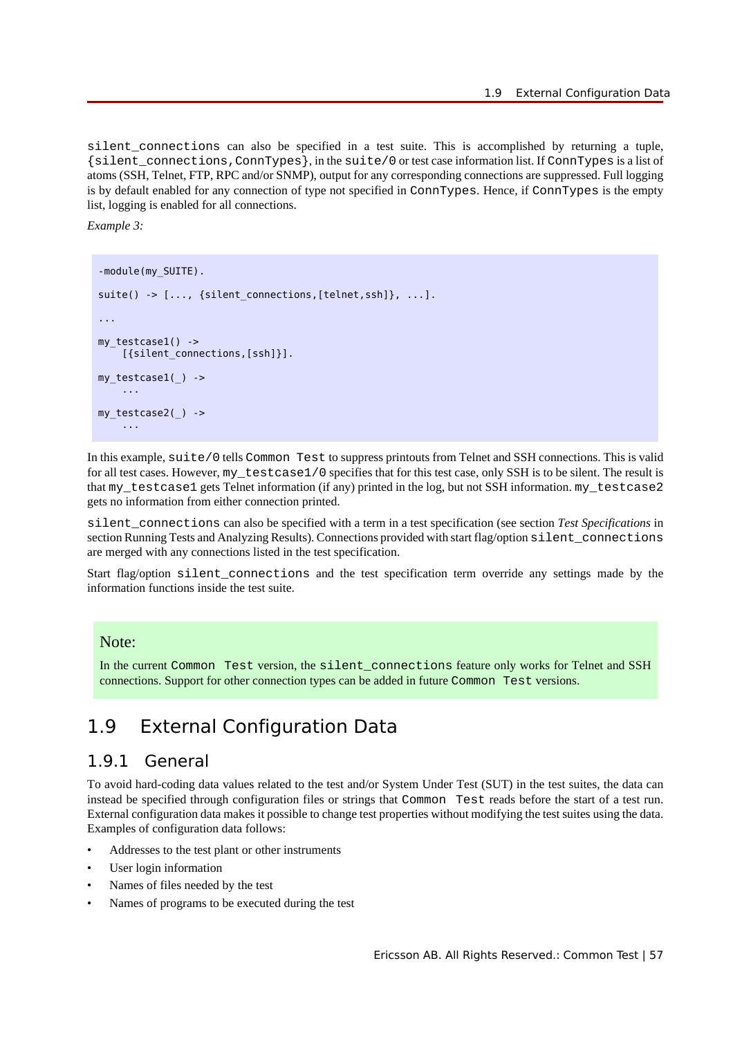`silent_connections` can also be specified in a test suite. This is accomplished by returning a tuple, `{silent_connections,ConnTypes}`, in the `suite/0` or test case information list. If `ConnTypes` is a list of atoms (SSH, Telnet, FTP, RPC and/or SNMP), output for any corresponding connections are suppressed. Full logging is by default enabled for any connection of type not specified in `ConnTypes`. Hence, if `ConnTypes` is the empty list, logging is enabled for all connections.

*Example 3:*

```
-module(my_SUITE).

suite() -> [..., {silent_connections,[telnet,ssh]}, ...].

...

my_testcase1() ->
    [{silent_connections,[ssh]}].

my_testcase1(_) ->
    ...

my_testcase2(_) ->
    ...
```

In this example, `suite/0` tells `Common Test` to suppress printouts from Telnet and SSH connections. This is valid for all test cases. However, `my_testcase1/0` specifies that for this test case, only SSH is to be silent. The result is that `my_testcase1` gets Telnet information (if any) printed in the log, but not SSH information. `my_testcase2` gets no information from either connection printed.

`silent_connections` can also be specified with a term in a test specification (see section *Test Specifications* in section Running Tests and Analyzing Results). Connections provided with start flag/option `silent_connections` are merged with any connections listed in the test specification.

Start flag/option `silent_connections` and the test specification term override any settings made by the information functions inside the test suite.

> Note:
>
> In the current `Common Test` version, the `silent_connections` feature only works for Telnet and SSH connections. Support for other connection types can be added in future `Common Test` versions.

## 1.9 External Configuration Data

### 1.9.1 General

To avoid hard-coding data values related to the test and/or System Under Test (SUT) in the test suites, the data can instead be specified through configuration files or strings that `Common Test` reads before the start of a test run. External configuration data makes it possible to change test properties without modifying the test suites using the data. Examples of configuration data follows:

- Addresses to the test plant or other instruments
- User login information
- Names of files needed by the test
- Names of programs to be executed during the test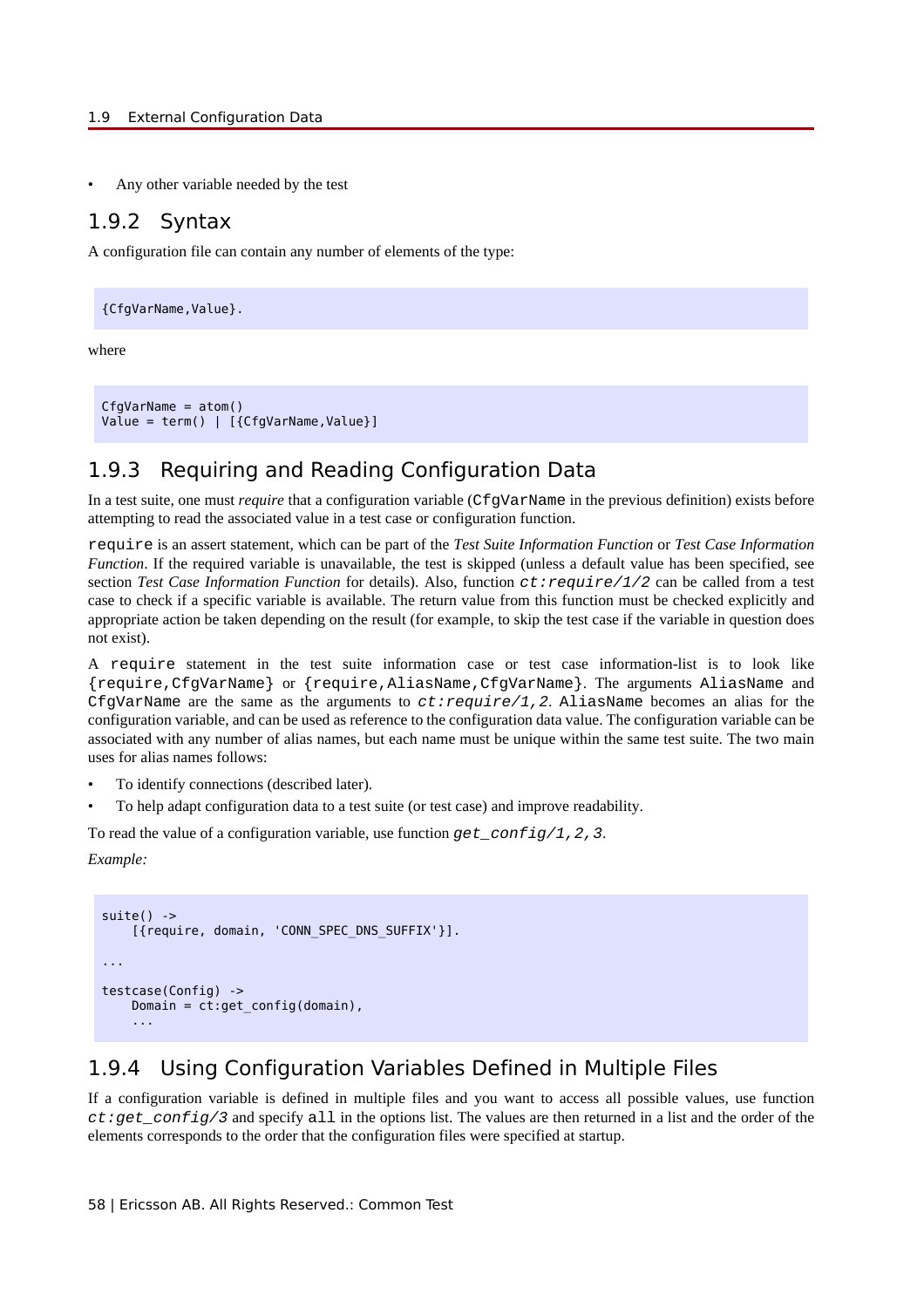- Any other variable needed by the test

## 1.9.2 Syntax

A configuration file can contain any number of elements of the type:

```
{CfgVarName,Value}.
```

where

```
CfgVarName = atom()
Value = term() | [{CfgVarName,Value}]
```

## 1.9.3 Requiring and Reading Configuration Data

In a test suite, one must *require* that a configuration variable (`CfgVarName` in the previous definition) exists before attempting to read the associated value in a test case or configuration function.

`require` is an assert statement, which can be part of the *Test Suite Information Function* or *Test Case Information Function*. If the required variable is unavailable, the test is skipped (unless a default value has been specified, see section *Test Case Information Function* for details). Also, function *ct:require/1/2* can be called from a test case to check if a specific variable is available. The return value from this function must be checked explicitly and appropriate action be taken depending on the result (for example, to skip the test case if the variable in question does not exist).

A `require` statement in the test suite information case or test case information-list is to look like `{require,CfgVarName}` or `{require,AliasName,CfgVarName}`. The arguments `AliasName` and `CfgVarName` are the same as the arguments to *ct:require/1,2*. `AliasName` becomes an alias for the configuration variable, and can be used as reference to the configuration data value. The configuration variable can be associated with any number of alias names, but each name must be unique within the same test suite. The two main uses for alias names follows:

- To identify connections (described later).
- To help adapt configuration data to a test suite (or test case) and improve readability.

To read the value of a configuration variable, use function *get_config/1,2,3*.

*Example:*

```
suite() ->
    [{require, domain, 'CONN_SPEC_DNS_SUFFIX'}].

...

testcase(Config) ->
    Domain = ct:get_config(domain),
    ...
```

## 1.9.4 Using Configuration Variables Defined in Multiple Files

If a configuration variable is defined in multiple files and you want to access all possible values, use function *ct:get_config/3* and specify `all` in the options list. The values are then returned in a list and the order of the elements corresponds to the order that the configuration files were specified at startup.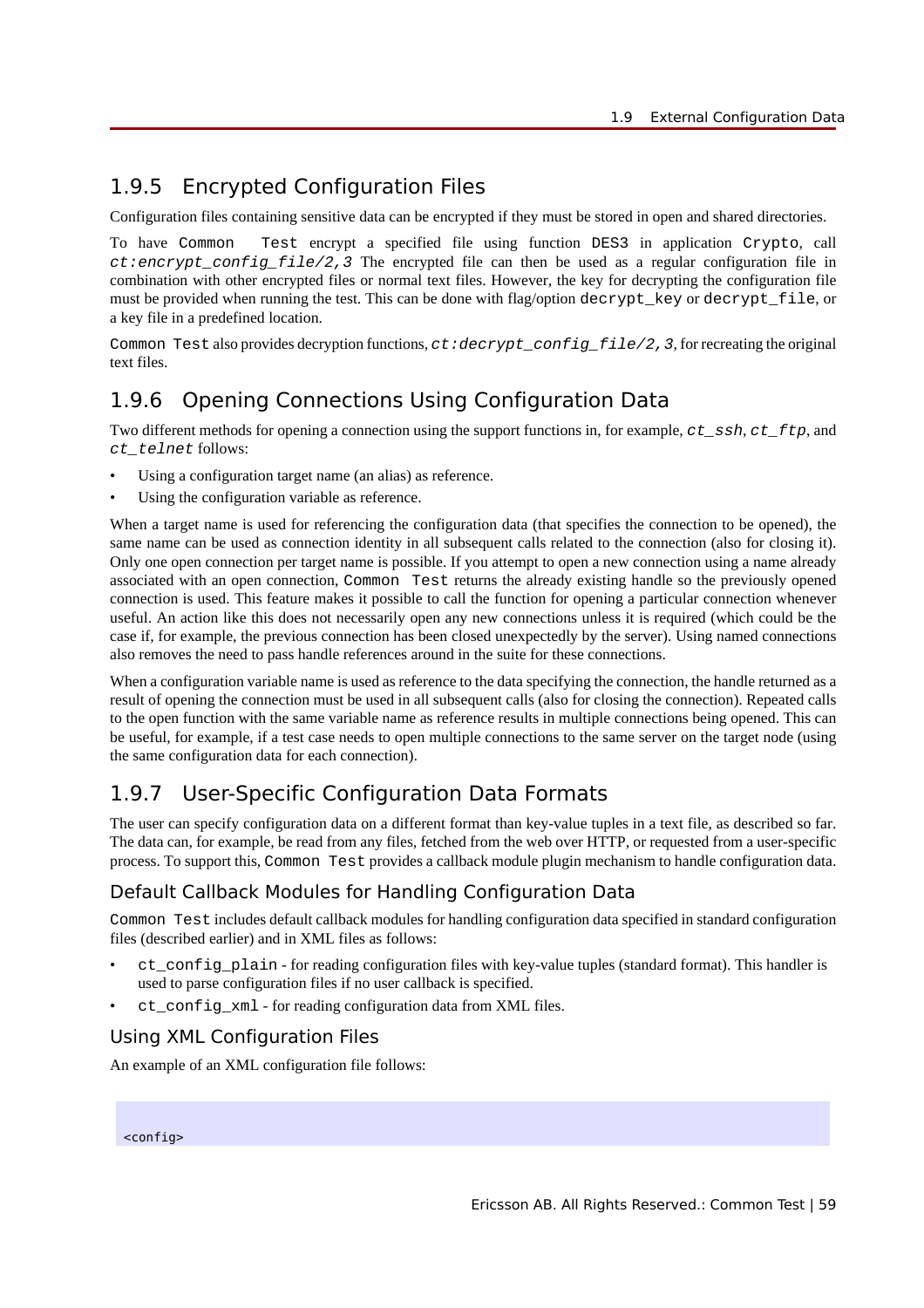## 1.9.5 Encrypted Configuration Files

Configuration files containing sensitive data can be encrypted if they must be stored in open and shared directories.

To have `Common Test` encrypt a specified file using function `DES3` in application `Crypto`, call *`ct:encrypt_config_file/2,3`* The encrypted file can then be used as a regular configuration file in combination with other encrypted files or normal text files. However, the key for decrypting the configuration file must be provided when running the test. This can be done with flag/option `decrypt_key` or `decrypt_file`, or a key file in a predefined location.

`Common Test` also provides decryption functions, *`ct:decrypt_config_file/2,3`*, for recreating the original text files.

## 1.9.6 Opening Connections Using Configuration Data

Two different methods for opening a connection using the support functions in, for example, *`ct_ssh`*, *`ct_ftp`*, and *`ct_telnet`* follows:

- Using a configuration target name (an alias) as reference.
- Using the configuration variable as reference.

When a target name is used for referencing the configuration data (that specifies the connection to be opened), the same name can be used as connection identity in all subsequent calls related to the connection (also for closing it). Only one open connection per target name is possible. If you attempt to open a new connection using a name already associated with an open connection, `Common Test` returns the already existing handle so the previously opened connection is used. This feature makes it possible to call the function for opening a particular connection whenever useful. An action like this does not necessarily open any new connections unless it is required (which could be the case if, for example, the previous connection has been closed unexpectedly by the server). Using named connections also removes the need to pass handle references around in the suite for these connections.

When a configuration variable name is used as reference to the data specifying the connection, the handle returned as a result of opening the connection must be used in all subsequent calls (also for closing the connection). Repeated calls to the open function with the same variable name as reference results in multiple connections being opened. This can be useful, for example, if a test case needs to open multiple connections to the same server on the target node (using the same configuration data for each connection).

## 1.9.7 User-Specific Configuration Data Formats

The user can specify configuration data on a different format than key-value tuples in a text file, as described so far. The data can, for example, be read from any files, fetched from the web over HTTP, or requested from a user-specific process. To support this, `Common Test` provides a callback module plugin mechanism to handle configuration data.

### Default Callback Modules for Handling Configuration Data

`Common Test` includes default callback modules for handling configuration data specified in standard configuration files (described earlier) and in XML files as follows:

- `ct_config_plain` - for reading configuration files with key-value tuples (standard format). This handler is used to parse configuration files if no user callback is specified.
- `ct_config_xml` - for reading configuration data from XML files.

### Using XML Configuration Files

An example of an XML configuration file follows:

```
<config>
```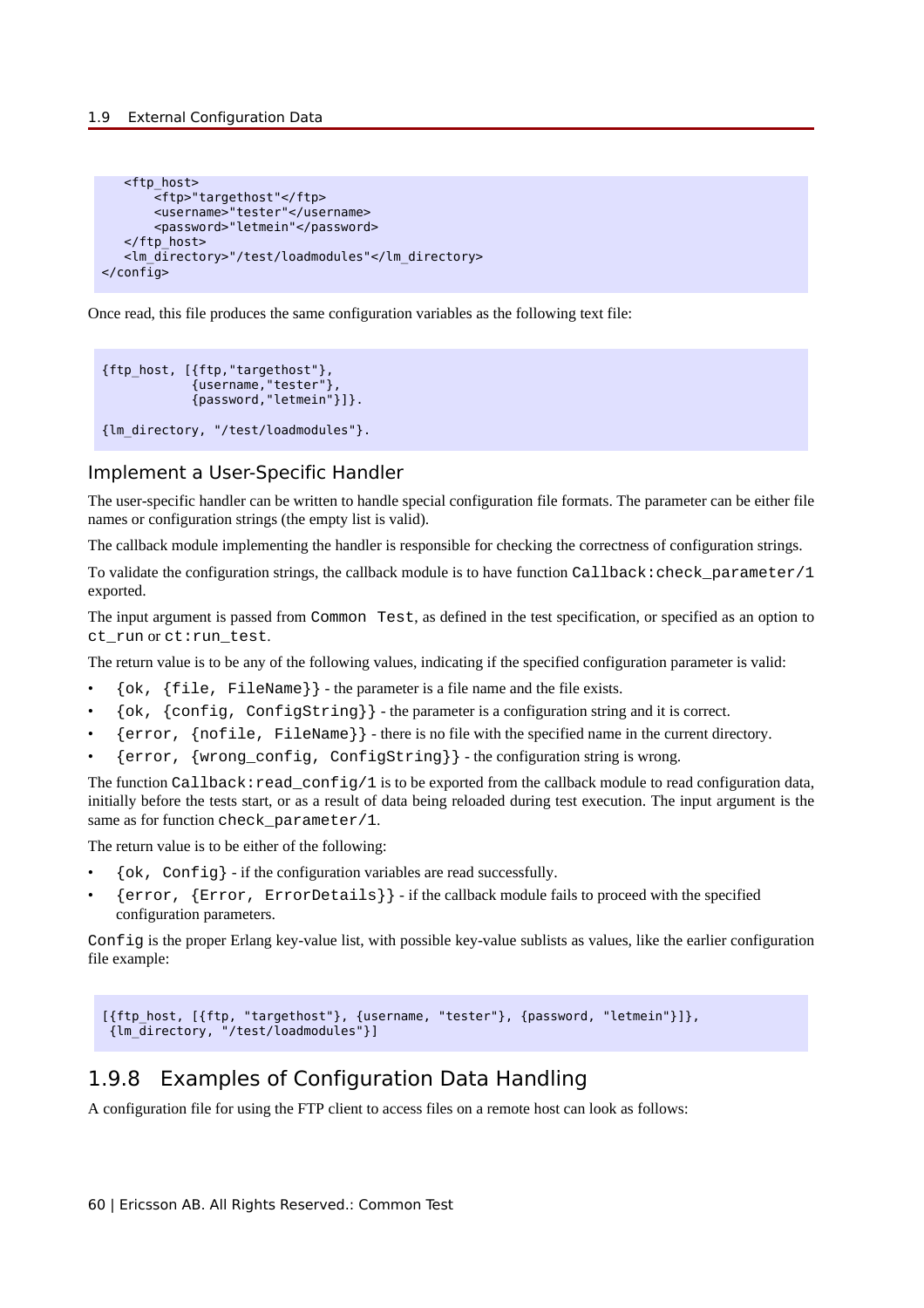```
    <ftp_host>
        <ftp>"targethost"</ftp>
        <username>"tester"</username>
        <password>"letmein"</password>
    </ftp_host>
    <lm_directory>"/test/loadmodules"</lm_directory>
</config>
```

Once read, this file produces the same configuration variables as the following text file:

```
{ftp_host, [{ftp,"targethost"},
            {username,"tester"},
            {password,"letmein"}]}.

{lm_directory, "/test/loadmodules"}.
```

### Implement a User-Specific Handler

The user-specific handler can be written to handle special configuration file formats. The parameter can be either file names or configuration strings (the empty list is valid).

The callback module implementing the handler is responsible for checking the correctness of configuration strings.

To validate the configuration strings, the callback module is to have function `Callback:check_parameter/1` exported.

The input argument is passed from `Common Test`, as defined in the test specification, or specified as an option to `ct_run` or `ct:run_test`.

The return value is to be any of the following values, indicating if the specified configuration parameter is valid:

- `{ok, {file, FileName}}` - the parameter is a file name and the file exists.
- `{ok, {config, ConfigString}}` - the parameter is a configuration string and it is correct.
- `{error, {nofile, FileName}}` - there is no file with the specified name in the current directory.
- `{error, {wrong_config, ConfigString}}` - the configuration string is wrong.

The function `Callback:read_config/1` is to be exported from the callback module to read configuration data, initially before the tests start, or as a result of data being reloaded during test execution. The input argument is the same as for function `check_parameter/1`.

The return value is to be either of the following:

- `{ok, Config}` - if the configuration variables are read successfully.
- `{error, {Error, ErrorDetails}}` - if the callback module fails to proceed with the specified configuration parameters.

`Config` is the proper Erlang key-value list, with possible key-value sublists as values, like the earlier configuration file example:

```
[{ftp_host, [{ftp, "targethost"}, {username, "tester"}, {password, "letmein"}]},
 {lm_directory, "/test/loadmodules"}]
```

## 1.9.8 Examples of Configuration Data Handling

A configuration file for using the FTP client to access files on a remote host can look as follows: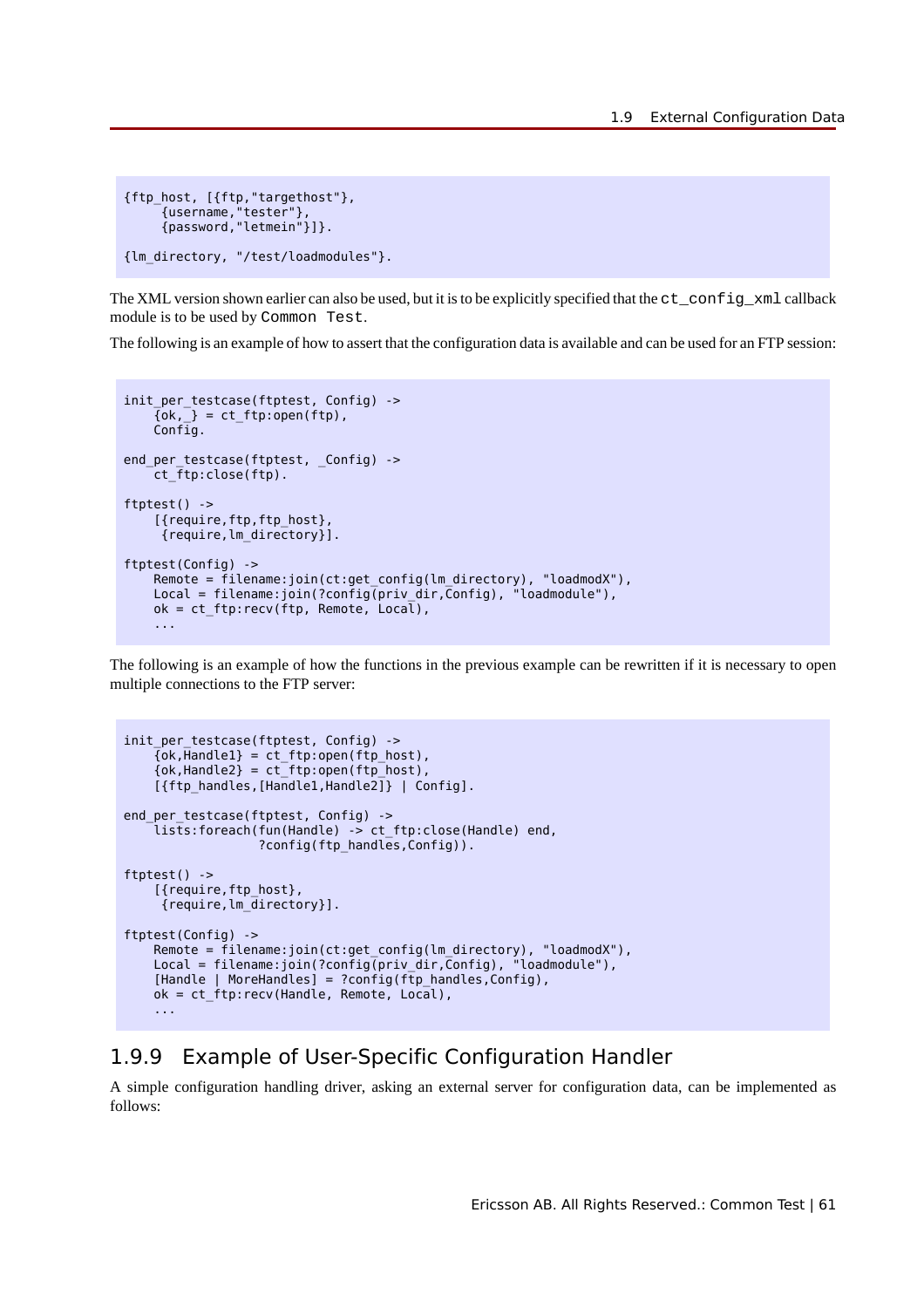```
{ftp_host, [{ftp,"targethost"},
     {username,"tester"},
     {password,"letmein"}]}.

{lm_directory, "/test/loadmodules"}.
```

The XML version shown earlier can also be used, but it is to be explicitly specified that the `ct_config_xml` callback module is to be used by `Common Test`.

The following is an example of how to assert that the configuration data is available and can be used for an FTP session:

```
init_per_testcase(ftptest, Config) ->
    {ok,_} = ct_ftp:open(ftp),
    Config.

end_per_testcase(ftptest, _Config) ->
    ct_ftp:close(ftp).

ftptest() ->
    [{require,ftp,ftp_host},
     {require,lm_directory}].

ftptest(Config) ->
    Remote = filename:join(ct:get_config(lm_directory), "loadmodX"),
    Local = filename:join(?config(priv_dir,Config), "loadmodule"),
    ok = ct_ftp:recv(ftp, Remote, Local),
    ...
```

The following is an example of how the functions in the previous example can be rewritten if it is necessary to open multiple connections to the FTP server:

```
init_per_testcase(ftptest, Config) ->
    {ok,Handle1} = ct_ftp:open(ftp_host),
    {ok,Handle2} = ct_ftp:open(ftp_host),
    [{ftp_handles,[Handle1,Handle2]} | Config].

end_per_testcase(ftptest, Config) ->
    lists:foreach(fun(Handle) -> ct_ftp:close(Handle) end,
                  ?config(ftp_handles,Config)).

ftptest() ->
    [{require,ftp_host},
     {require,lm_directory}].

ftptest(Config) ->
    Remote = filename:join(ct:get_config(lm_directory), "loadmodX"),
    Local = filename:join(?config(priv_dir,Config), "loadmodule"),
    [Handle | MoreHandles] = ?config(ftp_handles,Config),
    ok = ct_ftp:recv(Handle, Remote, Local),
    ...
```

### 1.9.9 Example of User-Specific Configuration Handler

A simple configuration handling driver, asking an external server for configuration data, can be implemented as follows: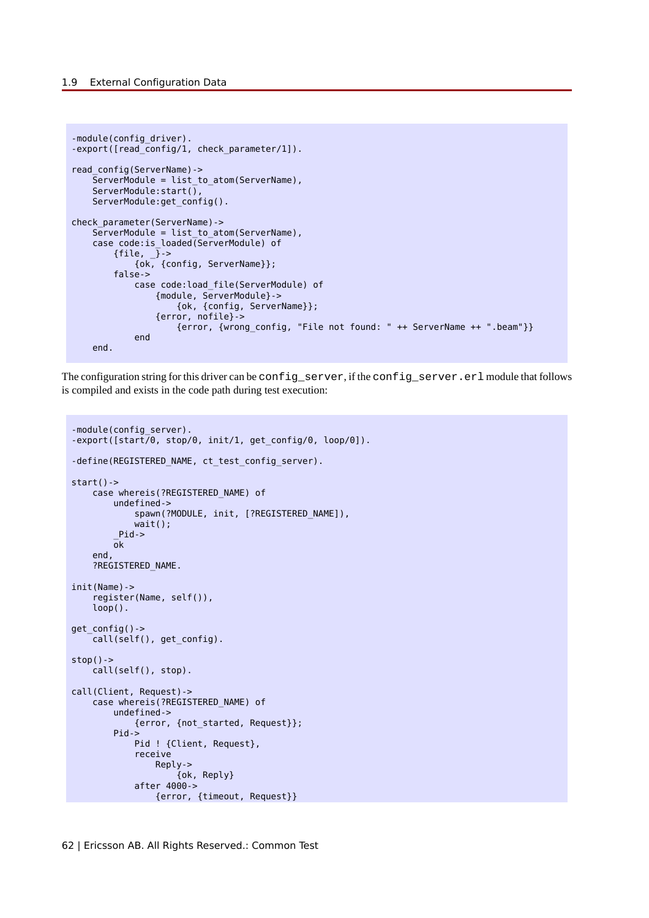```
-module(config_driver).
-export([read_config/1, check_parameter/1]).

read_config(ServerName)->
    ServerModule = list_to_atom(ServerName),
    ServerModule:start(),
    ServerModule:get_config().

check_parameter(ServerName)->
    ServerModule = list_to_atom(ServerName),
    case code:is_loaded(ServerModule) of
        {file, _}->
            {ok, {config, ServerName}};
        false->
            case code:load_file(ServerModule) of
                {module, ServerModule}->
                    {ok, {config, ServerName}};
                {error, nofile}->
                    {error, {wrong_config, "File not found: " ++ ServerName ++ ".beam"}}
            end
    end.
```

The configuration string for this driver can be `config_server`, if the `config_server.erl` module that follows is compiled and exists in the code path during test execution:

```
-module(config_server).
-export([start/0, stop/0, init/1, get_config/0, loop/0]).

-define(REGISTERED_NAME, ct_test_config_server).

start()->
    case whereis(?REGISTERED_NAME) of
        undefined->
            spawn(?MODULE, init, [?REGISTERED_NAME]),
            wait();
        _Pid->
        ok
    end,
    ?REGISTERED_NAME.

init(Name)->
    register(Name, self()),
    loop().

get_config()->
    call(self(), get_config).

stop()->
    call(self(), stop).

call(Client, Request)->
    case whereis(?REGISTERED_NAME) of
        undefined->
            {error, {not_started, Request}};
        Pid->
            Pid ! {Client, Request},
            receive
                Reply->
                    {ok, Reply}
            after 4000->
                {error, {timeout, Request}}
```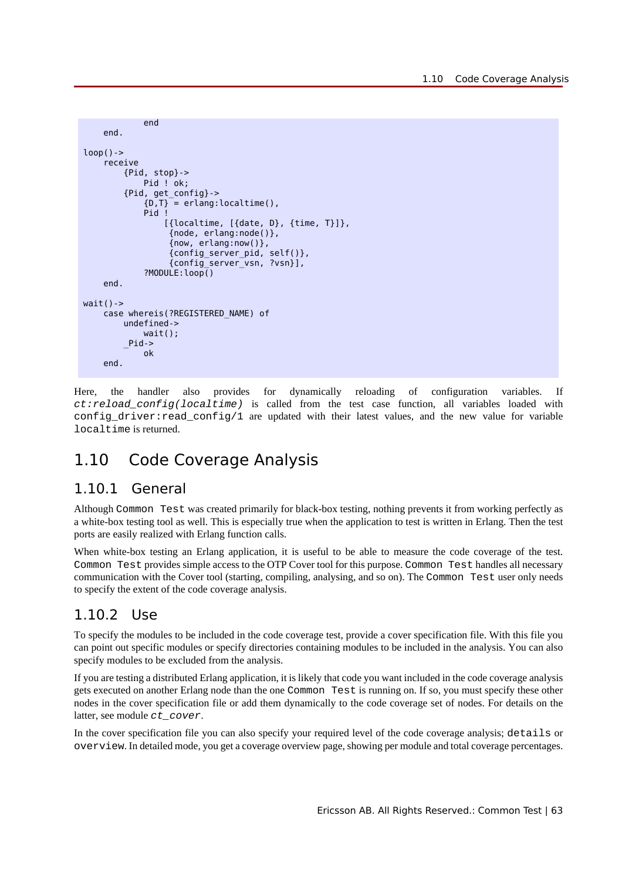```
            end
    end.

loop()->
    receive
        {Pid, stop}->
            Pid ! ok;
        {Pid, get_config}->
            {D,T} = erlang:localtime(),
            Pid !
                [{localtime, [{date, D}, {time, T}]},
                 {node, erlang:node()},
                 {now, erlang:now()},
                 {config_server_pid, self()},
                 {config_server_vsn, ?vsn}],
            ?MODULE:loop()
    end.

wait()->
    case whereis(?REGISTERED_NAME) of
        undefined->
            wait();
        _Pid->
            ok
    end.
```

Here, the handler also provides for dynamically reloading of configuration variables. If *ct:reload_config(localtime)* is called from the test case function, all variables loaded with `config_driver:read_config/1` are updated with their latest values, and the new value for variable `localtime` is returned.

## 1.10 Code Coverage Analysis

### 1.10.1 General

Although `Common Test` was created primarily for black-box testing, nothing prevents it from working perfectly as a white-box testing tool as well. This is especially true when the application to test is written in Erlang. Then the test ports are easily realized with Erlang function calls.

When white-box testing an Erlang application, it is useful to be able to measure the code coverage of the test. `Common Test` provides simple access to the OTP Cover tool for this purpose. `Common Test` handles all necessary communication with the Cover tool (starting, compiling, analysing, and so on). The `Common Test` user only needs to specify the extent of the code coverage analysis.

### 1.10.2 Use

To specify the modules to be included in the code coverage test, provide a cover specification file. With this file you can point out specific modules or specify directories containing modules to be included in the analysis. You can also specify modules to be excluded from the analysis.

If you are testing a distributed Erlang application, it is likely that code you want included in the code coverage analysis gets executed on another Erlang node than the one `Common Test` is running on. If so, you must specify these other nodes in the cover specification file or add them dynamically to the code coverage set of nodes. For details on the latter, see module *ct_cover*.

In the cover specification file you can also specify your required level of the code coverage analysis; `details` or `overview`. In detailed mode, you get a coverage overview page, showing per module and total coverage percentages.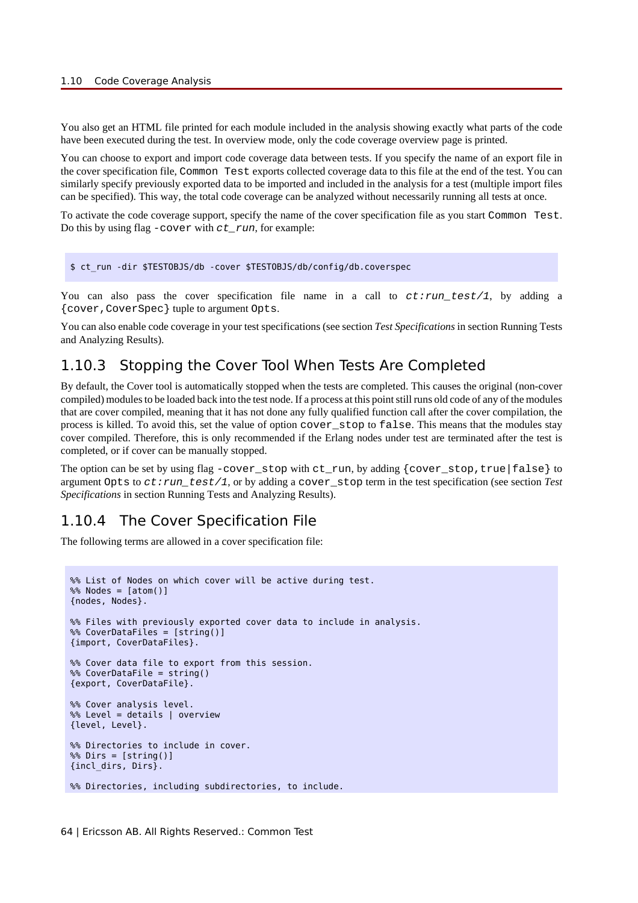You also get an HTML file printed for each module included in the analysis showing exactly what parts of the code have been executed during the test. In overview mode, only the code coverage overview page is printed.

You can choose to export and import code coverage data between tests. If you specify the name of an export file in the cover specification file, `Common Test` exports collected coverage data to this file at the end of the test. You can similarly specify previously exported data to be imported and included in the analysis for a test (multiple import files can be specified). This way, the total code coverage can be analyzed without necessarily running all tests at once.

To activate the code coverage support, specify the name of the cover specification file as you start `Common Test`. Do this by using flag `-cover` with *ct_run*, for example:

```
$ ct_run -dir $TESTOBJS/db -cover $TESTOBJS/db/config/db.coverspec
```

You can also pass the cover specification file name in a call to *ct:run_test/1*, by adding a `{cover,CoverSpec}` tuple to argument `Opts`.

You can also enable code coverage in your test specifications (see section *Test Specifications* in section Running Tests and Analyzing Results).

## 1.10.3 Stopping the Cover Tool When Tests Are Completed

By default, the Cover tool is automatically stopped when the tests are completed. This causes the original (non-cover compiled) modules to be loaded back into the test node. If a process at this point still runs old code of any of the modules that are cover compiled, meaning that it has not done any fully qualified function call after the cover compilation, the process is killed. To avoid this, set the value of option `cover_stop` to `false`. This means that the modules stay cover compiled. Therefore, this is only recommended if the Erlang nodes under test are terminated after the test is completed, or if cover can be manually stopped.

The option can be set by using flag `-cover_stop` with `ct_run`, by adding `{cover_stop,true|false}` to argument `Opts` to *ct:run_test/1*, or by adding a `cover_stop` term in the test specification (see section *Test Specifications* in section Running Tests and Analyzing Results).

## 1.10.4 The Cover Specification File

The following terms are allowed in a cover specification file:

```
%% List of Nodes on which cover will be active during test.
%% Nodes = [atom()]
{nodes, Nodes}.

%% Files with previously exported cover data to include in analysis.
%% CoverDataFiles = [string()]
{import, CoverDataFiles}.

%% Cover data file to export from this session.
%% CoverDataFile = string()
{export, CoverDataFile}.

%% Cover analysis level.
%% Level = details | overview
{level, Level}.

%% Directories to include in cover.
%% Dirs = [string()]
{incl_dirs, Dirs}.

%% Directories, including subdirectories, to include.
```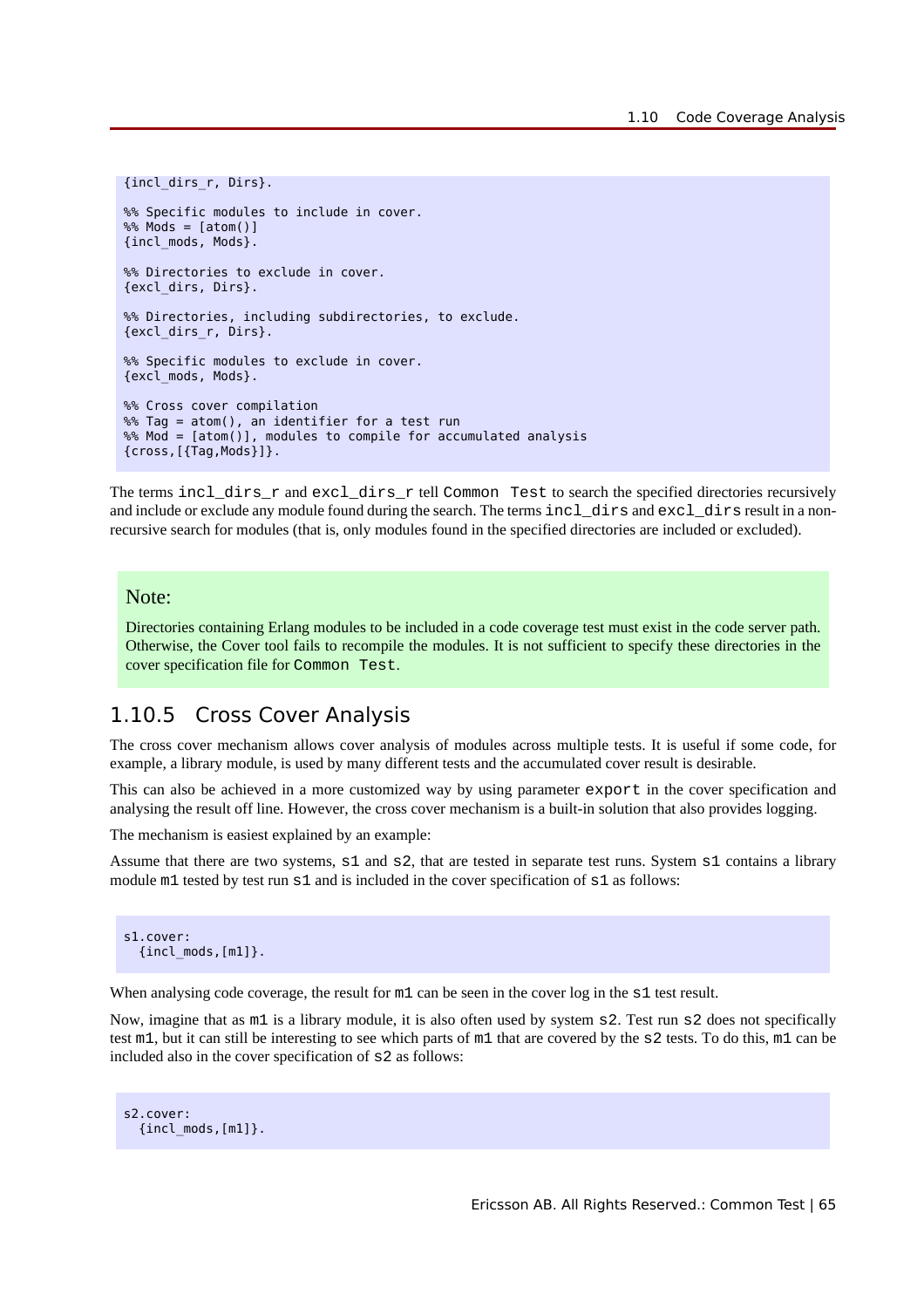```
{incl_dirs_r, Dirs}.

%% Specific modules to include in cover.
%% Mods = [atom()]
{incl_mods, Mods}.

%% Directories to exclude in cover.
{excl_dirs, Dirs}.

%% Directories, including subdirectories, to exclude.
{excl_dirs_r, Dirs}.

%% Specific modules to exclude in cover.
{excl_mods, Mods}.

%% Cross cover compilation
%% Tag = atom(), an identifier for a test run
%% Mod = [atom()], modules to compile for accumulated analysis
{cross,[{Tag,Mods}]}.
```

The terms `incl_dirs_r` and `excl_dirs_r` tell `Common Test` to search the specified directories recursively and include or exclude any module found during the search. The terms `incl_dirs` and `excl_dirs` result in a non-recursive search for modules (that is, only modules found in the specified directories are included or excluded).

> **Note:**
>
> Directories containing Erlang modules to be included in a code coverage test must exist in the code server path. Otherwise, the Cover tool fails to recompile the modules. It is not sufficient to specify these directories in the cover specification file for `Common Test`.

## 1.10.5 Cross Cover Analysis

The cross cover mechanism allows cover analysis of modules across multiple tests. It is useful if some code, for example, a library module, is used by many different tests and the accumulated cover result is desirable.

This can also be achieved in a more customized way by using parameter `export` in the cover specification and analysing the result off line. However, the cross cover mechanism is a built-in solution that also provides logging.

The mechanism is easiest explained by an example:

Assume that there are two systems, `s1` and `s2`, that are tested in separate test runs. System `s1` contains a library module `m1` tested by test run `s1` and is included in the cover specification of `s1` as follows:

```
s1.cover:
  {incl_mods,[m1]}.
```

When analysing code coverage, the result for `m1` can be seen in the cover log in the `s1` test result.

Now, imagine that as `m1` is a library module, it is also often used by system `s2`. Test run `s2` does not specifically test `m1`, but it can still be interesting to see which parts of `m1` that are covered by the `s2` tests. To do this, `m1` can be included also in the cover specification of `s2` as follows:

```
s2.cover:
  {incl_mods,[m1]}.
```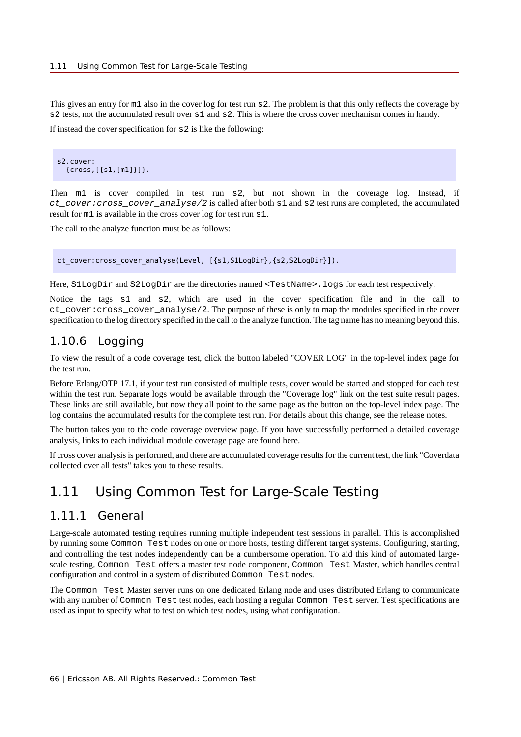This gives an entry for `m1` also in the cover log for test run `s2`. The problem is that this only reflects the coverage by `s2` tests, not the accumulated result over `s1` and `s2`. This is where the cross cover mechanism comes in handy.

If instead the cover specification for `s2` is like the following:

```
s2.cover:
  {cross,[{s1,[m1]}]}.
```

Then `m1` is cover compiled in test run `s2`, but not shown in the coverage log. Instead, if *ct_cover:cross_cover_analyse/2* is called after both `s1` and `s2` test runs are completed, the accumulated result for `m1` is available in the cross cover log for test run `s1`.

The call to the analyze function must be as follows:

```
ct_cover:cross_cover_analyse(Level, [{s1,S1LogDir},{s2,S2LogDir}]).
```

Here, `S1LogDir` and `S2LogDir` are the directories named `<TestName>.logs` for each test respectively.

Notice the tags `s1` and `s2`, which are used in the cover specification file and in the call to `ct_cover:cross_cover_analyse/2`. The purpose of these is only to map the modules specified in the cover specification to the log directory specified in the call to the analyze function. The tag name has no meaning beyond this.

### 1.10.6 Logging

To view the result of a code coverage test, click the button labeled "COVER LOG" in the top-level index page for the test run.

Before Erlang/OTP 17.1, if your test run consisted of multiple tests, cover would be started and stopped for each test within the test run. Separate logs would be available through the "Coverage log" link on the test suite result pages. These links are still available, but now they all point to the same page as the button on the top-level index page. The log contains the accumulated results for the complete test run. For details about this change, see the release notes.

The button takes you to the code coverage overview page. If you have successfully performed a detailed coverage analysis, links to each individual module coverage page are found here.

If cross cover analysis is performed, and there are accumulated coverage results for the current test, the link "Coverdata collected over all tests" takes you to these results.

## 1.11 Using Common Test for Large-Scale Testing

### 1.11.1 General

Large-scale automated testing requires running multiple independent test sessions in parallel. This is accomplished by running some `Common Test` nodes on one or more hosts, testing different target systems. Configuring, starting, and controlling the test nodes independently can be a cumbersome operation. To aid this kind of automated large-scale testing, `Common Test` offers a master test node component, `Common Test` Master, which handles central configuration and control in a system of distributed `Common Test` nodes.

The `Common Test` Master server runs on one dedicated Erlang node and uses distributed Erlang to communicate with any number of `Common Test` test nodes, each hosting a regular `Common Test` server. Test specifications are used as input to specify what to test on which test nodes, using what configuration.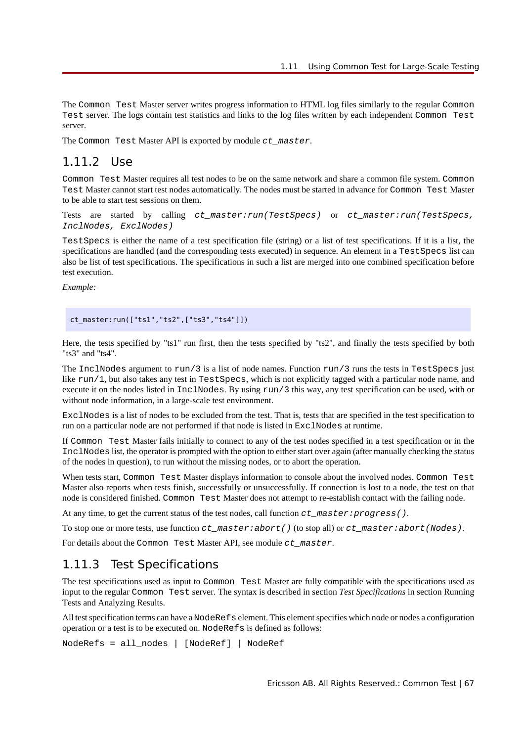The `Common Test` Master server writes progress information to HTML log files similarly to the regular `Common Test` server. The logs contain test statistics and links to the log files written by each independent `Common Test` server.

The `Common Test` Master API is exported by module *`ct_master`*.

## 1.11.2 Use

`Common Test` Master requires all test nodes to be on the same network and share a common file system. `Common Test` Master cannot start test nodes automatically. The nodes must be started in advance for `Common Test` Master to be able to start test sessions on them.

Tests are started by calling *`ct_master:run(TestSpecs)`* or *`ct_master:run(TestSpecs, InclNodes, ExclNodes)`*

`TestSpecs` is either the name of a test specification file (string) or a list of test specifications. If it is a list, the specifications are handled (and the corresponding tests executed) in sequence. An element in a `TestSpecs` list can also be list of test specifications. The specifications in such a list are merged into one combined specification before test execution.

*Example:*

```
ct_master:run(["ts1","ts2",["ts3","ts4"]])
```

Here, the tests specified by "ts1" run first, then the tests specified by "ts2", and finally the tests specified by both "ts3" and "ts4".

The `InclNodes` argument to `run/3` is a list of node names. Function `run/3` runs the tests in `TestSpecs` just like `run/1`, but also takes any test in `TestSpecs`, which is not explicitly tagged with a particular node name, and execute it on the nodes listed in `InclNodes`. By using `run/3` this way, any test specification can be used, with or without node information, in a large-scale test environment.

`ExclNodes` is a list of nodes to be excluded from the test. That is, tests that are specified in the test specification to run on a particular node are not performed if that node is listed in `ExclNodes` at runtime.

If `Common Test` Master fails initially to connect to any of the test nodes specified in a test specification or in the `InclNodes` list, the operator is prompted with the option to either start over again (after manually checking the status of the nodes in question), to run without the missing nodes, or to abort the operation.

When tests start, `Common Test` Master displays information to console about the involved nodes. `Common Test` Master also reports when tests finish, successfully or unsuccessfully. If connection is lost to a node, the test on that node is considered finished. `Common Test` Master does not attempt to re-establish contact with the failing node.

At any time, to get the current status of the test nodes, call function *`ct_master:progress()`*.

To stop one or more tests, use function *`ct_master:abort()`* (to stop all) or *`ct_master:abort(Nodes)`*.

For details about the `Common Test` Master API, see module *`ct_master`*.

## 1.11.3 Test Specifications

The test specifications used as input to `Common Test` Master are fully compatible with the specifications used as input to the regular `Common Test` server. The syntax is described in section *Test Specifications* in section Running Tests and Analyzing Results.

All test specification terms can have a `NodeRefs` element. This element specifies which node or nodes a configuration operation or a test is to be executed on. `NodeRefs` is defined as follows:

```
NodeRefs = all_nodes | [NodeRef] | NodeRef
```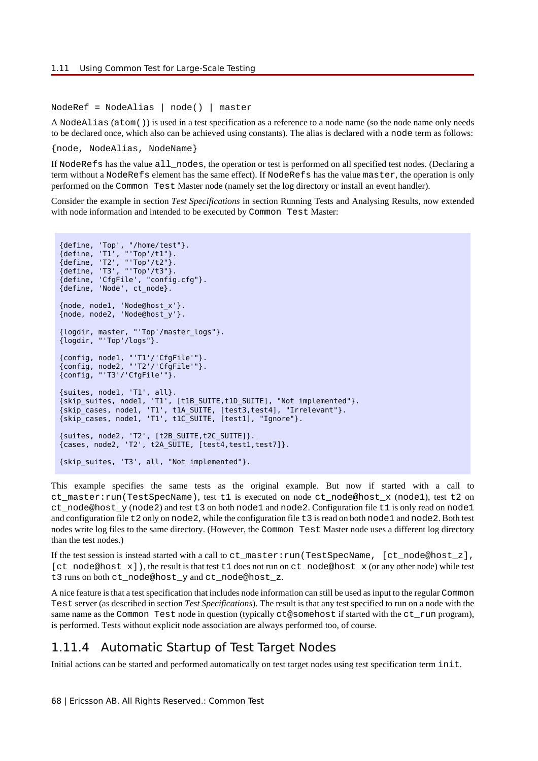```
NodeRef = NodeAlias | node() | master
```

A `NodeAlias` (`atom()`) is used in a test specification as a reference to a node name (so the node name only needs to be declared once, which also can be achieved using constants). The alias is declared with a `node` term as follows:

```
{node, NodeAlias, NodeName}
```

If `NodeRefs` has the value `all_nodes`, the operation or test is performed on all specified test nodes. (Declaring a term without a `NodeRefs` element has the same effect). If `NodeRefs` has the value `master`, the operation is only performed on the `Common Test` Master node (namely set the log directory or install an event handler).

Consider the example in section *Test Specifications* in section Running Tests and Analysing Results, now extended with node information and intended to be executed by `Common Test` Master:

```
{define, 'Top', "/home/test"}.
{define, 'T1', "'Top'/t1"}.
{define, 'T2', "'Top'/t2"}.
{define, 'T3', "'Top'/t3"}.
{define, 'CfgFile', "config.cfg"}.
{define, 'Node', ct_node}.

{node, node1, 'Node@host_x'}.
{node, node2, 'Node@host_y'}.

{logdir, master, "'Top'/master_logs"}.
{logdir, "'Top'/logs"}.

{config, node1, "'T1'/'CfgFile'"}.
{config, node2, "'T2'/'CfgFile'"}.
{config, "'T3'/'CfgFile'"}.

{suites, node1, 'T1', all}.
{skip_suites, node1, 'T1', [t1B_SUITE,t1D_SUITE], "Not implemented"}.
{skip_cases, node1, 'T1', t1A_SUITE, [test3,test4], "Irrelevant"}.
{skip_cases, node1, 'T1', t1C_SUITE, [test1], "Ignore"}.

{suites, node2, 'T2', [t2B_SUITE,t2C_SUITE]}.
{cases, node2, 'T2', t2A_SUITE, [test4,test1,test7]}.

{skip_suites, 'T3', all, "Not implemented"}.
```

This example specifies the same tests as the original example. But now if started with a call to `ct_master:run(TestSpecName)`, test `t1` is executed on node `ct_node@host_x` (`node1`), test `t2` on `ct_node@host_y` (`node2`) and test `t3` on both `node1` and `node2`. Configuration file `t1` is only read on `node1` and configuration file `t2` only on `node2`, while the configuration file `t3` is read on both `node1` and `node2`. Both test nodes write log files to the same directory. (However, the `Common Test` Master node uses a different log directory than the test nodes.)

If the test session is instead started with a call to `ct_master:run(TestSpecName, [ct_node@host_z], [ct_node@host_x])`, the result is that test `t1` does not run on `ct_node@host_x` (or any other node) while test `t3` runs on both `ct_node@host_y` and `ct_node@host_z`.

A nice feature is that a test specification that includes node information can still be used as input to the regular `Common Test` server (as described in section *Test Specifications*). The result is that any test specified to run on a node with the same name as the `Common Test` node in question (typically `ct@somehost` if started with the `ct_run` program), is performed. Tests without explicit node association are always performed too, of course.

## 1.11.4 Automatic Startup of Test Target Nodes

Initial actions can be started and performed automatically on test target nodes using test specification term `init`.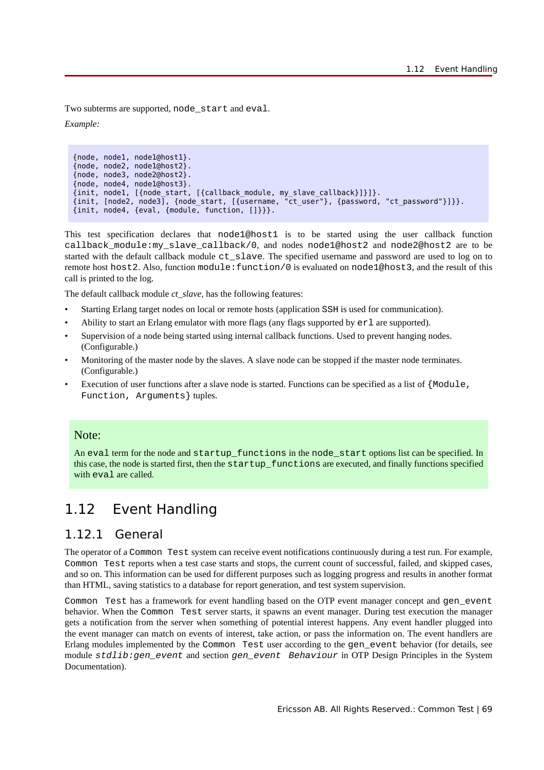Two subterms are supported, `node_start` and `eval`.

*Example:*

```
{node, node1, node1@host1}.
{node, node2, node1@host2}.
{node, node3, node2@host2}.
{node, node4, node1@host3}.
{init, node1, [{node_start, [{callback_module, my_slave_callback}]}]}.
{init, [node2, node3], {node_start, [{username, "ct_user"}, {password, "ct_password"}]}}.
{init, node4, {eval, {module, function, []}}}.
```

This test specification declares that `node1@host1` is to be started using the user callback function `callback_module:my_slave_callback/0`, and nodes `node1@host2` and `node2@host2` are to be started with the default callback module `ct_slave`. The specified username and password are used to log on to remote host `host2`. Also, function `module:function/0` is evaluated on `node1@host3`, and the result of this call is printed to the log.

The default callback module *ct_slave*, has the following features:

- Starting Erlang target nodes on local or remote hosts (application `SSH` is used for communication).
- Ability to start an Erlang emulator with more flags (any flags supported by `erl` are supported).
- Supervision of a node being started using internal callback functions. Used to prevent hanging nodes. (Configurable.)
- Monitoring of the master node by the slaves. A slave node can be stopped if the master node terminates. (Configurable.)
- Execution of user functions after a slave node is started. Functions can be specified as a list of `{Module, Function, Arguments}` tuples.

> **Note:**
>
> An `eval` term for the node and `startup_functions` in the `node_start` options list can be specified. In this case, the node is started first, then the `startup_functions` are executed, and finally functions specified with `eval` are called.

## 1.12 Event Handling

### 1.12.1 General

The operator of a `Common Test` system can receive event notifications continuously during a test run. For example, `Common Test` reports when a test case starts and stops, the current count of successful, failed, and skipped cases, and so on. This information can be used for different purposes such as logging progress and results in another format than HTML, saving statistics to a database for report generation, and test system supervision.

`Common Test` has a framework for event handling based on the OTP event manager concept and `gen_event` behavior. When the `Common Test` server starts, it spawns an event manager. During test execution the manager gets a notification from the server when something of potential interest happens. Any event handler plugged into the event manager can match on events of interest, take action, or pass the information on. The event handlers are Erlang modules implemented by the `Common Test` user according to the `gen_event` behavior (for details, see module *`stdlib:gen_event`* and section *`gen_event Behaviour`* in OTP Design Principles in the System Documentation).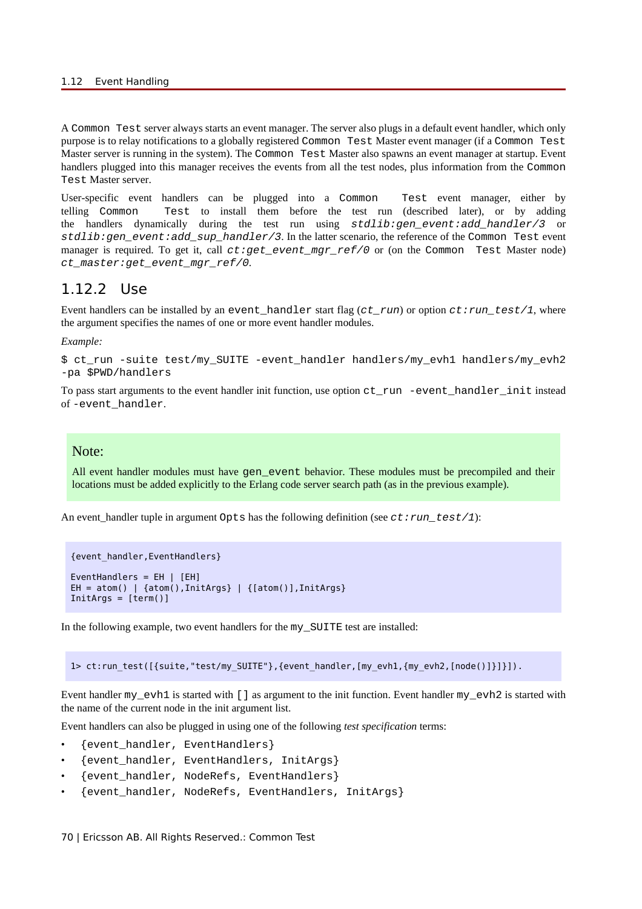A Common Test server always starts an event manager. The server also plugs in a default event handler, which only purpose is to relay notifications to a globally registered Common Test Master event manager (if a Common Test Master server is running in the system). The Common Test Master also spawns an event manager at startup. Event handlers plugged into this manager receives the events from all the test nodes, plus information from the Common Test Master server.

User-specific event handlers can be plugged into a Common Test event manager, either by telling Common Test to install them before the test run (described later), or by adding the handlers dynamically during the test run using *stdlib:gen_event:add_handler/3* or *stdlib:gen_event:add_sup_handler/3*. In the latter scenario, the reference of the Common Test event manager is required. To get it, call *ct:get_event_mgr_ref/0* or (on the Common Test Master node) *ct_master:get_event_mgr_ref/0*.

## 1.12.2 Use

Event handlers can be installed by an `event_handler` start flag (*ct_run*) or option *ct:run_test/1*, where the argument specifies the names of one or more event handler modules.

*Example:*

```
$ ct_run -suite test/my_SUITE -event_handler handlers/my_evh1 handlers/my_evh2
-pa $PWD/handlers
```

To pass start arguments to the event handler init function, use option `ct_run -event_handler_init` instead of `-event_handler`.

> **Note:**
>
> All event handler modules must have `gen_event` behavior. These modules must be precompiled and their locations must be added explicitly to the Erlang code server search path (as in the previous example).

An event_handler tuple in argument `Opts` has the following definition (see *ct:run_test/1*):

```
{event_handler,EventHandlers}

EventHandlers = EH | [EH]
EH = atom() | {atom(),InitArgs} | {[atom()],InitArgs}
InitArgs = [term()]
```

In the following example, two event handlers for the `my_SUITE` test are installed:

```
1> ct:run_test([{suite,"test/my_SUITE"},{event_handler,[my_evh1,{my_evh2,[node()]}]}]).
```

Event handler `my_evh1` is started with `[]` as argument to the init function. Event handler `my_evh2` is started with the name of the current node in the init argument list.

Event handlers can also be plugged in using one of the following *test specification* terms:

- `{event_handler, EventHandlers}`
- `{event_handler, EventHandlers, InitArgs}`
- `{event_handler, NodeRefs, EventHandlers}`
- `{event_handler, NodeRefs, EventHandlers, InitArgs}`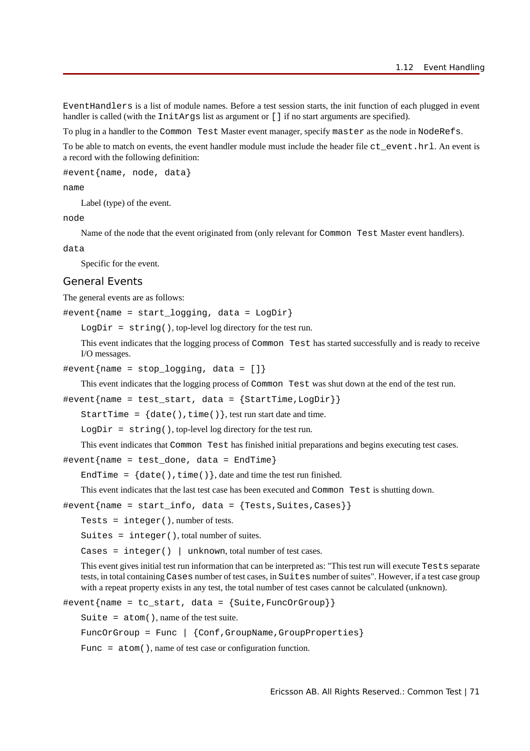`EventHandlers` is a list of module names. Before a test session starts, the init function of each plugged in event handler is called (with the `InitArgs` list as argument or `[]` if no start arguments are specified).

To plug in a handler to the `Common Test` Master event manager, specify `master` as the node in `NodeRefs`.

To be able to match on events, the event handler module must include the header file `ct_event.hrl`. An event is a record with the following definition:

`#event{name, node, data}`

`name`

Label (type) of the event.

`node`

Name of the node that the event originated from (only relevant for `Common Test` Master event handlers).

`data`

Specific for the event.

## General Events

The general events are as follows:

`#event{name = start_logging, data = LogDir}`

`LogDir = string()`, top-level log directory for the test run.

This event indicates that the logging process of `Common Test` has started successfully and is ready to receive I/O messages.

`#event{name = stop_logging, data = []}`

This event indicates that the logging process of `Common Test` was shut down at the end of the test run.

`#event{name = test_start, data = {StartTime,LogDir}}`

`StartTime = {date(),time()}`, test run start date and time.

`LogDir = string()`, top-level log directory for the test run.

This event indicates that `Common Test` has finished initial preparations and begins executing test cases.

`#event{name = test_done, data = EndTime}`

`EndTime = {date(),time()}`, date and time the test run finished.

This event indicates that the last test case has been executed and `Common Test` is shutting down.

`#event{name = start_info, data = {Tests,Suites,Cases}}`

`Tests = integer()`, number of tests.

`Suites = integer()`, total number of suites.

`Cases = integer() | unknown`, total number of test cases.

This event gives initial test run information that can be interpreted as: "This test run will execute `Tests` separate tests, in total containing `Cases` number of test cases, in `Suites` number of suites". However, if a test case group with a repeat property exists in any test, the total number of test cases cannot be calculated (unknown).

`#event{name = tc_start, data = {Suite,FuncOrGroup}}`

`Suite = atom()`, name of the test suite.

`FuncOrGroup = Func | {Conf,GroupName,GroupProperties}`

`Func = atom()`, name of test case or configuration function.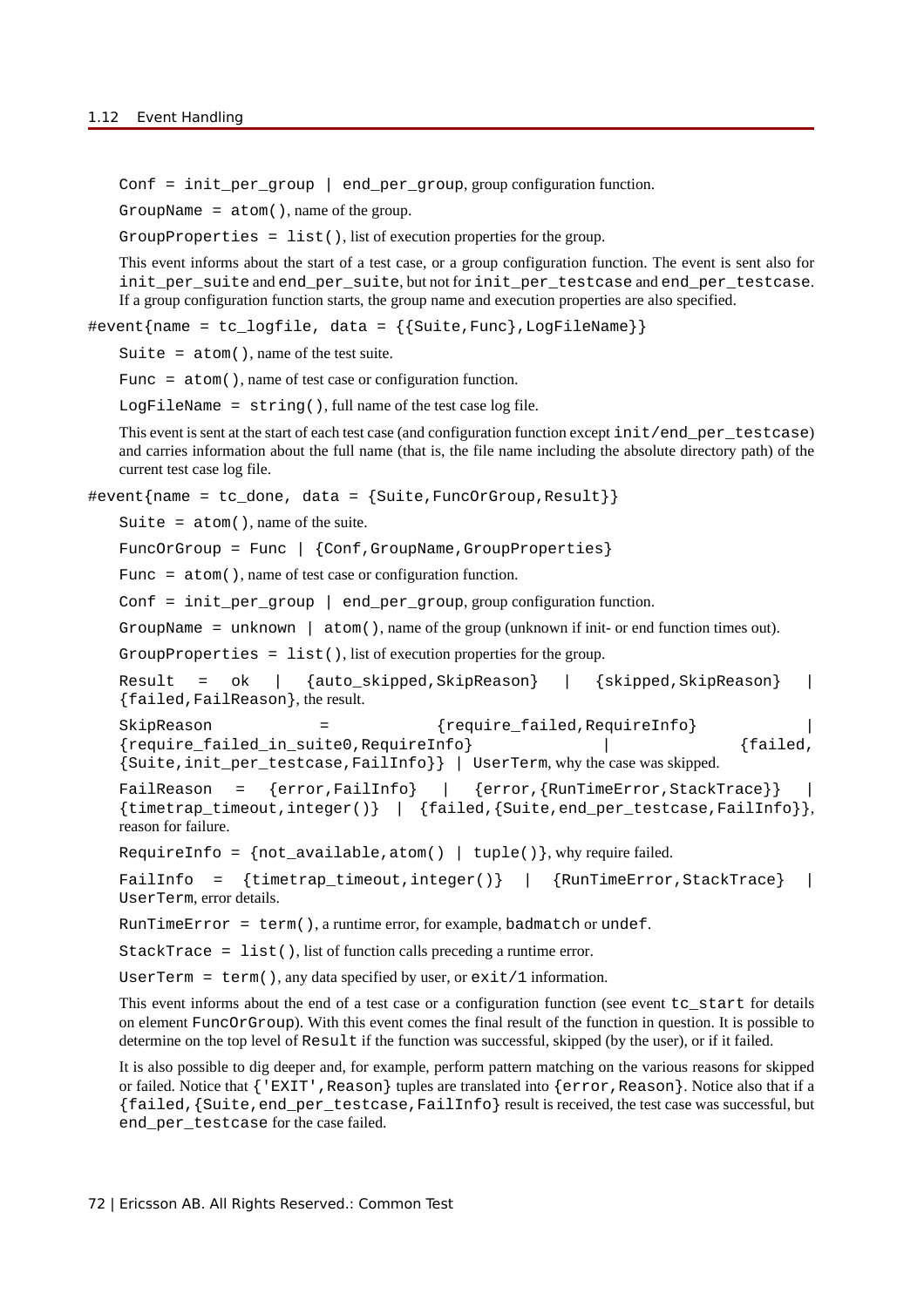`Conf = init_per_group | end_per_group`, group configuration function.

`GroupName = atom()`, name of the group.

`GroupProperties = list()`, list of execution properties for the group.

This event informs about the start of a test case, or a group configuration function. The event is sent also for `init_per_suite` and `end_per_suite`, but not for `init_per_testcase` and `end_per_testcase`. If a group configuration function starts, the group name and execution properties are also specified.

`#event{name = tc_logfile, data = {{Suite,Func},LogFileName}}`

`Suite = atom()`, name of the test suite.

`Func = atom()`, name of test case or configuration function.

`LogFileName = string()`, full name of the test case log file.

This event is sent at the start of each test case (and configuration function except `init/end_per_testcase`) and carries information about the full name (that is, the file name including the absolute directory path) of the current test case log file.

`#event{name = tc_done, data = {Suite,FuncOrGroup,Result}}`

`Suite = atom()`, name of the suite.

`FuncOrGroup = Func | {Conf,GroupName,GroupProperties}`

`Func = atom()`, name of test case or configuration function.

`Conf = init_per_group | end_per_group`, group configuration function.

`GroupName = unknown | atom()`, name of the group (unknown if init- or end function times out).

`GroupProperties = list()`, list of execution properties for the group.

`Result = ok | {auto_skipped,SkipReason} | {skipped,SkipReason} | {failed,FailReason}`, the result.

`SkipReason = {require_failed,RequireInfo} | {require_failed_in_suite0,RequireInfo} | {failed,{Suite,init_per_testcase,FailInfo}} | UserTerm`, why the case was skipped.

`FailReason = {error,FailInfo} | {error,{RunTimeError,StackTrace}} | {timetrap_timeout,integer()} | {failed,{Suite,end_per_testcase,FailInfo}}`, reason for failure.

`RequireInfo = {not_available,atom() | tuple()}`, why require failed.

`FailInfo = {timetrap_timeout,integer()} | {RunTimeError,StackTrace} | UserTerm`, error details.

`RunTimeError = term()`, a runtime error, for example, `badmatch` or `undef`.

`StackTrace = list()`, list of function calls preceding a runtime error.

`UserTerm = term()`, any data specified by user, or `exit/1` information.

This event informs about the end of a test case or a configuration function (see event `tc_start` for details on element `FuncOrGroup`). With this event comes the final result of the function in question. It is possible to determine on the top level of `Result` if the function was successful, skipped (by the user), or if it failed.

It is also possible to dig deeper and, for example, perform pattern matching on the various reasons for skipped or failed. Notice that `{'EXIT',Reason}` tuples are translated into `{error,Reason}`. Notice also that if a `{failed,{Suite,end_per_testcase,FailInfo}` result is received, the test case was successful, but `end_per_testcase` for the case failed.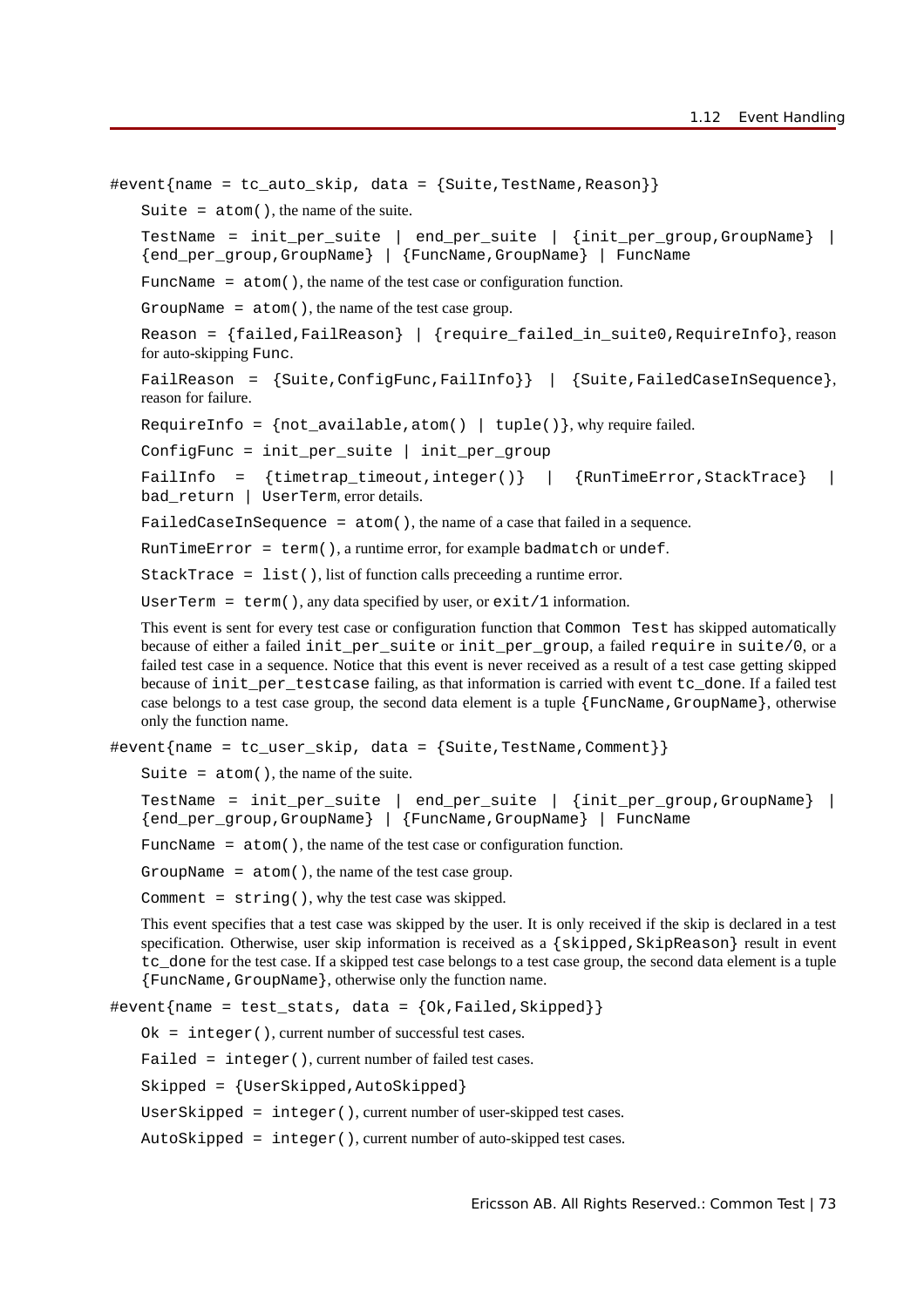`#event{name = tc_auto_skip, data = {Suite,TestName,Reason}}`

`Suite = atom()`, the name of the suite.

`TestName = init_per_suite | end_per_suite | {init_per_group,GroupName} | {end_per_group,GroupName} | {FuncName,GroupName} | FuncName`

`FuncName = atom()`, the name of the test case or configuration function.

`GroupName = atom()`, the name of the test case group.

`Reason = {failed,FailReason} | {require_failed_in_suite0,RequireInfo}`, reason for auto-skipping `Func`.

`FailReason = {Suite,ConfigFunc,FailInfo}} | {Suite,FailedCaseInSequence}`, reason for failure.

`RequireInfo = {not_available,atom() | tuple()}`, why require failed.

`ConfigFunc = init_per_suite | init_per_group`

`FailInfo = {timetrap_timeout,integer()} | {RunTimeError,StackTrace} | bad_return | UserTerm`, error details.

`FailedCaseInSequence = atom()`, the name of a case that failed in a sequence.

`RunTimeError = term()`, a runtime error, for example `badmatch` or `undef`.

`StackTrace = list()`, list of function calls preceeding a runtime error.

`UserTerm = term()`, any data specified by user, or `exit/1` information.

This event is sent for every test case or configuration function that `Common Test` has skipped automatically because of either a failed `init_per_suite` or `init_per_group`, a failed `require` in `suite/0`, or a failed test case in a sequence. Notice that this event is never received as a result of a test case getting skipped because of `init_per_testcase` failing, as that information is carried with event `tc_done`. If a failed test case belongs to a test case group, the second data element is a tuple `{FuncName,GroupName}`, otherwise only the function name.

`#event{name = tc_user_skip, data = {Suite,TestName,Comment}}`

`Suite = atom()`, the name of the suite.

`TestName = init_per_suite | end_per_suite | {init_per_group,GroupName} | {end_per_group,GroupName} | {FuncName,GroupName} | FuncName`

`FuncName = atom()`, the name of the test case or configuration function.

`GroupName = atom()`, the name of the test case group.

`Comment = string()`, why the test case was skipped.

This event specifies that a test case was skipped by the user. It is only received if the skip is declared in a test specification. Otherwise, user skip information is received as a `{skipped,SkipReason}` result in event `tc_done` for the test case. If a skipped test case belongs to a test case group, the second data element is a tuple `{FuncName,GroupName}`, otherwise only the function name.

`#event{name = test_stats, data = {Ok,Failed,Skipped}}`

`Ok = integer()`, current number of successful test cases.

`Failed = integer()`, current number of failed test cases.

`Skipped = {UserSkipped,AutoSkipped}`

`UserSkipped = integer()`, current number of user-skipped test cases.

`AutoSkipped = integer()`, current number of auto-skipped test cases.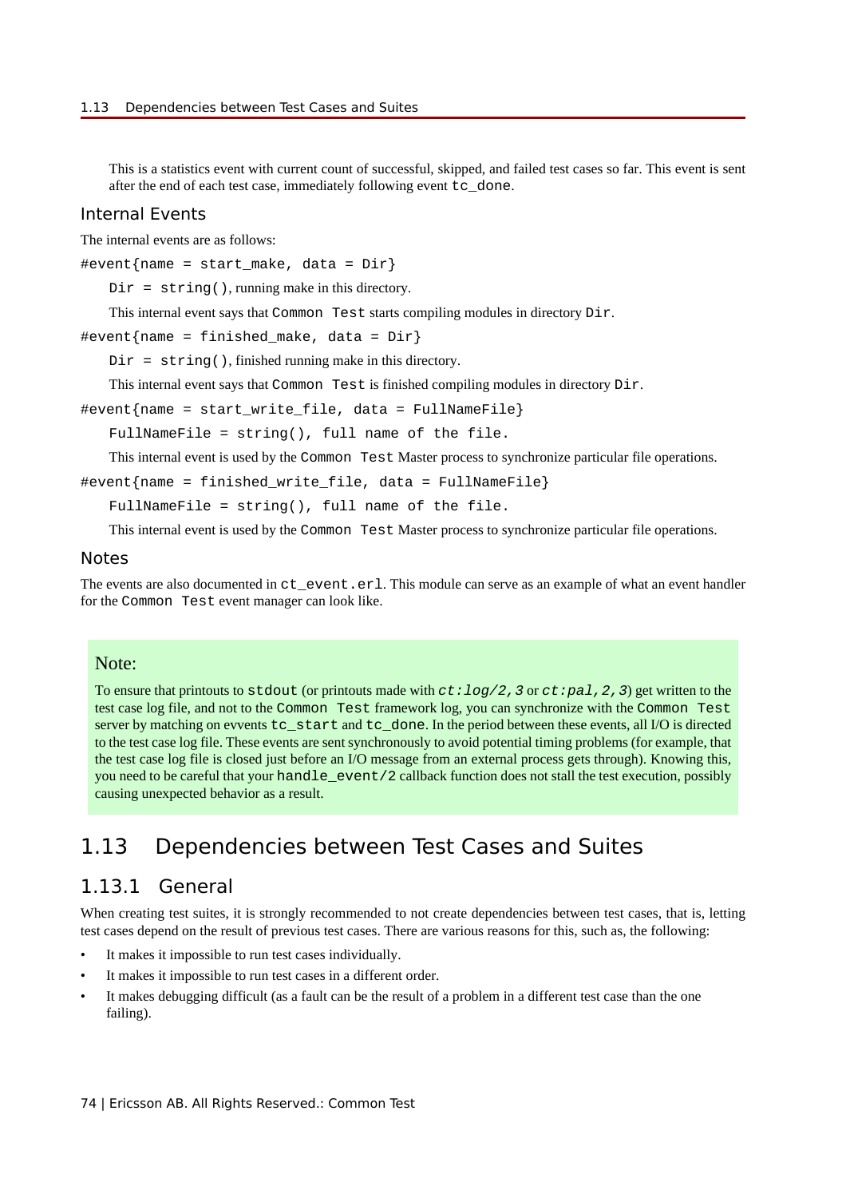This is a statistics event with current count of successful, skipped, and failed test cases so far. This event is sent after the end of each test case, immediately following event `tc_done`.

### Internal Events

The internal events are as follows:

`#event{name = start_make, data = Dir}`

`Dir = string()`, running make in this directory.

This internal event says that `Common Test` starts compiling modules in directory `Dir`.

`#event{name = finished_make, data = Dir}`

`Dir = string()`, finished running make in this directory.

This internal event says that `Common Test` is finished compiling modules in directory `Dir`.

`#event{name = start_write_file, data = FullNameFile}`

`FullNameFile = string(), full name of the file.`

This internal event is used by the `Common Test` Master process to synchronize particular file operations.

`#event{name = finished_write_file, data = FullNameFile}`

`FullNameFile = string(), full name of the file.`

This internal event is used by the `Common Test` Master process to synchronize particular file operations.

### Notes

The events are also documented in `ct_event.erl`. This module can serve as an example of what an event handler for the `Common Test` event manager can look like.

> **Note:**
>
> To ensure that printouts to `stdout` (or printouts made with *`ct:log/2,3`* or *`ct:pal,2,3`*) get written to the test case log file, and not to the `Common Test` framework log, you can synchronize with the `Common Test` server by matching on evvents `tc_start` and `tc_done`. In the period between these events, all I/O is directed to the test case log file. These events are sent synchronously to avoid potential timing problems (for example, that the test case log file is closed just before an I/O message from an external process gets through). Knowing this, you need to be careful that your `handle_event/2` callback function does not stall the test execution, possibly causing unexpected behavior as a result.

# 1.13 Dependencies between Test Cases and Suites

## 1.13.1 General

When creating test suites, it is strongly recommended to not create dependencies between test cases, that is, letting test cases depend on the result of previous test cases. There are various reasons for this, such as, the following:

- It makes it impossible to run test cases individually.
- It makes it impossible to run test cases in a different order.
- It makes debugging difficult (as a fault can be the result of a problem in a different test case than the one failing).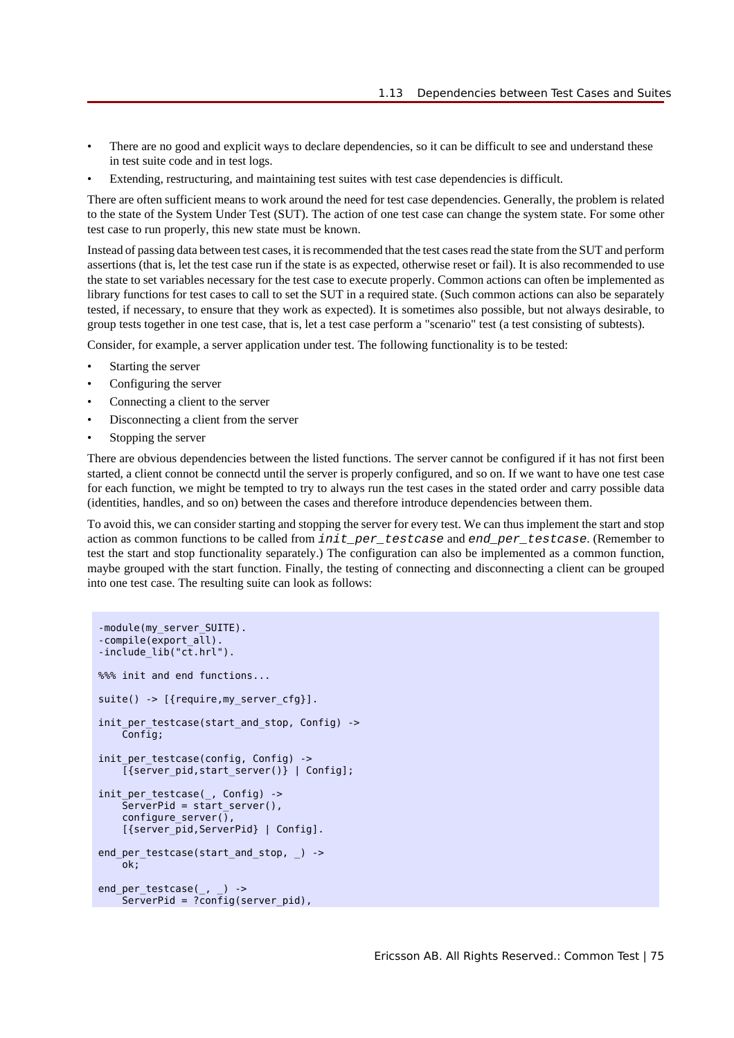- There are no good and explicit ways to declare dependencies, so it can be difficult to see and understand these in test suite code and in test logs.
- Extending, restructuring, and maintaining test suites with test case dependencies is difficult.

There are often sufficient means to work around the need for test case dependencies. Generally, the problem is related to the state of the System Under Test (SUT). The action of one test case can change the system state. For some other test case to run properly, this new state must be known.

Instead of passing data between test cases, it is recommended that the test cases read the state from the SUT and perform assertions (that is, let the test case run if the state is as expected, otherwise reset or fail). It is also recommended to use the state to set variables necessary for the test case to execute properly. Common actions can often be implemented as library functions for test cases to call to set the SUT in a required state. (Such common actions can also be separately tested, if necessary, to ensure that they work as expected). It is sometimes also possible, but not always desirable, to group tests together in one test case, that is, let a test case perform a "scenario" test (a test consisting of subtests).

Consider, for example, a server application under test. The following functionality is to be tested:

- Starting the server
- Configuring the server
- Connecting a client to the server
- Disconnecting a client from the server
- Stopping the server

There are obvious dependencies between the listed functions. The server cannot be configured if it has not first been started, a client connot be connectd until the server is properly configured, and so on. If we want to have one test case for each function, we might be tempted to try to always run the test cases in the stated order and carry possible data (identities, handles, and so on) between the cases and therefore introduce dependencies between them.

To avoid this, we can consider starting and stopping the server for every test. We can thus implement the start and stop action as common functions to be called from `init_per_testcase` and `end_per_testcase`. (Remember to test the start and stop functionality separately.) The configuration can also be implemented as a common function, maybe grouped with the start function. Finally, the testing of connecting and disconnecting a client can be grouped into one test case. The resulting suite can look as follows:

```
-module(my_server_SUITE).
-compile(export_all).
-include_lib("ct.hrl").

%%% init and end functions...

suite() -> [{require,my_server_cfg}].

init_per_testcase(start_and_stop, Config) ->
    Config;

init_per_testcase(config, Config) ->
    [{server_pid,start_server()} | Config];

init_per_testcase(_, Config) ->
    ServerPid = start_server(),
    configure_server(),
    [{server_pid,ServerPid} | Config].

end_per_testcase(start_and_stop, _) ->
    ok;

end_per_testcase(_, _) ->
    ServerPid = ?config(server_pid),
```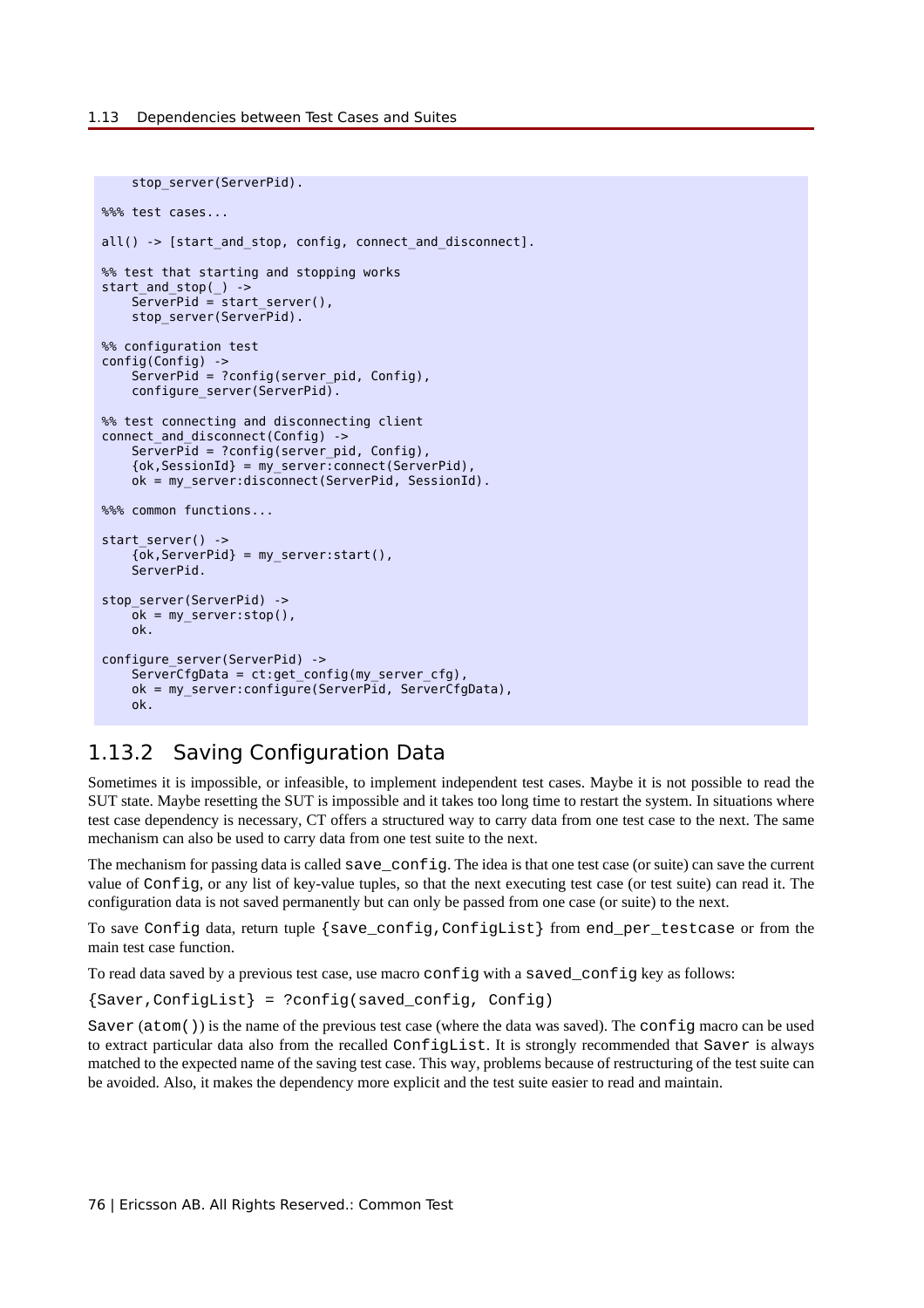```
    stop_server(ServerPid).

%%% test cases...

all() -> [start_and_stop, config, connect_and_disconnect].

%% test that starting and stopping works
start_and_stop(_) ->
    ServerPid = start_server(),
    stop_server(ServerPid).

%% configuration test
config(Config) ->
    ServerPid = ?config(server_pid, Config),
    configure_server(ServerPid).

%% test connecting and disconnecting client
connect_and_disconnect(Config) ->
    ServerPid = ?config(server_pid, Config),
    {ok,SessionId} = my_server:connect(ServerPid),
    ok = my_server:disconnect(ServerPid, SessionId).

%%% common functions...

start_server() ->
    {ok,ServerPid} = my_server:start(),
    ServerPid.

stop_server(ServerPid) ->
    ok = my_server:stop(),
    ok.

configure_server(ServerPid) ->
    ServerCfgData = ct:get_config(my_server_cfg),
    ok = my_server:configure(ServerPid, ServerCfgData),
    ok.
```

### 1.13.2 Saving Configuration Data

Sometimes it is impossible, or infeasible, to implement independent test cases. Maybe it is not possible to read the SUT state. Maybe resetting the SUT is impossible and it takes too long time to restart the system. In situations where test case dependency is necessary, CT offers a structured way to carry data from one test case to the next. The same mechanism can also be used to carry data from one test suite to the next.

The mechanism for passing data is called `save_config`. The idea is that one test case (or suite) can save the current value of `Config`, or any list of key-value tuples, so that the next executing test case (or test suite) can read it. The configuration data is not saved permanently but can only be passed from one case (or suite) to the next.

To save `Config` data, return tuple `{save_config,ConfigList}` from `end_per_testcase` or from the main test case function.

To read data saved by a previous test case, use macro `config` with a `saved_config` key as follows:

`{Saver,ConfigList} = ?config(saved_config, Config)`

`Saver` (`atom()`) is the name of the previous test case (where the data was saved). The `config` macro can be used to extract particular data also from the recalled `ConfigList`. It is strongly recommended that `Saver` is always matched to the expected name of the saving test case. This way, problems because of restructuring of the test suite can be avoided. Also, it makes the dependency more explicit and the test suite easier to read and maintain.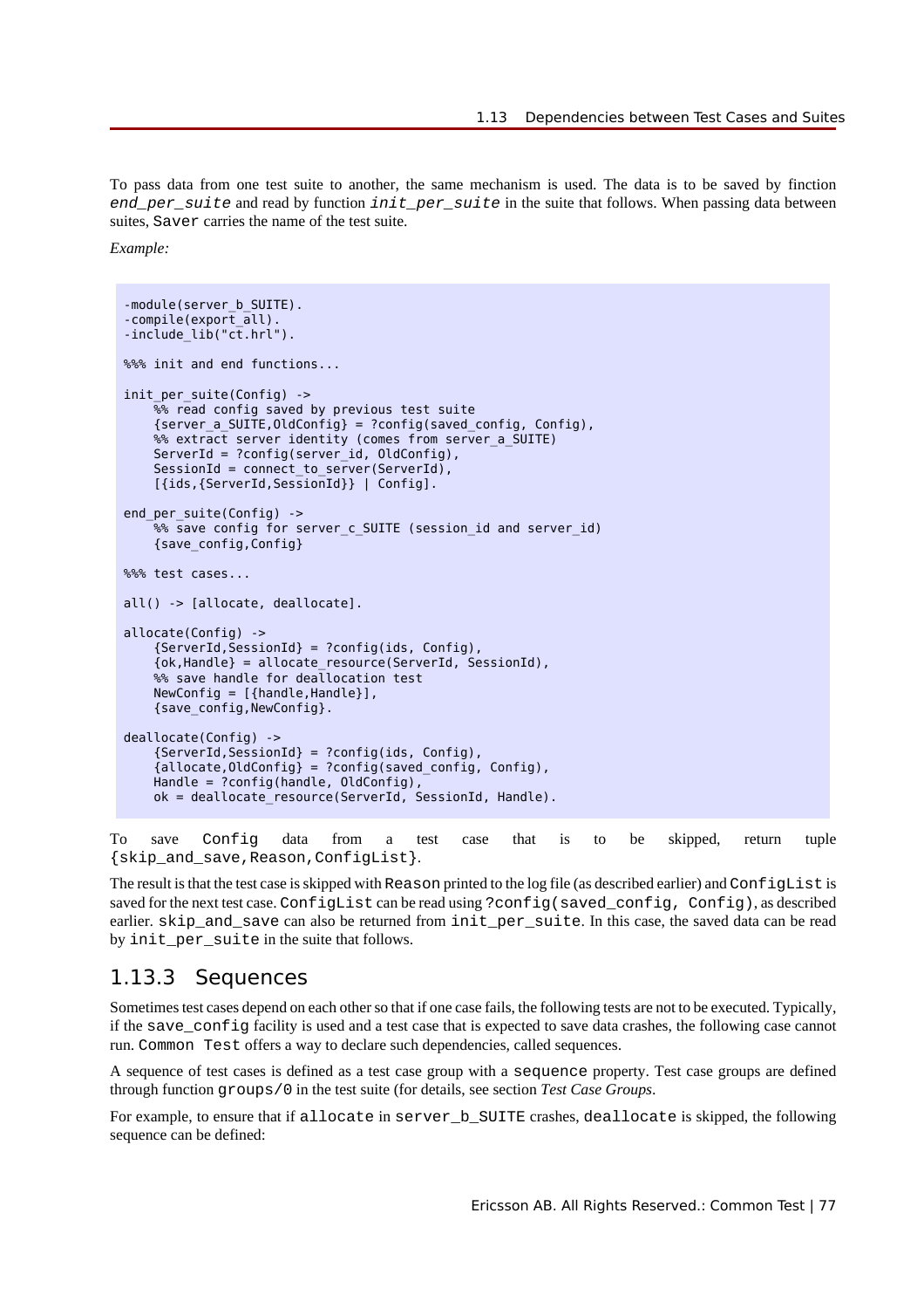To pass data from one test suite to another, the same mechanism is used. The data is to be saved by finction *end_per_suite* and read by function *init_per_suite* in the suite that follows. When passing data between suites, Saver carries the name of the test suite.

*Example:*

```
-module(server_b_SUITE).
-compile(export_all).
-include_lib("ct.hrl").

%%% init and end functions...

init_per_suite(Config) ->
    %% read config saved by previous test suite
    {server_a_SUITE,OldConfig} = ?config(saved_config, Config),
    %% extract server identity (comes from server_a_SUITE)
    ServerId = ?config(server_id, OldConfig),
    SessionId = connect_to_server(ServerId),
    [{ids,{ServerId,SessionId}} | Config].

end_per_suite(Config) ->
    %% save config for server_c_SUITE (session_id and server_id)
    {save_config,Config}

%%% test cases...

all() -> [allocate, deallocate].

allocate(Config) ->
    {ServerId,SessionId} = ?config(ids, Config),
    {ok,Handle} = allocate_resource(ServerId, SessionId),
    %% save handle for deallocation test
    NewConfig = [{handle,Handle}],
    {save_config,NewConfig}.

deallocate(Config) ->
    {ServerId,SessionId} = ?config(ids, Config),
    {allocate,OldConfig} = ?config(saved_config, Config),
    Handle = ?config(handle, OldConfig),
    ok = deallocate_resource(ServerId, SessionId, Handle).
```

To save Config data from a test case that is to be skipped, return tuple {skip_and_save,Reason,ConfigList}.

The result is that the test case is skipped with Reason printed to the log file (as described earlier) and ConfigList is saved for the next test case. ConfigList can be read using ?config(saved_config, Config), as described earlier. skip_and_save can also be returned from init_per_suite. In this case, the saved data can be read by init_per_suite in the suite that follows.

## 1.13.3 Sequences

Sometimes test cases depend on each other so that if one case fails, the following tests are not to be executed. Typically, if the save_config facility is used and a test case that is expected to save data crashes, the following case cannot run. Common Test offers a way to declare such dependencies, called sequences.

A sequence of test cases is defined as a test case group with a sequence property. Test case groups are defined through function groups/0 in the test suite (for details, see section *Test Case Groups*.

For example, to ensure that if allocate in server_b_SUITE crashes, deallocate is skipped, the following sequence can be defined: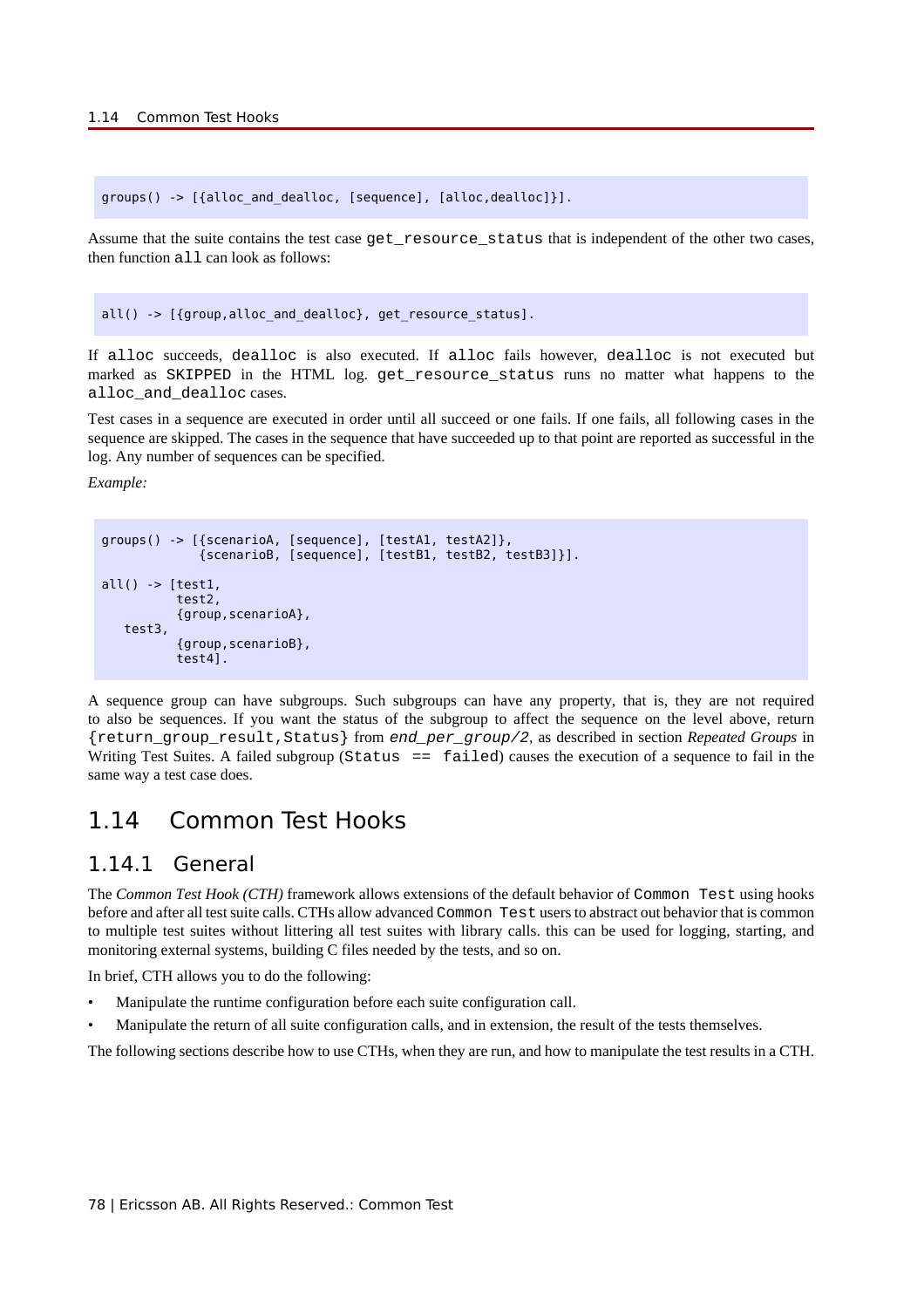```
groups() -> [{alloc_and_dealloc, [sequence], [alloc,dealloc]}].
```

Assume that the suite contains the test case `get_resource_status` that is independent of the other two cases, then function `all` can look as follows:

```
all() -> [{group,alloc_and_dealloc}, get_resource_status].
```

If `alloc` succeeds, `dealloc` is also executed. If `alloc` fails however, `dealloc` is not executed but marked as `SKIPPED` in the HTML log. `get_resource_status` runs no matter what happens to the `alloc_and_dealloc` cases.

Test cases in a sequence are executed in order until all succeed or one fails. If one fails, all following cases in the sequence are skipped. The cases in the sequence that have succeeded up to that point are reported as successful in the log. Any number of sequences can be specified.

*Example:*

```
groups() -> [{scenarioA, [sequence], [testA1, testA2]},
             {scenarioB, [sequence], [testB1, testB2, testB3]}].

all() -> [test1,
          test2,
          {group,scenarioA},
   test3,
          {group,scenarioB},
          test4].
```

A sequence group can have subgroups. Such subgroups can have any property, that is, they are not required to also be sequences. If you want the status of the subgroup to affect the sequence on the level above, return `{return_group_result,Status}` from *end_per_group/2*, as described in section *Repeated Groups* in Writing Test Suites. A failed subgroup (`Status == failed`) causes the execution of a sequence to fail in the same way a test case does.

## 1.14 Common Test Hooks

### 1.14.1 General

The *Common Test Hook (CTH)* framework allows extensions of the default behavior of `Common Test` using hooks before and after all test suite calls. CTHs allow advanced `Common Test` users to abstract out behavior that is common to multiple test suites without littering all test suites with library calls. this can be used for logging, starting, and monitoring external systems, building C files needed by the tests, and so on.

In brief, CTH allows you to do the following:

- Manipulate the runtime configuration before each suite configuration call.
- Manipulate the return of all suite configuration calls, and in extension, the result of the tests themselves.

The following sections describe how to use CTHs, when they are run, and how to manipulate the test results in a CTH.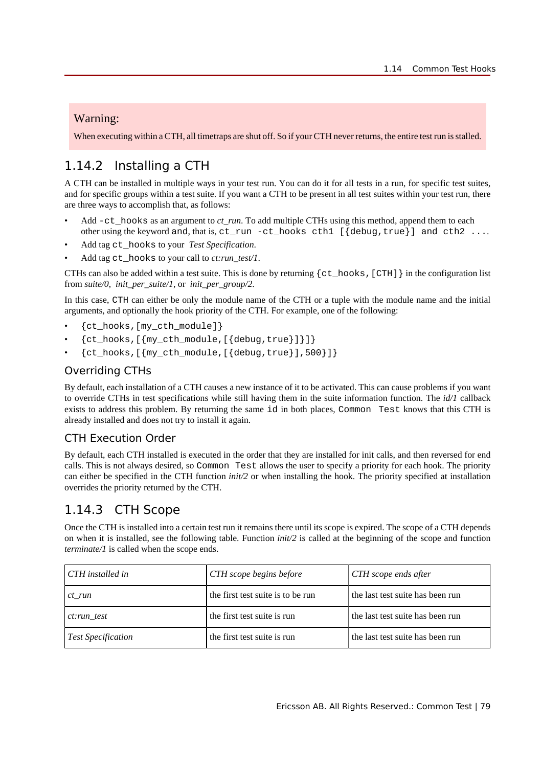> **Warning:**
>
> When executing within a CTH, all timetraps are shut off. So if your CTH never returns, the entire test run is stalled.

## 1.14.2 Installing a CTH

A CTH can be installed in multiple ways in your test run. You can do it for all tests in a run, for specific test suites, and for specific groups within a test suite. If you want a CTH to be present in all test suites within your test run, there are three ways to accomplish that, as follows:

- Add `-ct_hooks` as an argument to *ct_run*. To add multiple CTHs using this method, append them to each other using the keyword `and`, that is, `ct_run -ct_hooks cth1 [{debug,true}] and cth2 ...`.
- Add tag `ct_hooks` to your *Test Specification*.
- Add tag `ct_hooks` to your call to *ct:run_test/1*.

CTHs can also be added within a test suite. This is done by returning `{ct_hooks,[CTH]}` in the configuration list from *suite/0*, *init_per_suite/1*, or *init_per_group/2*.

In this case, `CTH` can either be only the module name of the CTH or a tuple with the module name and the initial arguments, and optionally the hook priority of the CTH. For example, one of the following:

- `{ct_hooks,[my_cth_module]}`
- `{ct_hooks,[{my_cth_module,[{debug,true}]}]}`
- `{ct_hooks,[{my_cth_module,[{debug,true}],500}]}`

### Overriding CTHs

By default, each installation of a CTH causes a new instance of it to be activated. This can cause problems if you want to override CTHs in test specifications while still having them in the suite information function. The *id/1* callback exists to address this problem. By returning the same `id` in both places, `Common Test` knows that this CTH is already installed and does not try to install it again.

### CTH Execution Order

By default, each CTH installed is executed in the order that they are installed for init calls, and then reversed for end calls. This is not always desired, so `Common Test` allows the user to specify a priority for each hook. The priority can either be specified in the CTH function *init/2* or when installing the hook. The priority specified at installation overrides the priority returned by the CTH.

## 1.14.3 CTH Scope

Once the CTH is installed into a certain test run it remains there until its scope is expired. The scope of a CTH depends on when it is installed, see the following table. Function *init/2* is called at the beginning of the scope and function *terminate/1* is called when the scope ends.

| *CTH installed in* | *CTH scope begins before* | *CTH scope ends after* |
|---|---|---|
| *ct_run* | the first test suite is to be run | the last test suite has been run |
| *ct:run_test* | the first test suite is run | the last test suite has been run |
| *Test Specification* | the first test suite is run | the last test suite has been run |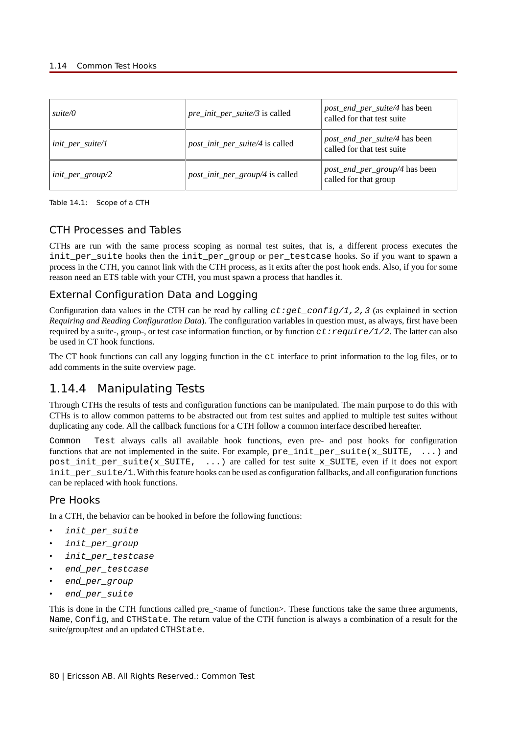| *suite/0* | *pre_init_per_suite/3* is called | *post_end_per_suite/4* has been called for that test suite |
|---|---|---|
| *init_per_suite/1* | *post_init_per_suite/4* is called | *post_end_per_suite/4* has been called for that test suite |
| *init_per_group/2* | *post_init_per_group/4* is called | *post_end_per_group/4* has been called for that group |

Table 14.1: Scope of a CTH

### CTH Processes and Tables

CTHs are run with the same process scoping as normal test suites, that is, a different process executes the `init_per_suite` hooks then the `init_per_group` or `per_testcase` hooks. So if you want to spawn a process in the CTH, you cannot link with the CTH process, as it exits after the post hook ends. Also, if you for some reason need an ETS table with your CTH, you must spawn a process that handles it.

### External Configuration Data and Logging

Configuration data values in the CTH can be read by calling *`ct:get_config/1,2,3`* (as explained in section *Requiring and Reading Configuration Data*). The configuration variables in question must, as always, first have been required by a suite-, group-, or test case information function, or by function *`ct:require/1/2`*. The latter can also be used in CT hook functions.

The CT hook functions can call any logging function in the `ct` interface to print information to the log files, or to add comments in the suite overview page.

## 1.14.4 Manipulating Tests

Through CTHs the results of tests and configuration functions can be manipulated. The main purpose to do this with CTHs is to allow common patterns to be abstracted out from test suites and applied to multiple test suites without duplicating any code. All the callback functions for a CTH follow a common interface described hereafter.

`Common Test` always calls all available hook functions, even pre- and post hooks for configuration functions that are not implemented in the suite. For example, `pre_init_per_suite(x_SUITE, ...)` and `post_init_per_suite(x_SUITE, ...)` are called for test suite `x_SUITE`, even if it does not export `init_per_suite/1`. With this feature hooks can be used as configuration fallbacks, and all configuration functions can be replaced with hook functions.

### Pre Hooks

In a CTH, the behavior can be hooked in before the following functions:

- *`init_per_suite`*
- *`init_per_group`*
- *`init_per_testcase`*
- *`end_per_testcase`*
- *`end_per_group`*
- *`end_per_suite`*

This is done in the CTH functions called pre_<name of function>. These functions take the same three arguments, `Name`, `Config`, and `CTHState`. The return value of the CTH function is always a combination of a result for the suite/group/test and an updated `CTHState`.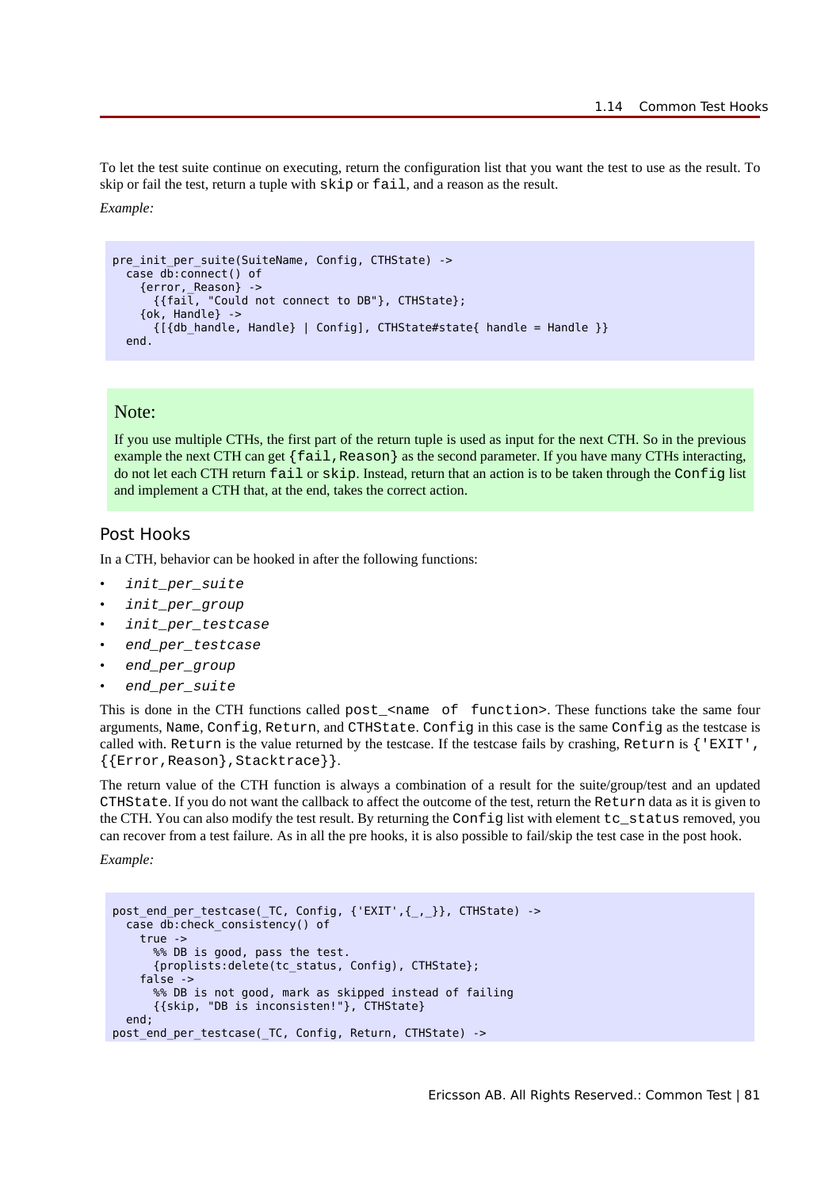To let the test suite continue on executing, return the configuration list that you want the test to use as the result. To skip or fail the test, return a tuple with `skip` or `fail`, and a reason as the result.

*Example:*

```
pre_init_per_suite(SuiteName, Config, CTHState) ->
  case db:connect() of
    {error,_Reason} ->
      {{fail, "Could not connect to DB"}, CTHState};
    {ok, Handle} ->
      {[{db_handle, Handle} | Config], CTHState#state{ handle = Handle }}
  end.
```

### Note:

If you use multiple CTHs, the first part of the return tuple is used as input for the next CTH. So in the previous example the next CTH can get `{fail,Reason}` as the second parameter. If you have many CTHs interacting, do not let each CTH return `fail` or `skip`. Instead, return that an action is to be taken through the `Config` list and implement a CTH that, at the end, takes the correct action.

## Post Hooks

In a CTH, behavior can be hooked in after the following functions:

- *init_per_suite*
- *init_per_group*
- *init_per_testcase*
- *end_per_testcase*
- *end_per_group*
- *end_per_suite*

This is done in the CTH functions called `post_<name of function>`. These functions take the same four arguments, `Name`, `Config`, `Return`, and `CTHState`. `Config` in this case is the same `Config` as the testcase is called with. `Return` is the value returned by the testcase. If the testcase fails by crashing, `Return` is `{'EXIT', {{Error,Reason},Stacktrace}}`.

The return value of the CTH function is always a combination of a result for the suite/group/test and an updated `CTHState`. If you do not want the callback to affect the outcome of the test, return the `Return` data as it is given to the CTH. You can also modify the test result. By returning the `Config` list with element `tc_status` removed, you can recover from a test failure. As in all the pre hooks, it is also possible to fail/skip the test case in the post hook.

*Example:*

```
post_end_per_testcase(_TC, Config, {'EXIT',{_,_}}, CTHState) ->
  case db:check_consistency() of
    true ->
      %% DB is good, pass the test.
      {proplists:delete(tc_status, Config), CTHState};
    false ->
      %% DB is not good, mark as skipped instead of failing
      {{skip, "DB is inconsisten!"}, CTHState}
  end;
post_end_per_testcase(_TC, Config, Return, CTHState) ->
```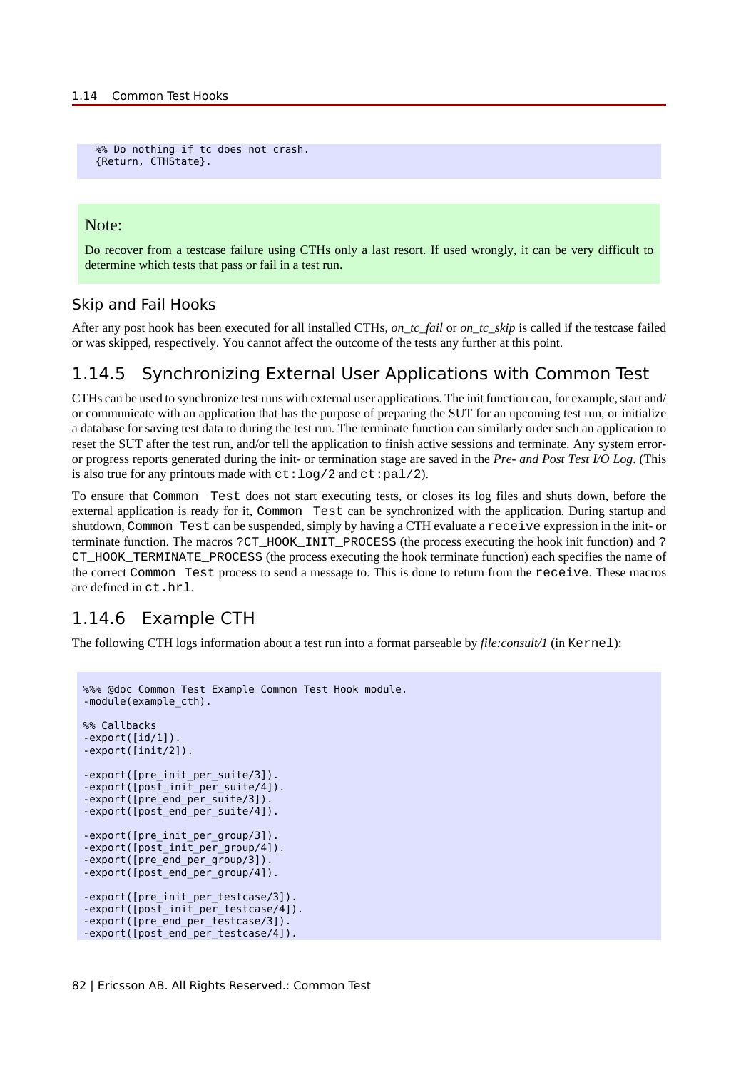```
    %% Do nothing if tc does not crash.
    {Return, CTHState}.
```

Note:

Do recover from a testcase failure using CTHs only a last resort. If used wrongly, it can be very difficult to determine which tests that pass or fail in a test run.

### Skip and Fail Hooks

After any post hook has been executed for all installed CTHs, *on_tc_fail* or *on_tc_skip* is called if the testcase failed or was skipped, respectively. You cannot affect the outcome of the tests any further at this point.

## 1.14.5 Synchronizing External User Applications with Common Test

CTHs can be used to synchronize test runs with external user applications. The init function can, for example, start and/or communicate with an application that has the purpose of preparing the SUT for an upcoming test run, or initialize a database for saving test data to during the test run. The terminate function can similarly order such an application to reset the SUT after the test run, and/or tell the application to finish active sessions and terminate. Any system error- or progress reports generated during the init- or termination stage are saved in the *Pre- and Post Test I/O Log*. (This is also true for any printouts made with `ct:log/2` and `ct:pal/2`).

To ensure that `Common Test` does not start executing tests, or closes its log files and shuts down, before the external application is ready for it, `Common Test` can be synchronized with the application. During startup and shutdown, `Common Test` can be suspended, simply by having a CTH evaluate a `receive` expression in the init- or terminate function. The macros `?CT_HOOK_INIT_PROCESS` (the process executing the hook init function) and `?CT_HOOK_TERMINATE_PROCESS` (the process executing the hook terminate function) each specifies the name of the correct `Common Test` process to send a message to. This is done to return from the `receive`. These macros are defined in `ct.hrl`.

## 1.14.6 Example CTH

The following CTH logs information about a test run into a format parseable by *file:consult/1* (in `Kernel`):

```
%%% @doc Common Test Example Common Test Hook module.
-module(example_cth).

%% Callbacks
-export([id/1]).
-export([init/2]).

-export([pre_init_per_suite/3]).
-export([post_init_per_suite/4]).
-export([pre_end_per_suite/3]).
-export([post_end_per_suite/4]).

-export([pre_init_per_group/3]).
-export([post_init_per_group/4]).
-export([pre_end_per_group/3]).
-export([post_end_per_group/4]).

-export([pre_init_per_testcase/3]).
-export([post_init_per_testcase/4]).
-export([pre_end_per_testcase/3]).
-export([post_end_per_testcase/4]).
```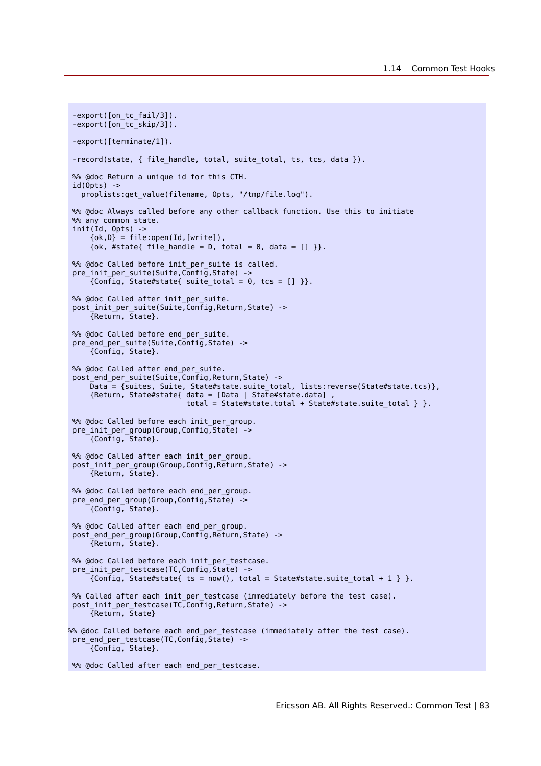```
-export([on_tc_fail/3]).
-export([on_tc_skip/3]).

-export([terminate/1]).

-record(state, { file_handle, total, suite_total, ts, tcs, data }).

%% @doc Return a unique id for this CTH.
id(Opts) ->
  proplists:get_value(filename, Opts, "/tmp/file.log").

%% @doc Always called before any other callback function. Use this to initiate
%% any common state.
init(Id, Opts) ->
    {ok,D} = file:open(Id,[write]),
    {ok, #state{ file_handle = D, total = 0, data = [] }}.

%% @doc Called before init_per_suite is called.
pre_init_per_suite(Suite,Config,State) ->
    {Config, State#state{ suite_total = 0, tcs = [] }}.

%% @doc Called after init_per_suite.
post_init_per_suite(Suite,Config,Return,State) ->
    {Return, State}.

%% @doc Called before end_per_suite.
pre_end_per_suite(Suite,Config,State) ->
    {Config, State}.

%% @doc Called after end_per_suite.
post_end_per_suite(Suite,Config,Return,State) ->
    Data = {suites, Suite, State#state.suite_total, lists:reverse(State#state.tcs)},
    {Return, State#state{ data = [Data | State#state.data] ,
                          total = State#state.total + State#state.suite_total } }.

%% @doc Called before each init_per_group.
pre_init_per_group(Group,Config,State) ->
    {Config, State}.

%% @doc Called after each init_per_group.
post_init_per_group(Group,Config,Return,State) ->
    {Return, State}.

%% @doc Called before each end_per_group.
pre_end_per_group(Group,Config,State) ->
    {Config, State}.

%% @doc Called after each end_per_group.
post_end_per_group(Group,Config,Return,State) ->
    {Return, State}.

%% @doc Called before each init_per_testcase.
pre_init_per_testcase(TC,Config,State) ->
    {Config, State#state{ ts = now(), total = State#state.suite_total + 1 } }.

%% Called after each init_per_testcase (immediately before the test case).
post_init_per_testcase(TC,Config,Return,State) ->
    {Return, State}

%% @doc Called before each end_per_testcase (immediately after the test case).
pre_end_per_testcase(TC,Config,State) ->
    {Config, State}.

%% @doc Called after each end_per_testcase.
```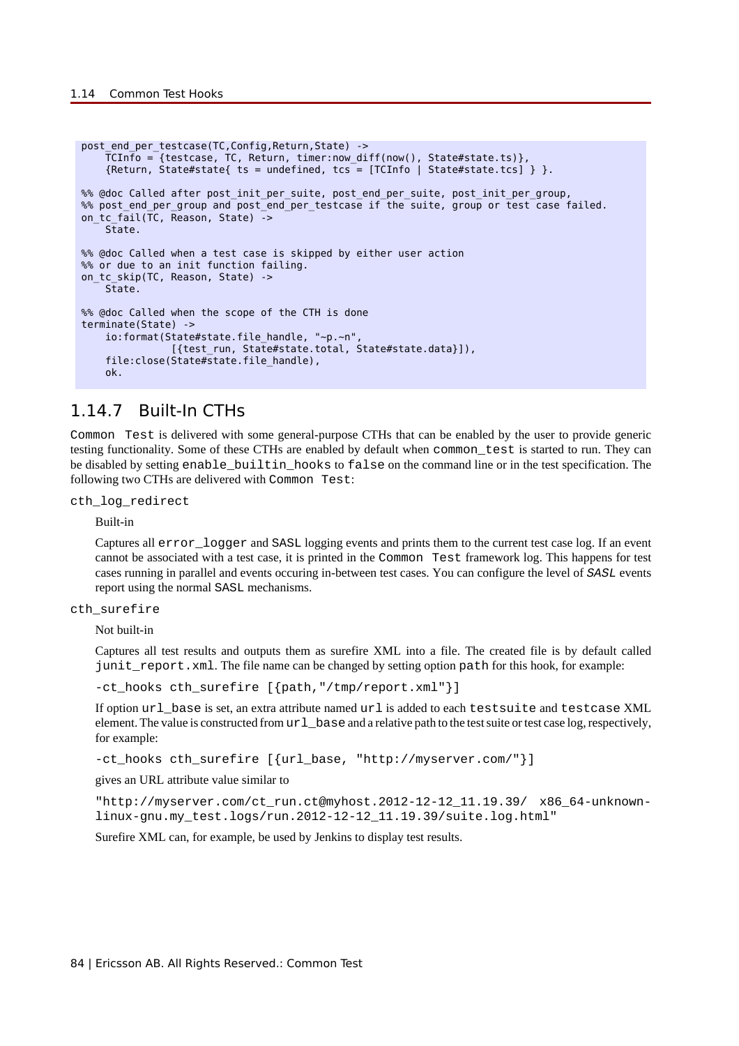```
post_end_per_testcase(TC,Config,Return,State) ->
    TCInfo = {testcase, TC, Return, timer:now_diff(now(), State#state.ts)},
    {Return, State#state{ ts = undefined, tcs = [TCInfo | State#state.tcs] } }.

%% @doc Called after post_init_per_suite, post_end_per_suite, post_init_per_group,
%% post_end_per_group and post_end_per_testcase if the suite, group or test case failed.
on_tc_fail(TC, Reason, State) ->
    State.

%% @doc Called when a test case is skipped by either user action
%% or due to an init function failing.
on_tc_skip(TC, Reason, State) ->
    State.

%% @doc Called when the scope of the CTH is done
terminate(State) ->
    io:format(State#state.file_handle, "~p.~n",
              [{test_run, State#state.total, State#state.data}]),
    file:close(State#state.file_handle),
    ok.
```

### 1.14.7 Built-In CTHs

`Common Test` is delivered with some general-purpose CTHs that can be enabled by the user to provide generic testing functionality. Some of these CTHs are enabled by default when `common_test` is started to run. They can be disabled by setting `enable_builtin_hooks` to `false` on the command line or in the test specification. The following two CTHs are delivered with `Common Test`:

`cth_log_redirect`

Built-in

Captures all `error_logger` and `SASL` logging events and prints them to the current test case log. If an event cannot be associated with a test case, it is printed in the `Common Test` framework log. This happens for test cases running in parallel and events occuring in-between test cases. You can configure the level of *SASL* events report using the normal `SASL` mechanisms.

`cth_surefire`

Not built-in

Captures all test results and outputs them as surefire XML into a file. The created file is by default called `junit_report.xml`. The file name can be changed by setting option `path` for this hook, for example:

```
-ct_hooks cth_surefire [{path,"/tmp/report.xml"}]
```

If option `url_base` is set, an extra attribute named `url` is added to each `testsuite` and `testcase` XML element. The value is constructed from `url_base` and a relative path to the test suite or test case log, respectively, for example:

```
-ct_hooks cth_surefire [{url_base, "http://myserver.com/"}]
```

gives an URL attribute value similar to

```
"http://myserver.com/ct_run.ct@myhost.2012-12-12_11.19.39/ x86_64-unknown-linux-gnu.my_test.logs/run.2012-12-12_11.19.39/suite.log.html"
```

Surefire XML can, for example, be used by Jenkins to display test results.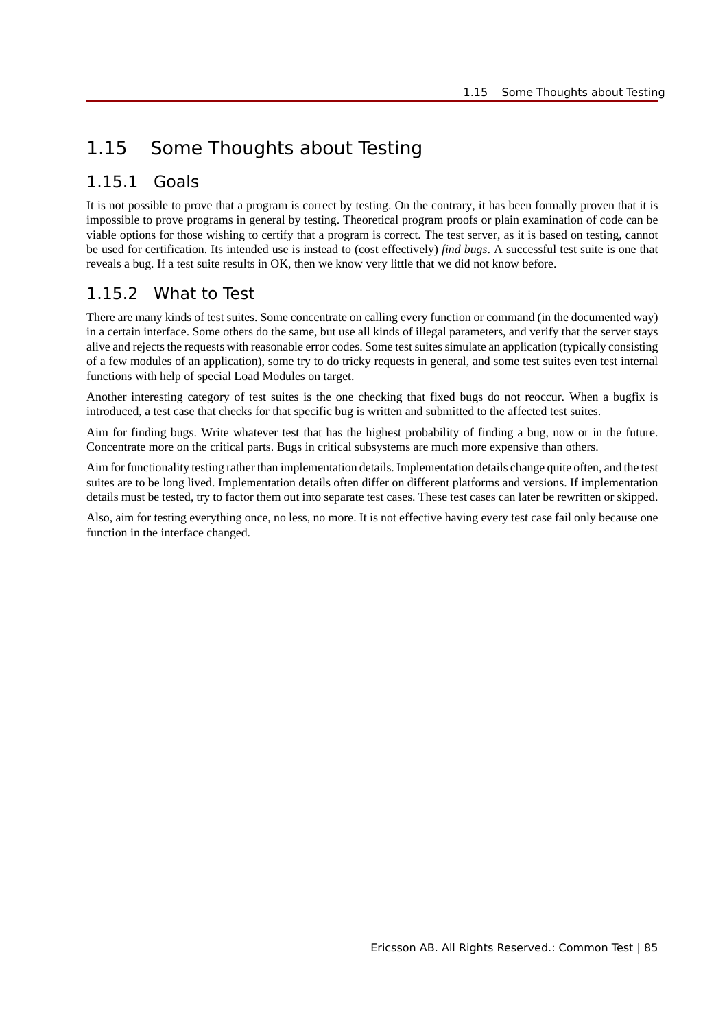# 1.15 Some Thoughts about Testing

## 1.15.1 Goals

It is not possible to prove that a program is correct by testing. On the contrary, it has been formally proven that it is impossible to prove programs in general by testing. Theoretical program proofs or plain examination of code can be viable options for those wishing to certify that a program is correct. The test server, as it is based on testing, cannot be used for certification. Its intended use is instead to (cost effectively) *find bugs*. A successful test suite is one that reveals a bug. If a test suite results in OK, then we know very little that we did not know before.

## 1.15.2 What to Test

There are many kinds of test suites. Some concentrate on calling every function or command (in the documented way) in a certain interface. Some others do the same, but use all kinds of illegal parameters, and verify that the server stays alive and rejects the requests with reasonable error codes. Some test suites simulate an application (typically consisting of a few modules of an application), some try to do tricky requests in general, and some test suites even test internal functions with help of special Load Modules on target.

Another interesting category of test suites is the one checking that fixed bugs do not reoccur. When a bugfix is introduced, a test case that checks for that specific bug is written and submitted to the affected test suites.

Aim for finding bugs. Write whatever test that has the highest probability of finding a bug, now or in the future. Concentrate more on the critical parts. Bugs in critical subsystems are much more expensive than others.

Aim for functionality testing rather than implementation details. Implementation details change quite often, and the test suites are to be long lived. Implementation details often differ on different platforms and versions. If implementation details must be tested, try to factor them out into separate test cases. These test cases can later be rewritten or skipped.

Also, aim for testing everything once, no less, no more. It is not effective having every test case fail only because one function in the interface changed.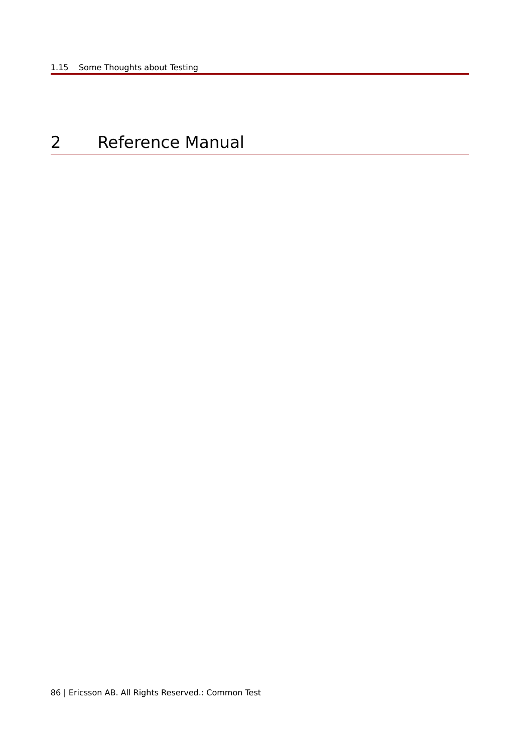# 2 Reference Manual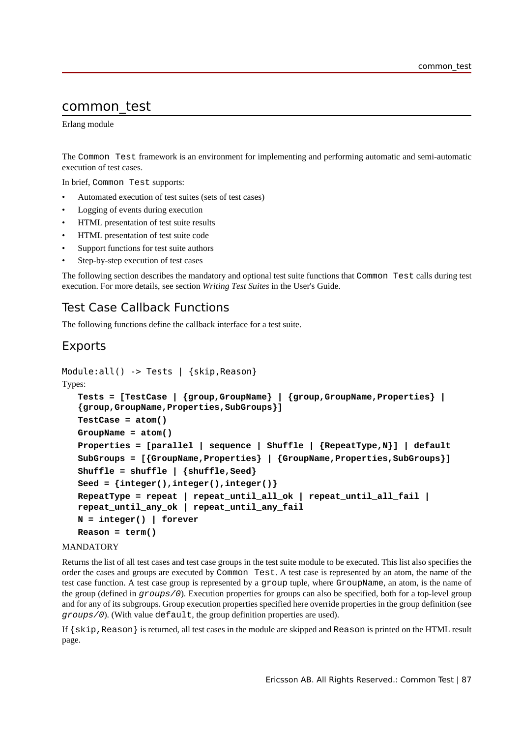# common_test

Erlang module

The `Common Test` framework is an environment for implementing and performing automatic and semi-automatic execution of test cases.

In brief, `Common Test` supports:

- Automated execution of test suites (sets of test cases)
- Logging of events during execution
- HTML presentation of test suite results
- HTML presentation of test suite code
- Support functions for test suite authors
- Step-by-step execution of test cases

The following section describes the mandatory and optional test suite functions that `Common Test` calls during test execution. For more details, see section *Writing Test Suites* in the User's Guide.

## Test Case Callback Functions

The following functions define the callback interface for a test suite.

## Exports

```
Module:all() -> Tests | {skip,Reason}
```

Types:

```
Tests = [TestCase | {group,GroupName} | {group,GroupName,Properties} |
{group,GroupName,Properties,SubGroups}]
TestCase = atom()
GroupName = atom()
Properties = [parallel | sequence | Shuffle | {RepeatType,N}] | default
SubGroups = [{GroupName,Properties} | {GroupName,Properties,SubGroups}]
Shuffle = shuffle | {shuffle,Seed}
Seed = {integer(),integer(),integer()}
RepeatType = repeat | repeat_until_all_ok | repeat_until_all_fail |
repeat_until_any_ok | repeat_until_any_fail
N = integer() | forever
Reason = term()
```

MANDATORY

Returns the list of all test cases and test case groups in the test suite module to be executed. This list also specifies the order the cases and groups are executed by `Common Test`. A test case is represented by an atom, the name of the test case function. A test case group is represented by a `group` tuple, where `GroupName`, an atom, is the name of the group (defined in *`groups/0`*). Execution properties for groups can also be specified, both for a top-level group and for any of its subgroups. Group execution properties specified here override properties in the group definition (see *`groups/0`*). (With value `default`, the group definition properties are used).

If `{skip,Reason}` is returned, all test cases in the module are skipped and `Reason` is printed on the HTML result page.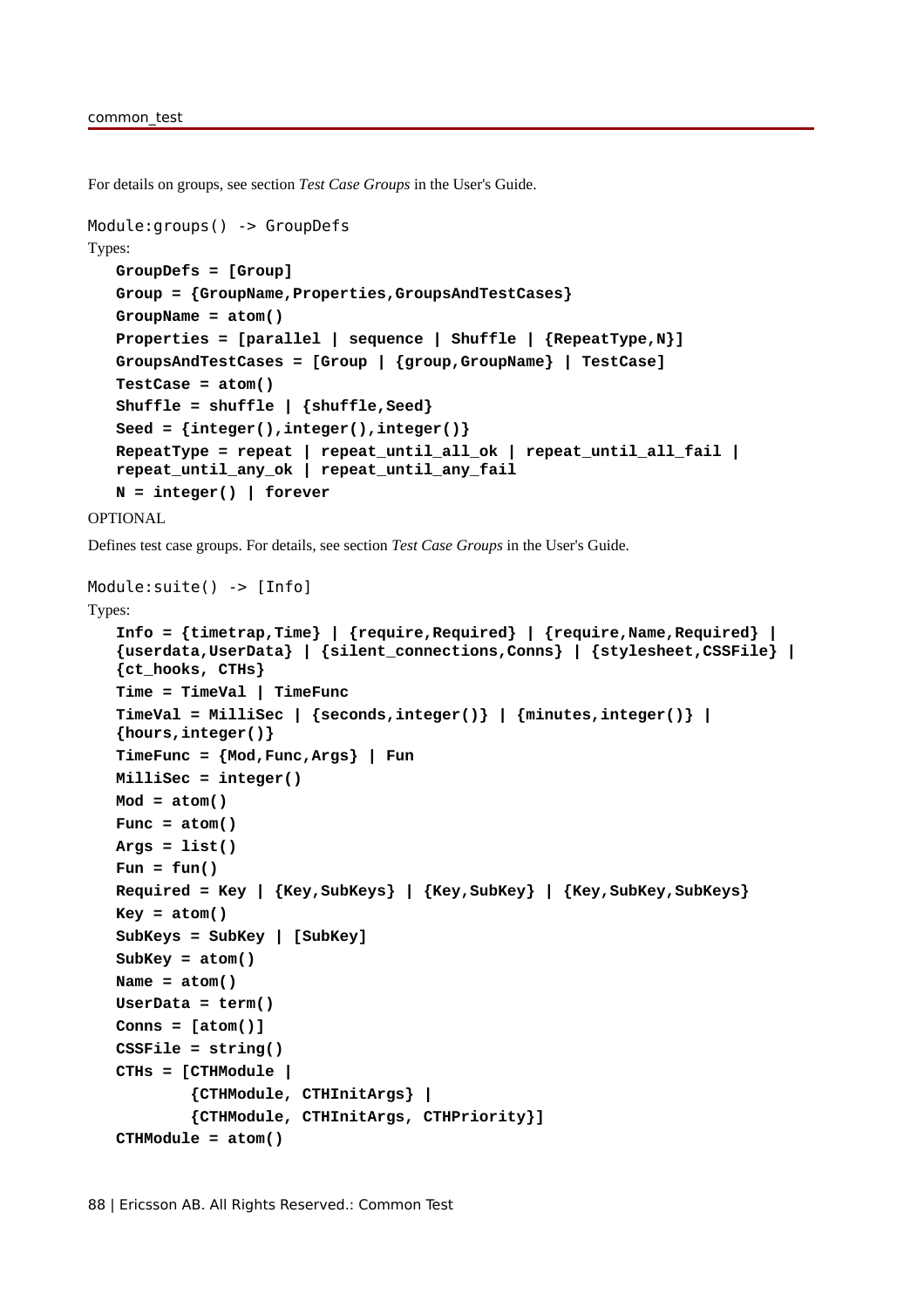For details on groups, see section *Test Case Groups* in the User's Guide.

```
Module:groups() -> GroupDefs
```

Types:

```
GroupDefs = [Group]
Group = {GroupName,Properties,GroupsAndTestCases}
GroupName = atom()
Properties = [parallel | sequence | Shuffle | {RepeatType,N}]
GroupsAndTestCases = [Group | {group,GroupName} | TestCase]
TestCase = atom()
Shuffle = shuffle | {shuffle,Seed}
Seed = {integer(),integer(),integer()}
RepeatType = repeat | repeat_until_all_ok | repeat_until_all_fail |
repeat_until_any_ok | repeat_until_any_fail
N = integer() | forever
```

OPTIONAL

Defines test case groups. For details, see section *Test Case Groups* in the User's Guide.

```
Module:suite() -> [Info]
```

Types:

```
Info = {timetrap,Time} | {require,Required} | {require,Name,Required} |
{userdata,UserData} | {silent_connections,Conns} | {stylesheet,CSSFile} |
{ct_hooks, CTHs}
Time = TimeVal | TimeFunc
TimeVal = MilliSec | {seconds,integer()} | {minutes,integer()} |
{hours,integer()}
TimeFunc = {Mod,Func,Args} | Fun
MilliSec = integer()
Mod = atom()
Func = atom()
Args = list()
Fun = fun()
Required = Key | {Key,SubKeys} | {Key,SubKey} | {Key,SubKey,SubKeys}
Key = atom()
SubKeys = SubKey | [SubKey]
SubKey = atom()
Name = atom()
UserData = term()
Conns = [atom()]
CSSFile = string()
CTHs = [CTHModule |
        {CTHModule, CTHInitArgs} |
        {CTHModule, CTHInitArgs, CTHPriority}]
CTHModule = atom()
```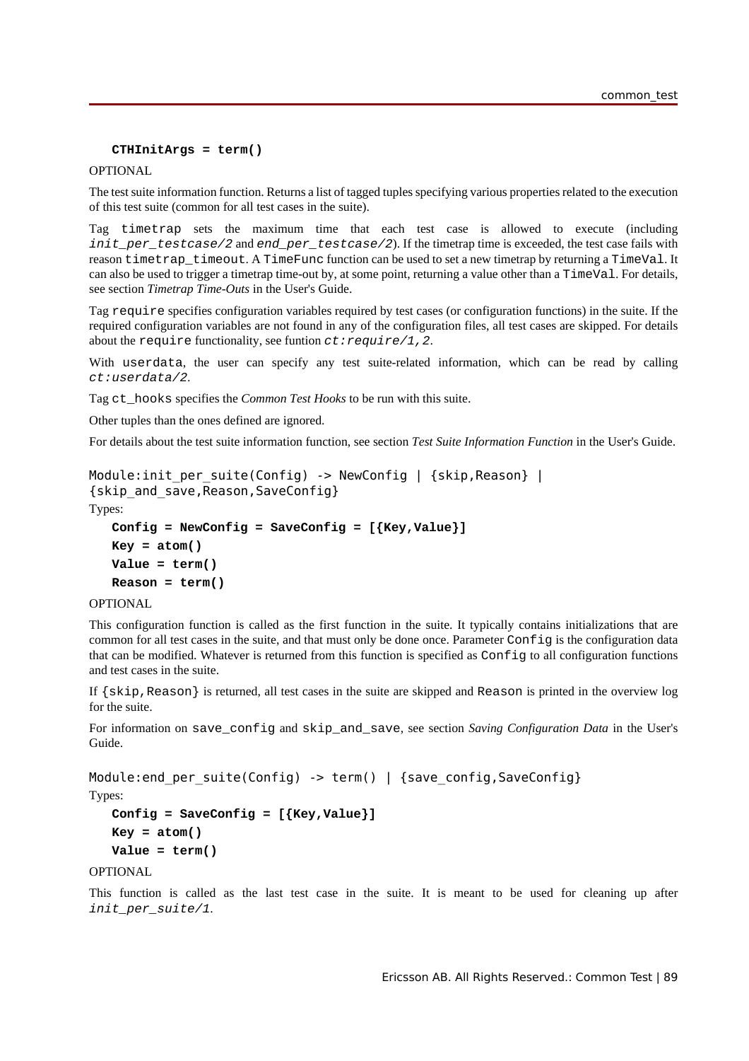**CTHInitArgs = term()**

OPTIONAL

The test suite information function. Returns a list of tagged tuples specifying various properties related to the execution of this test suite (common for all test cases in the suite).

Tag `timetrap` sets the maximum time that each test case is allowed to execute (including *init_per_testcase/2* and *end_per_testcase/2*). If the timetrap time is exceeded, the test case fails with reason `timetrap_timeout`. A `TimeFunc` function can be used to set a new timetrap by returning a `TimeVal`. It can also be used to trigger a timetrap time-out by, at some point, returning a value other than a `TimeVal`. For details, see section *Timetrap Time-Outs* in the User's Guide.

Tag `require` specifies configuration variables required by test cases (or configuration functions) in the suite. If the required configuration variables are not found in any of the configuration files, all test cases are skipped. For details about the `require` functionality, see funtion *ct:require/1,2*.

With `userdata`, the user can specify any test suite-related information, which can be read by calling *ct:userdata/2*.

Tag `ct_hooks` specifies the *Common Test Hooks* to be run with this suite.

Other tuples than the ones defined are ignored.

For details about the test suite information function, see section *Test Suite Information Function* in the User's Guide.

```
Module:init_per_suite(Config) -> NewConfig | {skip,Reason} |
{skip_and_save,Reason,SaveConfig}
```

Types:

**Config = NewConfig = SaveConfig = [{Key,Value}]**

**Key = atom()**

**Value = term()**

**Reason = term()**

OPTIONAL

This configuration function is called as the first function in the suite. It typically contains initializations that are common for all test cases in the suite, and that must only be done once. Parameter `Config` is the configuration data that can be modified. Whatever is returned from this function is specified as `Config` to all configuration functions and test cases in the suite.

If `{skip,Reason}` is returned, all test cases in the suite are skipped and `Reason` is printed in the overview log for the suite.

For information on `save_config` and `skip_and_save`, see section *Saving Configuration Data* in the User's Guide.

```
Module:end_per_suite(Config) -> term() | {save_config,SaveConfig}
```

Types:

**Config = SaveConfig = [{Key,Value}]**

**Key = atom()**

**Value = term()**

OPTIONAL

This function is called as the last test case in the suite. It is meant to be used for cleaning up after *init_per_suite/1*.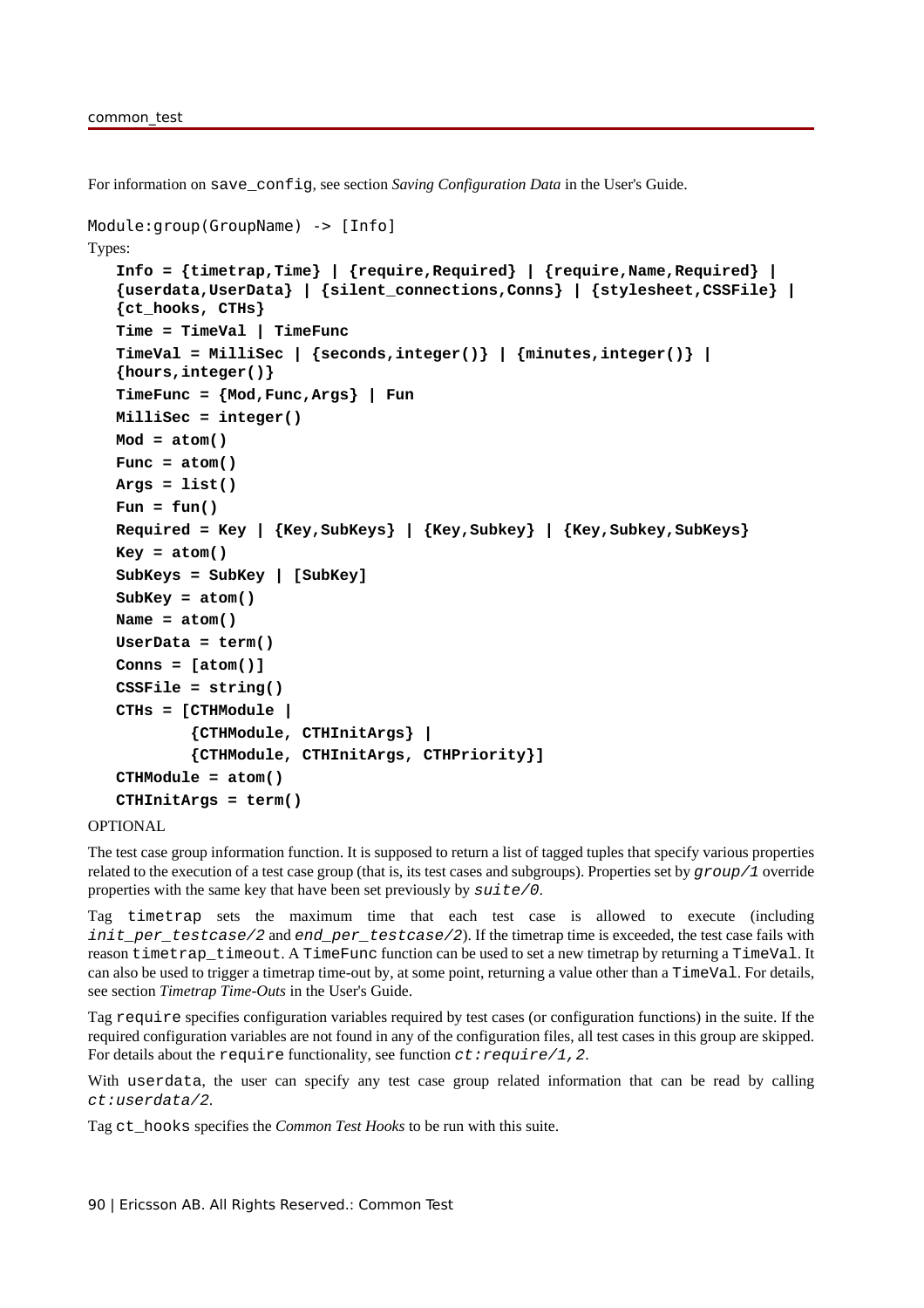For information on `save_config`, see section *Saving Configuration Data* in the User's Guide.

```
Module:group(GroupName) -> [Info]
```

Types:

```
Info = {timetrap,Time} | {require,Required} | {require,Name,Required} |
{userdata,UserData} | {silent_connections,Conns} | {stylesheet,CSSFile} |
{ct_hooks, CTHs}
Time = TimeVal | TimeFunc
TimeVal = MilliSec | {seconds,integer()} | {minutes,integer()} |
{hours,integer()}
TimeFunc = {Mod,Func,Args} | Fun
MilliSec = integer()
Mod = atom()
Func = atom()
Args = list()
Fun = fun()
Required = Key | {Key,SubKeys} | {Key,Subkey} | {Key,Subkey,SubKeys}
Key = atom()
SubKeys = SubKey | [SubKey]
SubKey = atom()
Name = atom()
UserData = term()
Conns = [atom()]
CSSFile = string()
CTHs = [CTHModule |
        {CTHModule, CTHInitArgs} |
        {CTHModule, CTHInitArgs, CTHPriority}]
CTHModule = atom()
CTHInitArgs = term()
```

OPTIONAL

The test case group information function. It is supposed to return a list of tagged tuples that specify various properties related to the execution of a test case group (that is, its test cases and subgroups). Properties set by *group/1* override properties with the same key that have been set previously by *suite/0*.

Tag `timetrap` sets the maximum time that each test case is allowed to execute (including *init_per_testcase/2* and *end_per_testcase/2*). If the timetrap time is exceeded, the test case fails with reason `timetrap_timeout`. A `TimeFunc` function can be used to set a new timetrap by returning a `TimeVal`. It can also be used to trigger a timetrap time-out by, at some point, returning a value other than a `TimeVal`. For details, see section *Timetrap Time-Outs* in the User's Guide.

Tag `require` specifies configuration variables required by test cases (or configuration functions) in the suite. If the required configuration variables are not found in any of the configuration files, all test cases in this group are skipped. For details about the `require` functionality, see function *ct:require/1,2*.

With `userdata`, the user can specify any test case group related information that can be read by calling *ct:userdata/2*.

Tag `ct_hooks` specifies the *Common Test Hooks* to be run with this suite.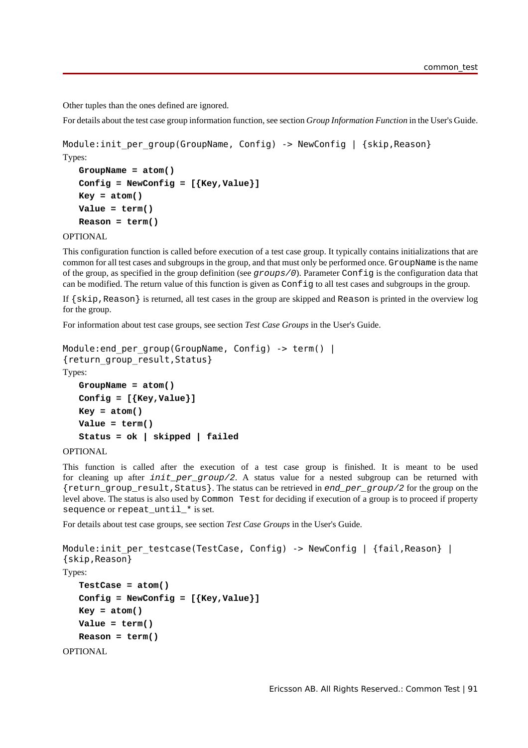Other tuples than the ones defined are ignored.

For details about the test case group information function, see section *Group Information Function* in the User's Guide.

```
Module:init_per_group(GroupName, Config) -> NewConfig | {skip,Reason}
```

Types:

**GroupName = atom()**
**Config = NewConfig = [{Key,Value}]**
**Key = atom()**
**Value = term()**
**Reason = term()**

OPTIONAL

This configuration function is called before execution of a test case group. It typically contains initializations that are common for all test cases and subgroups in the group, and that must only be performed once. `GroupName` is the name of the group, as specified in the group definition (see *groups/0*). Parameter `Config` is the configuration data that can be modified. The return value of this function is given as `Config` to all test cases and subgroups in the group.

If `{skip,Reason}` is returned, all test cases in the group are skipped and `Reason` is printed in the overview log for the group.

For information about test case groups, see section *Test Case Groups* in the User's Guide.

```
Module:end_per_group(GroupName, Config) -> term() |
{return_group_result,Status}
```

Types:

**GroupName = atom()**
**Config = [{Key,Value}]**
**Key = atom()**
**Value = term()**
**Status = ok | skipped | failed**

OPTIONAL

This function is called after the execution of a test case group is finished. It is meant to be used for cleaning up after *init_per_group/2*. A status value for a nested subgroup can be returned with `{return_group_result,Status}`. The status can be retrieved in *end_per_group/2* for the group on the level above. The status is also used by `Common Test` for deciding if execution of a group is to proceed if property `sequence` or `repeat_until_*` is set.

For details about test case groups, see section *Test Case Groups* in the User's Guide.

```
Module:init_per_testcase(TestCase, Config) -> NewConfig | {fail,Reason} |
{skip,Reason}
```

Types:

**TestCase = atom()**
**Config = NewConfig = [{Key,Value}]**
**Key = atom()**
**Value = term()**
**Reason = term()**

OPTIONAL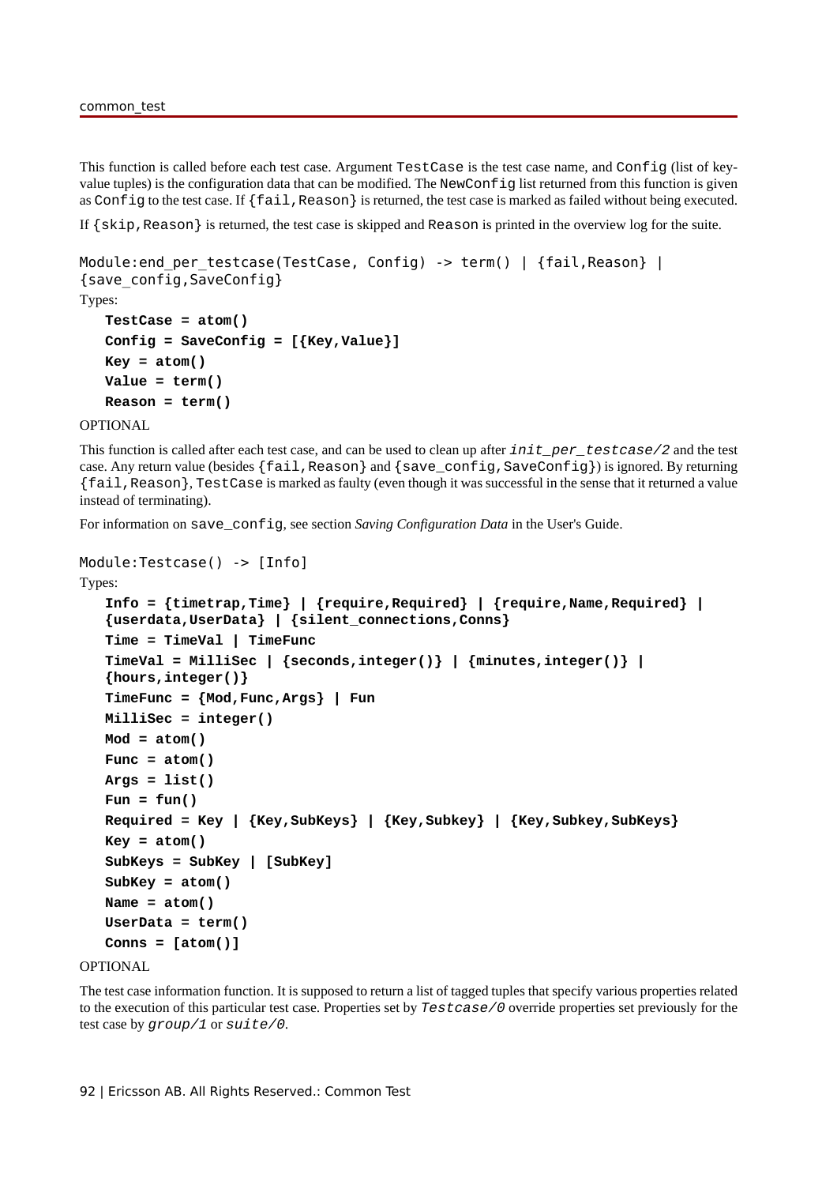This function is called before each test case. Argument `TestCase` is the test case name, and `Config` (list of key-value tuples) is the configuration data that can be modified. The `NewConfig` list returned from this function is given as `Config` to the test case. If `{fail,Reason}` is returned, the test case is marked as failed without being executed.

If `{skip,Reason}` is returned, the test case is skipped and `Reason` is printed in the overview log for the suite.

```
Module:end_per_testcase(TestCase, Config) -> term() | {fail,Reason} | {save_config,SaveConfig}
```

Types:

```
TestCase = atom()
Config = SaveConfig = [{Key,Value}]
Key = atom()
Value = term()
Reason = term()
```

OPTIONAL

This function is called after each test case, and can be used to clean up after *init_per_testcase/2* and the test case. Any return value (besides `{fail,Reason}` and `{save_config,SaveConfig}`) is ignored. By returning `{fail,Reason}`, `TestCase` is marked as faulty (even though it was successful in the sense that it returned a value instead of terminating).

For information on `save_config`, see section *Saving Configuration Data* in the User's Guide.

```
Module:Testcase() -> [Info]
```

Types:

```
Info = {timetrap,Time} | {require,Required} | {require,Name,Required} |
{userdata,UserData} | {silent_connections,Conns}
Time = TimeVal | TimeFunc
TimeVal = MilliSec | {seconds,integer()} | {minutes,integer()} |
{hours,integer()}
TimeFunc = {Mod,Func,Args} | Fun
MilliSec = integer()
Mod = atom()
Func = atom()
Args = list()
Fun = fun()
Required = Key | {Key,SubKeys} | {Key,Subkey} | {Key,Subkey,SubKeys}
Key = atom()
SubKeys = SubKey | [SubKey]
SubKey = atom()
Name = atom()
UserData = term()
Conns = [atom()]
```

OPTIONAL

The test case information function. It is supposed to return a list of tagged tuples that specify various properties related to the execution of this particular test case. Properties set by *Testcase/0* override properties set previously for the test case by *group/1* or *suite/0*.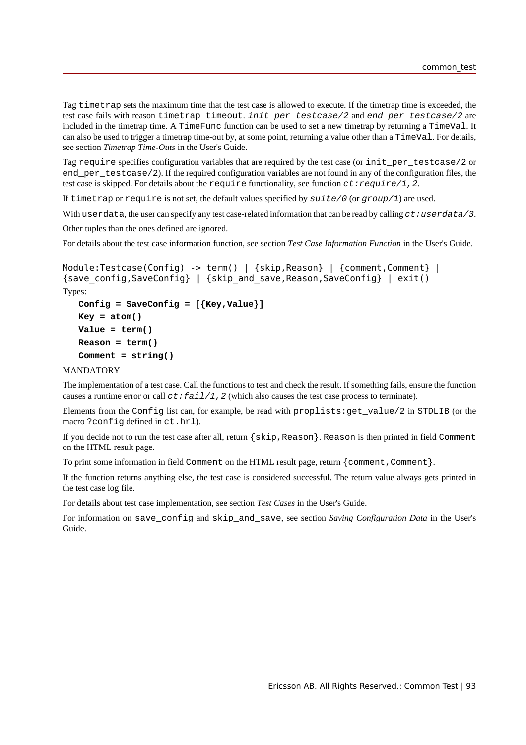Tag `timetrap` sets the maximum time that the test case is allowed to execute. If the timetrap time is exceeded, the test case fails with reason `timetrap_timeout`. *init_per_testcase/2* and *end_per_testcase/2* are included in the timetrap time. A `TimeFunc` function can be used to set a new timetrap by returning a `TimeVal`. It can also be used to trigger a timetrap time-out by, at some point, returning a value other than a `TimeVal`. For details, see section *Timetrap Time-Outs* in the User's Guide.

Tag `require` specifies configuration variables that are required by the test case (or `init_per_testcase/2` or `end_per_testcase/2`). If the required configuration variables are not found in any of the configuration files, the test case is skipped. For details about the `require` functionality, see function *ct:require/1,2*.

If `timetrap` or `require` is not set, the default values specified by *suite/0* (or *group/1*) are used.

With `userdata`, the user can specify any test case-related information that can be read by calling *ct:userdata/3*.

Other tuples than the ones defined are ignored.

For details about the test case information function, see section *Test Case Information Function* in the User's Guide.

```
Module:Testcase(Config) -> term() | {skip,Reason} | {comment,Comment} |
{save_config,SaveConfig} | {skip_and_save,Reason,SaveConfig} | exit()
```

Types:

**`Config = SaveConfig = [{Key,Value}]`**

**`Key = atom()`**

**`Value = term()`**

**`Reason = term()`**

**`Comment = string()`**

MANDATORY

The implementation of a test case. Call the functions to test and check the result. If something fails, ensure the function causes a runtime error or call *ct:fail/1,2* (which also causes the test case process to terminate).

Elements from the `Config` list can, for example, be read with `proplists:get_value/2` in `STDLIB` (or the macro `?config` defined in `ct.hrl`).

If you decide not to run the test case after all, return `{skip,Reason}`. `Reason` is then printed in field `Comment` on the HTML result page.

To print some information in field `Comment` on the HTML result page, return `{comment,Comment}`.

If the function returns anything else, the test case is considered successful. The return value always gets printed in the test case log file.

For details about test case implementation, see section *Test Cases* in the User's Guide.

For information on `save_config` and `skip_and_save`, see section *Saving Configuration Data* in the User's Guide.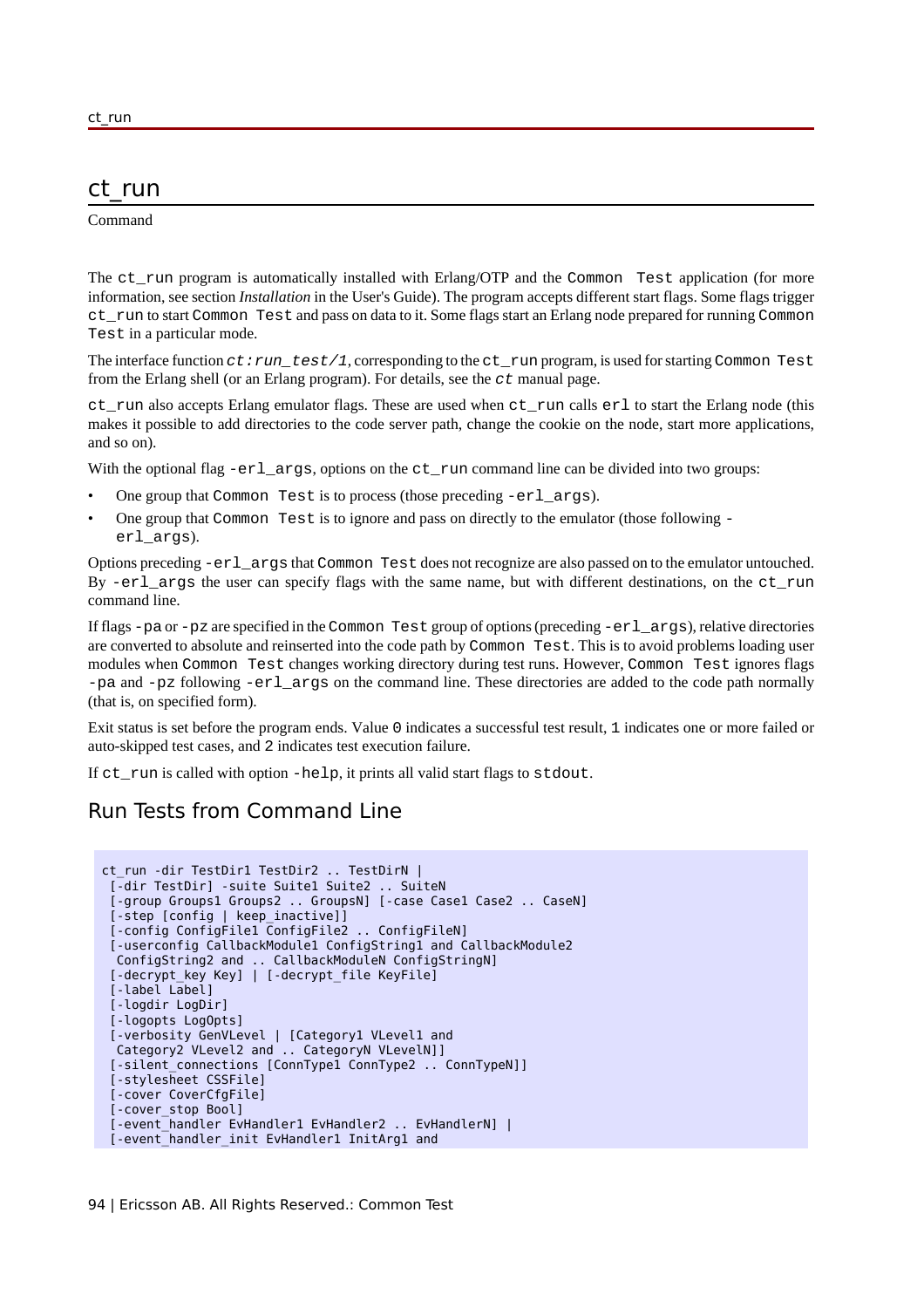# ct_run

Command

The `ct_run` program is automatically installed with Erlang/OTP and the `Common Test` application (for more information, see section *Installation* in the User's Guide). The program accepts different start flags. Some flags trigger `ct_run` to start `Common Test` and pass on data to it. Some flags start an Erlang node prepared for running `Common Test` in a particular mode.

The interface function *ct:run_test/1*, corresponding to the `ct_run` program, is used for starting `Common Test` from the Erlang shell (or an Erlang program). For details, see the *ct* manual page.

`ct_run` also accepts Erlang emulator flags. These are used when `ct_run` calls `erl` to start the Erlang node (this makes it possible to add directories to the code server path, change the cookie on the node, start more applications, and so on).

With the optional flag `-erl_args`, options on the `ct_run` command line can be divided into two groups:

- One group that `Common Test` is to process (those preceding `-erl_args`).
- One group that `Common Test` is to ignore and pass on directly to the emulator (those following `-erl_args`).

Options preceding `-erl_args` that `Common Test` does not recognize are also passed on to the emulator untouched. By `-erl_args` the user can specify flags with the same name, but with different destinations, on the `ct_run` command line.

If flags `-pa` or `-pz` are specified in the `Common Test` group of options (preceding `-erl_args`), relative directories are converted to absolute and reinserted into the code path by `Common Test`. This is to avoid problems loading user modules when `Common Test` changes working directory during test runs. However, `Common Test` ignores flags `-pa` and `-pz` following `-erl_args` on the command line. These directories are added to the code path normally (that is, on specified form).

Exit status is set before the program ends. Value `0` indicates a successful test result, `1` indicates one or more failed or auto-skipped test cases, and `2` indicates test execution failure.

If `ct_run` is called with option `-help`, it prints all valid start flags to `stdout`.

## Run Tests from Command Line

```
ct_run -dir TestDir1 TestDir2 .. TestDirN |
 [-dir TestDir] -suite Suite1 Suite2 .. SuiteN
 [-group Groups1 Groups2 .. GroupsN] [-case Case1 Case2 .. CaseN]
 [-step [config | keep_inactive]]
 [-config ConfigFile1 ConfigFile2 .. ConfigFileN]
 [-userconfig CallbackModule1 ConfigString1 and CallbackModule2
  ConfigString2 and .. CallbackModuleN ConfigStringN]
 [-decrypt_key Key] | [-decrypt_file KeyFile]
 [-label Label]
 [-logdir LogDir]
 [-logopts LogOpts]
 [-verbosity GenVLevel | [Category1 VLevel1 and
  Category2 VLevel2 and .. CategoryN VLevelN]]
 [-silent_connections [ConnType1 ConnType2 .. ConnTypeN]]
 [-stylesheet CSSFile]
 [-cover CoverCfgFile]
 [-cover_stop Bool]
 [-event_handler EvHandler1 EvHandler2 .. EvHandlerN] |
 [-event_handler_init EvHandler1 InitArg1 and
```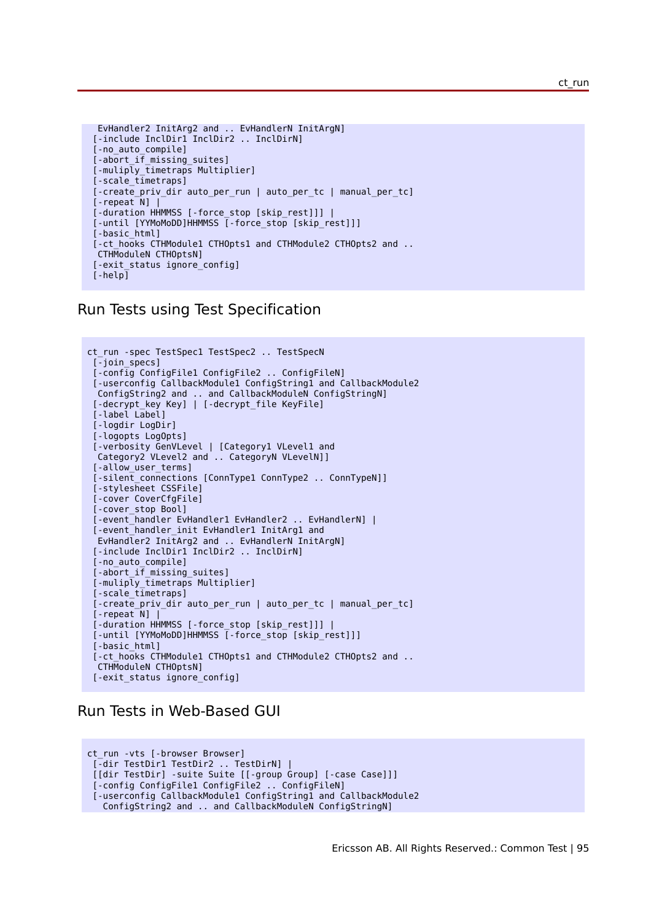```
  EvHandler2 InitArg2 and .. EvHandlerN InitArgN]
 [-include InclDir1 InclDir2 .. InclDirN]
 [-no_auto_compile]
 [-abort_if_missing_suites]
 [-muliply_timetraps Multiplier]
 [-scale_timetraps]
 [-create_priv_dir auto_per_run | auto_per_tc | manual_per_tc]
 [-repeat N] |
 [-duration HHMMSS [-force_stop [skip_rest]]] |
 [-until [YYMoMoDD]HHMMSS [-force_stop [skip_rest]]]
 [-basic_html]
 [-ct_hooks CTHModule1 CTHOpts1 and CTHModule2 CTHOpts2 and ..
  CTHModuleN CTHOptsN]
 [-exit_status ignore_config]
 [-help]
```

## Run Tests using Test Specification

```
ct_run -spec TestSpec1 TestSpec2 .. TestSpecN
 [-join_specs]
 [-config ConfigFile1 ConfigFile2 .. ConfigFileN]
 [-userconfig CallbackModule1 ConfigString1 and CallbackModule2
  ConfigString2 and .. and CallbackModuleN ConfigStringN]
 [-decrypt_key Key] | [-decrypt_file KeyFile]
 [-label Label]
 [-logdir LogDir]
 [-logopts LogOpts]
 [-verbosity GenVLevel | [Category1 VLevel1 and
  Category2 VLevel2 and .. CategoryN VLevelN]]
 [-allow_user_terms]
 [-silent_connections [ConnType1 ConnType2 .. ConnTypeN]]
 [-stylesheet CSSFile]
 [-cover CoverCfgFile]
 [-cover_stop Bool]
 [-event_handler EvHandler1 EvHandler2 .. EvHandlerN] |
 [-event_handler_init EvHandler1 InitArg1 and
  EvHandler2 InitArg2 and .. EvHandlerN InitArgN]
 [-include InclDir1 InclDir2 .. InclDirN]
 [-no_auto_compile]
 [-abort_if_missing_suites]
 [-muliply_timetraps Multiplier]
 [-scale_timetraps]
 [-create_priv_dir auto_per_run | auto_per_tc | manual_per_tc]
 [-repeat N] |
 [-duration HHMMSS [-force_stop [skip_rest]]] |
 [-until [YYMoMoDD]HHMMSS [-force_stop [skip_rest]]]
 [-basic_html]
 [-ct_hooks CTHModule1 CTHOpts1 and CTHModule2 CTHOpts2 and ..
  CTHModuleN CTHOptsN]
 [-exit_status ignore_config]
```

## Run Tests in Web-Based GUI

```
ct_run -vts [-browser Browser]
 [-dir TestDir1 TestDir2 .. TestDirN] |
 [[dir TestDir] -suite Suite [[-group Group] [-case Case]]]
 [-config ConfigFile1 ConfigFile2 .. ConfigFileN]
 [-userconfig CallbackModule1 ConfigString1 and CallbackModule2
   ConfigString2 and .. and CallbackModuleN ConfigStringN]
```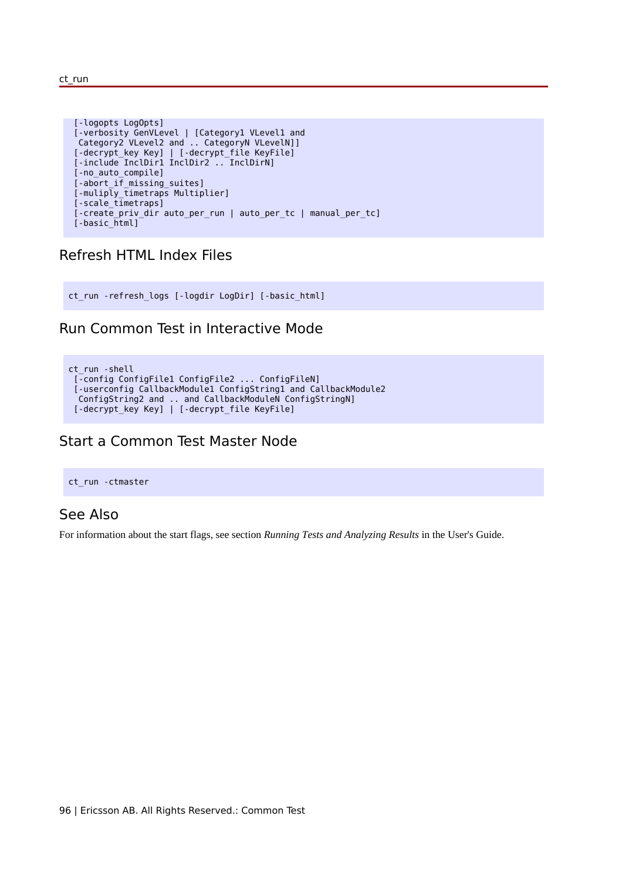```
 [-logopts LogOpts]
 [-verbosity GenVLevel | [Category1 VLevel1 and
  Category2 VLevel2 and .. CategoryN VLevelN]]
 [-decrypt_key Key] | [-decrypt_file KeyFile]
 [-include InclDir1 InclDir2 .. InclDirN]
 [-no_auto_compile]
 [-abort_if_missing_suites]
 [-muliply_timetraps Multiplier]
 [-scale_timetraps]
 [-create_priv_dir auto_per_run | auto_per_tc | manual_per_tc]
 [-basic_html]
```

## Refresh HTML Index Files

```
ct_run -refresh_logs [-logdir LogDir] [-basic_html]
```

## Run Common Test in Interactive Mode

```
ct_run -shell
 [-config ConfigFile1 ConfigFile2 ... ConfigFileN]
 [-userconfig CallbackModule1 ConfigString1 and CallbackModule2
  ConfigString2 and .. and CallbackModuleN ConfigStringN]
 [-decrypt_key Key] | [-decrypt_file KeyFile]
```

## Start a Common Test Master Node

```
ct_run -ctmaster
```

## See Also

For information about the start flags, see section *Running Tests and Analyzing Results* in the User's Guide.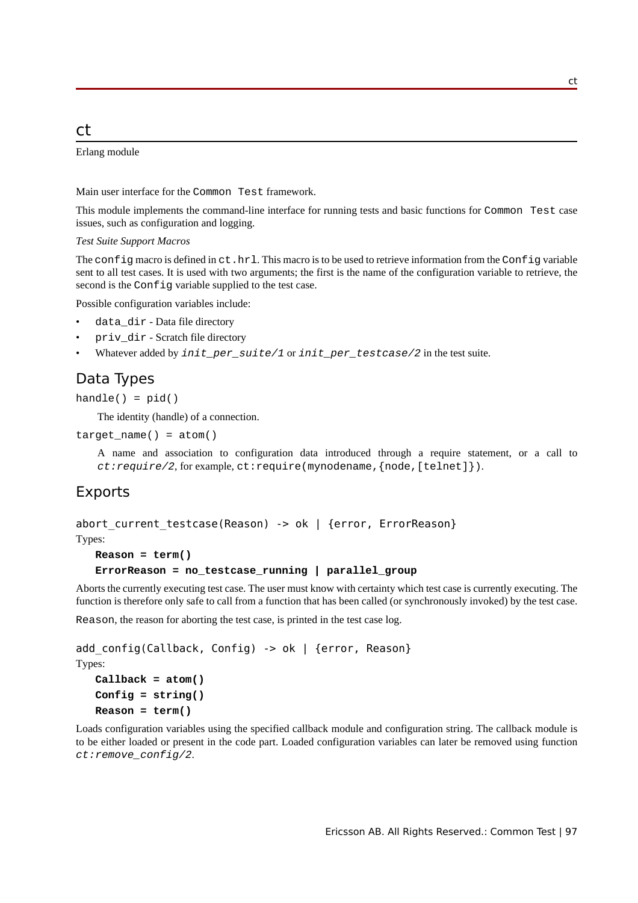# ct

Erlang module

Main user interface for the `Common Test` framework.

This module implements the command-line interface for running tests and basic functions for `Common Test` case issues, such as configuration and logging.

*Test Suite Support Macros*

The `config` macro is defined in `ct.hrl`. This macro is to be used to retrieve information from the `Config` variable sent to all test cases. It is used with two arguments; the first is the name of the configuration variable to retrieve, the second is the `Config` variable supplied to the test case.

Possible configuration variables include:

- `data_dir` - Data file directory
- `priv_dir` - Scratch file directory
- Whatever added by *`init_per_suite/1`* or *`init_per_testcase/2`* in the test suite.

## Data Types

```
handle() = pid()
```

The identity (handle) of a connection.

```
target_name() = atom()
```

A name and association to configuration data introduced through a require statement, or a call to *`ct:require/2`*, for example, `ct:require(mynodename,{node,[telnet]})`.

## Exports

```
abort_current_testcase(Reason) -> ok | {error, ErrorReason}
```

Types:

**`Reason = term()`**

**`ErrorReason = no_testcase_running | parallel_group`**

Aborts the currently executing test case. The user must know with certainty which test case is currently executing. The function is therefore only safe to call from a function that has been called (or synchronously invoked) by the test case.

`Reason`, the reason for aborting the test case, is printed in the test case log.

```
add_config(Callback, Config) -> ok | {error, Reason}
```

Types:

**`Callback = atom()`**

**`Config = string()`**

**`Reason = term()`**

Loads configuration variables using the specified callback module and configuration string. The callback module is to be either loaded or present in the code part. Loaded configuration variables can later be removed using function *`ct:remove_config/2`*.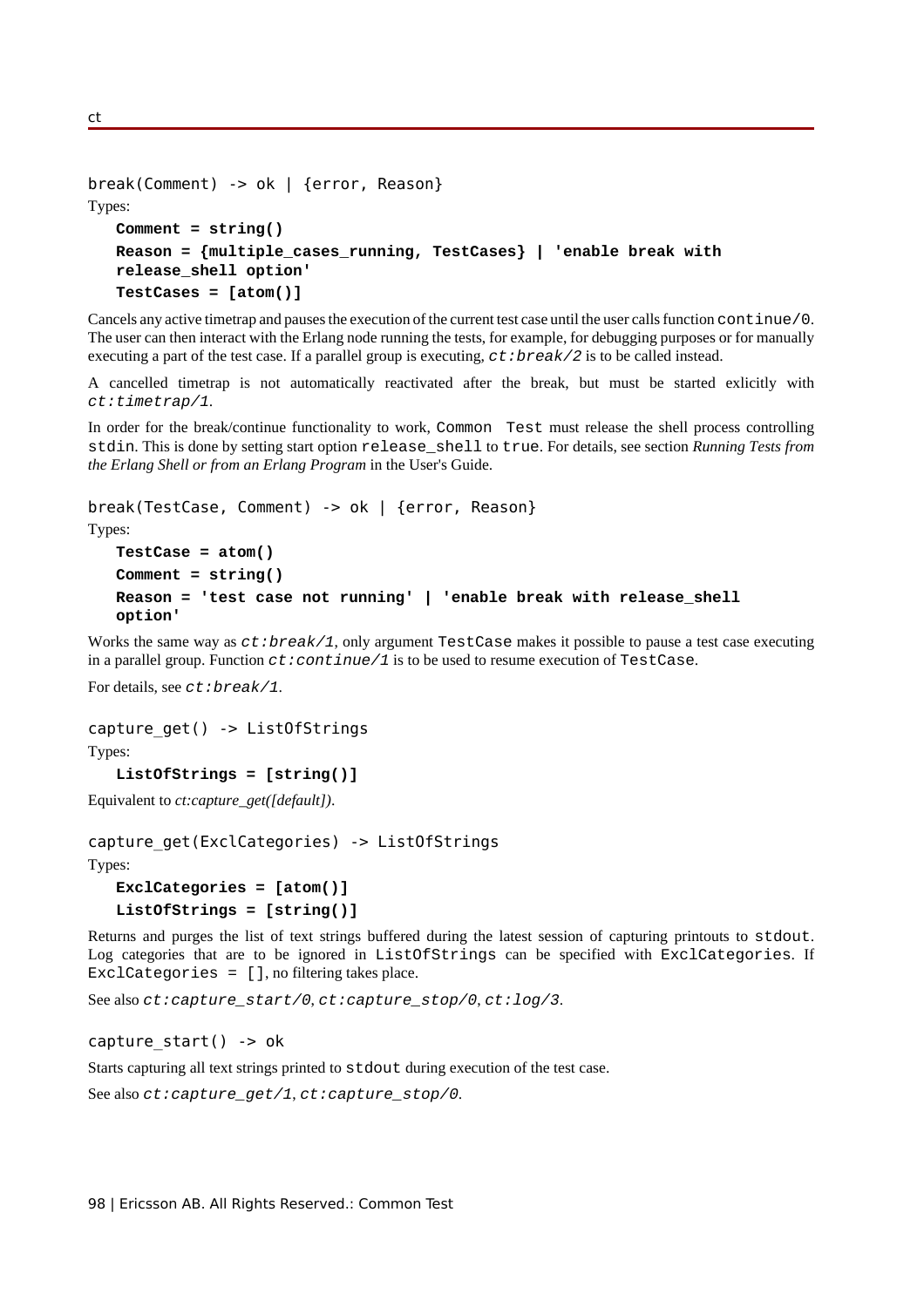```
break(Comment) -> ok | {error, Reason}
```

Types:

**Comment = string()**
**Reason = {multiple_cases_running, TestCases} | 'enable break with release_shell option'**
**TestCases = [atom()]**

Cancels any active timetrap and pauses the execution of the current test case until the user calls function `continue/0`. The user can then interact with the Erlang node running the tests, for example, for debugging purposes or for manually executing a part of the test case. If a parallel group is executing, *ct:break/2* is to be called instead.

A cancelled timetrap is not automatically reactivated after the break, but must be started exlicitly with *ct:timetrap/1*.

In order for the break/continue functionality to work, `Common Test` must release the shell process controlling `stdin`. This is done by setting start option `release_shell` to `true`. For details, see section *Running Tests from the Erlang Shell or from an Erlang Program* in the User's Guide.

```
break(TestCase, Comment) -> ok | {error, Reason}
```

Types:

**TestCase = atom()**
**Comment = string()**
**Reason = 'test case not running' | 'enable break with release_shell option'**

Works the same way as *ct:break/1*, only argument `TestCase` makes it possible to pause a test case executing in a parallel group. Function *ct:continue/1* is to be used to resume execution of `TestCase`.

For details, see *ct:break/1*.

```
capture_get() -> ListOfStrings
```

Types:

**ListOfStrings = [string()]**

Equivalent to *ct:capture_get([default])*.

```
capture_get(ExclCategories) -> ListOfStrings
```

Types:

**ExclCategories = [atom()]**
**ListOfStrings = [string()]**

Returns and purges the list of text strings buffered during the latest session of capturing printouts to `stdout`. Log categories that are to be ignored in `ListOfStrings` can be specified with `ExclCategories`. If `ExclCategories = []`, no filtering takes place.

See also *ct:capture_start/0*, *ct:capture_stop/0*, *ct:log/3*.

```
capture_start() -> ok
```

Starts capturing all text strings printed to `stdout` during execution of the test case.

See also *ct:capture_get/1*, *ct:capture_stop/0*.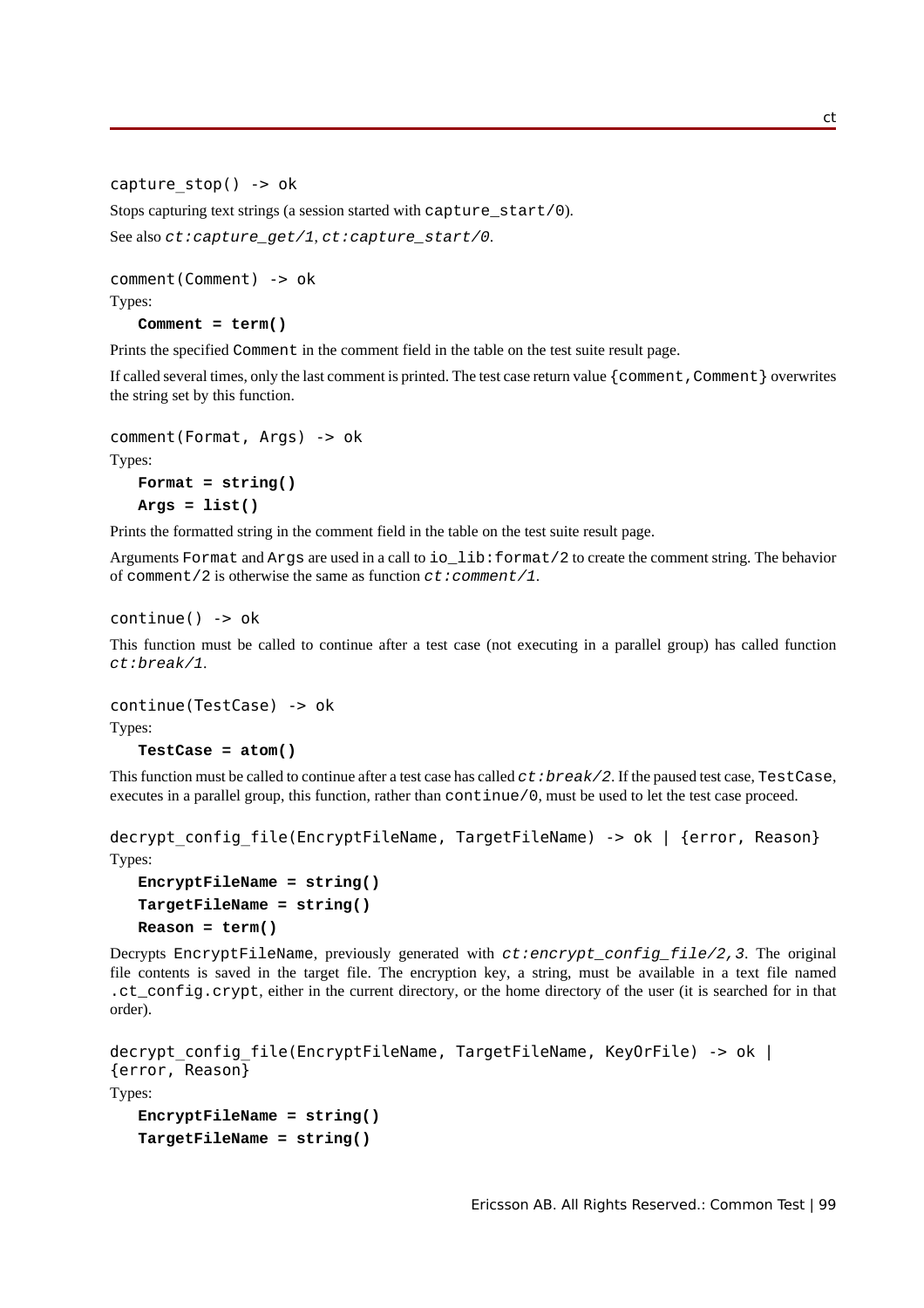```
capture_stop() -> ok
```

Stops capturing text strings (a session started with `capture_start/0`).

See also *ct:capture_get/1*, *ct:capture_start/0*.

```
comment(Comment) -> ok
```

Types:

**Comment = term()**

Prints the specified `Comment` in the comment field in the table on the test suite result page.

If called several times, only the last comment is printed. The test case return value `{comment,Comment}` overwrites the string set by this function.

```
comment(Format, Args) -> ok
```

Types:

**Format = string()**

**Args = list()**

Prints the formatted string in the comment field in the table on the test suite result page.

Arguments `Format` and `Args` are used in a call to `io_lib:format/2` to create the comment string. The behavior of `comment/2` is otherwise the same as function *ct:comment/1*.

```
continue() -> ok
```

This function must be called to continue after a test case (not executing in a parallel group) has called function *ct:break/1*.

```
continue(TestCase) -> ok
```

Types:

**TestCase = atom()**

This function must be called to continue after a test case has called *ct:break/2*. If the paused test case, `TestCase`, executes in a parallel group, this function, rather than `continue/0`, must be used to let the test case proceed.

```
decrypt_config_file(EncryptFileName, TargetFileName) -> ok | {error, Reason}
```

Types:

**EncryptFileName = string()**

**TargetFileName = string()**

**Reason = term()**

Decrypts `EncryptFileName`, previously generated with *ct:encrypt_config_file/2,3*. The original file contents is saved in the target file. The encryption key, a string, must be available in a text file named `.ct_config.crypt`, either in the current directory, or the home directory of the user (it is searched for in that order).

```
decrypt_config_file(EncryptFileName, TargetFileName, KeyOrFile) -> ok |
{error, Reason}
```

Types:

**EncryptFileName = string()**

**TargetFileName = string()**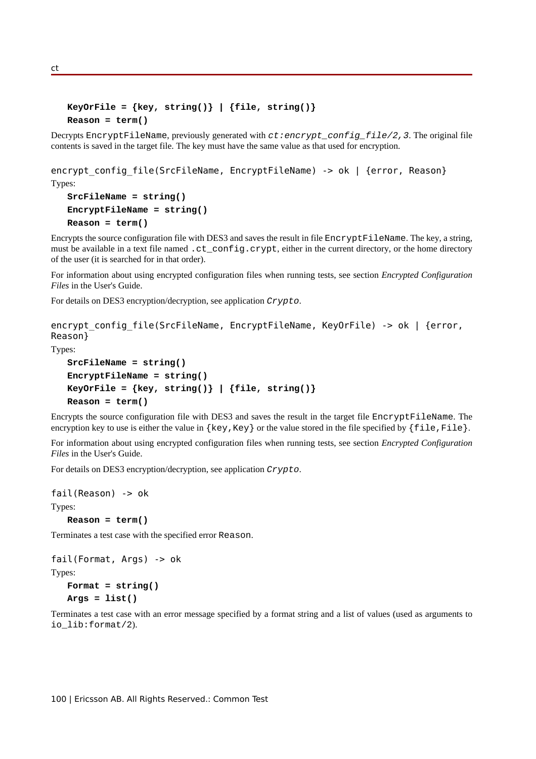**KeyOrFile = {key, string()} | {file, string()}**

**Reason = term()**

Decrypts `EncryptFileName`, previously generated with *`ct:encrypt_config_file/2,3`*. The original file contents is saved in the target file. The key must have the same value as that used for encryption.

```
encrypt_config_file(SrcFileName, EncryptFileName) -> ok | {error, Reason}
```

Types:

**SrcFileName = string()**

**EncryptFileName = string()**

**Reason = term()**

Encrypts the source configuration file with DES3 and saves the result in file `EncryptFileName`. The key, a string, must be available in a text file named `.ct_config.crypt`, either in the current directory, or the home directory of the user (it is searched for in that order).

For information about using encrypted configuration files when running tests, see section *Encrypted Configuration Files* in the User's Guide.

For details on DES3 encryption/decryption, see application *`Crypto`*.

```
encrypt_config_file(SrcFileName, EncryptFileName, KeyOrFile) -> ok | {error, Reason}
```

Types:

**SrcFileName = string()**

**EncryptFileName = string()**

**KeyOrFile = {key, string()} | {file, string()}**

**Reason = term()**

Encrypts the source configuration file with DES3 and saves the result in the target file `EncryptFileName`. The encryption key to use is either the value in `{key,Key}` or the value stored in the file specified by `{file,File}`.

For information about using encrypted configuration files when running tests, see section *Encrypted Configuration Files* in the User's Guide.

For details on DES3 encryption/decryption, see application *`Crypto`*.

```
fail(Reason) -> ok
```

Types:

**Reason = term()**

Terminates a test case with the specified error `Reason`.

```
fail(Format, Args) -> ok
```

Types:

**Format = string()**

**Args = list()**

Terminates a test case with an error message specified by a format string and a list of values (used as arguments to `io_lib:format/2`).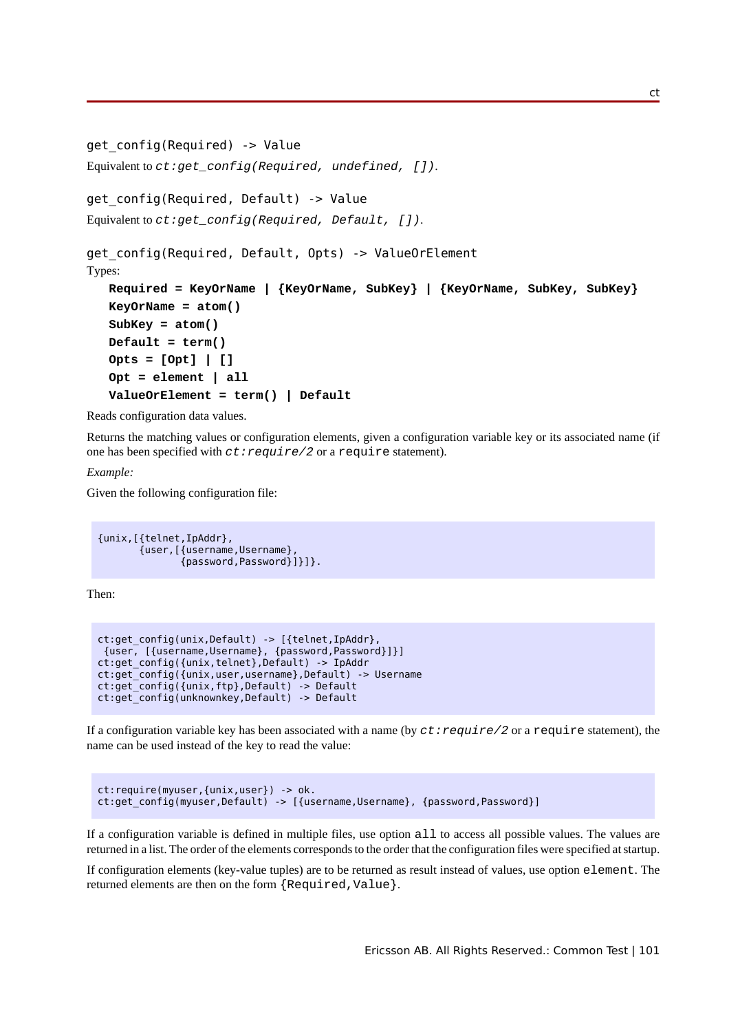```
get_config(Required) -> Value
```

Equivalent to `ct:get_config(Required, undefined, [])`.

```
get_config(Required, Default) -> Value
```

Equivalent to `ct:get_config(Required, Default, [])`.

```
get_config(Required, Default, Opts) -> ValueOrElement
```

Types:

**`Required = KeyOrName | {KeyOrName, SubKey} | {KeyOrName, SubKey, SubKey}`**
**`KeyOrName = atom()`**
**`SubKey = atom()`**
**`Default = term()`**
**`Opts = [Opt] | []`**
**`Opt = element | all`**
**`ValueOrElement = term() | Default`**

Reads configuration data values.

Returns the matching values or configuration elements, given a configuration variable key or its associated name (if one has been specified with `ct:require/2` or a `require` statement).

*Example:*

Given the following configuration file:

```
{unix,[{telnet,IpAddr},
       {user,[{username,Username},
              {password,Password}]}]}.
```

Then:

```
ct:get_config(unix,Default) -> [{telnet,IpAddr},
 {user, [{username,Username}, {password,Password}]}]
ct:get_config({unix,telnet},Default) -> IpAddr
ct:get_config({unix,user,username},Default) -> Username
ct:get_config({unix,ftp},Default) -> Default
ct:get_config(unknownkey,Default) -> Default
```

If a configuration variable key has been associated with a name (by `ct:require/2` or a `require` statement), the name can be used instead of the key to read the value:

```
ct:require(myuser,{unix,user}) -> ok.
ct:get_config(myuser,Default) -> [{username,Username}, {password,Password}]
```

If a configuration variable is defined in multiple files, use option `all` to access all possible values. The values are returned in a list. The order of the elements corresponds to the order that the configuration files were specified at startup.

If configuration elements (key-value tuples) are to be returned as result instead of values, use option `element`. The returned elements are then on the form `{Required,Value}`.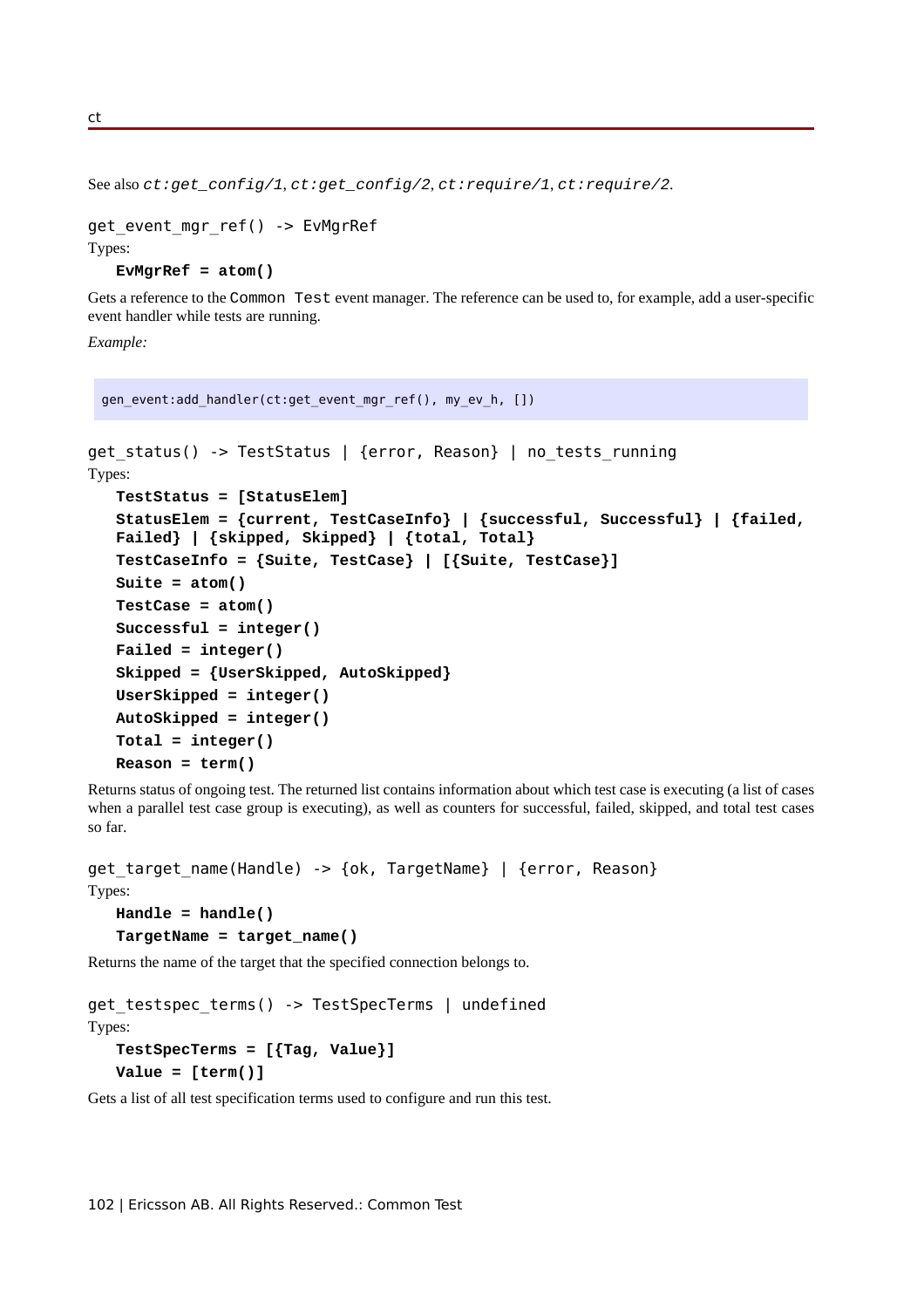See also *ct:get_config/1*, *ct:get_config/2*, *ct:require/1*, *ct:require/2*.

```
get_event_mgr_ref() -> EvMgrRef
```

Types:

**EvMgrRef = atom()**

Gets a reference to the Common Test event manager. The reference can be used to, for example, add a user-specific event handler while tests are running.

*Example:*

```
gen_event:add_handler(ct:get_event_mgr_ref(), my_ev_h, [])
```

```
get_status() -> TestStatus | {error, Reason} | no_tests_running
```

Types:

**TestStatus = [StatusElem]**
**StatusElem = {current, TestCaseInfo} | {successful, Successful} | {failed, Failed} | {skipped, Skipped} | {total, Total}**
**TestCaseInfo = {Suite, TestCase} | [{Suite, TestCase}]**
**Suite = atom()**
**TestCase = atom()**
**Successful = integer()**
**Failed = integer()**
**Skipped = {UserSkipped, AutoSkipped}**
**UserSkipped = integer()**
**AutoSkipped = integer()**
**Total = integer()**
**Reason = term()**

Returns status of ongoing test. The returned list contains information about which test case is executing (a list of cases when a parallel test case group is executing), as well as counters for successful, failed, skipped, and total test cases so far.

```
get_target_name(Handle) -> {ok, TargetName} | {error, Reason}
```

Types:

**Handle = handle()**
**TargetName = target_name()**

Returns the name of the target that the specified connection belongs to.

```
get_testspec_terms() -> TestSpecTerms | undefined
```

Types:

**TestSpecTerms = [{Tag, Value}]**
**Value = [term()]**

Gets a list of all test specification terms used to configure and run this test.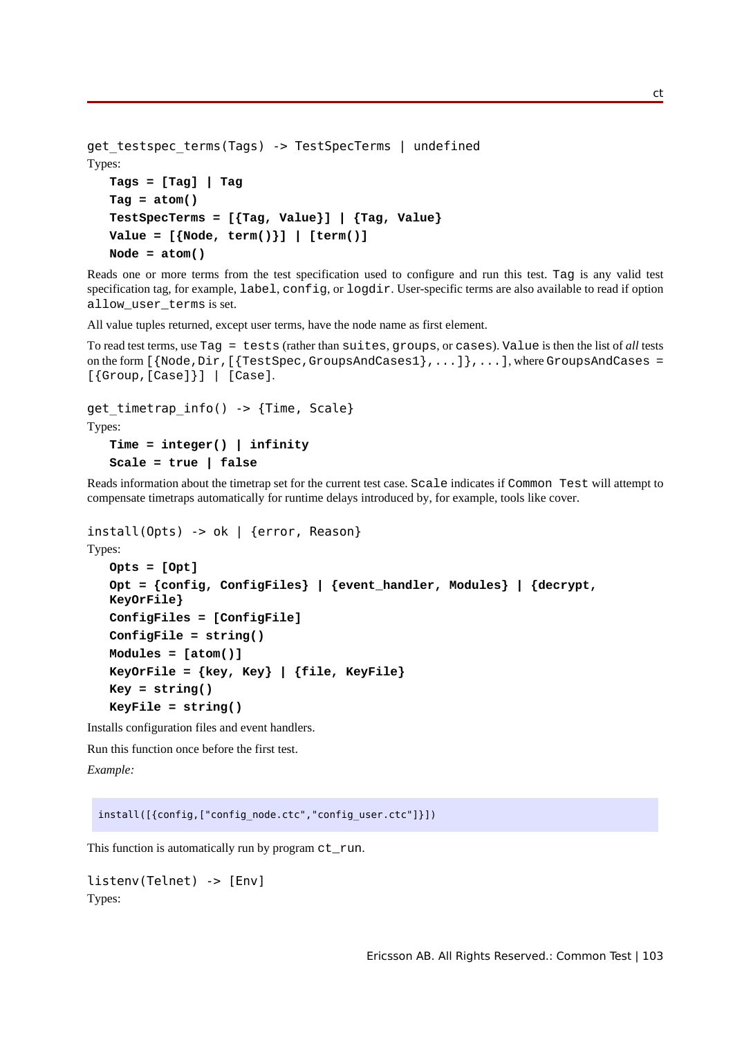```
get_testspec_terms(Tags) -> TestSpecTerms | undefined
```

Types:

**Tags = [Tag] | Tag**
**Tag = atom()**
**TestSpecTerms = [{Tag, Value}] | {Tag, Value}**
**Value = [{Node, term()}] | [term()]**
**Node = atom()**

Reads one or more terms from the test specification used to configure and run this test. `Tag` is any valid test specification tag, for example, `label`, `config`, or `logdir`. User-specific terms are also available to read if option `allow_user_terms` is set.

All value tuples returned, except user terms, have the node name as first element.

To read test terms, use `Tag = tests` (rather than `suites`, `groups`, or `cases`). `Value` is then the list of *all* tests on the form `[{Node,Dir,[{TestSpec,GroupsAndCases1},...]},...]`, where `GroupsAndCases = [{Group,[Case]}] | [Case]`.

```
get_timetrap_info() -> {Time, Scale}
```

Types:

**Time = integer() | infinity**
**Scale = true | false**

Reads information about the timetrap set for the current test case. `Scale` indicates if `Common Test` will attempt to compensate timetraps automatically for runtime delays introduced by, for example, tools like cover.

```
install(Opts) -> ok | {error, Reason}
```

Types:

**Opts = [Opt]**
**Opt = {config, ConfigFiles} | {event_handler, Modules} | {decrypt, KeyOrFile}**
**ConfigFiles = [ConfigFile]**
**ConfigFile = string()**
**Modules = [atom()]**
**KeyOrFile = {key, Key} | {file, KeyFile}**
**Key = string()**
**KeyFile = string()**

Installs configuration files and event handlers.

Run this function once before the first test.

*Example:*

```
install([{config,["config_node.ctc","config_user.ctc"]}])
```

This function is automatically run by program `ct_run`.

```
listenv(Telnet) -> [Env]
```

Types: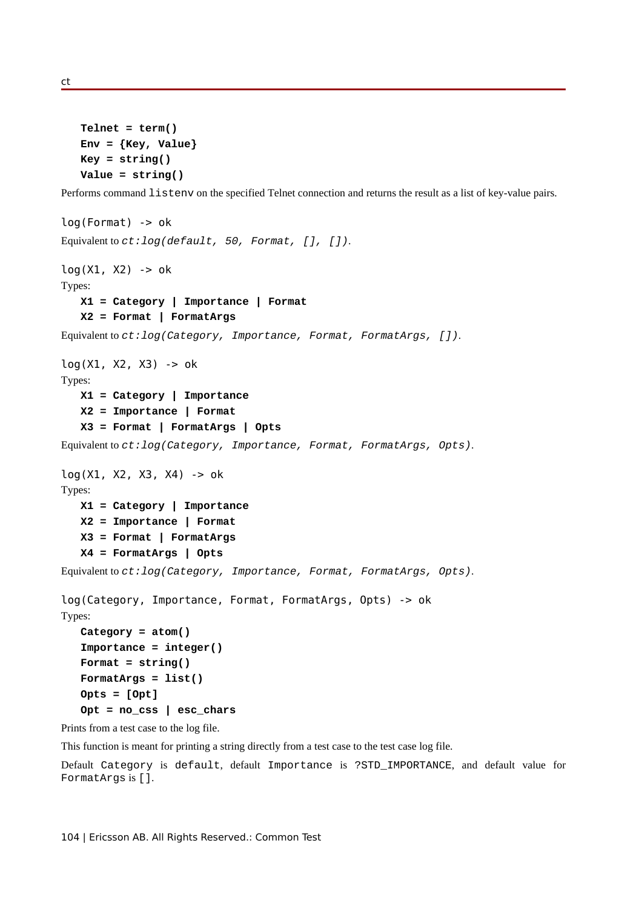**Telnet = term()**
**Env = {Key, Value}**
**Key = string()**
**Value = string()**

Performs command `listenv` on the specified Telnet connection and returns the result as a list of key-value pairs.

```
log(Format) -> ok
```

Equivalent to *ct:log(default, 50, Format, [], [])*.

```
log(X1, X2) -> ok
```

Types:

**X1 = Category | Importance | Format**
**X2 = Format | FormatArgs**

Equivalent to *ct:log(Category, Importance, Format, FormatArgs, [])*.

```
log(X1, X2, X3) -> ok
```

Types:

**X1 = Category | Importance**
**X2 = Importance | Format**
**X3 = Format | FormatArgs | Opts**

Equivalent to *ct:log(Category, Importance, Format, FormatArgs, Opts)*.

```
log(X1, X2, X3, X4) -> ok
```

Types:

**X1 = Category | Importance**
**X2 = Importance | Format**
**X3 = Format | FormatArgs**
**X4 = FormatArgs | Opts**

Equivalent to *ct:log(Category, Importance, Format, FormatArgs, Opts)*.

```
log(Category, Importance, Format, FormatArgs, Opts) -> ok
```

Types:

**Category = atom()**
**Importance = integer()**
**Format = string()**
**FormatArgs = list()**
**Opts = [Opt]**
**Opt = no_css | esc_chars**

Prints from a test case to the log file.

This function is meant for printing a string directly from a test case to the test case log file.

Default `Category` is `default`, default `Importance` is `?STD_IMPORTANCE`, and default value for `FormatArgs` is `[]`.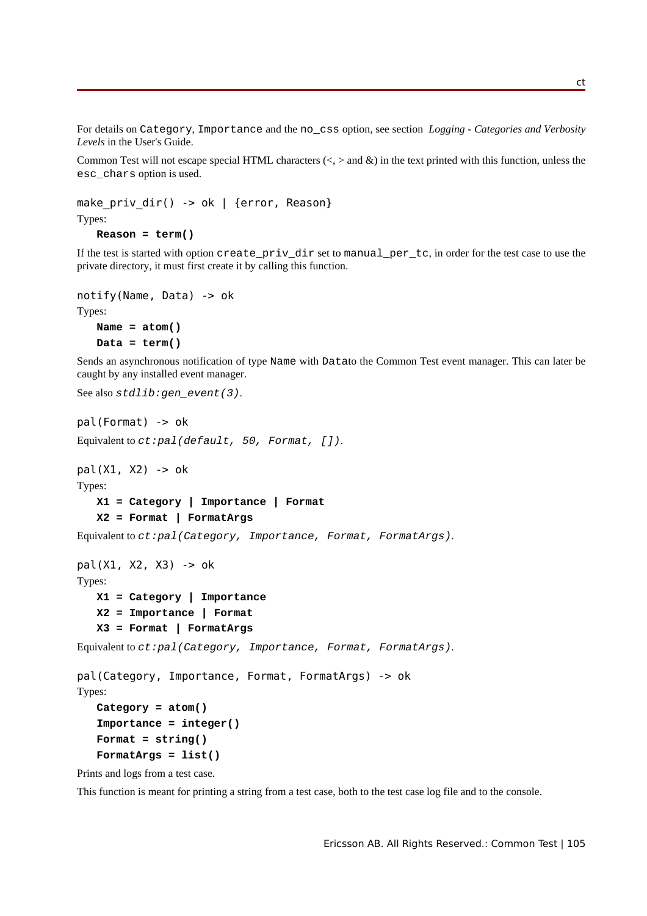For details on `Category`, `Importance` and the `no_css` option, see section *Logging - Categories and Verbosity Levels* in the User's Guide.

Common Test will not escape special HTML characters (<, > and &) in the text printed with this function, unless the `esc_chars` option is used.

```
make_priv_dir() -> ok | {error, Reason}
```

Types:

**Reason = term()**

If the test is started with option `create_priv_dir` set to `manual_per_tc`, in order for the test case to use the private directory, it must first create it by calling this function.

```
notify(Name, Data) -> ok
```

Types:

**Name = atom()**
**Data = term()**

Sends an asynchronous notification of type `Name` with `Data`to the Common Test event manager. This can later be caught by any installed event manager.

See also *stdlib:gen_event(3)*.

```
pal(Format) -> ok
```

Equivalent to *ct:pal(default, 50, Format, [])*.

```
pal(X1, X2) -> ok
```

Types:

**X1 = Category | Importance | Format**
**X2 = Format | FormatArgs**

Equivalent to *ct:pal(Category, Importance, Format, FormatArgs)*.

```
pal(X1, X2, X3) -> ok
```

Types:

**X1 = Category | Importance**
**X2 = Importance | Format**
**X3 = Format | FormatArgs**

Equivalent to *ct:pal(Category, Importance, Format, FormatArgs)*.

```
pal(Category, Importance, Format, FormatArgs) -> ok
```

Types:

**Category = atom()**
**Importance = integer()**
**Format = string()**
**FormatArgs = list()**

Prints and logs from a test case.

This function is meant for printing a string from a test case, both to the test case log file and to the console.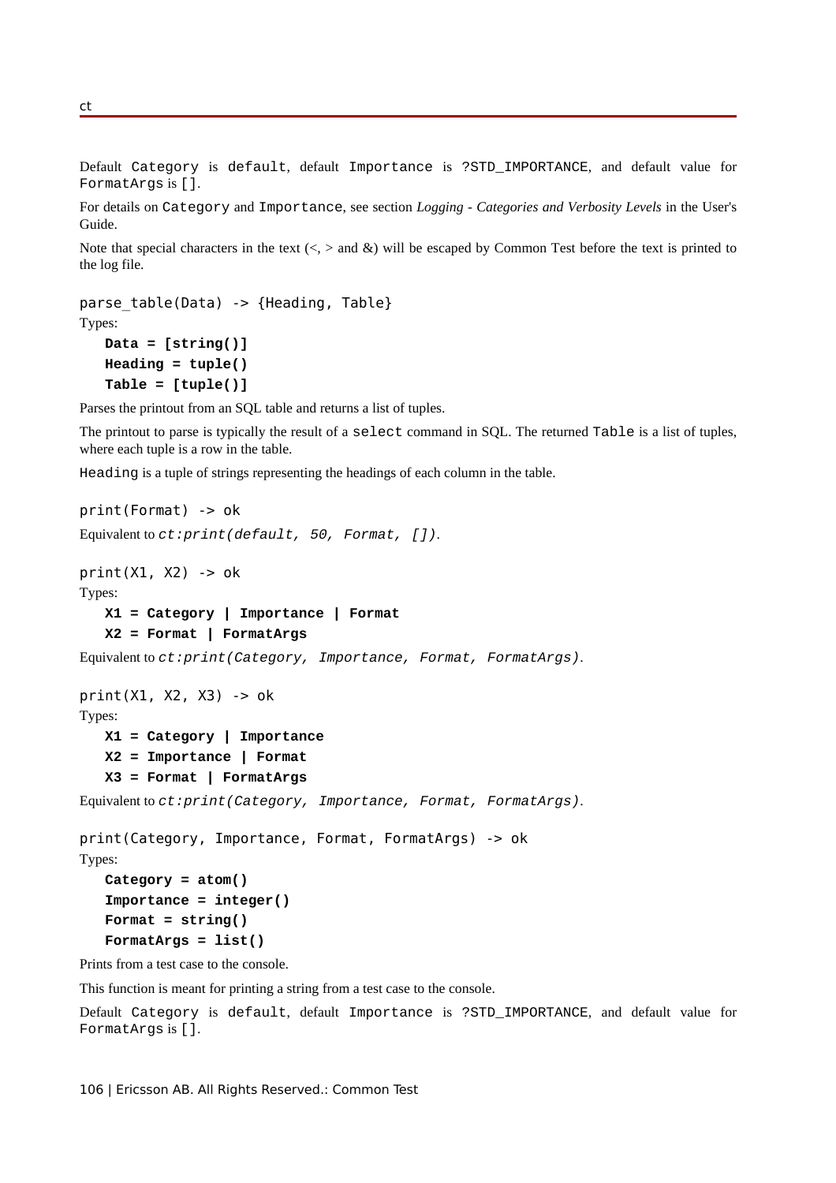Default `Category` is `default`, default `Importance` is `?STD_IMPORTANCE`, and default value for `FormatArgs` is `[]`.

For details on `Category` and `Importance`, see section *Logging - Categories and Verbosity Levels* in the User's Guide.

Note that special characters in the text (<, > and &) will be escaped by Common Test before the text is printed to the log file.

```
parse_table(Data) -> {Heading, Table}
```

Types:

**Data = [string()]**
**Heading = tuple()**
**Table = [tuple()]**

Parses the printout from an SQL table and returns a list of tuples.

The printout to parse is typically the result of a `select` command in SQL. The returned `Table` is a list of tuples, where each tuple is a row in the table.

`Heading` is a tuple of strings representing the headings of each column in the table.

```
print(Format) -> ok
```

Equivalent to *ct:print(default, 50, Format, [])*.

```
print(X1, X2) -> ok
```

Types:

**X1 = Category | Importance | Format**
**X2 = Format | FormatArgs**

Equivalent to *ct:print(Category, Importance, Format, FormatArgs)*.

```
print(X1, X2, X3) -> ok
```

Types:

**X1 = Category | Importance**
**X2 = Importance | Format**
**X3 = Format | FormatArgs**

Equivalent to *ct:print(Category, Importance, Format, FormatArgs)*.

```
print(Category, Importance, Format, FormatArgs) -> ok
```

Types:

**Category = atom()**
**Importance = integer()**
**Format = string()**
**FormatArgs = list()**

Prints from a test case to the console.

This function is meant for printing a string from a test case to the console.

Default `Category` is `default`, default `Importance` is `?STD_IMPORTANCE`, and default value for `FormatArgs` is `[]`.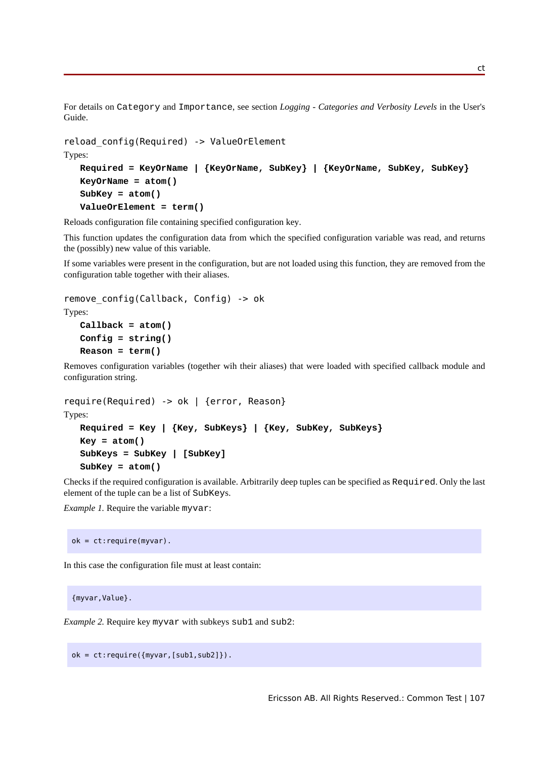For details on `Category` and `Importance`, see section *Logging - Categories and Verbosity Levels* in the User's Guide.

```
reload_config(Required) -> ValueOrElement
```

Types:

**Required = KeyOrName | {KeyOrName, SubKey} | {KeyOrName, SubKey, SubKey}**
**KeyOrName = atom()**
**SubKey = atom()**
**ValueOrElement = term()**

Reloads configuration file containing specified configuration key.

This function updates the configuration data from which the specified configuration variable was read, and returns the (possibly) new value of this variable.

If some variables were present in the configuration, but are not loaded using this function, they are removed from the configuration table together with their aliases.

```
remove_config(Callback, Config) -> ok
```

Types:

**Callback = atom()**
**Config = string()**
**Reason = term()**

Removes configuration variables (together wih their aliases) that were loaded with specified callback module and configuration string.

```
require(Required) -> ok | {error, Reason}
```

Types:

**Required = Key | {Key, SubKeys} | {Key, SubKey, SubKeys}**
**Key = atom()**
**SubKeys = SubKey | [SubKey]**
**SubKey = atom()**

Checks if the required configuration is available. Arbitrarily deep tuples can be specified as `Required`. Only the last element of the tuple can be a list of `SubKey`s.

*Example 1.* Require the variable `myvar`:

```
ok = ct:require(myvar).
```

In this case the configuration file must at least contain:

```
{myvar,Value}.
```

*Example 2.* Require key `myvar` with subkeys `sub1` and `sub2`:

```
ok = ct:require({myvar,[sub1,sub2]}).
```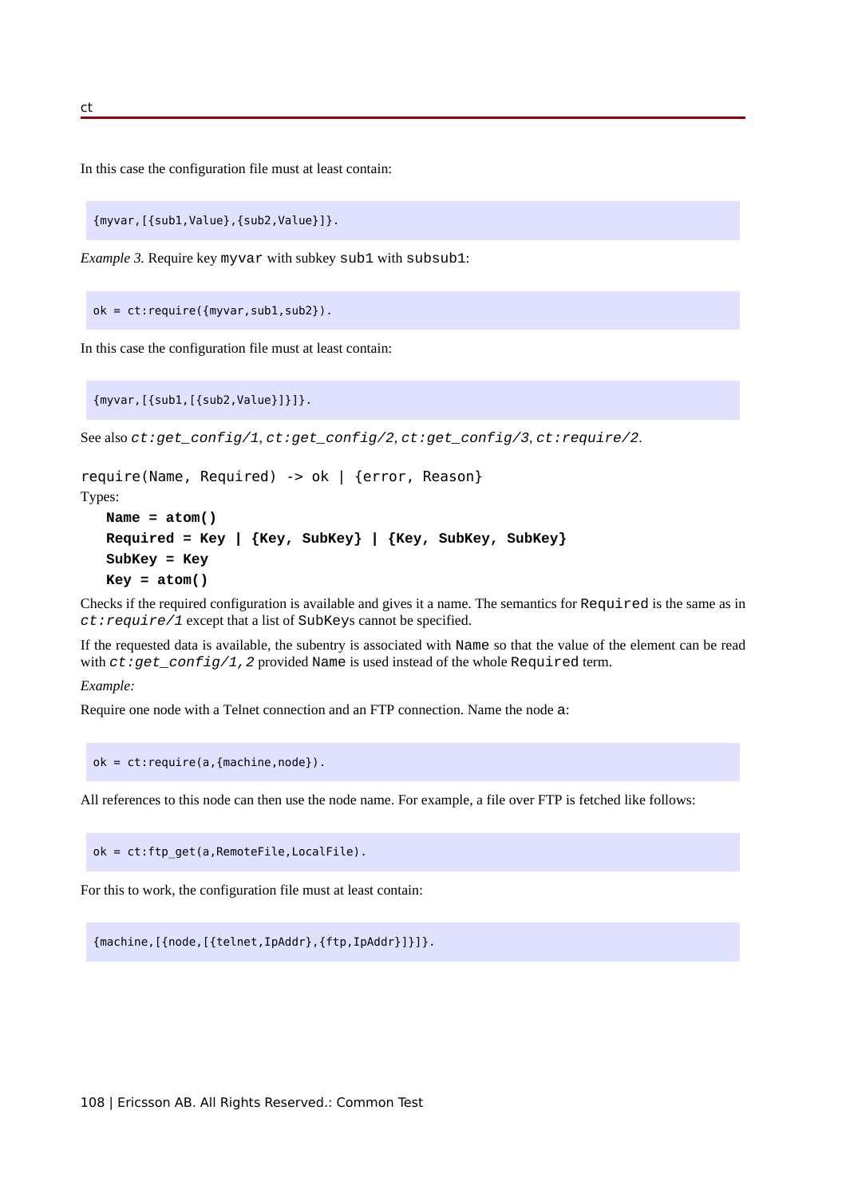In this case the configuration file must at least contain:

```
{myvar,[{sub1,Value},{sub2,Value}]}.
```

*Example 3.* Require key `myvar` with subkey `sub1` with `subsub1`:

```
ok = ct:require({myvar,sub1,sub2}).
```

In this case the configuration file must at least contain:

```
{myvar,[{sub1,[{sub2,Value}]}]}.
```

See also *ct:get_config/1*, *ct:get_config/2*, *ct:get_config/3*, *ct:require/2*.

```
require(Name, Required) -> ok | {error, Reason}
```

Types:

**Name = atom()**
**Required = Key | {Key, SubKey} | {Key, SubKey, SubKey}**
**SubKey = Key**
**Key = atom()**

Checks if the required configuration is available and gives it a name. The semantics for `Required` is the same as in *ct:require/1* except that a list of `SubKey`s cannot be specified.

If the requested data is available, the subentry is associated with `Name` so that the value of the element can be read with *ct:get_config/1,2* provided `Name` is used instead of the whole `Required` term.

*Example:*

Require one node with a Telnet connection and an FTP connection. Name the node `a`:

```
ok = ct:require(a,{machine,node}).
```

All references to this node can then use the node name. For example, a file over FTP is fetched like follows:

```
ok = ct:ftp_get(a,RemoteFile,LocalFile).
```

For this to work, the configuration file must at least contain:

```
{machine,[{node,[{telnet,IpAddr},{ftp,IpAddr}]}]}.
```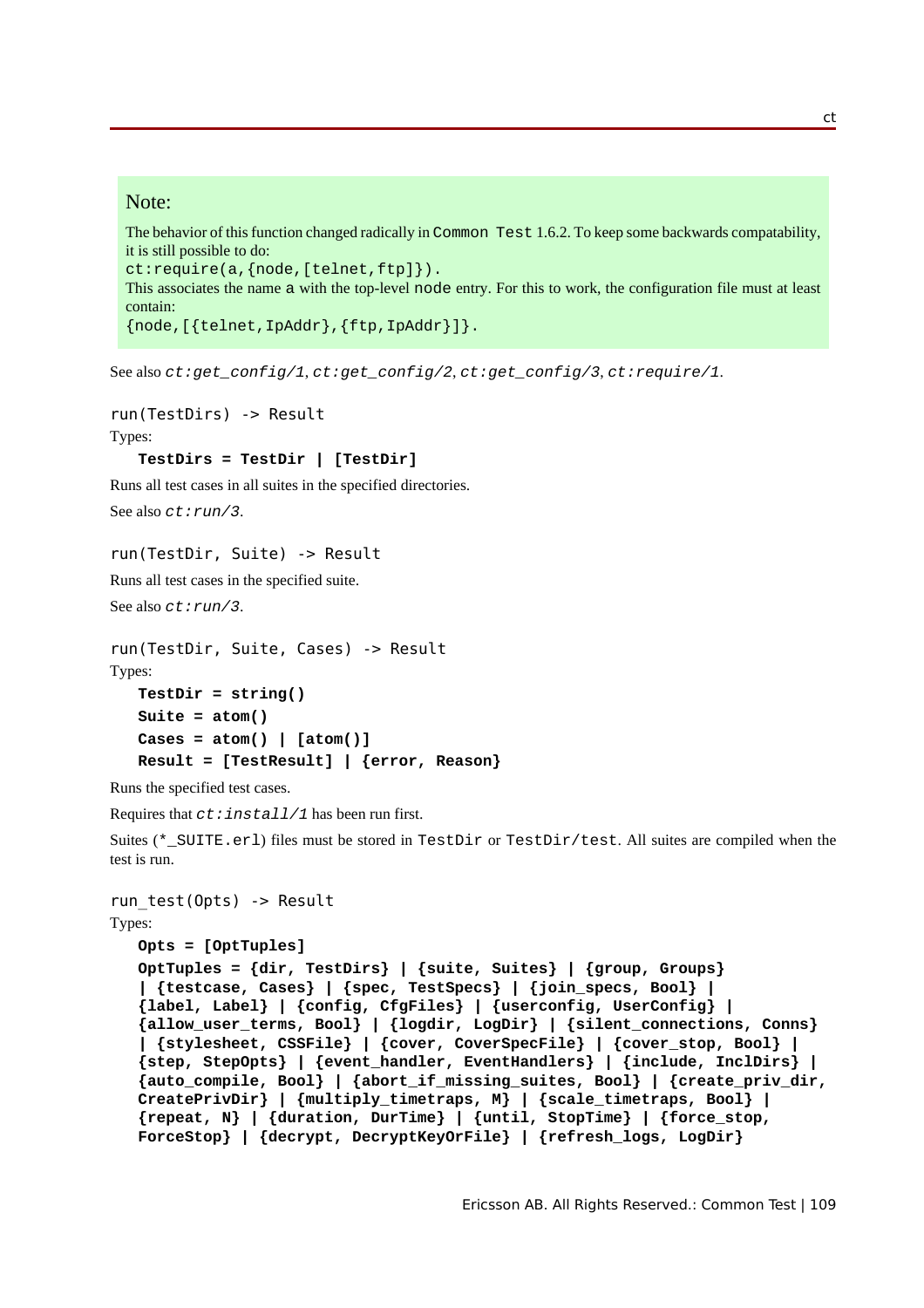### Note:

The behavior of this function changed radically in `Common Test` 1.6.2. To keep some backwards compatability, it is still possible to do:

`ct:require(a,{node,[telnet,ftp]}).`

This associates the name `a` with the top-level `node` entry. For this to work, the configuration file must at least contain:

`{node,[{telnet,IpAddr},{ftp,IpAddr}]}.`

See also *ct:get_config/1*, *ct:get_config/2*, *ct:get_config/3*, *ct:require/1*.

```
run(TestDirs) -> Result
```

Types:

**TestDirs = TestDir | [TestDir]**

Runs all test cases in all suites in the specified directories.

See also *ct:run/3*.

```
run(TestDir, Suite) -> Result
```

Runs all test cases in the specified suite.

See also *ct:run/3*.

```
run(TestDir, Suite, Cases) -> Result
```

Types:

**TestDir = string()**
**Suite = atom()**
**Cases = atom() | [atom()]**
**Result = [TestResult] | {error, Reason}**

Runs the specified test cases.

Requires that *ct:install/1* has been run first.

Suites (`*_SUITE.erl`) files must be stored in `TestDir` or `TestDir/test`. All suites are compiled when the test is run.

```
run_test(Opts) -> Result
```

Types:

**Opts = [OptTuples]**
**OptTuples = {dir, TestDirs} | {suite, Suites} | {group, Groups} | {testcase, Cases} | {spec, TestSpecs} | {join_specs, Bool} | {label, Label} | {config, CfgFiles} | {userconfig, UserConfig} | {allow_user_terms, Bool} | {logdir, LogDir} | {silent_connections, Conns} | {stylesheet, CSSFile} | {cover, CoverSpecFile} | {cover_stop, Bool} | {step, StepOpts} | {event_handler, EventHandlers} | {include, InclDirs} | {auto_compile, Bool} | {abort_if_missing_suites, Bool} | {create_priv_dir, CreatePrivDir} | {multiply_timetraps, M} | {scale_timetraps, Bool} | {repeat, N} | {duration, DurTime} | {until, StopTime} | {force_stop, ForceStop} | {decrypt, DecryptKeyOrFile} | {refresh_logs, LogDir}**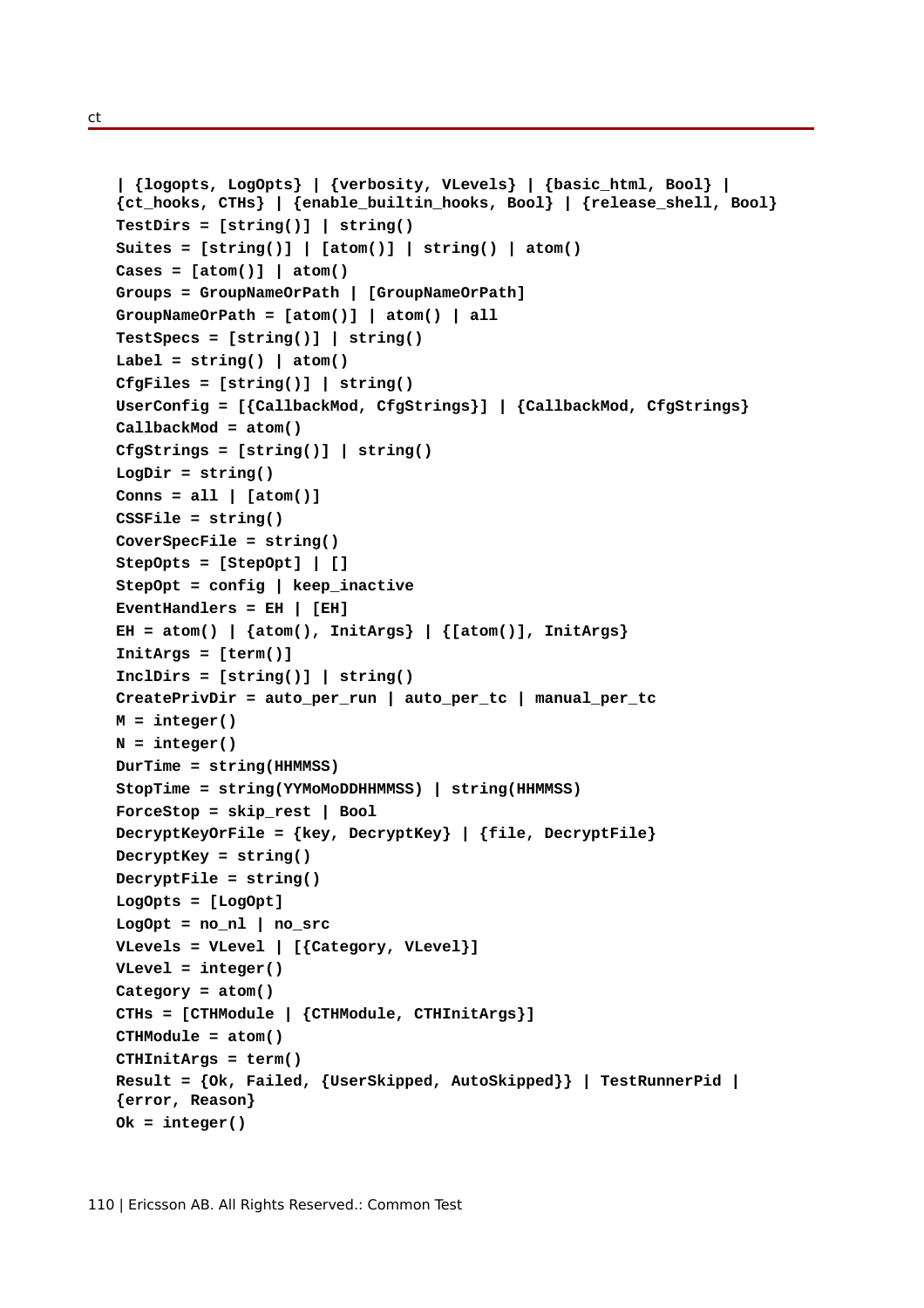```
| {logopts, LogOpts} | {verbosity, VLevels} | {basic_html, Bool} |
{ct_hooks, CTHs} | {enable_builtin_hooks, Bool} | {release_shell, Bool}
TestDirs = [string()] | string()
Suites = [string()] | [atom()] | string() | atom()
Cases = [atom()] | atom()
Groups = GroupNameOrPath | [GroupNameOrPath]
GroupNameOrPath = [atom()] | atom() | all
TestSpecs = [string()] | string()
Label = string() | atom()
CfgFiles = [string()] | string()
UserConfig = [{CallbackMod, CfgStrings}] | {CallbackMod, CfgStrings}
CallbackMod = atom()
CfgStrings = [string()] | string()
LogDir = string()
Conns = all | [atom()]
CSSFile = string()
CoverSpecFile = string()
StepOpts = [StepOpt] | []
StepOpt = config | keep_inactive
EventHandlers = EH | [EH]
EH = atom() | {atom(), InitArgs} | {[atom()], InitArgs}
InitArgs = [term()]
InclDirs = [string()] | string()
CreatePrivDir = auto_per_run | auto_per_tc | manual_per_tc
M = integer()
N = integer()
DurTime = string(HHMMSS)
StopTime = string(YYMoMoDDHHMMSS) | string(HHMMSS)
ForceStop = skip_rest | Bool
DecryptKeyOrFile = {key, DecryptKey} | {file, DecryptFile}
DecryptKey = string()
DecryptFile = string()
LogOpts = [LogOpt]
LogOpt = no_nl | no_src
VLevels = VLevel | [{Category, VLevel}]
VLevel = integer()
Category = atom()
CTHs = [CTHModule | {CTHModule, CTHInitArgs}]
CTHModule = atom()
CTHInitArgs = term()
Result = {Ok, Failed, {UserSkipped, AutoSkipped}} | TestRunnerPid |
{error, Reason}
Ok = integer()
```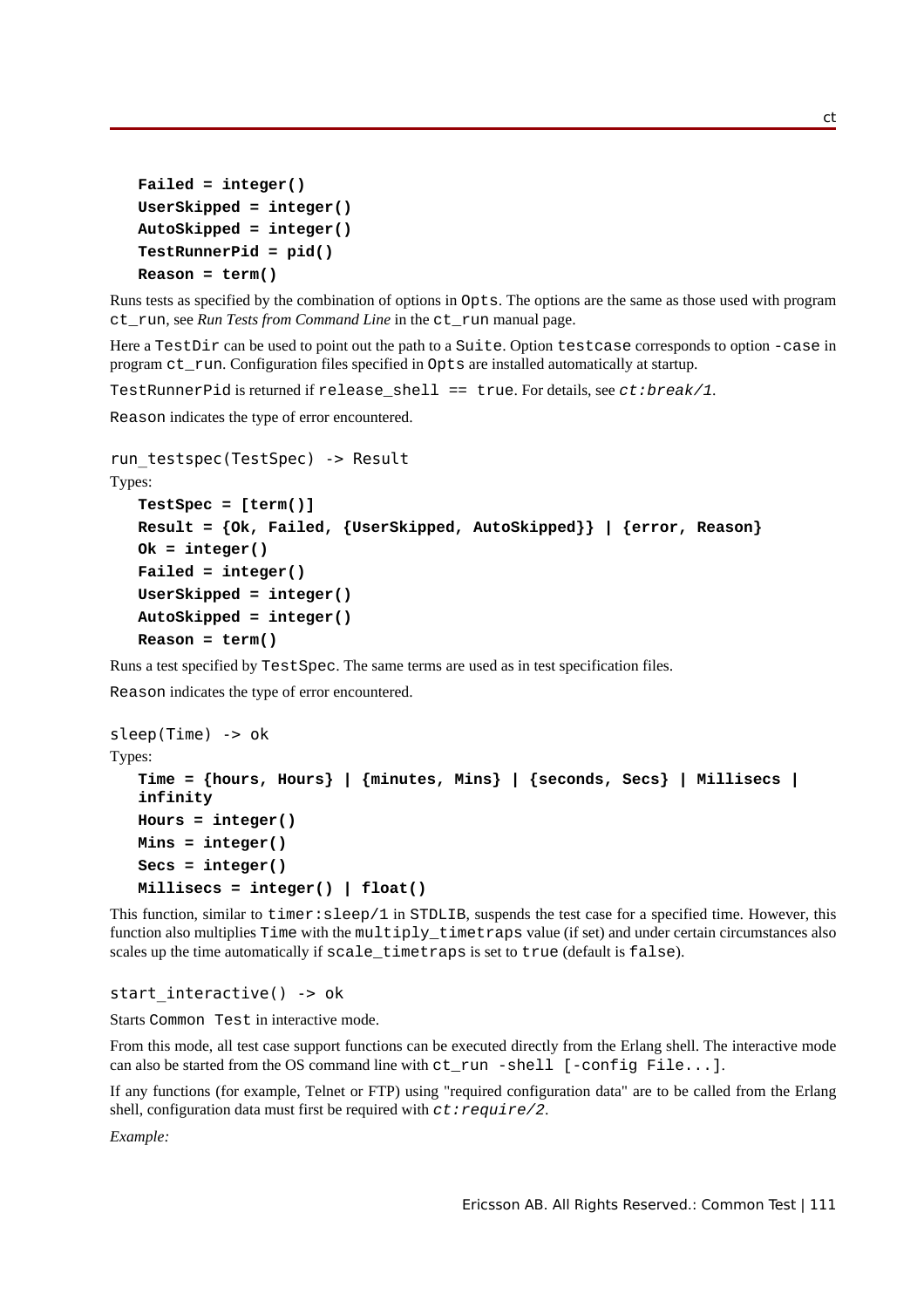**Failed = integer()**

**UserSkipped = integer()**

**AutoSkipped = integer()**

**TestRunnerPid = pid()**

**Reason = term()**

Runs tests as specified by the combination of options in `Opts`. The options are the same as those used with program `ct_run`, see *Run Tests from Command Line* in the `ct_run` manual page.

Here a `TestDir` can be used to point out the path to a `Suite`. Option `testcase` corresponds to option `-case` in program `ct_run`. Configuration files specified in `Opts` are installed automatically at startup.

`TestRunnerPid` is returned if `release_shell == true`. For details, see *ct:break/1*.

`Reason` indicates the type of error encountered.

```
run_testspec(TestSpec) -> Result
```

Types:

**TestSpec = [term()]**

**Result = {Ok, Failed, {UserSkipped, AutoSkipped}} | {error, Reason}**

**Ok = integer()**

**Failed = integer()**

**UserSkipped = integer()**

**AutoSkipped = integer()**

**Reason = term()**

Runs a test specified by `TestSpec`. The same terms are used as in test specification files.

`Reason` indicates the type of error encountered.

```
sleep(Time) -> ok
```

Types:

**Time = {hours, Hours} | {minutes, Mins} | {seconds, Secs} | Millisecs | infinity**

**Hours = integer()**

**Mins = integer()**

**Secs = integer()**

**Millisecs = integer() | float()**

This function, similar to `timer:sleep/1` in `STDLIB`, suspends the test case for a specified time. However, this function also multiplies `Time` with the `multiply_timetraps` value (if set) and under certain circumstances also scales up the time automatically if `scale_timetraps` is set to `true` (default is `false`).

```
start_interactive() -> ok
```

Starts `Common Test` in interactive mode.

From this mode, all test case support functions can be executed directly from the Erlang shell. The interactive mode can also be started from the OS command line with `ct_run -shell [-config File...]`.

If any functions (for example, Telnet or FTP) using "required configuration data" are to be called from the Erlang shell, configuration data must first be required with *ct:require/2*.

*Example:*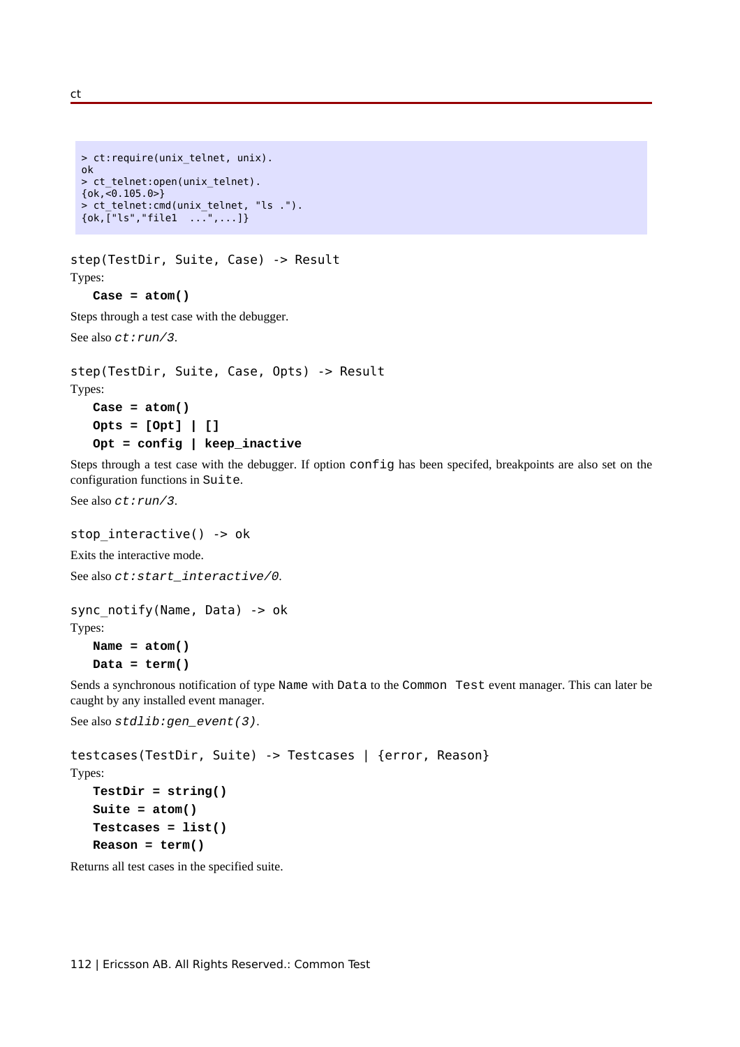```
> ct:require(unix_telnet, unix).
ok
> ct_telnet:open(unix_telnet).
{ok,<0.105.0>}
> ct_telnet:cmd(unix_telnet, "ls .").
{ok,["ls","file1  ...",...]}
```

### step(TestDir, Suite, Case) -> Result

Types:

**Case = atom()**

Steps through a test case with the debugger.

See also *ct:run/3*.

### step(TestDir, Suite, Case, Opts) -> Result

Types:

**Case = atom()**
**Opts = [Opt] | []**
**Opt = config | keep_inactive**

Steps through a test case with the debugger. If option `config` has been specifed, breakpoints are also set on the configuration functions in `Suite`.

See also *ct:run/3*.

### stop_interactive() -> ok

Exits the interactive mode.

See also *ct:start_interactive/0*.

### sync_notify(Name, Data) -> ok

Types:

**Name = atom()**
**Data = term()**

Sends a synchronous notification of type `Name` with `Data` to the `Common Test` event manager. This can later be caught by any installed event manager.

See also *stdlib:gen_event(3)*.

### testcases(TestDir, Suite) -> Testcases | {error, Reason}

Types:

**TestDir = string()**
**Suite = atom()**
**Testcases = list()**
**Reason = term()**

Returns all test cases in the specified suite.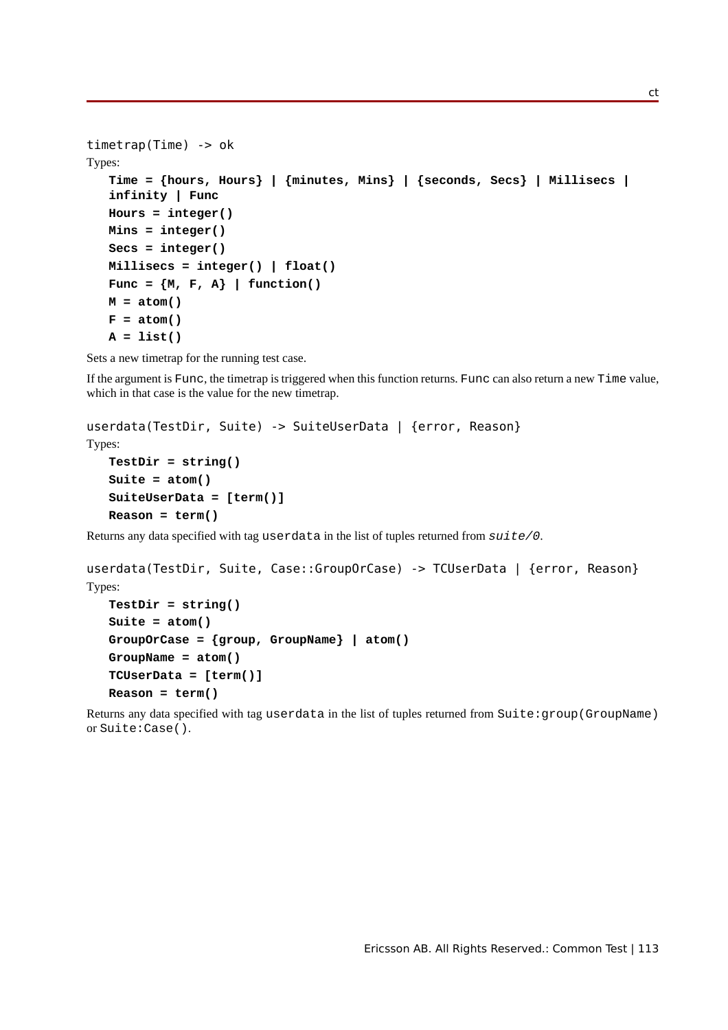```
timetrap(Time) -> ok
```

Types:

**Time = {hours, Hours} | {minutes, Mins} | {seconds, Secs} | Millisecs | infinity | Func**
**Hours = integer()**
**Mins = integer()**
**Secs = integer()**
**Millisecs = integer() | float()**
**Func = {M, F, A} | function()**
**M = atom()**
**F = atom()**
**A = list()**

Sets a new timetrap for the running test case.

If the argument is `Func`, the timetrap is triggered when this function returns. `Func` can also return a new `Time` value, which in that case is the value for the new timetrap.

```
userdata(TestDir, Suite) -> SuiteUserData | {error, Reason}
```

Types:

**TestDir = string()**
**Suite = atom()**
**SuiteUserData = [term()]**
**Reason = term()**

Returns any data specified with tag `userdata` in the list of tuples returned from *suite/0*.

```
userdata(TestDir, Suite, Case::GroupOrCase) -> TCUserData | {error, Reason}
```

Types:

**TestDir = string()**
**Suite = atom()**
**GroupOrCase = {group, GroupName} | atom()**
**GroupName = atom()**
**TCUserData = [term()]**
**Reason = term()**

Returns any data specified with tag `userdata` in the list of tuples returned from `Suite:group(GroupName)` or `Suite:Case()`.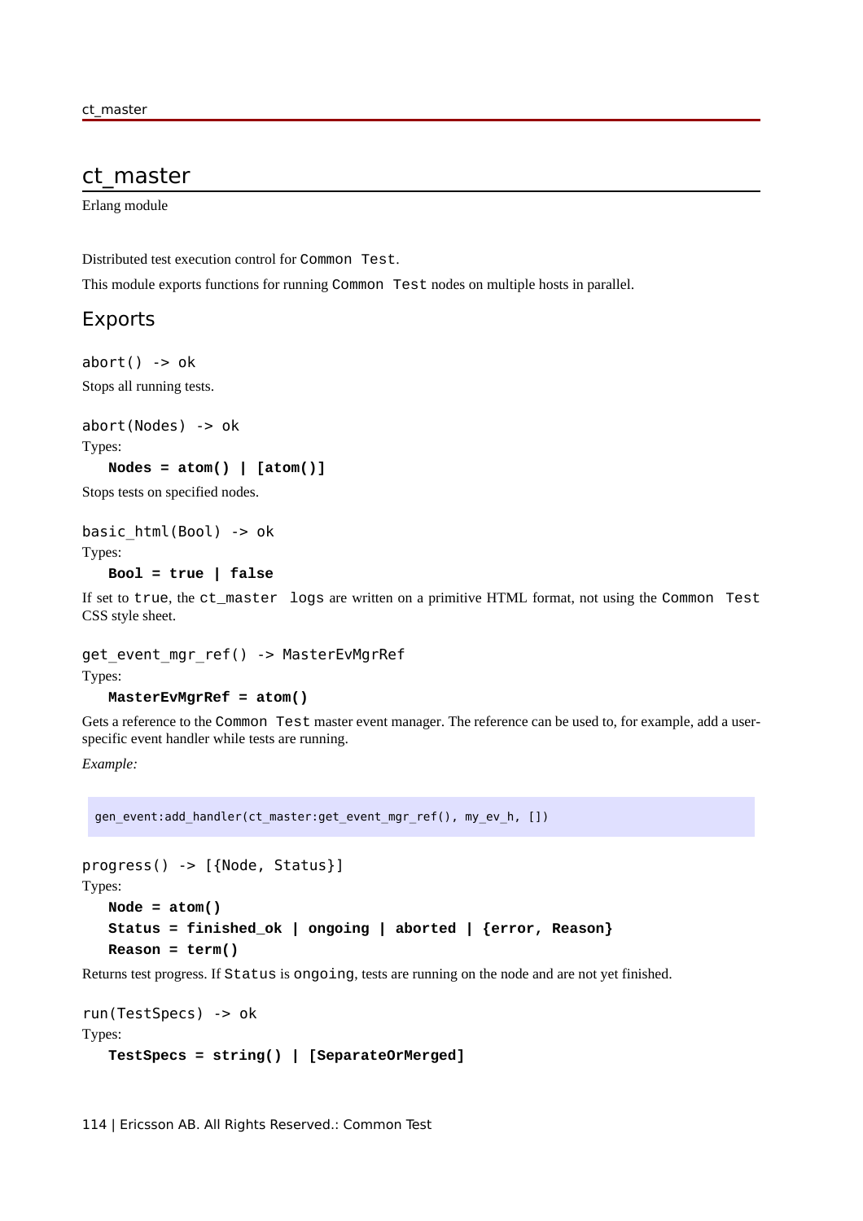# ct_master

Erlang module

Distributed test execution control for `Common Test`.

This module exports functions for running `Common Test` nodes on multiple hosts in parallel.

## Exports

`abort() -> ok`

Stops all running tests.

`abort(Nodes) -> ok`

Types:

**`Nodes = atom() | [atom()]`**

Stops tests on specified nodes.

`basic_html(Bool) -> ok`

Types:

**`Bool = true | false`**

If set to `true`, the `ct_master logs` are written on a primitive HTML format, not using the `Common Test` CSS style sheet.

`get_event_mgr_ref() -> MasterEvMgrRef`

Types:

**`MasterEvMgrRef = atom()`**

Gets a reference to the `Common Test` master event manager. The reference can be used to, for example, add a user-specific event handler while tests are running.

*Example:*

```
gen_event:add_handler(ct_master:get_event_mgr_ref(), my_ev_h, [])
```

`progress() -> [{Node, Status}]`

Types:

**`Node = atom()`**

**`Status = finished_ok | ongoing | aborted | {error, Reason}`**

**`Reason = term()`**

Returns test progress. If `Status` is `ongoing`, tests are running on the node and are not yet finished.

`run(TestSpecs) -> ok`

Types:

**`TestSpecs = string() | [SeparateOrMerged]`**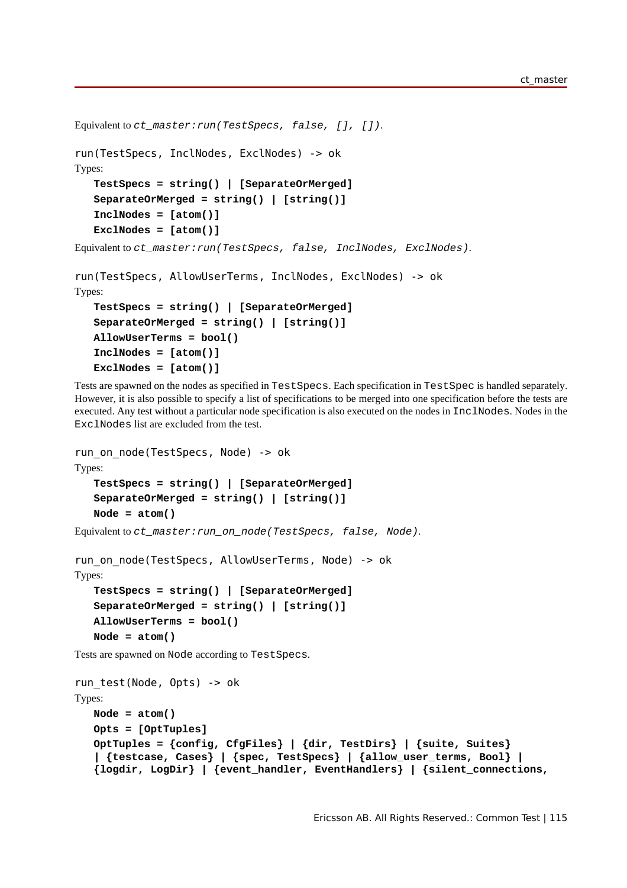Equivalent to *ct_master:run(TestSpecs, false, [], [])*.

```
run(TestSpecs, InclNodes, ExclNodes) -> ok
```

Types:

**TestSpecs = string() | [SeparateOrMerged]**
**SeparateOrMerged = string() | [string()]**
**InclNodes = [atom()]**
**ExclNodes = [atom()]**

Equivalent to *ct_master:run(TestSpecs, false, InclNodes, ExclNodes)*.

```
run(TestSpecs, AllowUserTerms, InclNodes, ExclNodes) -> ok
```

Types:

**TestSpecs = string() | [SeparateOrMerged]**
**SeparateOrMerged = string() | [string()]**
**AllowUserTerms = bool()**
**InclNodes = [atom()]**
**ExclNodes = [atom()]**

Tests are spawned on the nodes as specified in `TestSpecs`. Each specification in `TestSpec` is handled separately. However, it is also possible to specify a list of specifications to be merged into one specification before the tests are executed. Any test without a particular node specification is also executed on the nodes in `InclNodes`. Nodes in the `ExclNodes` list are excluded from the test.

```
run_on_node(TestSpecs, Node) -> ok
```

Types:

**TestSpecs = string() | [SeparateOrMerged]**
**SeparateOrMerged = string() | [string()]**
**Node = atom()**

Equivalent to *ct_master:run_on_node(TestSpecs, false, Node)*.

```
run_on_node(TestSpecs, AllowUserTerms, Node) -> ok
```

Types:

**TestSpecs = string() | [SeparateOrMerged]**
**SeparateOrMerged = string() | [string()]**
**AllowUserTerms = bool()**
**Node = atom()**

Tests are spawned on `Node` according to `TestSpecs`.

```
run_test(Node, Opts) -> ok
```

Types:

**Node = atom()**
**Opts = [OptTuples]**
**OptTuples = {config, CfgFiles} | {dir, TestDirs} | {suite, Suites} | {testcase, Cases} | {spec, TestSpecs} | {allow_user_terms, Bool} | {logdir, LogDir} | {event_handler, EventHandlers} | {silent_connections,**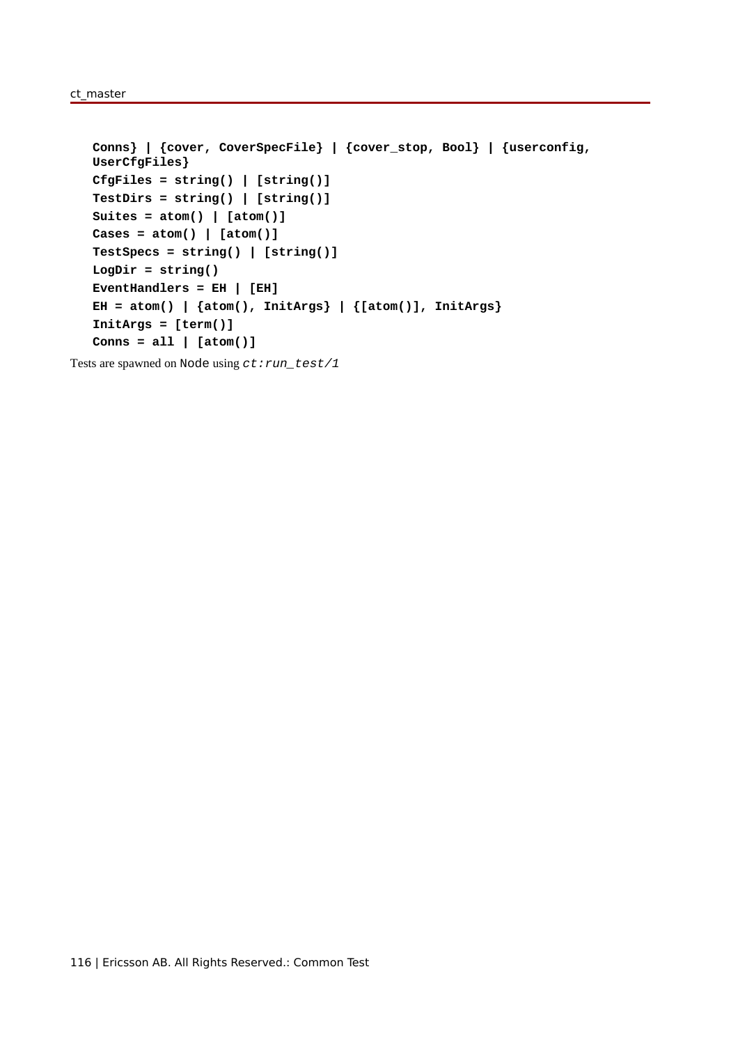```
Conns} | {cover, CoverSpecFile} | {cover_stop, Bool} | {userconfig,
UserCfgFiles}
CfgFiles = string() | [string()]
TestDirs = string() | [string()]
Suites = atom() | [atom()]
Cases = atom() | [atom()]
TestSpecs = string() | [string()]
LogDir = string()
EventHandlers = EH | [EH]
EH = atom() | {atom(), InitArgs} | {[atom()], InitArgs}
InitArgs = [term()]
Conns = all | [atom()]
```

Tests are spawned on `Node` using *ct:run_test/1*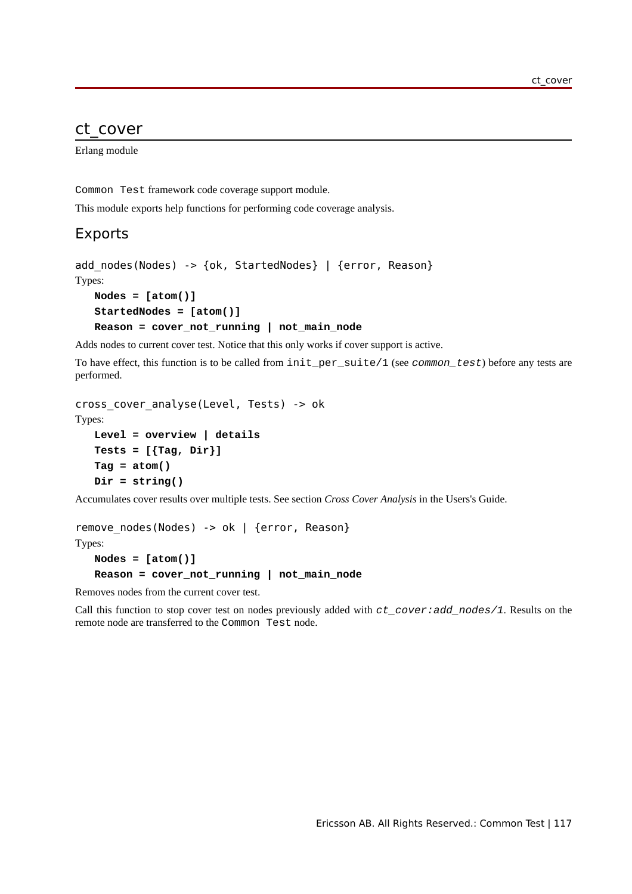# ct_cover

Erlang module

Common Test framework code coverage support module.

This module exports help functions for performing code coverage analysis.

## Exports

```
add_nodes(Nodes) -> {ok, StartedNodes} | {error, Reason}
```

Types:

**Nodes = [atom()]**
**StartedNodes = [atom()]**
**Reason = cover_not_running | not_main_node**

Adds nodes to current cover test. Notice that this only works if cover support is active.

To have effect, this function is to be called from init_per_suite/1 (see *common_test*) before any tests are performed.

```
cross_cover_analyse(Level, Tests) -> ok
```

Types:

**Level = overview | details**
**Tests = [{Tag, Dir}]**
**Tag = atom()**
**Dir = string()**

Accumulates cover results over multiple tests. See section *Cross Cover Analysis* in the Users's Guide.

```
remove_nodes(Nodes) -> ok | {error, Reason}
```

Types:

**Nodes = [atom()]**
**Reason = cover_not_running | not_main_node**

Removes nodes from the current cover test.

Call this function to stop cover test on nodes previously added with *ct_cover:add_nodes/1*. Results on the remote node are transferred to the Common Test node.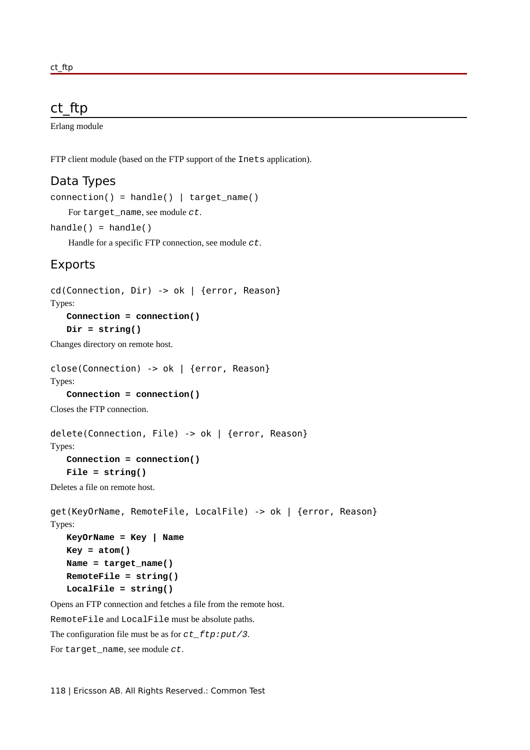# ct_ftp

Erlang module

FTP client module (based on the FTP support of the `Inets` application).

## Data Types

`connection() = handle() | target_name()`

For `target_name`, see module *ct*.

`handle() = handle()`

Handle for a specific FTP connection, see module *ct*.

## Exports

`cd(Connection, Dir) -> ok | {error, Reason}`

Types:

**`Connection = connection()`**
**`Dir = string()`**

Changes directory on remote host.

`close(Connection) -> ok | {error, Reason}`

Types:

**`Connection = connection()`**

Closes the FTP connection.

`delete(Connection, File) -> ok | {error, Reason}`

Types:

**`Connection = connection()`**
**`File = string()`**

Deletes a file on remote host.

`get(KeyOrName, RemoteFile, LocalFile) -> ok | {error, Reason}`

Types:

**`KeyOrName = Key | Name`**
**`Key = atom()`**
**`Name = target_name()`**
**`RemoteFile = string()`**
**`LocalFile = string()`**

Opens an FTP connection and fetches a file from the remote host.

`RemoteFile` and `LocalFile` must be absolute paths.

The configuration file must be as for *ct_ftp:put/3*.

For `target_name`, see module *ct*.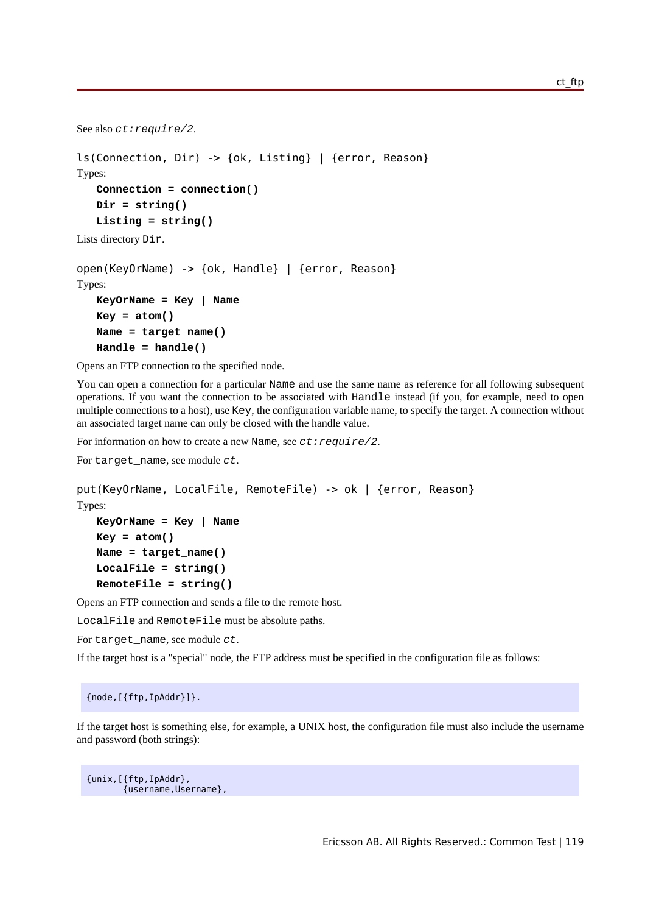See also *ct:require/2*.

```
ls(Connection, Dir) -> {ok, Listing} | {error, Reason}
```

Types:

**Connection = connection()**
**Dir = string()**
**Listing = string()**

Lists directory `Dir`.

```
open(KeyOrName) -> {ok, Handle} | {error, Reason}
```

Types:

**KeyOrName = Key | Name**
**Key = atom()**
**Name = target_name()**
**Handle = handle()**

Opens an FTP connection to the specified node.

You can open a connection for a particular `Name` and use the same name as reference for all following subsequent operations. If you want the connection to be associated with `Handle` instead (if you, for example, need to open multiple connections to a host), use `Key`, the configuration variable name, to specify the target. A connection without an associated target name can only be closed with the handle value.

For information on how to create a new `Name`, see *ct:require/2*.

For `target_name`, see module *ct*.

```
put(KeyOrName, LocalFile, RemoteFile) -> ok | {error, Reason}
```

Types:

**KeyOrName = Key | Name**
**Key = atom()**
**Name = target_name()**
**LocalFile = string()**
**RemoteFile = string()**

Opens an FTP connection and sends a file to the remote host.

`LocalFile` and `RemoteFile` must be absolute paths.

For `target_name`, see module *ct*.

If the target host is a "special" node, the FTP address must be specified in the configuration file as follows:

```
{node,[{ftp,IpAddr}]}.
```

If the target host is something else, for example, a UNIX host, the configuration file must also include the username and password (both strings):

```
{unix,[{ftp,IpAddr},
       {username,Username},
```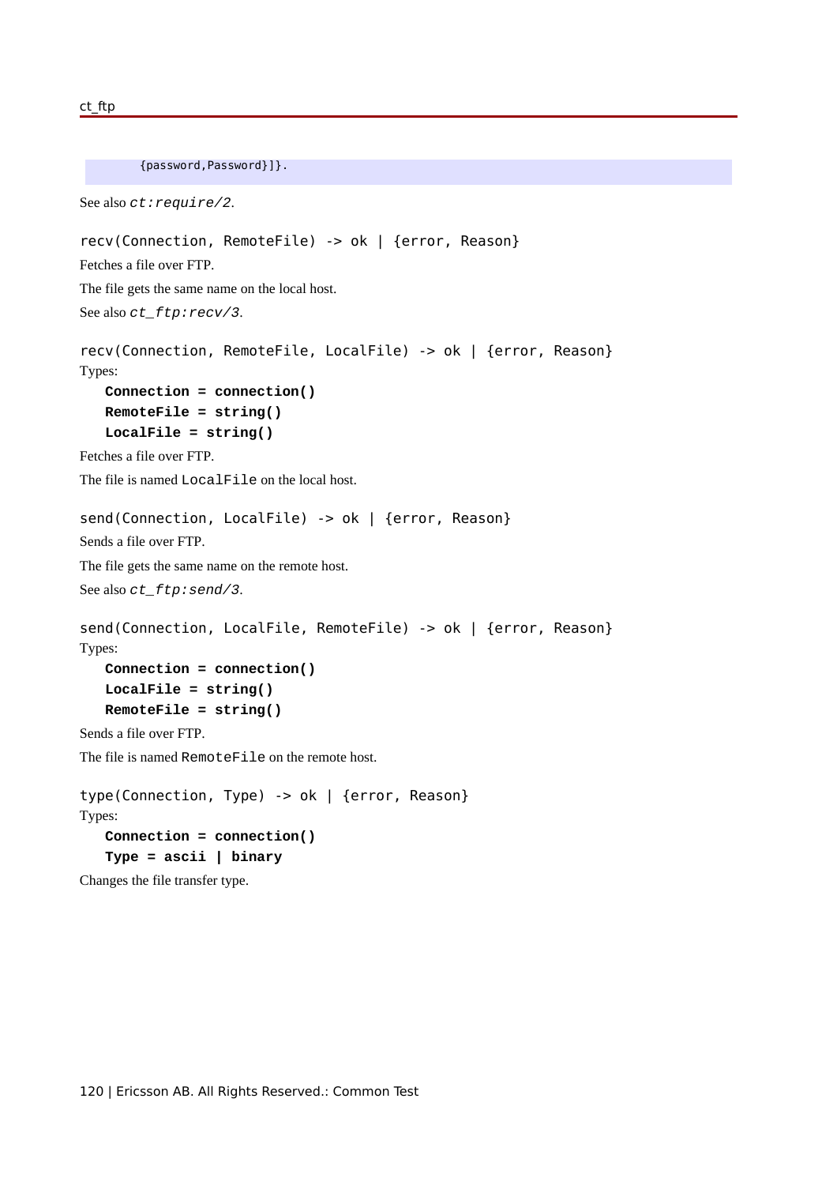```
        {password,Password}]}.
```

See also *ct:require/2*.

```
recv(Connection, RemoteFile) -> ok | {error, Reason}
```

Fetches a file over FTP.

The file gets the same name on the local host.

See also *ct_ftp:recv/3*.

```
recv(Connection, RemoteFile, LocalFile) -> ok | {error, Reason}
```

Types:

**Connection = connection()**
**RemoteFile = string()**
**LocalFile = string()**

Fetches a file over FTP.

The file is named `LocalFile` on the local host.

```
send(Connection, LocalFile) -> ok | {error, Reason}
```

Sends a file over FTP.

The file gets the same name on the remote host.

See also *ct_ftp:send/3*.

```
send(Connection, LocalFile, RemoteFile) -> ok | {error, Reason}
```

Types:

**Connection = connection()**
**LocalFile = string()**
**RemoteFile = string()**

Sends a file over FTP.

The file is named `RemoteFile` on the remote host.

```
type(Connection, Type) -> ok | {error, Reason}
```

Types:

**Connection = connection()**
**Type = ascii | binary**

Changes the file transfer type.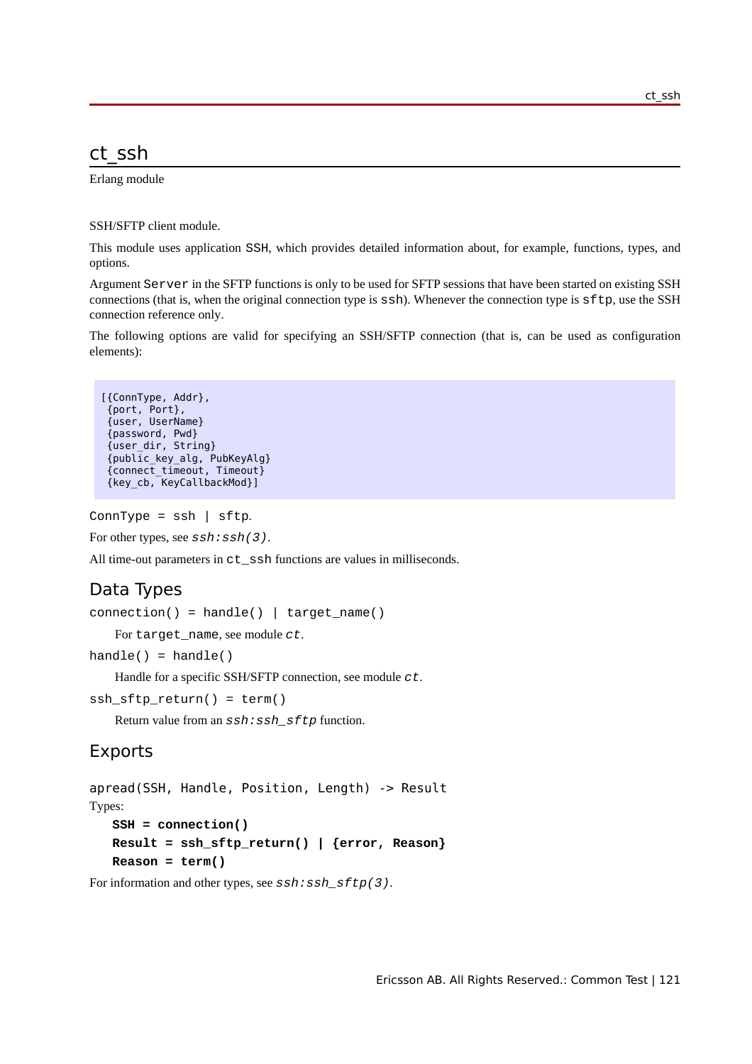# ct_ssh

Erlang module

SSH/SFTP client module.

This module uses application `SSH`, which provides detailed information about, for example, functions, types, and options.

Argument `Server` in the SFTP functions is only to be used for SFTP sessions that have been started on existing SSH connections (that is, when the original connection type is `ssh`). Whenever the connection type is `sftp`, use the SSH connection reference only.

The following options are valid for specifying an SSH/SFTP connection (that is, can be used as configuration elements):

```
[{ConnType, Addr},
 {port, Port},
 {user, UserName}
 {password, Pwd}
 {user_dir, String}
 {public_key_alg, PubKeyAlg}
 {connect_timeout, Timeout}
 {key_cb, KeyCallbackMod}]
```

`ConnType = ssh | sftp`.

For other types, see *`ssh:ssh(3)`*.

All time-out parameters in `ct_ssh` functions are values in milliseconds.

## Data Types

`connection() = handle() | target_name()`

For `target_name`, see module *`ct`*.

`handle() = handle()`

Handle for a specific SSH/SFTP connection, see module *`ct`*.

`ssh_sftp_return() = term()`

Return value from an *`ssh:ssh_sftp`* function.

## Exports

`apread(SSH, Handle, Position, Length) -> Result`

Types:

**`SSH = connection()`**
**`Result = ssh_sftp_return() | {error, Reason}`**
**`Reason = term()`**

For information and other types, see *`ssh:ssh_sftp(3)`*.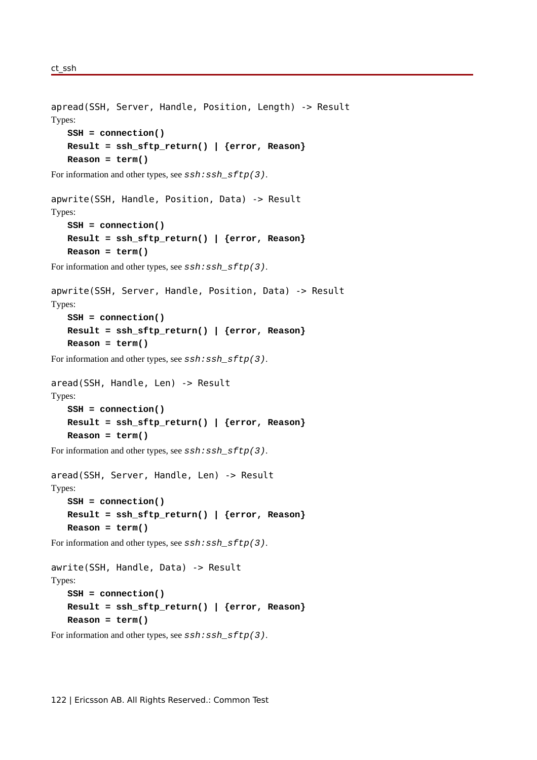```
apread(SSH, Server, Handle, Position, Length) -> Result
```

Types:

**SSH = connection()**
**Result = ssh_sftp_return() | {error, Reason}**
**Reason = term()**

For information and other types, see *ssh:ssh_sftp(3)*.

```
apwrite(SSH, Handle, Position, Data) -> Result
```

Types:

**SSH = connection()**
**Result = ssh_sftp_return() | {error, Reason}**
**Reason = term()**

For information and other types, see *ssh:ssh_sftp(3)*.

```
apwrite(SSH, Server, Handle, Position, Data) -> Result
```

Types:

**SSH = connection()**
**Result = ssh_sftp_return() | {error, Reason}**
**Reason = term()**

For information and other types, see *ssh:ssh_sftp(3)*.

```
aread(SSH, Handle, Len) -> Result
```

Types:

**SSH = connection()**
**Result = ssh_sftp_return() | {error, Reason}**
**Reason = term()**

For information and other types, see *ssh:ssh_sftp(3)*.

```
aread(SSH, Server, Handle, Len) -> Result
```

Types:

**SSH = connection()**
**Result = ssh_sftp_return() | {error, Reason}**
**Reason = term()**

For information and other types, see *ssh:ssh_sftp(3)*.

```
awrite(SSH, Handle, Data) -> Result
```

Types:

**SSH = connection()**
**Result = ssh_sftp_return() | {error, Reason}**
**Reason = term()**

For information and other types, see *ssh:ssh_sftp(3)*.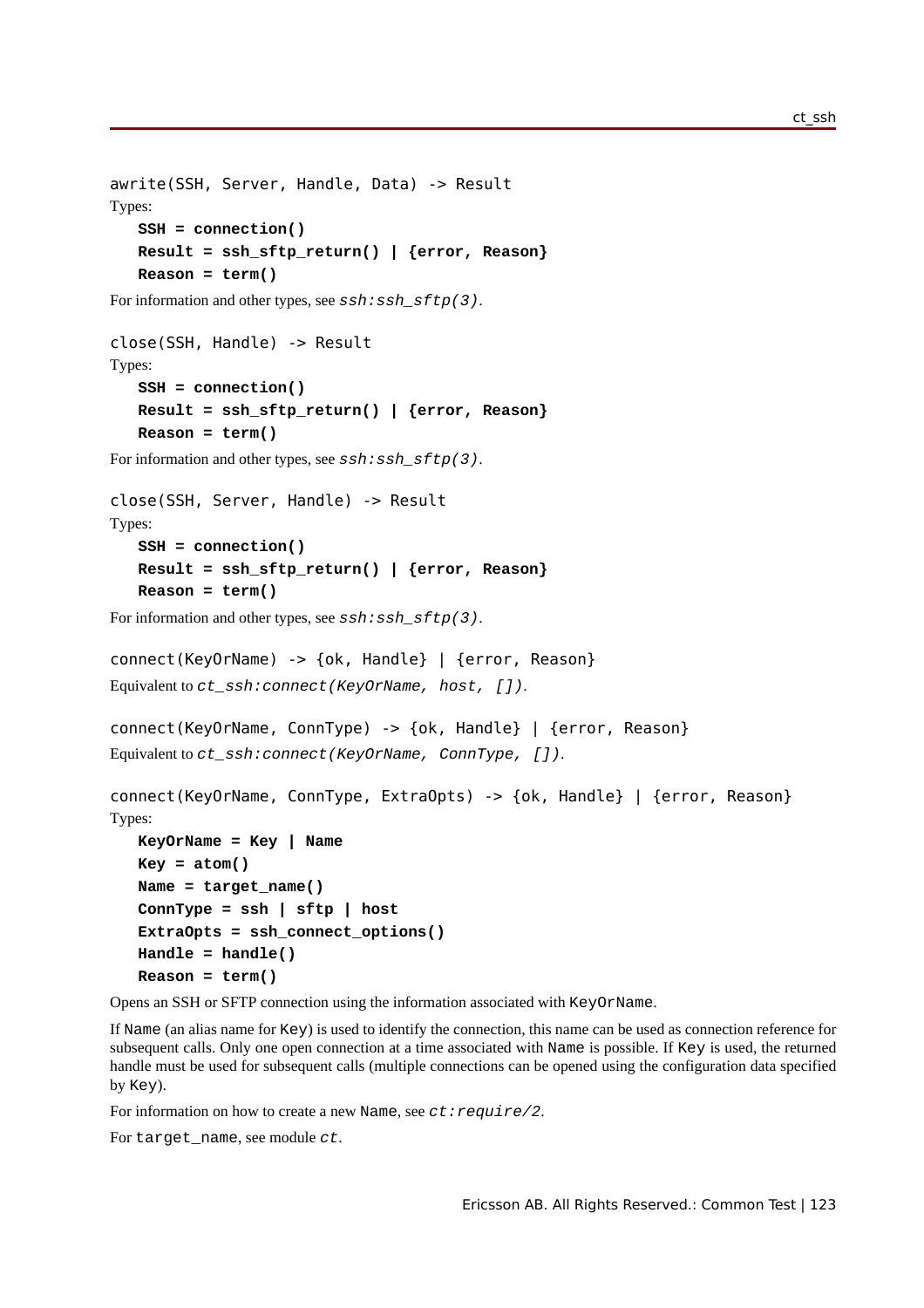```
awrite(SSH, Server, Handle, Data) -> Result
```

Types:

```
SSH = connection()
Result = ssh_sftp_return() | {error, Reason}
Reason = term()
```

For information and other types, see *ssh:ssh_sftp(3)*.

```
close(SSH, Handle) -> Result
```

Types:

```
SSH = connection()
Result = ssh_sftp_return() | {error, Reason}
Reason = term()
```

For information and other types, see *ssh:ssh_sftp(3)*.

```
close(SSH, Server, Handle) -> Result
```

Types:

```
SSH = connection()
Result = ssh_sftp_return() | {error, Reason}
Reason = term()
```

For information and other types, see *ssh:ssh_sftp(3)*.

```
connect(KeyOrName) -> {ok, Handle} | {error, Reason}
```

Equivalent to *ct_ssh:connect(KeyOrName, host, [])*.

```
connect(KeyOrName, ConnType) -> {ok, Handle} | {error, Reason}
```

Equivalent to *ct_ssh:connect(KeyOrName, ConnType, [])*.

```
connect(KeyOrName, ConnType, ExtraOpts) -> {ok, Handle} | {error, Reason}
```

Types:

```
KeyOrName = Key | Name
Key = atom()
Name = target_name()
ConnType = ssh | sftp | host
ExtraOpts = ssh_connect_options()
Handle = handle()
Reason = term()
```

Opens an SSH or SFTP connection using the information associated with `KeyOrName`.

If `Name` (an alias name for `Key`) is used to identify the connection, this name can be used as connection reference for subsequent calls. Only one open connection at a time associated with `Name` is possible. If `Key` is used, the returned handle must be used for subsequent calls (multiple connections can be opened using the configuration data specified by `Key`).

For information on how to create a new `Name`, see *ct:require/2*.

For `target_name`, see module *ct*.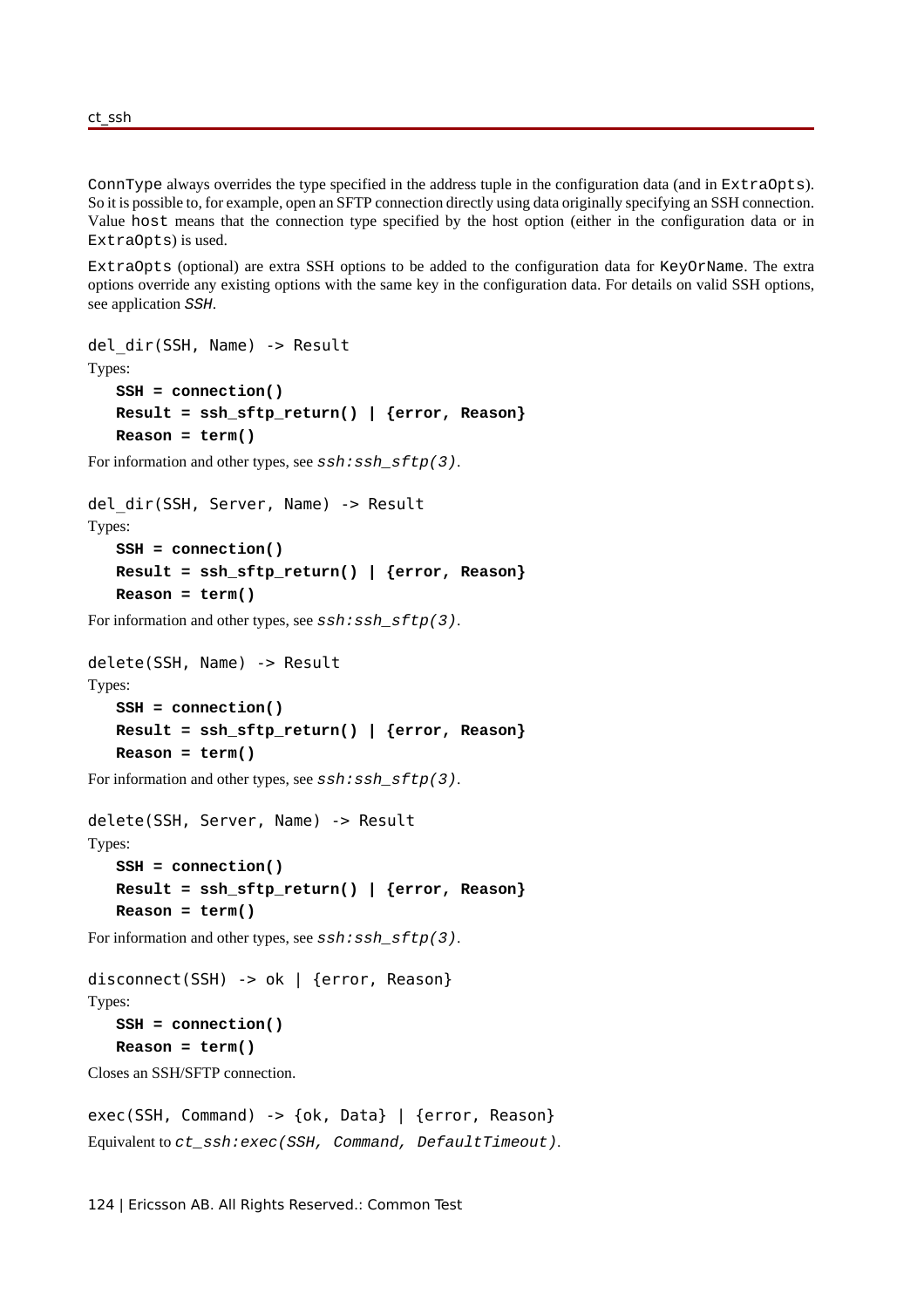`ConnType` always overrides the type specified in the address tuple in the configuration data (and in `ExtraOpts`). So it is possible to, for example, open an SFTP connection directly using data originally specifying an SSH connection. Value `host` means that the connection type specified by the host option (either in the configuration data or in `ExtraOpts`) is used.

`ExtraOpts` (optional) are extra SSH options to be added to the configuration data for `KeyOrName`. The extra options override any existing options with the same key in the configuration data. For details on valid SSH options, see application *SSH*.

```
del_dir(SSH, Name) -> Result
```

Types:

**SSH = connection()**
**Result = ssh_sftp_return() | {error, Reason}**
**Reason = term()**

For information and other types, see *ssh:ssh_sftp(3)*.

```
del_dir(SSH, Server, Name) -> Result
```

Types:

**SSH = connection()**
**Result = ssh_sftp_return() | {error, Reason}**
**Reason = term()**

For information and other types, see *ssh:ssh_sftp(3)*.

```
delete(SSH, Name) -> Result
```

Types:

**SSH = connection()**
**Result = ssh_sftp_return() | {error, Reason}**
**Reason = term()**

For information and other types, see *ssh:ssh_sftp(3)*.

```
delete(SSH, Server, Name) -> Result
```

Types:

**SSH = connection()**
**Result = ssh_sftp_return() | {error, Reason}**
**Reason = term()**

For information and other types, see *ssh:ssh_sftp(3)*.

```
disconnect(SSH) -> ok | {error, Reason}
```

Types:

**SSH = connection()**
**Reason = term()**

Closes an SSH/SFTP connection.

```
exec(SSH, Command) -> {ok, Data} | {error, Reason}
```

Equivalent to *ct_ssh:exec(SSH, Command, DefaultTimeout)*.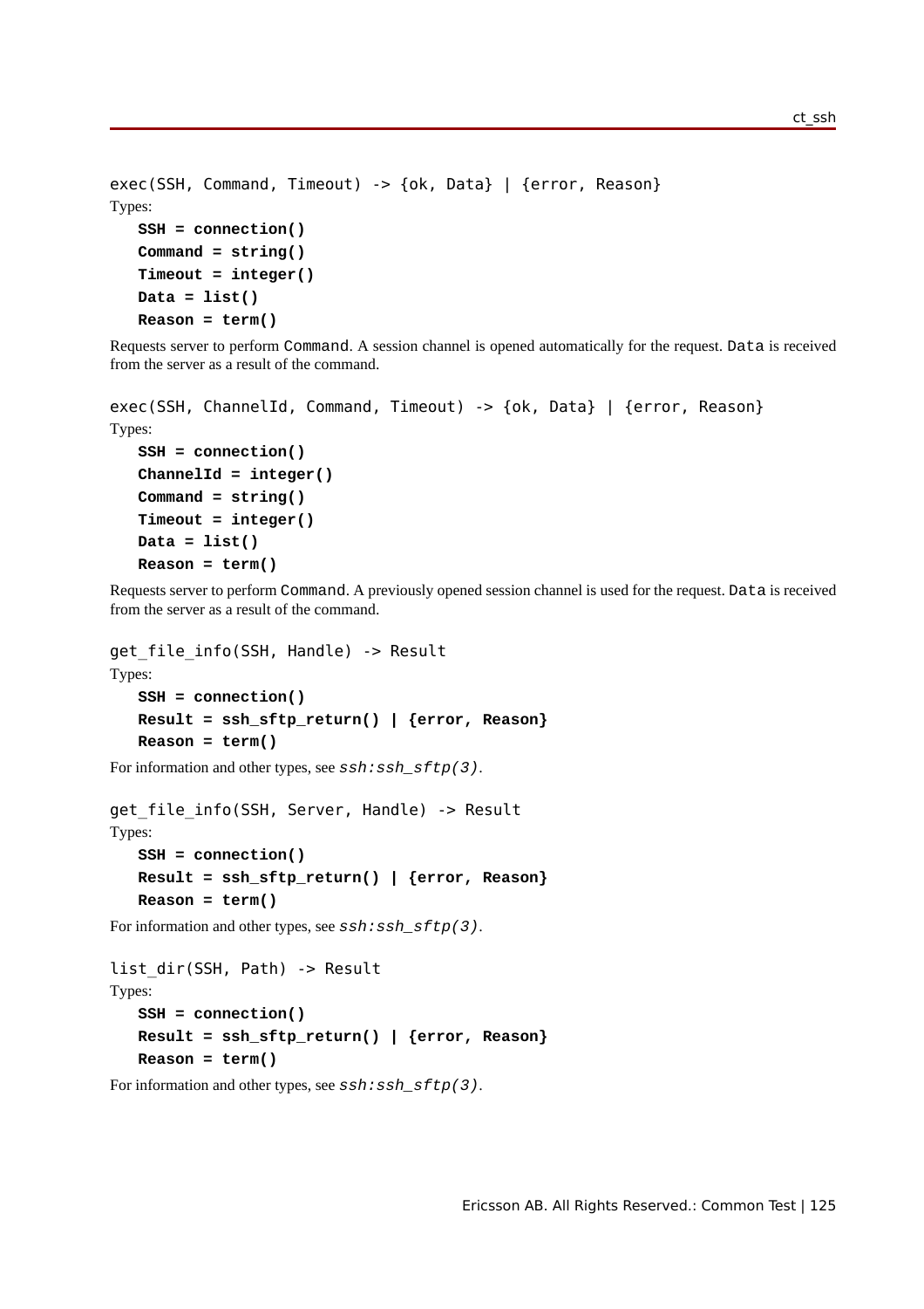```
exec(SSH, Command, Timeout) -> {ok, Data} | {error, Reason}
```

Types:

**SSH = connection()**
**Command = string()**
**Timeout = integer()**
**Data = list()**
**Reason = term()**

Requests server to perform `Command`. A session channel is opened automatically for the request. `Data` is received from the server as a result of the command.

```
exec(SSH, ChannelId, Command, Timeout) -> {ok, Data} | {error, Reason}
```

Types:

**SSH = connection()**
**ChannelId = integer()**
**Command = string()**
**Timeout = integer()**
**Data = list()**
**Reason = term()**

Requests server to perform `Command`. A previously opened session channel is used for the request. `Data` is received from the server as a result of the command.

```
get_file_info(SSH, Handle) -> Result
```

Types:

**SSH = connection()**
**Result = ssh_sftp_return() | {error, Reason}**
**Reason = term()**

For information and other types, see *ssh:ssh_sftp(3)*.

```
get_file_info(SSH, Server, Handle) -> Result
```

Types:

**SSH = connection()**
**Result = ssh_sftp_return() | {error, Reason}**
**Reason = term()**

For information and other types, see *ssh:ssh_sftp(3)*.

```
list_dir(SSH, Path) -> Result
```

Types:

**SSH = connection()**
**Result = ssh_sftp_return() | {error, Reason}**
**Reason = term()**

For information and other types, see *ssh:ssh_sftp(3)*.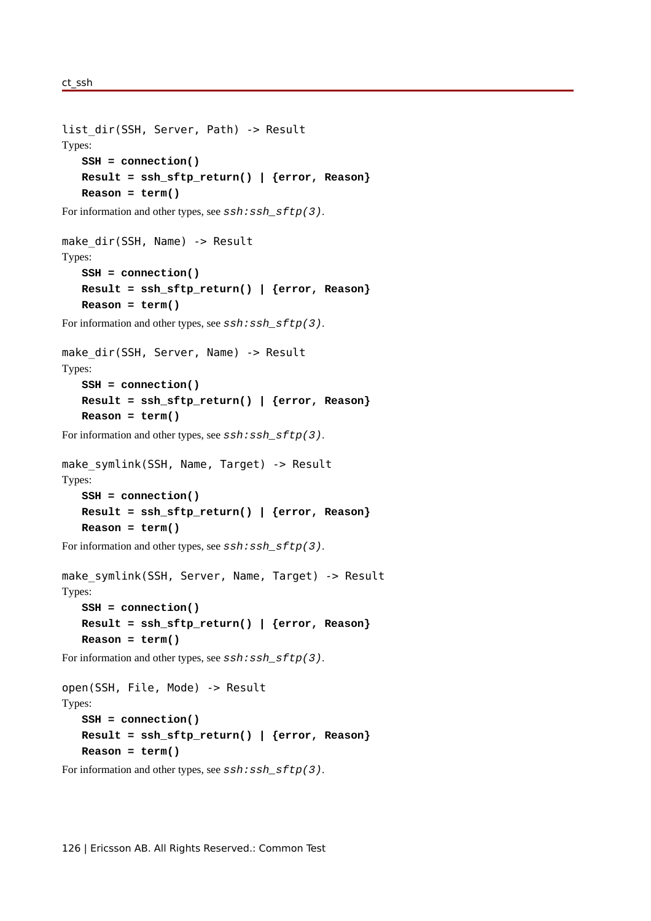```
list_dir(SSH, Server, Path) -> Result
```

Types:

**SSH = connection()**
**Result = ssh_sftp_return() | {error, Reason}**
**Reason = term()**

For information and other types, see *ssh:ssh_sftp(3)*.

```
make_dir(SSH, Name) -> Result
```

Types:

**SSH = connection()**
**Result = ssh_sftp_return() | {error, Reason}**
**Reason = term()**

For information and other types, see *ssh:ssh_sftp(3)*.

```
make_dir(SSH, Server, Name) -> Result
```

Types:

**SSH = connection()**
**Result = ssh_sftp_return() | {error, Reason}**
**Reason = term()**

For information and other types, see *ssh:ssh_sftp(3)*.

```
make_symlink(SSH, Name, Target) -> Result
```

Types:

**SSH = connection()**
**Result = ssh_sftp_return() | {error, Reason}**
**Reason = term()**

For information and other types, see *ssh:ssh_sftp(3)*.

```
make_symlink(SSH, Server, Name, Target) -> Result
```

Types:

**SSH = connection()**
**Result = ssh_sftp_return() | {error, Reason}**
**Reason = term()**

For information and other types, see *ssh:ssh_sftp(3)*.

```
open(SSH, File, Mode) -> Result
```

Types:

**SSH = connection()**
**Result = ssh_sftp_return() | {error, Reason}**
**Reason = term()**

For information and other types, see *ssh:ssh_sftp(3)*.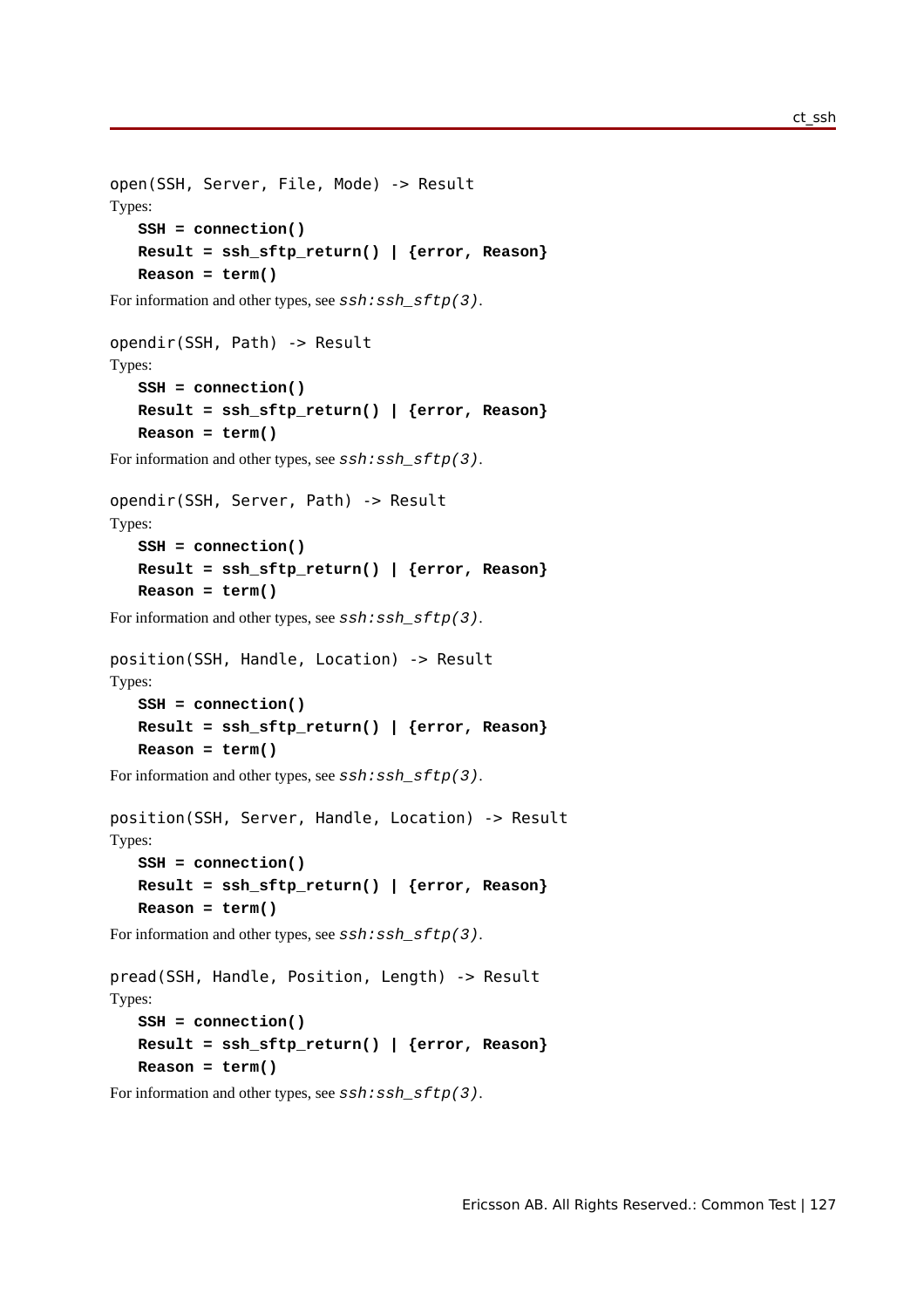```
open(SSH, Server, File, Mode) -> Result
```

Types:

**SSH = connection()**
**Result = ssh_sftp_return() | {error, Reason}**
**Reason = term()**

For information and other types, see *ssh:ssh_sftp(3)*.

```
opendir(SSH, Path) -> Result
```

Types:

**SSH = connection()**
**Result = ssh_sftp_return() | {error, Reason}**
**Reason = term()**

For information and other types, see *ssh:ssh_sftp(3)*.

```
opendir(SSH, Server, Path) -> Result
```

Types:

**SSH = connection()**
**Result = ssh_sftp_return() | {error, Reason}**
**Reason = term()**

For information and other types, see *ssh:ssh_sftp(3)*.

```
position(SSH, Handle, Location) -> Result
```

Types:

**SSH = connection()**
**Result = ssh_sftp_return() | {error, Reason}**
**Reason = term()**

For information and other types, see *ssh:ssh_sftp(3)*.

```
position(SSH, Server, Handle, Location) -> Result
```

Types:

**SSH = connection()**
**Result = ssh_sftp_return() | {error, Reason}**
**Reason = term()**

For information and other types, see *ssh:ssh_sftp(3)*.

```
pread(SSH, Handle, Position, Length) -> Result
```

Types:

**SSH = connection()**
**Result = ssh_sftp_return() | {error, Reason}**
**Reason = term()**

For information and other types, see *ssh:ssh_sftp(3)*.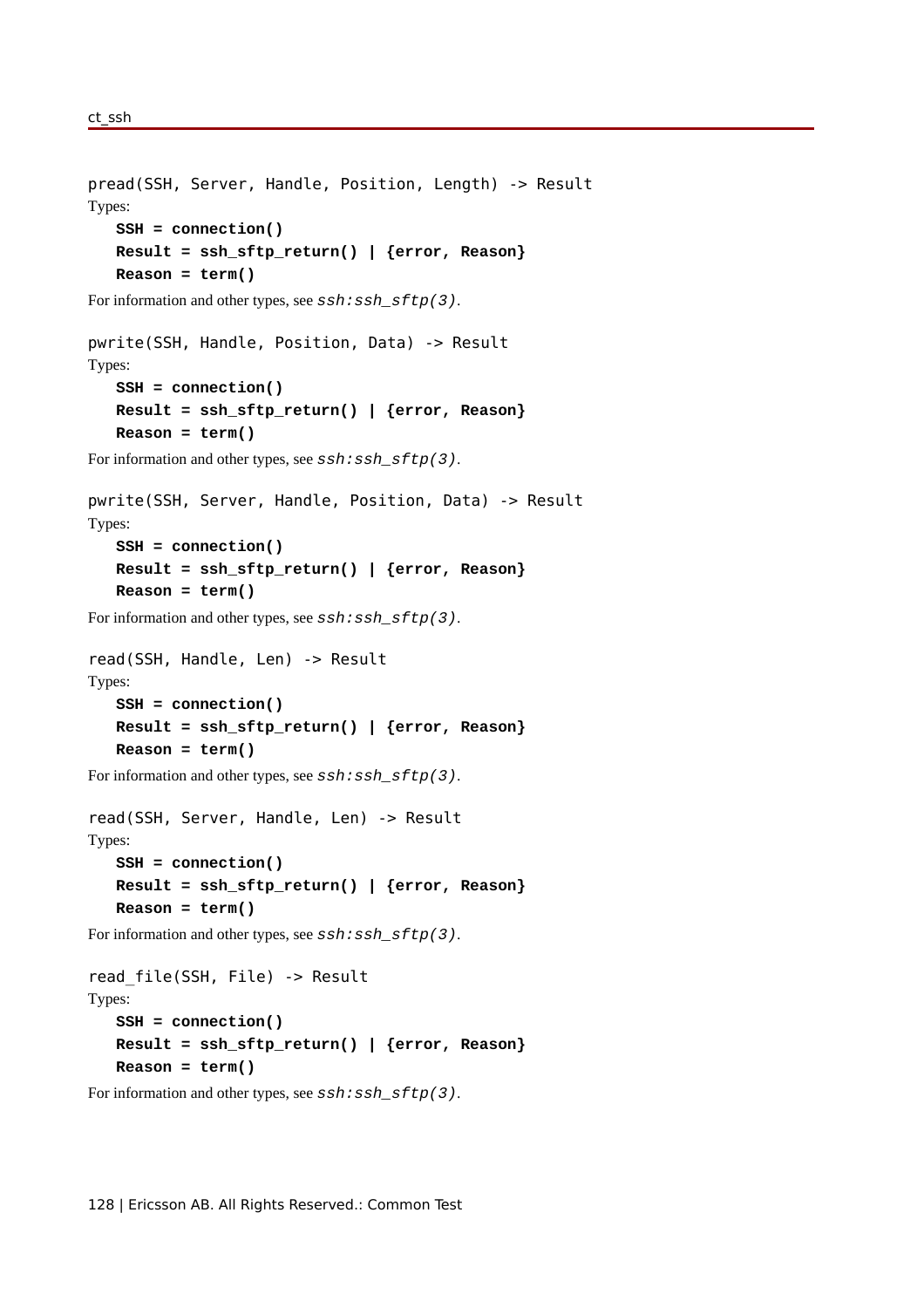```
pread(SSH, Server, Handle, Position, Length) -> Result
```

Types:

**SSH = connection()**
**Result = ssh_sftp_return() | {error, Reason}**
**Reason = term()**

For information and other types, see *ssh:ssh_sftp(3)*.

```
pwrite(SSH, Handle, Position, Data) -> Result
```

Types:

**SSH = connection()**
**Result = ssh_sftp_return() | {error, Reason}**
**Reason = term()**

For information and other types, see *ssh:ssh_sftp(3)*.

```
pwrite(SSH, Server, Handle, Position, Data) -> Result
```

Types:

**SSH = connection()**
**Result = ssh_sftp_return() | {error, Reason}**
**Reason = term()**

For information and other types, see *ssh:ssh_sftp(3)*.

```
read(SSH, Handle, Len) -> Result
```

Types:

**SSH = connection()**
**Result = ssh_sftp_return() | {error, Reason}**
**Reason = term()**

For information and other types, see *ssh:ssh_sftp(3)*.

```
read(SSH, Server, Handle, Len) -> Result
```

Types:

**SSH = connection()**
**Result = ssh_sftp_return() | {error, Reason}**
**Reason = term()**

For information and other types, see *ssh:ssh_sftp(3)*.

```
read_file(SSH, File) -> Result
```

Types:

**SSH = connection()**
**Result = ssh_sftp_return() | {error, Reason}**
**Reason = term()**

For information and other types, see *ssh:ssh_sftp(3)*.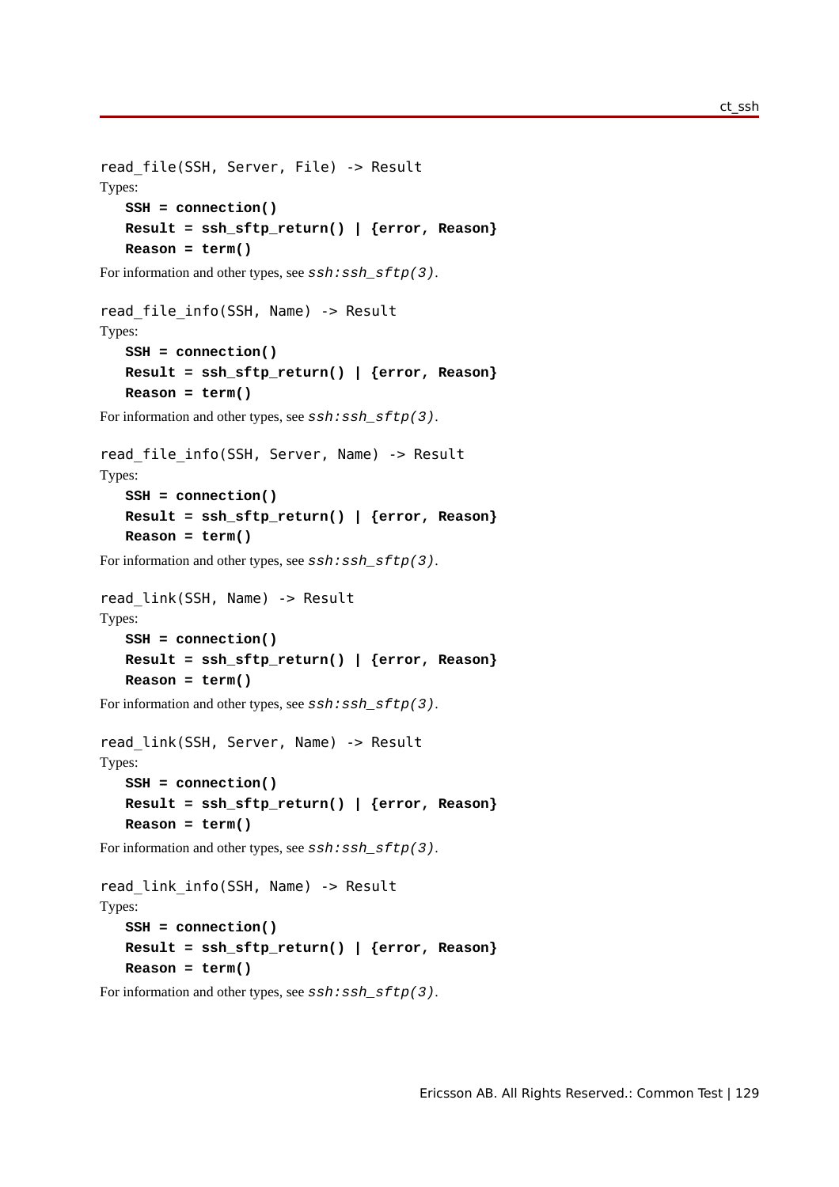```
read_file(SSH, Server, File) -> Result
```

Types:

**SSH = connection()**
**Result = ssh_sftp_return() | {error, Reason}**
**Reason = term()**

For information and other types, see *ssh:ssh_sftp(3)*.

```
read_file_info(SSH, Name) -> Result
```

Types:

**SSH = connection()**
**Result = ssh_sftp_return() | {error, Reason}**
**Reason = term()**

For information and other types, see *ssh:ssh_sftp(3)*.

```
read_file_info(SSH, Server, Name) -> Result
```

Types:

**SSH = connection()**
**Result = ssh_sftp_return() | {error, Reason}**
**Reason = term()**

For information and other types, see *ssh:ssh_sftp(3)*.

```
read_link(SSH, Name) -> Result
```

Types:

**SSH = connection()**
**Result = ssh_sftp_return() | {error, Reason}**
**Reason = term()**

For information and other types, see *ssh:ssh_sftp(3)*.

```
read_link(SSH, Server, Name) -> Result
```

Types:

**SSH = connection()**
**Result = ssh_sftp_return() | {error, Reason}**
**Reason = term()**

For information and other types, see *ssh:ssh_sftp(3)*.

```
read_link_info(SSH, Name) -> Result
```

Types:

**SSH = connection()**
**Result = ssh_sftp_return() | {error, Reason}**
**Reason = term()**

For information and other types, see *ssh:ssh_sftp(3)*.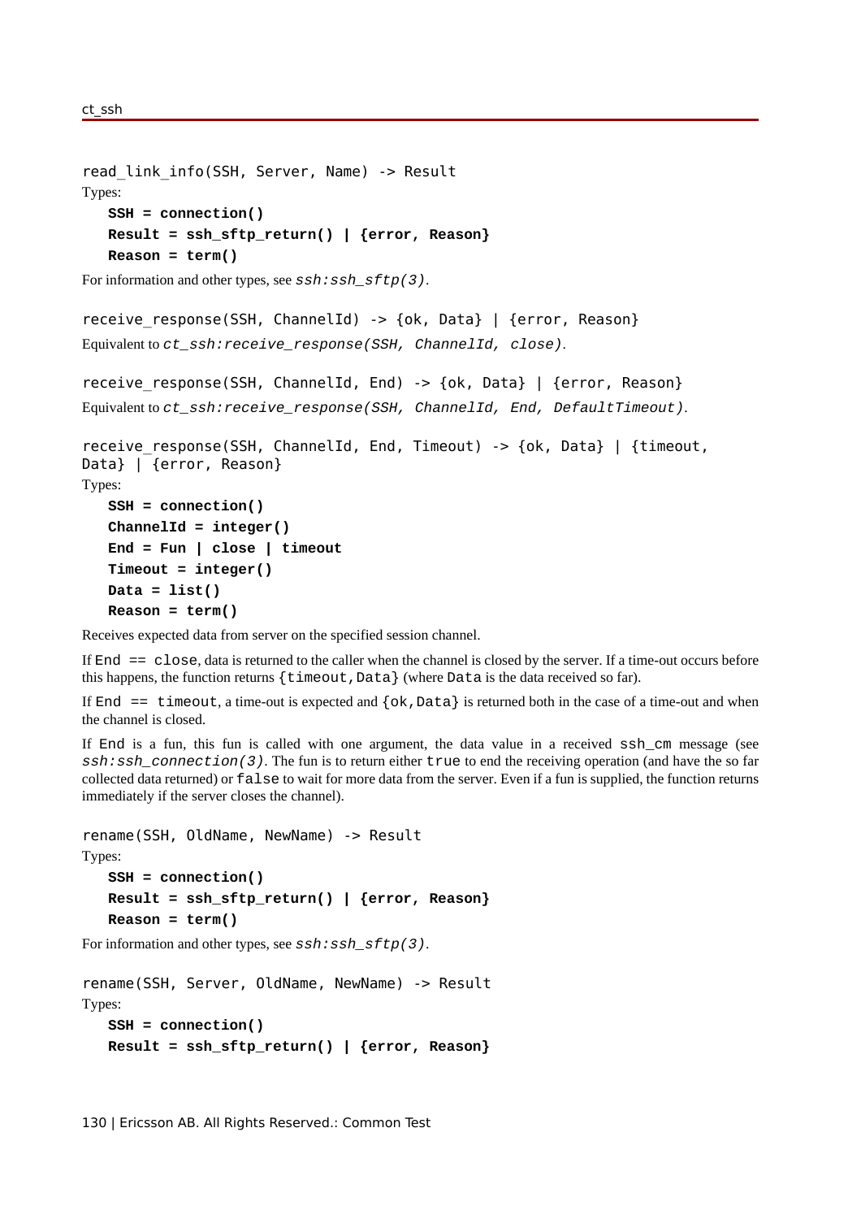```
read_link_info(SSH, Server, Name) -> Result
```

Types:

**SSH = connection()**
**Result = ssh_sftp_return() | {error, Reason}**
**Reason = term()**

For information and other types, see *ssh:ssh_sftp(3)*.

```
receive_response(SSH, ChannelId) -> {ok, Data} | {error, Reason}
```

Equivalent to *ct_ssh:receive_response(SSH, ChannelId, close)*.

```
receive_response(SSH, ChannelId, End) -> {ok, Data} | {error, Reason}
```

Equivalent to *ct_ssh:receive_response(SSH, ChannelId, End, DefaultTimeout)*.

```
receive_response(SSH, ChannelId, End, Timeout) -> {ok, Data} | {timeout, Data} | {error, Reason}
```

Types:

**SSH = connection()**
**ChannelId = integer()**
**End = Fun | close | timeout**
**Timeout = integer()**
**Data = list()**
**Reason = term()**

Receives expected data from server on the specified session channel.

If `End == close`, data is returned to the caller when the channel is closed by the server. If a time-out occurs before this happens, the function returns `{timeout,Data}` (where `Data` is the data received so far).

If `End == timeout`, a time-out is expected and `{ok,Data}` is returned both in the case of a time-out and when the channel is closed.

If `End` is a fun, this fun is called with one argument, the data value in a received `ssh_cm` message (see *ssh:ssh_connection(3)*. The fun is to return either `true` to end the receiving operation (and have the so far collected data returned) or `false` to wait for more data from the server. Even if a fun is supplied, the function returns immediately if the server closes the channel).

```
rename(SSH, OldName, NewName) -> Result
```

Types:

**SSH = connection()**
**Result = ssh_sftp_return() | {error, Reason}**
**Reason = term()**

For information and other types, see *ssh:ssh_sftp(3)*.

```
rename(SSH, Server, OldName, NewName) -> Result
```

Types:

**SSH = connection()**
**Result = ssh_sftp_return() | {error, Reason}**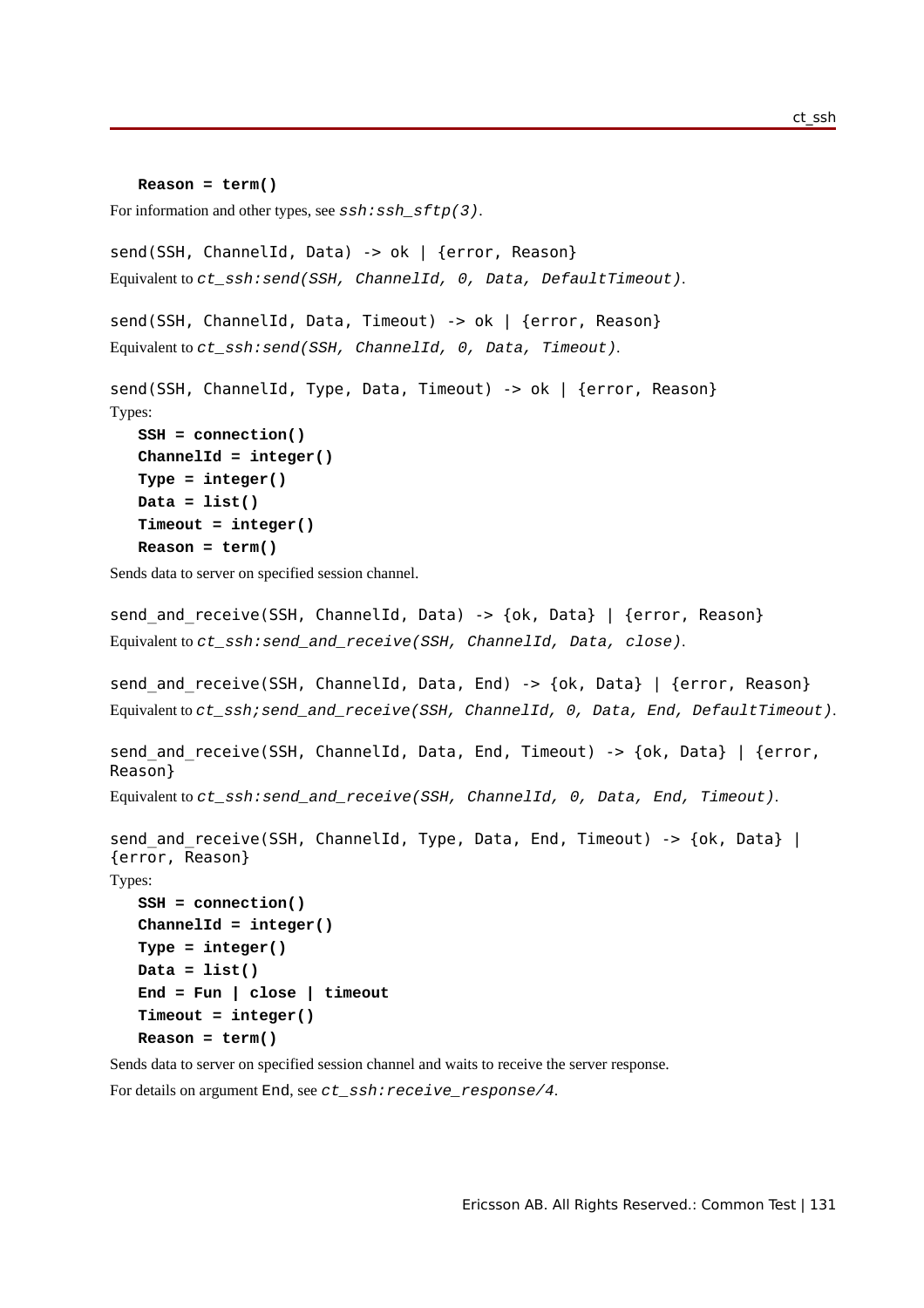**Reason = term()**

For information and other types, see *ssh:ssh_sftp(3)*.

```
send(SSH, ChannelId, Data) -> ok | {error, Reason}
```

Equivalent to *ct_ssh:send(SSH, ChannelId, 0, Data, DefaultTimeout)*.

```
send(SSH, ChannelId, Data, Timeout) -> ok | {error, Reason}
```

Equivalent to *ct_ssh:send(SSH, ChannelId, 0, Data, Timeout)*.

```
send(SSH, ChannelId, Type, Data, Timeout) -> ok | {error, Reason}
```

Types:

**SSH = connection()**
**ChannelId = integer()**
**Type = integer()**
**Data = list()**
**Timeout = integer()**
**Reason = term()**

Sends data to server on specified session channel.

```
send_and_receive(SSH, ChannelId, Data) -> {ok, Data} | {error, Reason}
```

Equivalent to *ct_ssh:send_and_receive(SSH, ChannelId, Data, close)*.

```
send_and_receive(SSH, ChannelId, Data, End) -> {ok, Data} | {error, Reason}
```

Equivalent to *ct_ssh;send_and_receive(SSH, ChannelId, 0, Data, End, DefaultTimeout)*.

```
send_and_receive(SSH, ChannelId, Data, End, Timeout) -> {ok, Data} | {error,
Reason}
```

Equivalent to *ct_ssh:send_and_receive(SSH, ChannelId, 0, Data, End, Timeout)*.

```
send_and_receive(SSH, ChannelId, Type, Data, End, Timeout) -> {ok, Data} |
{error, Reason}
```

Types:

**SSH = connection()**
**ChannelId = integer()**
**Type = integer()**
**Data = list()**
**End = Fun | close | timeout**
**Timeout = integer()**
**Reason = term()**

Sends data to server on specified session channel and waits to receive the server response.

For details on argument End, see *ct_ssh:receive_response/4*.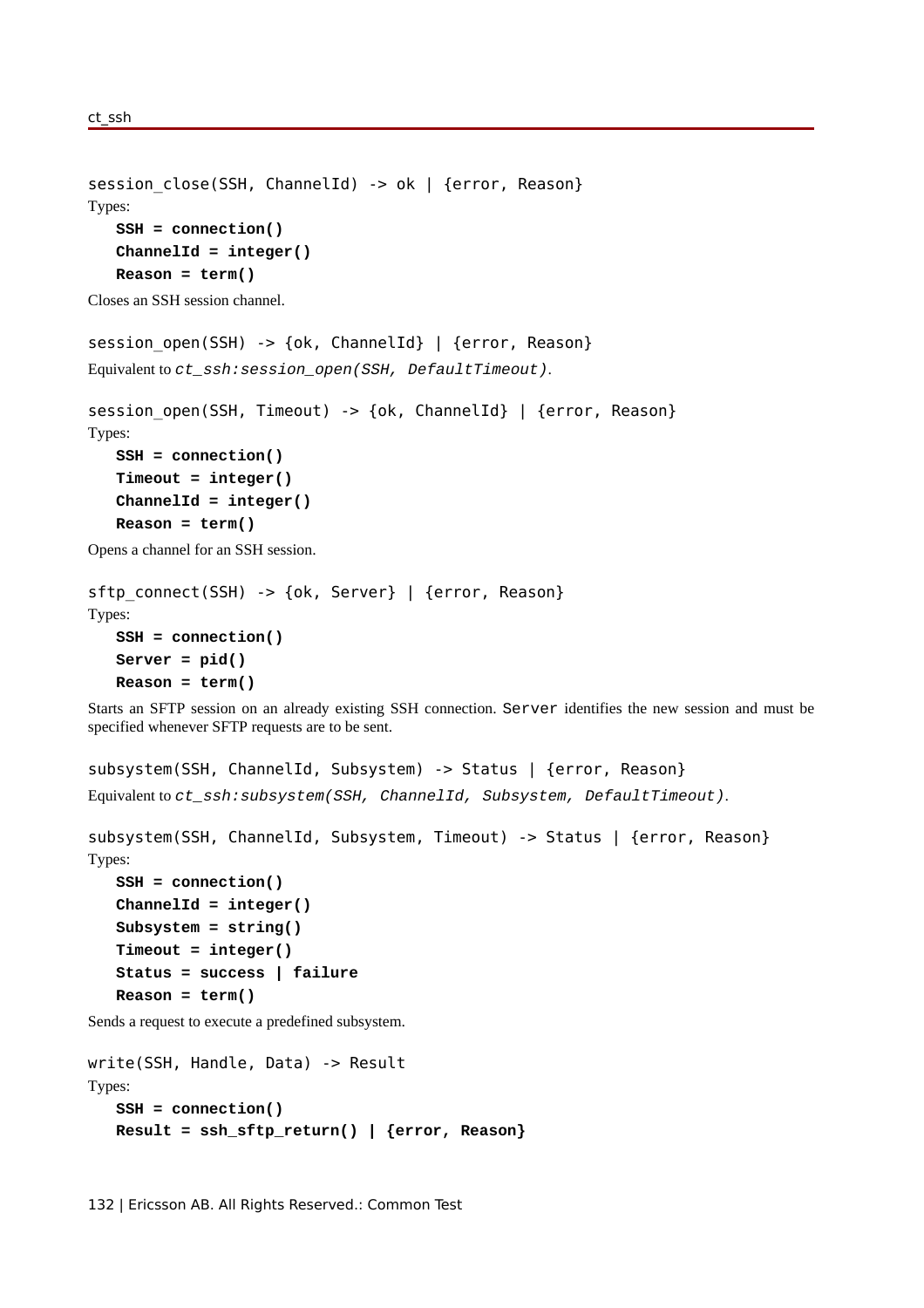```
session_close(SSH, ChannelId) -> ok | {error, Reason}
```

Types:

**SSH = connection()**
**ChannelId = integer()**
**Reason = term()**

Closes an SSH session channel.

```
session_open(SSH) -> {ok, ChannelId} | {error, Reason}
```

Equivalent to *ct_ssh:session_open(SSH, DefaultTimeout)*.

```
session_open(SSH, Timeout) -> {ok, ChannelId} | {error, Reason}
```

Types:

**SSH = connection()**
**Timeout = integer()**
**ChannelId = integer()**
**Reason = term()**

Opens a channel for an SSH session.

```
sftp_connect(SSH) -> {ok, Server} | {error, Reason}
```

Types:

**SSH = connection()**
**Server = pid()**
**Reason = term()**

Starts an SFTP session on an already existing SSH connection. `Server` identifies the new session and must be specified whenever SFTP requests are to be sent.

```
subsystem(SSH, ChannelId, Subsystem) -> Status | {error, Reason}
```

Equivalent to *ct_ssh:subsystem(SSH, ChannelId, Subsystem, DefaultTimeout)*.

```
subsystem(SSH, ChannelId, Subsystem, Timeout) -> Status | {error, Reason}
```

Types:

**SSH = connection()**
**ChannelId = integer()**
**Subsystem = string()**
**Timeout = integer()**
**Status = success | failure**
**Reason = term()**

Sends a request to execute a predefined subsystem.

```
write(SSH, Handle, Data) -> Result
```

Types:

**SSH = connection()**
**Result = ssh_sftp_return() | {error, Reason}**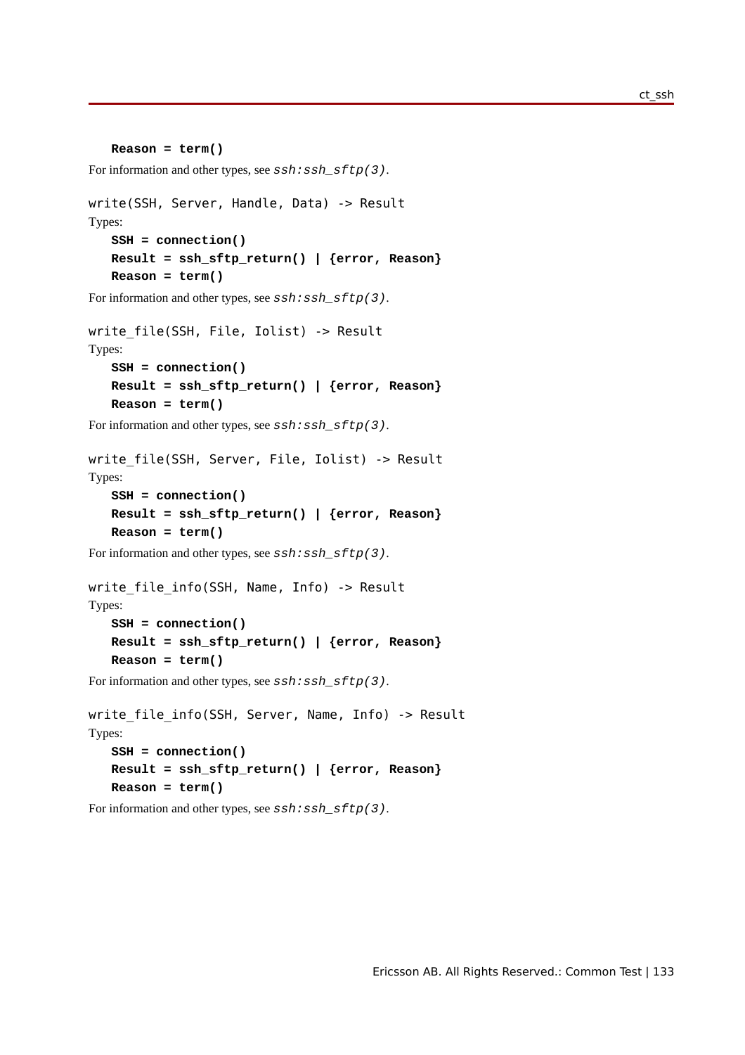**Reason = term()**

For information and other types, see *ssh:ssh_sftp(3)*.

```
write(SSH, Server, Handle, Data) -> Result
```

Types:

**SSH = connection()**
**Result = ssh_sftp_return() | {error, Reason}**
**Reason = term()**

For information and other types, see *ssh:ssh_sftp(3)*.

```
write_file(SSH, File, Iolist) -> Result
```

Types:

**SSH = connection()**
**Result = ssh_sftp_return() | {error, Reason}**
**Reason = term()**

For information and other types, see *ssh:ssh_sftp(3)*.

```
write_file(SSH, Server, File, Iolist) -> Result
```

Types:

**SSH = connection()**
**Result = ssh_sftp_return() | {error, Reason}**
**Reason = term()**

For information and other types, see *ssh:ssh_sftp(3)*.

```
write_file_info(SSH, Name, Info) -> Result
```

Types:

**SSH = connection()**
**Result = ssh_sftp_return() | {error, Reason}**
**Reason = term()**

For information and other types, see *ssh:ssh_sftp(3)*.

```
write_file_info(SSH, Server, Name, Info) -> Result
```

Types:

**SSH = connection()**
**Result = ssh_sftp_return() | {error, Reason}**
**Reason = term()**

For information and other types, see *ssh:ssh_sftp(3)*.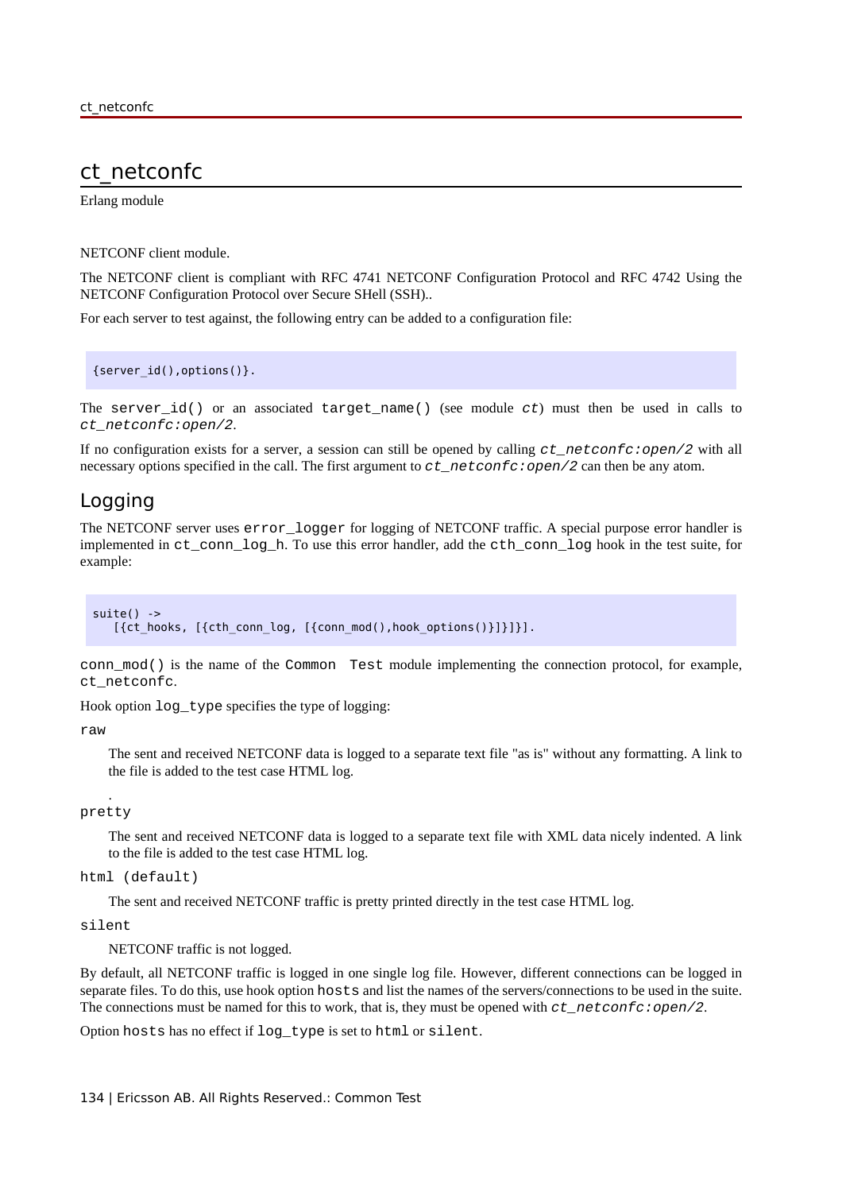# ct_netconfc

Erlang module

NETCONF client module.

The NETCONF client is compliant with RFC 4741 NETCONF Configuration Protocol and RFC 4742 Using the NETCONF Configuration Protocol over Secure SHell (SSH)..

For each server to test against, the following entry can be added to a configuration file:

```
{server_id(),options()}.
```

The `server_id()` or an associated `target_name()` (see module *ct*) must then be used in calls to *ct_netconfc:open/2*.

If no configuration exists for a server, a session can still be opened by calling *ct_netconfc:open/2* with all necessary options specified in the call. The first argument to *ct_netconfc:open/2* can then be any atom.

## Logging

The NETCONF server uses `error_logger` for logging of NETCONF traffic. A special purpose error handler is implemented in `ct_conn_log_h`. To use this error handler, add the `cth_conn_log` hook in the test suite, for example:

```
suite() ->
   [{ct_hooks, [{cth_conn_log, [{conn_mod(),hook_options()}]}]}].
```

`conn_mod()` is the name of the `Common Test` module implementing the connection protocol, for example, `ct_netconfc`.

Hook option `log_type` specifies the type of logging:

`raw`

The sent and received NETCONF data is logged to a separate text file "as is" without any formatting. A link to the file is added to the test case HTML log.

.

`pretty`

The sent and received NETCONF data is logged to a separate text file with XML data nicely indented. A link to the file is added to the test case HTML log.

`html (default)`

The sent and received NETCONF traffic is pretty printed directly in the test case HTML log.

`silent`

NETCONF traffic is not logged.

By default, all NETCONF traffic is logged in one single log file. However, different connections can be logged in separate files. To do this, use hook option `hosts` and list the names of the servers/connections to be used in the suite. The connections must be named for this to work, that is, they must be opened with *ct_netconfc:open/2*.

Option `hosts` has no effect if `log_type` is set to `html` or `silent`.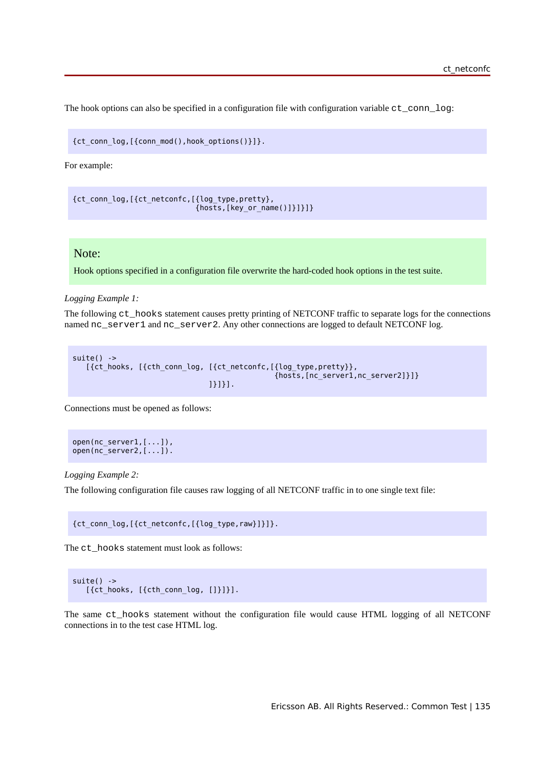The hook options can also be specified in a configuration file with configuration variable `ct_conn_log`:

```
{ct_conn_log,[{conn_mod(),hook_options()}]}.
```

For example:

```
{ct_conn_log,[{ct_netconfc,[{log_type,pretty},
                            {hosts,[key_or_name()]}]}]}
```

> **Note:**
>
> Hook options specified in a configuration file overwrite the hard-coded hook options in the test suite.

*Logging Example 1:*

The following `ct_hooks` statement causes pretty printing of NETCONF traffic to separate logs for the connections named `nc_server1` and `nc_server2`. Any other connections are logged to default NETCONF log.

```
suite() ->
   [{ct_hooks, [{cth_conn_log, [{ct_netconfc,[{log_type,pretty}},
                                               {hosts,[nc_server1,nc_server2]}]}
                                ]}]}].
```

Connections must be opened as follows:

```
open(nc_server1,[...]),
open(nc_server2,[...]).
```

*Logging Example 2:*

The following configuration file causes raw logging of all NETCONF traffic in to one single text file:

```
{ct_conn_log,[{ct_netconfc,[{log_type,raw}]}]}.
```

The `ct_hooks` statement must look as follows:

```
suite() ->
   [{ct_hooks, [{cth_conn_log, []}]}].
```

The same `ct_hooks` statement without the configuration file would cause HTML logging of all NETCONF connections in to the test case HTML log.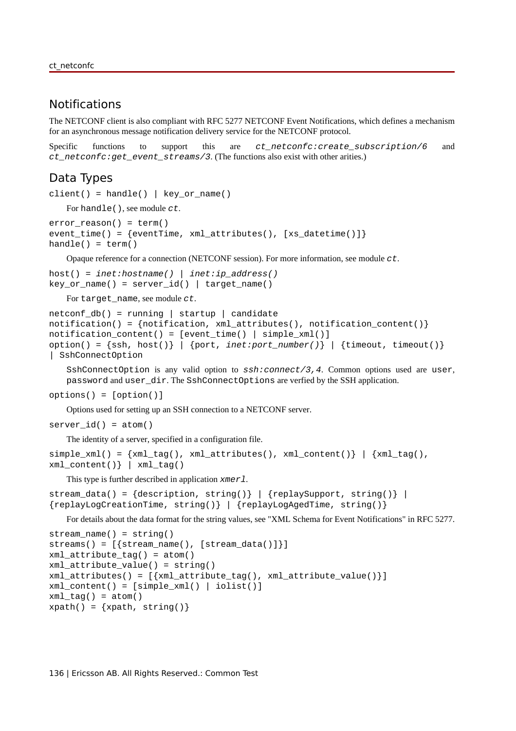## Notifications

The NETCONF client is also compliant with RFC 5277 NETCONF Event Notifications, which defines a mechanism for an asynchronous message notification delivery service for the NETCONF protocol.

Specific functions to support this are *ct_netconfc:create_subscription/6* and *ct_netconfc:get_event_streams/3*. (The functions also exist with other arities.)

## Data Types

```
client() = handle() | key_or_name()
```

For `handle()`, see module *ct*.

```
error_reason() = term()
event_time() = {eventTime, xml_attributes(), [xs_datetime()]}
handle() = term()
```

Opaque reference for a connection (NETCONF session). For more information, see module *ct*.

```
host() = inet:hostname() | inet:ip_address()
key_or_name() = server_id() | target_name()
```

For `target_name`, see module *ct*.

```
netconf_db() = running | startup | candidate
notification() = {notification, xml_attributes(), notification_content()}
notification_content() = [event_time() | simple_xml()]
option() = {ssh, host()} | {port, inet:port_number()} | {timeout, timeout()}
| SshConnectOption
```

`SshConnectOption` is any valid option to *ssh:connect/3,4*. Common options used are `user`, `password` and `user_dir`. The `SshConnectOptions` are verfied by the SSH application.

```
options() = [option()]
```

Options used for setting up an SSH connection to a NETCONF server.

```
server_id() = atom()
```

The identity of a server, specified in a configuration file.

```
simple_xml() = {xml_tag(), xml_attributes(), xml_content()} | {xml_tag(),
xml_content()} | xml_tag()
```

This type is further described in application *xmerl*.

```
stream_data() = {description, string()} | {replaySupport, string()} |
{replayLogCreationTime, string()} | {replayLogAgedTime, string()}
```

For details about the data format for the string values, see "XML Schema for Event Notifications" in RFC 5277.

```
stream_name() = string()
streams() = [{stream_name(), [stream_data()]}]
xml_attribute_tag() = atom()
xml_attribute_value() = string()
xml_attributes() = [{xml_attribute_tag(), xml_attribute_value()}]
xml_content() = [simple_xml() | iolist()]
xml_tag() = atom()
xpath() = {xpath, string()}
```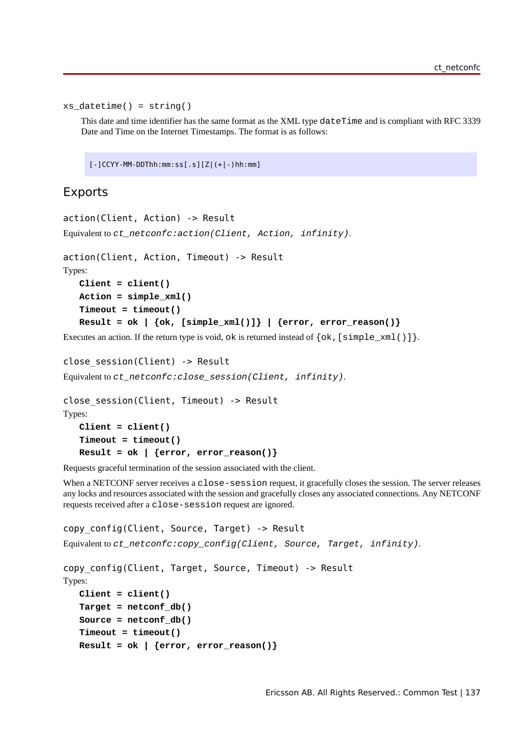```
xs_datetime() = string()
```

This date and time identifier has the same format as the XML type `dateTime` and is compliant with RFC 3339 Date and Time on the Internet Timestamps. The format is as follows:

```
[-]CCYY-MM-DDThh:mm:ss[.s][Z|(+|-)hh:mm]
```

## Exports

```
action(Client, Action) -> Result
```

Equivalent to *ct_netconfc:action(Client, Action, infinity)*.

```
action(Client, Action, Timeout) -> Result
```

Types:

**Client = client()**
**Action = simple_xml()**
**Timeout = timeout()**
**Result = ok | {ok, [simple_xml()]} | {error, error_reason()}**

Executes an action. If the return type is void, `ok` is returned instead of `{ok,[simple_xml()]}`.

```
close_session(Client) -> Result
```

Equivalent to *ct_netconfc:close_session(Client, infinity)*.

```
close_session(Client, Timeout) -> Result
```

Types:

**Client = client()**
**Timeout = timeout()**
**Result = ok | {error, error_reason()}**

Requests graceful termination of the session associated with the client.

When a NETCONF server receives a `close-session` request, it gracefully closes the session. The server releases any locks and resources associated with the session and gracefully closes any associated connections. Any NETCONF requests received after a `close-session` request are ignored.

```
copy_config(Client, Source, Target) -> Result
```

Equivalent to *ct_netconfc:copy_config(Client, Source, Target, infinity)*.

```
copy_config(Client, Target, Source, Timeout) -> Result
```

Types:

**Client = client()**
**Target = netconf_db()**
**Source = netconf_db()**
**Timeout = timeout()**
**Result = ok | {error, error_reason()}**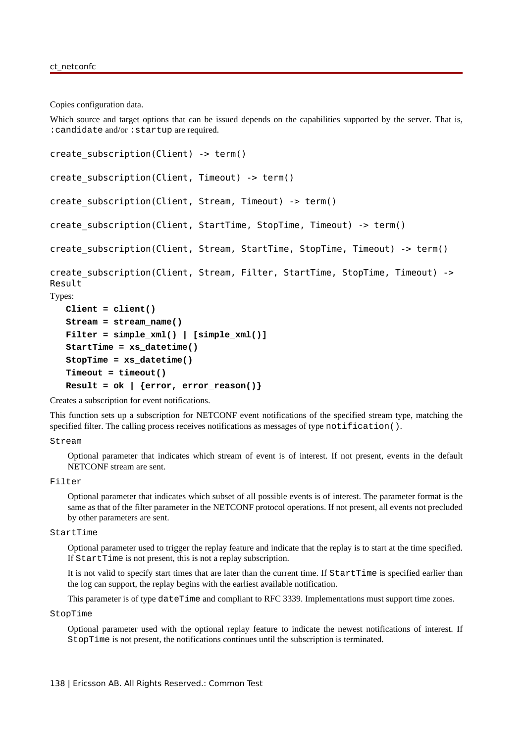Copies configuration data.

Which source and target options that can be issued depends on the capabilities supported by the server. That is, `:candidate` and/or `:startup` are required.

```
create_subscription(Client) -> term()
```

```
create_subscription(Client, Timeout) -> term()
```

```
create_subscription(Client, Stream, Timeout) -> term()
```

```
create_subscription(Client, StartTime, StopTime, Timeout) -> term()
```

```
create_subscription(Client, Stream, StartTime, StopTime, Timeout) -> term()
```

```
create_subscription(Client, Stream, Filter, StartTime, StopTime, Timeout) -> Result
```

Types:

**`Client = client()`**
**`Stream = stream_name()`**
**`Filter = simple_xml() | [simple_xml()]`**
**`StartTime = xs_datetime()`**
**`StopTime = xs_datetime()`**
**`Timeout = timeout()`**
**`Result = ok | {error, error_reason()}`**

Creates a subscription for event notifications.

This function sets up a subscription for NETCONF event notifications of the specified stream type, matching the specified filter. The calling process receives notifications as messages of type `notification()`.

`Stream`

Optional parameter that indicates which stream of event is of interest. If not present, events in the default NETCONF stream are sent.

`Filter`

Optional parameter that indicates which subset of all possible events is of interest. The parameter format is the same as that of the filter parameter in the NETCONF protocol operations. If not present, all events not precluded by other parameters are sent.

`StartTime`

Optional parameter used to trigger the replay feature and indicate that the replay is to start at the time specified. If `StartTime` is not present, this is not a replay subscription.

It is not valid to specify start times that are later than the current time. If `StartTime` is specified earlier than the log can support, the replay begins with the earliest available notification.

This parameter is of type `dateTime` and compliant to RFC 3339. Implementations must support time zones.

`StopTime`

Optional parameter used with the optional replay feature to indicate the newest notifications of interest. If `StopTime` is not present, the notifications continues until the subscription is terminated.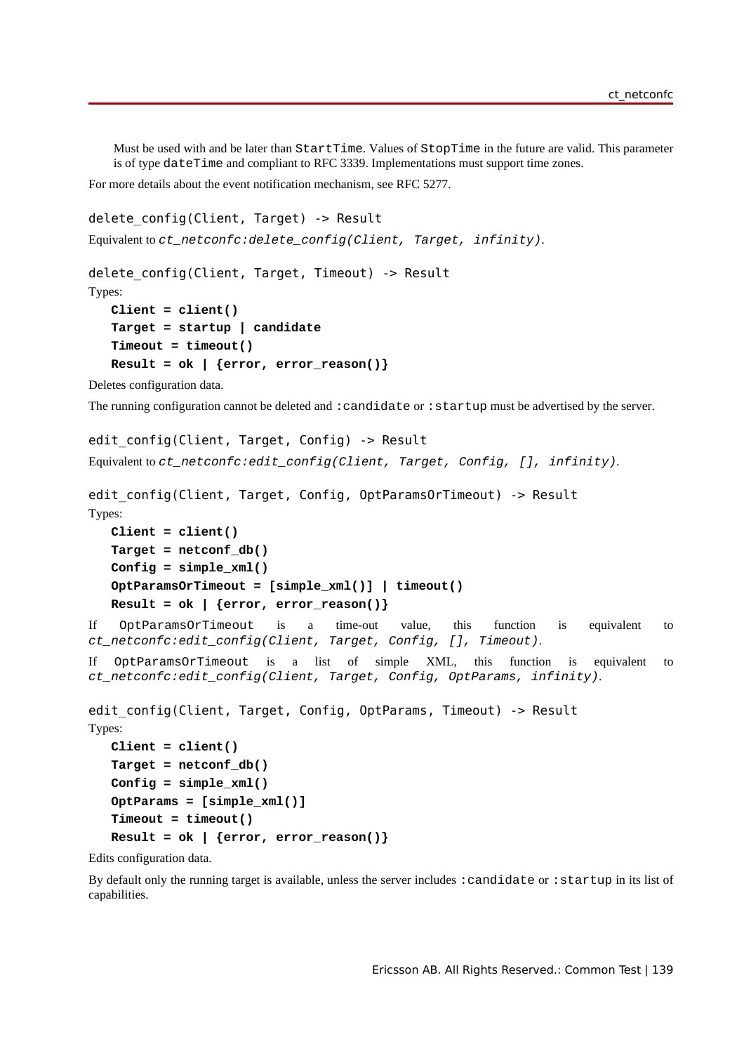Must be used with and be later than `StartTime`. Values of `StopTime` in the future are valid. This parameter is of type `dateTime` and compliant to RFC 3339. Implementations must support time zones.

For more details about the event notification mechanism, see RFC 5277.

```
delete_config(Client, Target) -> Result
```

Equivalent to *ct_netconfc:delete_config(Client, Target, infinity)*.

```
delete_config(Client, Target, Timeout) -> Result
```

Types:

**Client = client()**
**Target = startup | candidate**
**Timeout = timeout()**
**Result = ok | {error, error_reason()}**

Deletes configuration data.

The running configuration cannot be deleted and `:candidate` or `:startup` must be advertised by the server.

```
edit_config(Client, Target, Config) -> Result
```

Equivalent to *ct_netconfc:edit_config(Client, Target, Config, [], infinity)*.

```
edit_config(Client, Target, Config, OptParamsOrTimeout) -> Result
```

Types:

**Client = client()**
**Target = netconf_db()**
**Config = simple_xml()**
**OptParamsOrTimeout = [simple_xml()] | timeout()**
**Result = ok | {error, error_reason()}**

If `OptParamsOrTimeout` is a time-out value, this function is equivalent to *ct_netconfc:edit_config(Client, Target, Config, [], Timeout)*.

If `OptParamsOrTimeout` is a list of simple XML, this function is equivalent to *ct_netconfc:edit_config(Client, Target, Config, OptParams, infinity)*.

```
edit_config(Client, Target, Config, OptParams, Timeout) -> Result
```

Types:

**Client = client()**
**Target = netconf_db()**
**Config = simple_xml()**
**OptParams = [simple_xml()]**
**Timeout = timeout()**
**Result = ok | {error, error_reason()}**

Edits configuration data.

By default only the running target is available, unless the server includes `:candidate` or `:startup` in its list of capabilities.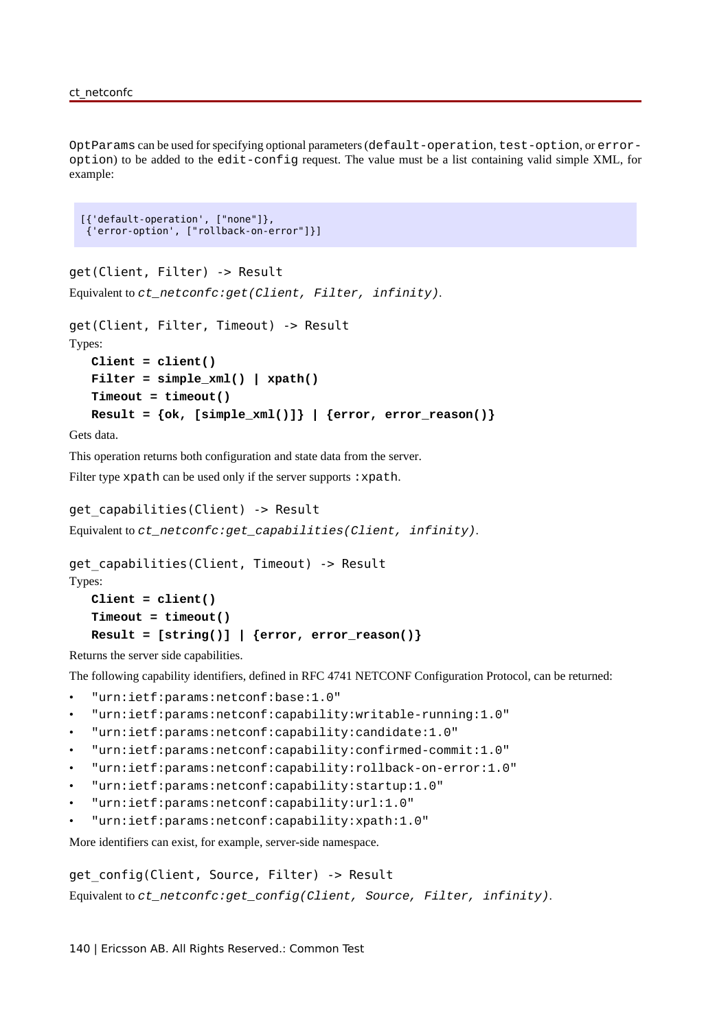`OptParams` can be used for specifying optional parameters (`default-operation`, `test-option`, or `error-option`) to be added to the `edit-config` request. The value must be a list containing valid simple XML, for example:

```
[{'default-operation', ["none"]},
 {'error-option', ["rollback-on-error"]}]
```

`get(Client, Filter) -> Result`

Equivalent to *`ct_netconfc:get(Client, Filter, infinity)`*.

`get(Client, Filter, Timeout) -> Result`

Types:

**`Client = client()`**
**`Filter = simple_xml() | xpath()`**
**`Timeout = timeout()`**
**`Result = {ok, [simple_xml()]} | {error, error_reason()}`**

Gets data.

This operation returns both configuration and state data from the server.

Filter type `xpath` can be used only if the server supports `:xpath`.

`get_capabilities(Client) -> Result`

Equivalent to *`ct_netconfc:get_capabilities(Client, infinity)`*.

`get_capabilities(Client, Timeout) -> Result`

Types:

**`Client = client()`**
**`Timeout = timeout()`**
**`Result = [string()] | {error, error_reason()}`**

Returns the server side capabilities.

The following capability identifiers, defined in RFC 4741 NETCONF Configuration Protocol, can be returned:

- `"urn:ietf:params:netconf:base:1.0"`
- `"urn:ietf:params:netconf:capability:writable-running:1.0"`
- `"urn:ietf:params:netconf:capability:candidate:1.0"`
- `"urn:ietf:params:netconf:capability:confirmed-commit:1.0"`
- `"urn:ietf:params:netconf:capability:rollback-on-error:1.0"`
- `"urn:ietf:params:netconf:capability:startup:1.0"`
- `"urn:ietf:params:netconf:capability:url:1.0"`
- `"urn:ietf:params:netconf:capability:xpath:1.0"`

More identifiers can exist, for example, server-side namespace.

`get_config(Client, Source, Filter) -> Result`

Equivalent to *`ct_netconfc:get_config(Client, Source, Filter, infinity)`*.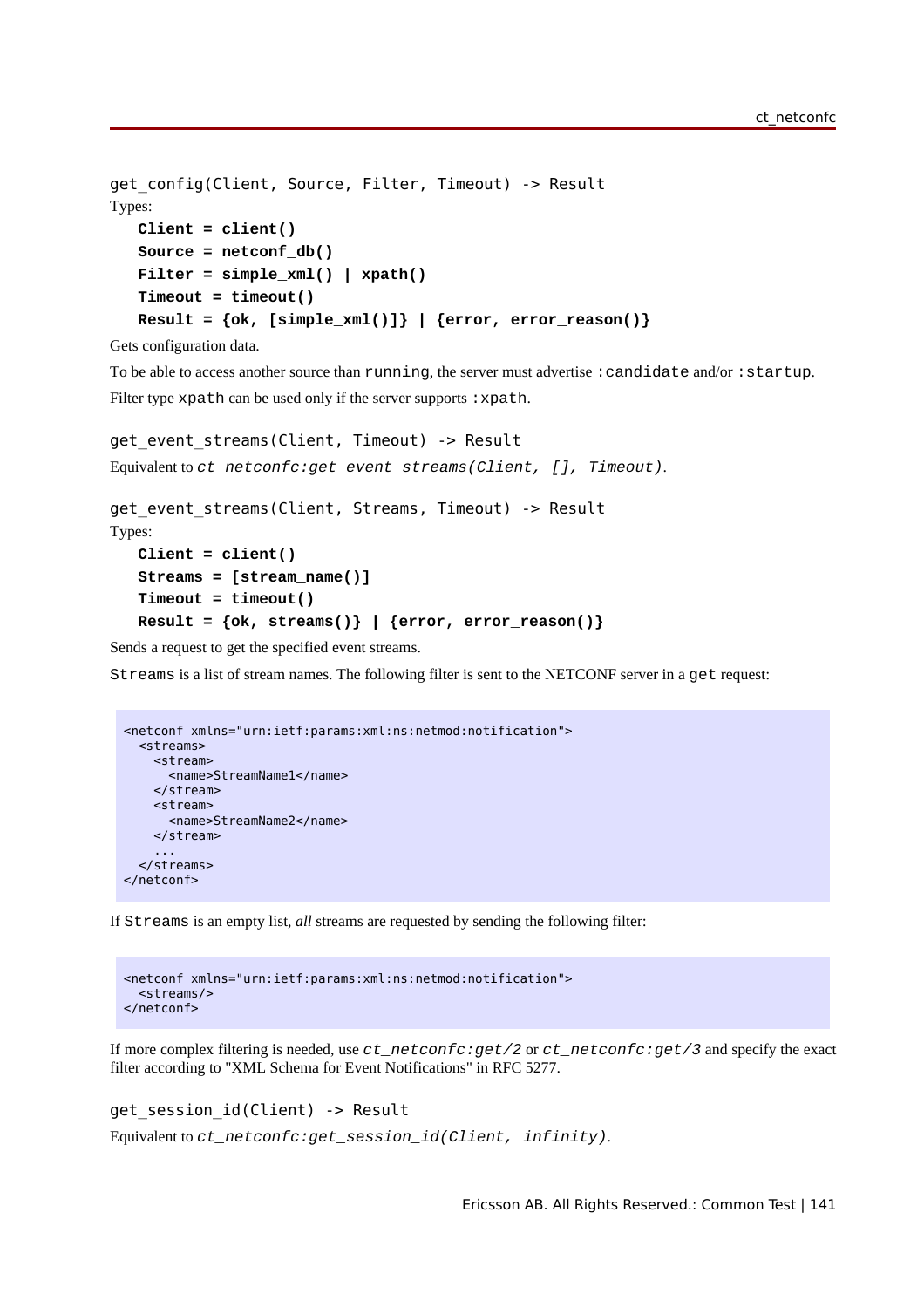```
get_config(Client, Source, Filter, Timeout) -> Result
```

Types:

**Client = client()**
**Source = netconf_db()**
**Filter = simple_xml() | xpath()**
**Timeout = timeout()**
**Result = {ok, [simple_xml()]} | {error, error_reason()}**

Gets configuration data.

To be able to access another source than `running`, the server must advertise `:candidate` and/or `:startup`.

Filter type `xpath` can be used only if the server supports `:xpath`.

```
get_event_streams(Client, Timeout) -> Result
```

Equivalent to *`ct_netconfc:get_event_streams(Client, [], Timeout)`*.

```
get_event_streams(Client, Streams, Timeout) -> Result
```

Types:

**Client = client()**
**Streams = [stream_name()]**
**Timeout = timeout()**
**Result = {ok, streams()} | {error, error_reason()}**

Sends a request to get the specified event streams.

`Streams` is a list of stream names. The following filter is sent to the NETCONF server in a `get` request:

```
<netconf xmlns="urn:ietf:params:xml:ns:netmod:notification">
  <streams>
    <stream>
      <name>StreamName1</name>
    </stream>
    <stream>
      <name>StreamName2</name>
    </stream>
    ...
  </streams>
</netconf>
```

If `Streams` is an empty list, *all* streams are requested by sending the following filter:

```
<netconf xmlns="urn:ietf:params:xml:ns:netmod:notification">
  <streams/>
</netconf>
```

If more complex filtering is needed, use *`ct_netconfc:get/2`* or *`ct_netconfc:get/3`* and specify the exact filter according to "XML Schema for Event Notifications" in RFC 5277.

```
get_session_id(Client) -> Result
```

Equivalent to *`ct_netconfc:get_session_id(Client, infinity)`*.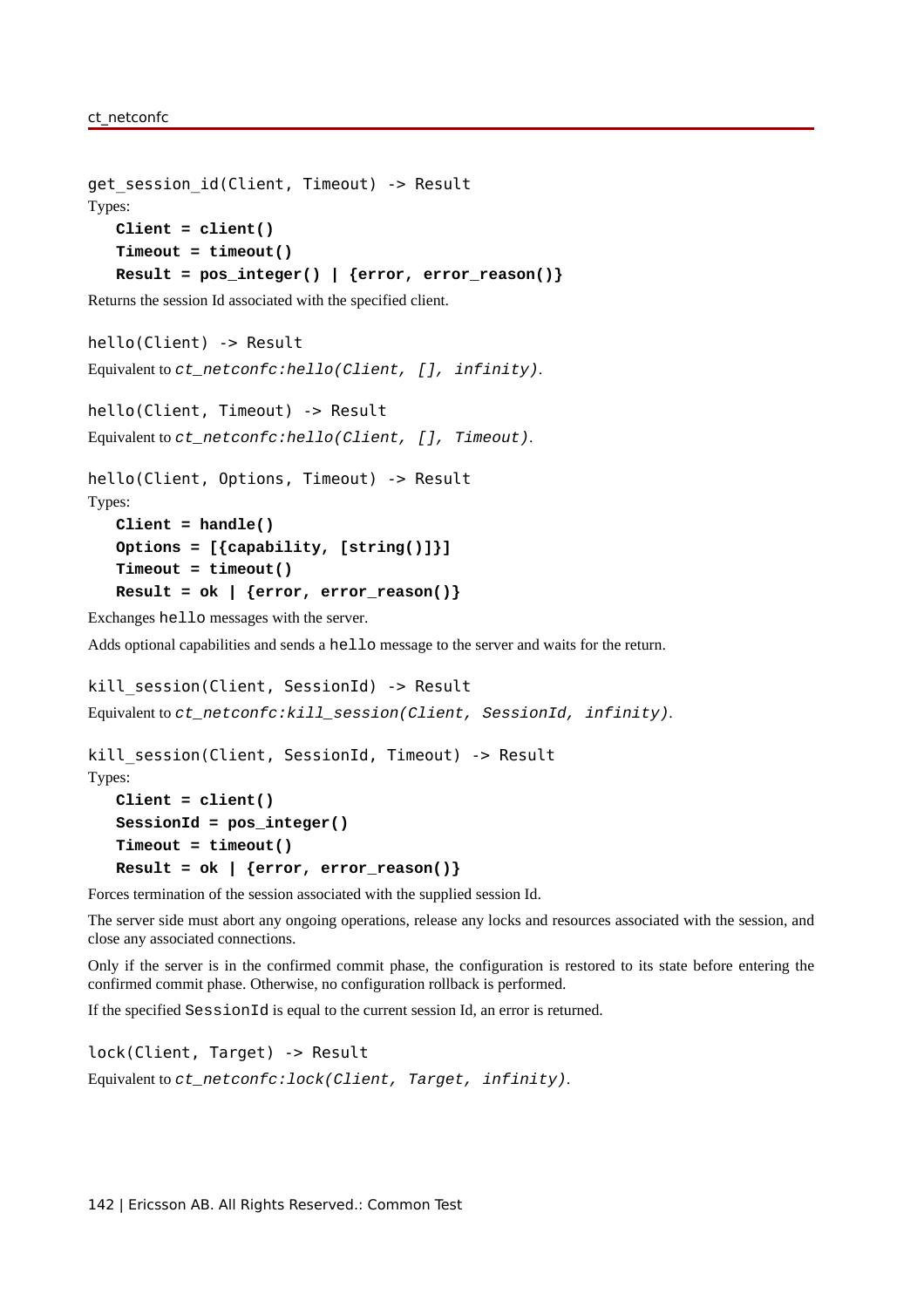```
get_session_id(Client, Timeout) -> Result
```

Types:

**Client = client()**
**Timeout = timeout()**
**Result = pos_integer() | {error, error_reason()}**

Returns the session Id associated with the specified client.

```
hello(Client) -> Result
```

Equivalent to *ct_netconfc:hello(Client, [], infinity)*.

```
hello(Client, Timeout) -> Result
```

Equivalent to *ct_netconfc:hello(Client, [], Timeout)*.

```
hello(Client, Options, Timeout) -> Result
```

Types:

**Client = handle()**
**Options = [{capability, [string()]}]**
**Timeout = timeout()**
**Result = ok | {error, error_reason()}**

Exchanges `hello` messages with the server.

Adds optional capabilities and sends a `hello` message to the server and waits for the return.

```
kill_session(Client, SessionId) -> Result
```

Equivalent to *ct_netconfc:kill_session(Client, SessionId, infinity)*.

```
kill_session(Client, SessionId, Timeout) -> Result
```

Types:

**Client = client()**
**SessionId = pos_integer()**
**Timeout = timeout()**
**Result = ok | {error, error_reason()}**

Forces termination of the session associated with the supplied session Id.

The server side must abort any ongoing operations, release any locks and resources associated with the session, and close any associated connections.

Only if the server is in the confirmed commit phase, the configuration is restored to its state before entering the confirmed commit phase. Otherwise, no configuration rollback is performed.

If the specified `SessionId` is equal to the current session Id, an error is returned.

```
lock(Client, Target) -> Result
```

Equivalent to *ct_netconfc:lock(Client, Target, infinity)*.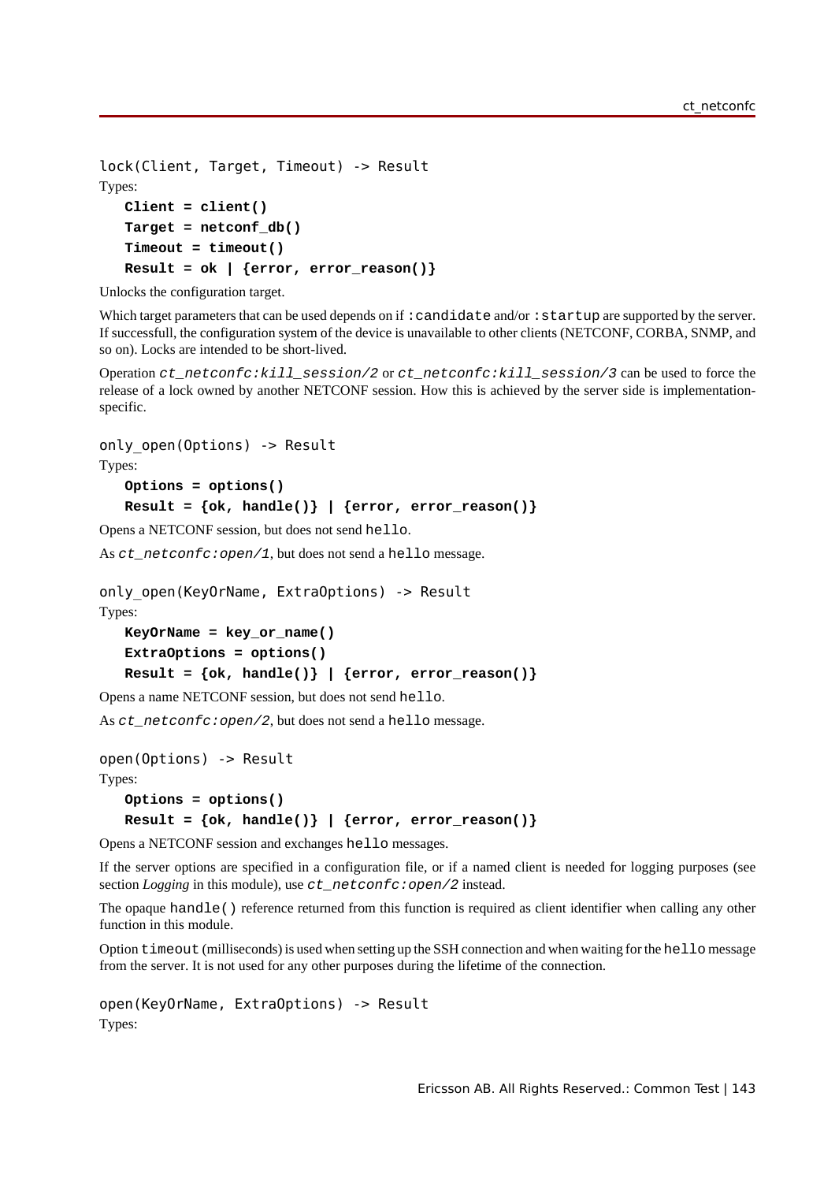```
lock(Client, Target, Timeout) -> Result
```

Types:

**Client = client()**
**Target = netconf_db()**
**Timeout = timeout()**
**Result = ok | {error, error_reason()}**

Unlocks the configuration target.

Which target parameters that can be used depends on if `:candidate` and/or `:startup` are supported by the server. If successfull, the configuration system of the device is unavailable to other clients (NETCONF, CORBA, SNMP, and so on). Locks are intended to be short-lived.

Operation *ct_netconfc:kill_session/2* or *ct_netconfc:kill_session/3* can be used to force the release of a lock owned by another NETCONF session. How this is achieved by the server side is implementation-specific.

```
only_open(Options) -> Result
```

Types:

**Options = options()**
**Result = {ok, handle()} | {error, error_reason()}**

Opens a NETCONF session, but does not send `hello`.

As *ct_netconfc:open/1*, but does not send a `hello` message.

```
only_open(KeyOrName, ExtraOptions) -> Result
```

Types:

**KeyOrName = key_or_name()**
**ExtraOptions = options()**
**Result = {ok, handle()} | {error, error_reason()}**

Opens a name NETCONF session, but does not send `hello`.

As *ct_netconfc:open/2*, but does not send a `hello` message.

```
open(Options) -> Result
```

Types:

**Options = options()**
**Result = {ok, handle()} | {error, error_reason()}**

Opens a NETCONF session and exchanges `hello` messages.

If the server options are specified in a configuration file, or if a named client is needed for logging purposes (see section *Logging* in this module), use *ct_netconfc:open/2* instead.

The opaque `handle()` reference returned from this function is required as client identifier when calling any other function in this module.

Option `timeout` (milliseconds) is used when setting up the SSH connection and when waiting for the `hello` message from the server. It is not used for any other purposes during the lifetime of the connection.

```
open(KeyOrName, ExtraOptions) -> Result
```

Types: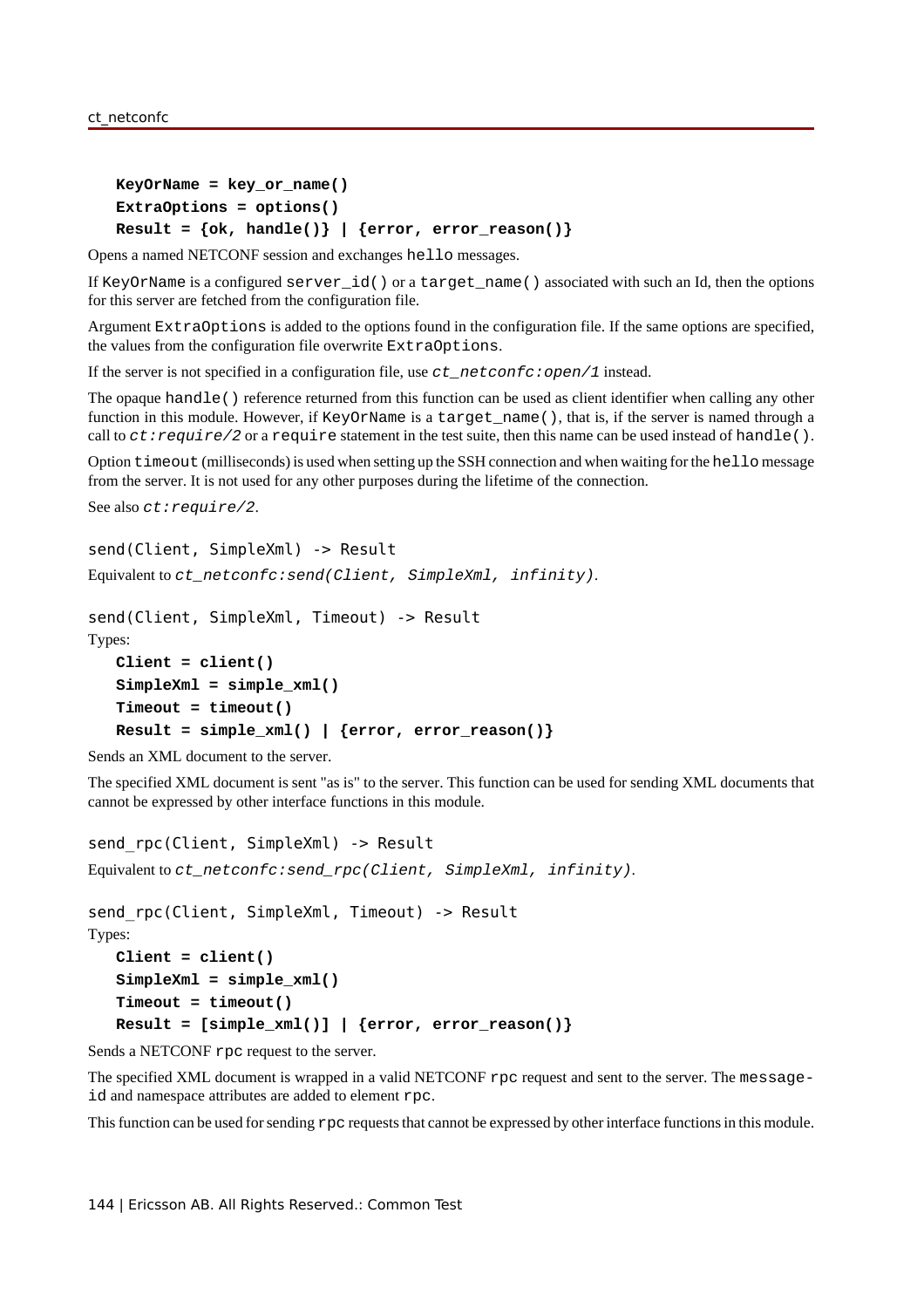**KeyOrName = key_or_name()**
**ExtraOptions = options()**
**Result = {ok, handle()} | {error, error_reason()}**

Opens a named NETCONF session and exchanges `hello` messages.

If `KeyOrName` is a configured `server_id()` or a `target_name()` associated with such an Id, then the options for this server are fetched from the configuration file.

Argument `ExtraOptions` is added to the options found in the configuration file. If the same options are specified, the values from the configuration file overwrite `ExtraOptions`.

If the server is not specified in a configuration file, use *ct_netconfc:open/1* instead.

The opaque `handle()` reference returned from this function can be used as client identifier when calling any other function in this module. However, if `KeyOrName` is a `target_name()`, that is, if the server is named through a call to *ct:require/2* or a `require` statement in the test suite, then this name can be used instead of `handle()`.

Option `timeout` (milliseconds) is used when setting up the SSH connection and when waiting for the `hello` message from the server. It is not used for any other purposes during the lifetime of the connection.

See also *ct:require/2*.

```
send(Client, SimpleXml) -> Result
```

Equivalent to *ct_netconfc:send(Client, SimpleXml, infinity)*.

```
send(Client, SimpleXml, Timeout) -> Result
```

Types:

**Client = client()**
**SimpleXml = simple_xml()**
**Timeout = timeout()**
**Result = simple_xml() | {error, error_reason()}**

Sends an XML document to the server.

The specified XML document is sent "as is" to the server. This function can be used for sending XML documents that cannot be expressed by other interface functions in this module.

```
send_rpc(Client, SimpleXml) -> Result
```

Equivalent to *ct_netconfc:send_rpc(Client, SimpleXml, infinity)*.

```
send_rpc(Client, SimpleXml, Timeout) -> Result
```

Types:

**Client = client()**
**SimpleXml = simple_xml()**
**Timeout = timeout()**
**Result = [simple_xml()] | {error, error_reason()}**

Sends a NETCONF `rpc` request to the server.

The specified XML document is wrapped in a valid NETCONF `rpc` request and sent to the server. The `message-id` and namespace attributes are added to element `rpc`.

This function can be used for sending `rpc` requests that cannot be expressed by other interface functions in this module.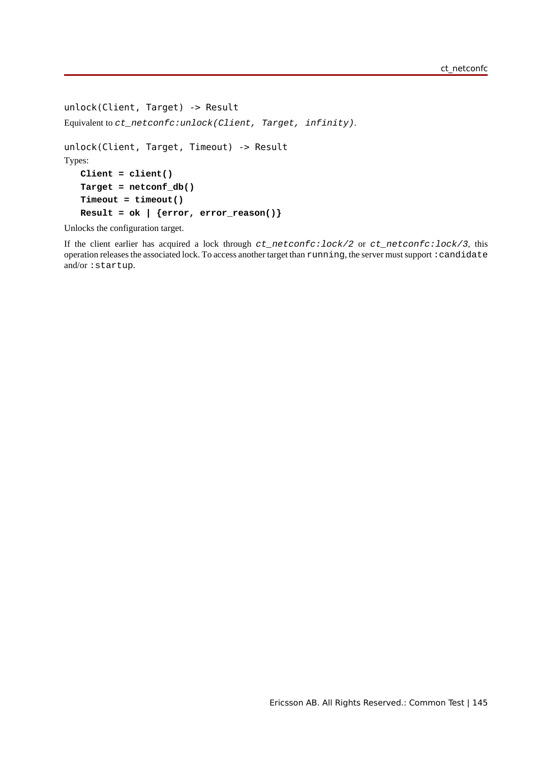```
unlock(Client, Target) -> Result
```

Equivalent to *ct_netconfc:unlock(Client, Target, infinity)*.

```
unlock(Client, Target, Timeout) -> Result
```

Types:

**Client = client()**
**Target = netconf_db()**
**Timeout = timeout()**
**Result = ok | {error, error_reason()}**

Unlocks the configuration target.

If the client earlier has acquired a lock through *ct_netconfc:lock/2* or *ct_netconfc:lock/3*, this operation releases the associated lock. To access another target than `running`, the server must support `:candidate` and/or `:startup`.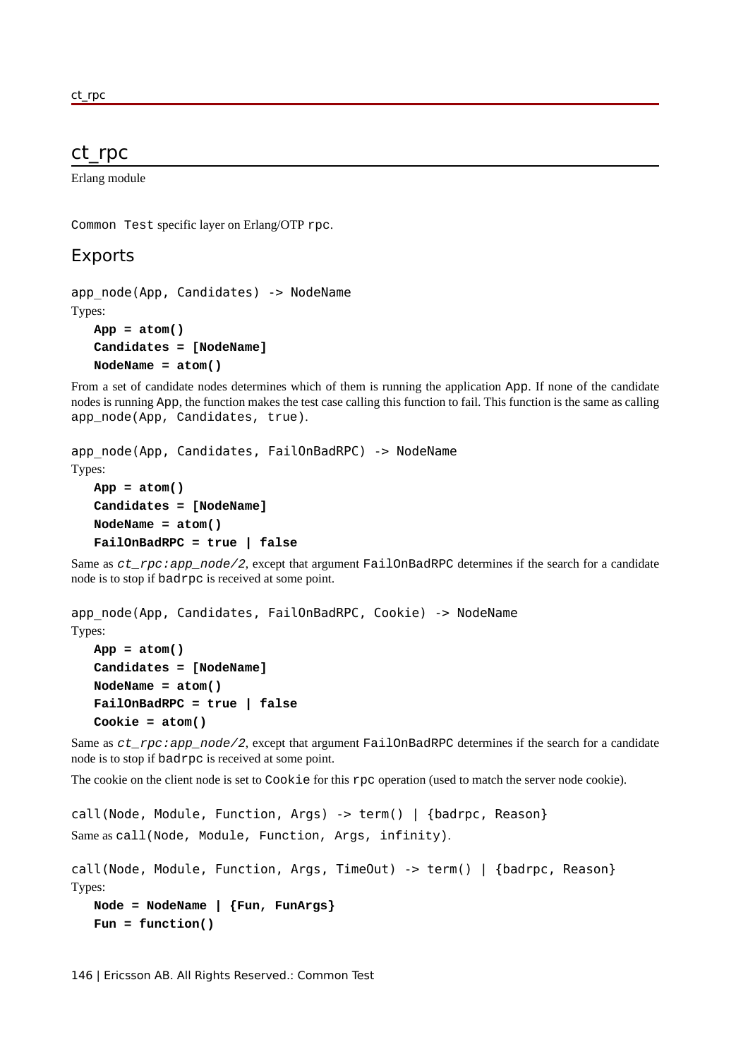# ct_rpc

Erlang module

`Common Test` specific layer on Erlang/OTP `rpc`.

## Exports

`app_node(App, Candidates) -> NodeName`

Types:

**`App = atom()`**
**`Candidates = [NodeName]`**
**`NodeName = atom()`**

From a set of candidate nodes determines which of them is running the application `App`. If none of the candidate nodes is running `App`, the function makes the test case calling this function to fail. This function is the same as calling `app_node(App, Candidates, true)`.

`app_node(App, Candidates, FailOnBadRPC) -> NodeName`

Types:

**`App = atom()`**
**`Candidates = [NodeName]`**
**`NodeName = atom()`**
**`FailOnBadRPC = true | false`**

Same as *`ct_rpc:app_node/2`*, except that argument `FailOnBadRPC` determines if the search for a candidate node is to stop if `badrpc` is received at some point.

`app_node(App, Candidates, FailOnBadRPC, Cookie) -> NodeName`

Types:

**`App = atom()`**
**`Candidates = [NodeName]`**
**`NodeName = atom()`**
**`FailOnBadRPC = true | false`**
**`Cookie = atom()`**

Same as *`ct_rpc:app_node/2`*, except that argument `FailOnBadRPC` determines if the search for a candidate node is to stop if `badrpc` is received at some point.

The cookie on the client node is set to `Cookie` for this `rpc` operation (used to match the server node cookie).

`call(Node, Module, Function, Args) -> term() | {badrpc, Reason}`

Same as `call(Node, Module, Function, Args, infinity)`.

`call(Node, Module, Function, Args, TimeOut) -> term() | {badrpc, Reason}`

Types:

**`Node = NodeName | {Fun, FunArgs}`**
**`Fun = function()`**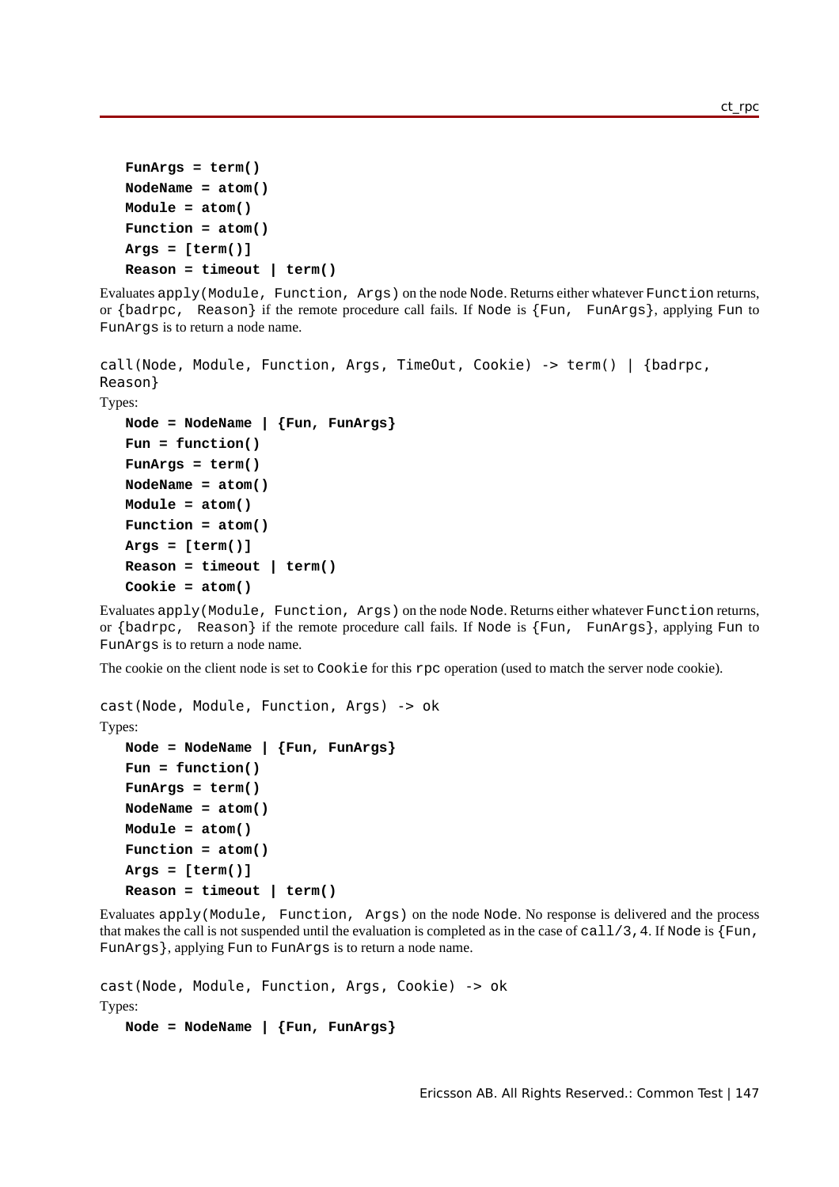**FunArgs = term()**

**NodeName = atom()**

**Module = atom()**

**Function = atom()**

**Args = [term()]**

**Reason = timeout | term()**

Evaluates `apply(Module, Function, Args)` on the node `Node`. Returns either whatever `Function` returns, or `{badrpc, Reason}` if the remote procedure call fails. If `Node` is `{Fun, FunArgs}`, applying `Fun` to `FunArgs` is to return a node name.

```
call(Node, Module, Function, Args, TimeOut, Cookie) -> term() | {badrpc, Reason}
```

Types:

**Node = NodeName | {Fun, FunArgs}**

**Fun = function()**

**FunArgs = term()**

**NodeName = atom()**

**Module = atom()**

**Function = atom()**

**Args = [term()]**

**Reason = timeout | term()**

**Cookie = atom()**

Evaluates `apply(Module, Function, Args)` on the node `Node`. Returns either whatever `Function` returns, or `{badrpc, Reason}` if the remote procedure call fails. If `Node` is `{Fun, FunArgs}`, applying `Fun` to `FunArgs` is to return a node name.

The cookie on the client node is set to `Cookie` for this `rpc` operation (used to match the server node cookie).

```
cast(Node, Module, Function, Args) -> ok
```

Types:

**Node = NodeName | {Fun, FunArgs}**

**Fun = function()**

**FunArgs = term()**

**NodeName = atom()**

**Module = atom()**

**Function = atom()**

**Args = [term()]**

**Reason = timeout | term()**

Evaluates `apply(Module, Function, Args)` on the node `Node`. No response is delivered and the process that makes the call is not suspended until the evaluation is completed as in the case of `call/3,4`. If `Node` is `{Fun, FunArgs}`, applying `Fun` to `FunArgs` is to return a node name.

```
cast(Node, Module, Function, Args, Cookie) -> ok
```

Types:

**Node = NodeName | {Fun, FunArgs}**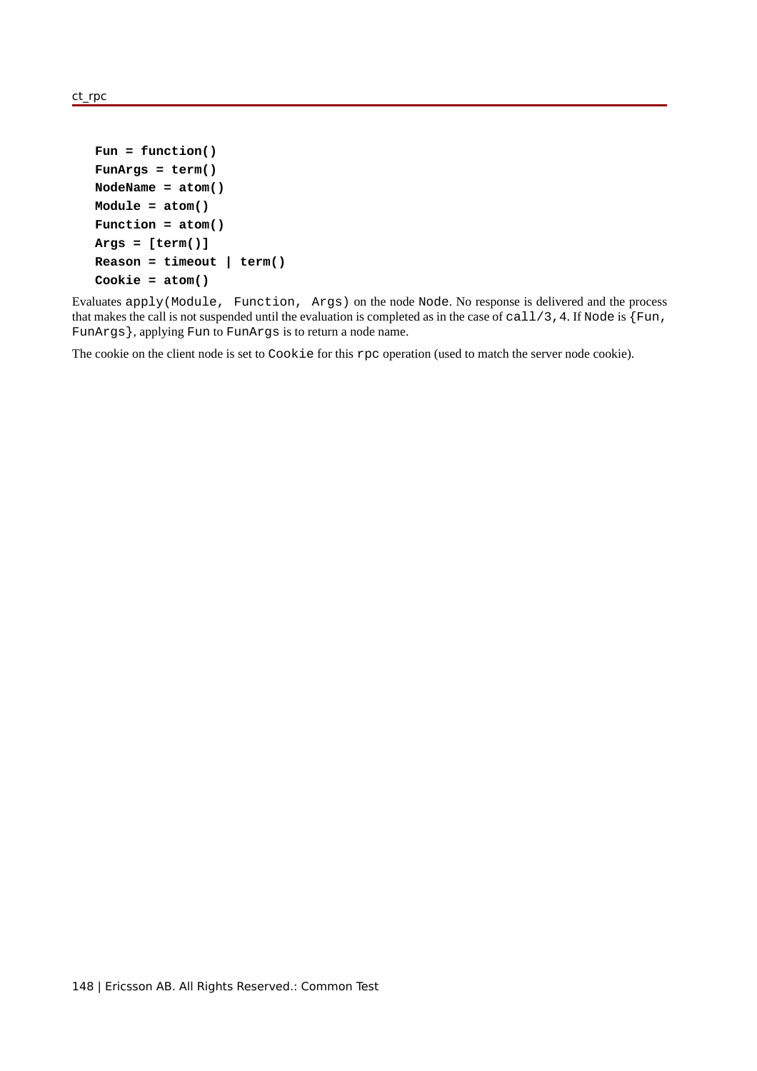```
Fun = function()
FunArgs = term()
NodeName = atom()
Module = atom()
Function = atom()
Args = [term()]
Reason = timeout | term()
Cookie = atom()
```

Evaluates `apply(Module, Function, Args)` on the node `Node`. No response is delivered and the process that makes the call is not suspended until the evaluation is completed as in the case of `call/3,4`. If `Node` is `{Fun, FunArgs}`, applying `Fun` to `FunArgs` is to return a node name.

The cookie on the client node is set to `Cookie` for this `rpc` operation (used to match the server node cookie).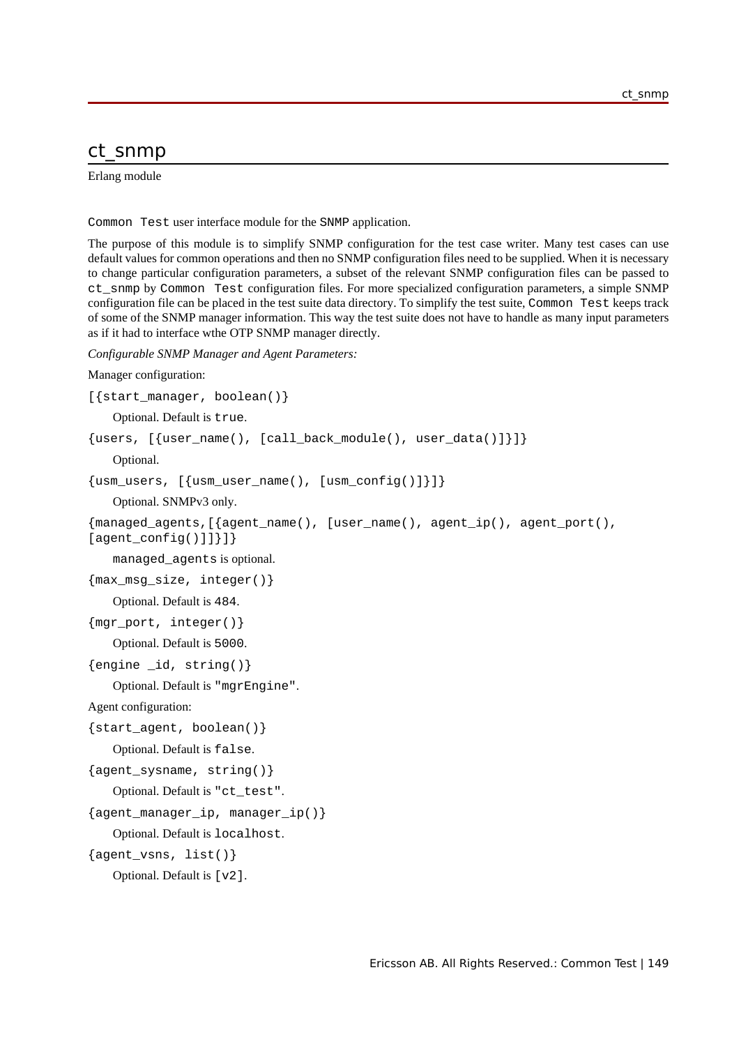# ct_snmp

Erlang module

Common Test user interface module for the SNMP application.

The purpose of this module is to simplify SNMP configuration for the test case writer. Many test cases can use default values for common operations and then no SNMP configuration files need to be supplied. When it is necessary to change particular configuration parameters, a subset of the relevant SNMP configuration files can be passed to ct_snmp by Common Test configuration files. For more specialized configuration parameters, a simple SNMP configuration file can be placed in the test suite data directory. To simplify the test suite, Common Test keeps track of some of the SNMP manager information. This way the test suite does not have to handle as many input parameters as if it had to interface wthe OTP SNMP manager directly.

*Configurable SNMP Manager and Agent Parameters:*

Manager configuration:

`[{start_manager, boolean()}`

Optional. Default is `true`.

`{users, [{user_name(), [call_back_module(), user_data()]}]}`

Optional.

`{usm_users, [{usm_user_name(), [usm_config()]}]}`

Optional. SNMPv3 only.

`{managed_agents,[{agent_name(), [user_name(), agent_ip(), agent_port(), [agent_config()]]}]}`

`managed_agents` is optional.

`{max_msg_size, integer()}`

Optional. Default is `484`.

`{mgr_port, integer()}`

Optional. Default is `5000`.

`{engine _id, string()}`

Optional. Default is `"mgrEngine"`.

Agent configuration:

`{start_agent, boolean()}`

Optional. Default is `false`.

`{agent_sysname, string()}`

Optional. Default is `"ct_test"`.

`{agent_manager_ip, manager_ip()}`

Optional. Default is `localhost`.

`{agent_vsns, list()}`

Optional. Default is `[v2]`.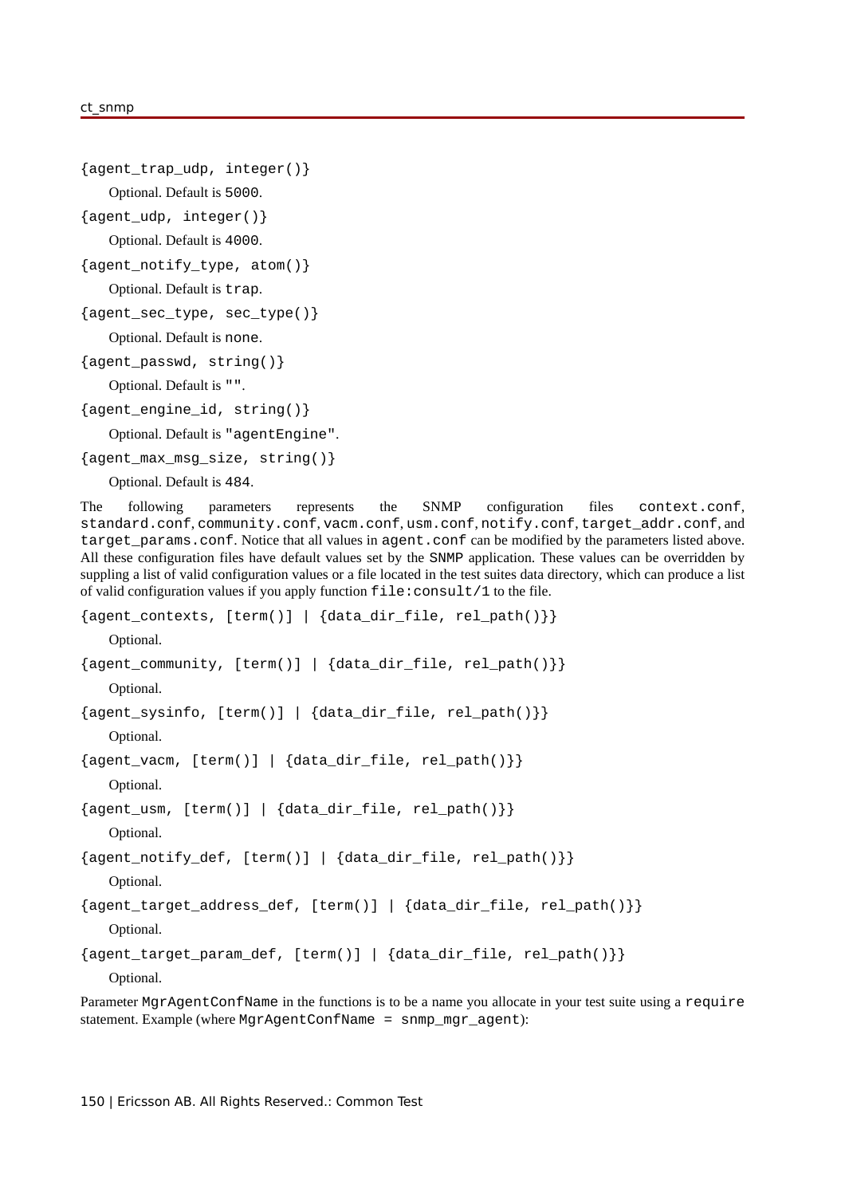`{agent_trap_udp, integer()}`

Optional. Default is `5000`.

`{agent_udp, integer()}`

Optional. Default is `4000`.

`{agent_notify_type, atom()}`

Optional. Default is `trap`.

`{agent_sec_type, sec_type()}`

Optional. Default is `none`.

`{agent_passwd, string()}`

Optional. Default is `""`.

`{agent_engine_id, string()}`

Optional. Default is `"agentEngine"`.

`{agent_max_msg_size, string()}`

Optional. Default is `484`.

The following parameters represents the SNMP configuration files `context.conf`, `standard.conf`, `community.conf`, `vacm.conf`, `usm.conf`, `notify.conf`, `target_addr.conf`, and `target_params.conf`. Notice that all values in `agent.conf` can be modified by the parameters listed above. All these configuration files have default values set by the `SNMP` application. These values can be overridden by suppling a list of valid configuration values or a file located in the test suites data directory, which can produce a list of valid configuration values if you apply function `file:consult/1` to the file.

`{agent_contexts, [term()] | {data_dir_file, rel_path()}}`

Optional.

`{agent_community, [term()] | {data_dir_file, rel_path()}}`

Optional.

`{agent_sysinfo, [term()] | {data_dir_file, rel_path()}}`

Optional.

`{agent_vacm, [term()] | {data_dir_file, rel_path()}}`

Optional.

`{agent_usm, [term()] | {data_dir_file, rel_path()}}`

Optional.

`{agent_notify_def, [term()] | {data_dir_file, rel_path()}}`

Optional.

`{agent_target_address_def, [term()] | {data_dir_file, rel_path()}}`

Optional.

`{agent_target_param_def, [term()] | {data_dir_file, rel_path()}}`

Optional.

Parameter `MgrAgentConfName` in the functions is to be a name you allocate in your test suite using a `require` statement. Example (where `MgrAgentConfName = snmp_mgr_agent`):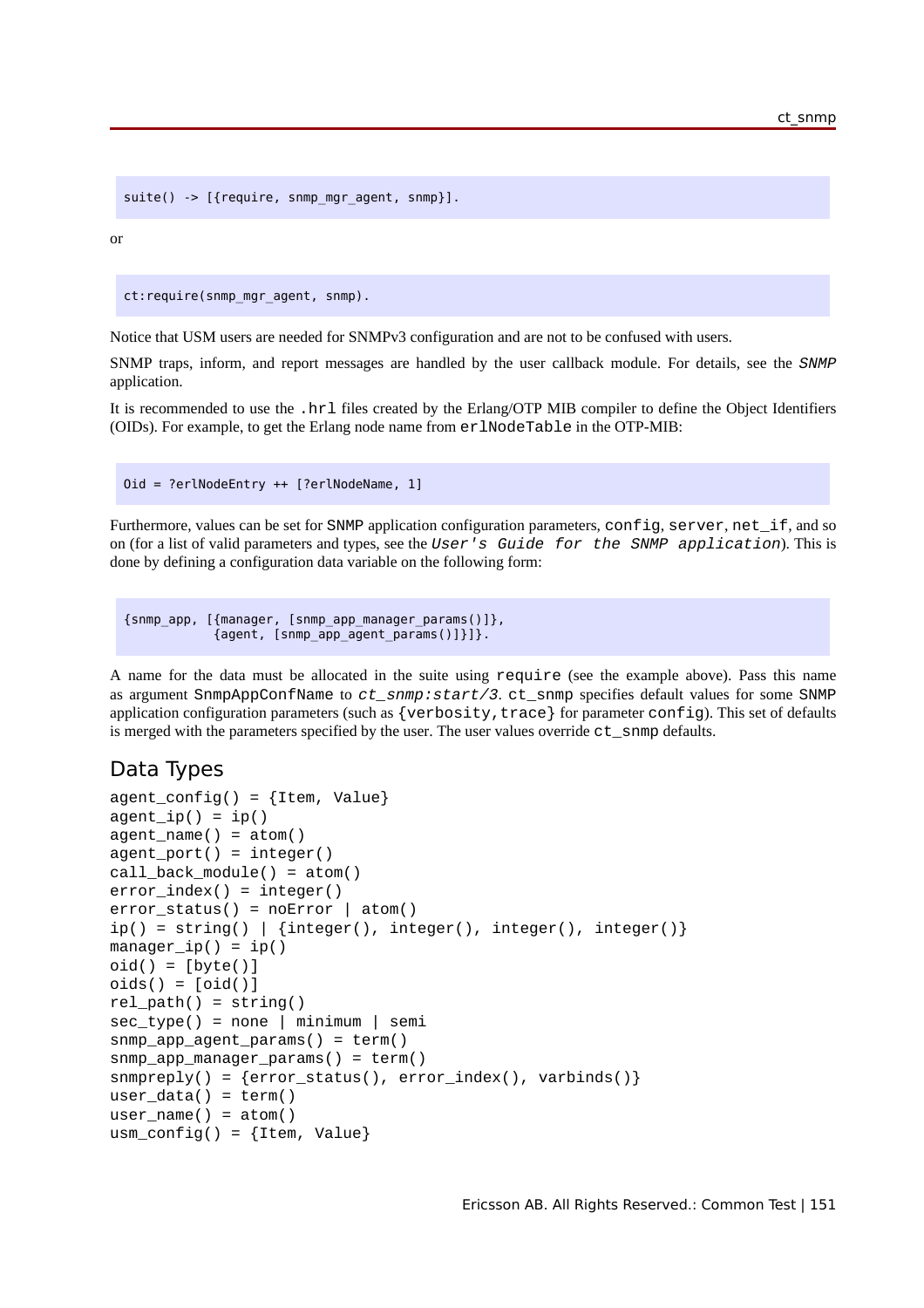```
suite() -> [{require, snmp_mgr_agent, snmp}].
```

or

```
ct:require(snmp_mgr_agent, snmp).
```

Notice that USM users are needed for SNMPv3 configuration and are not to be confused with users.

SNMP traps, inform, and report messages are handled by the user callback module. For details, see the *SNMP* application.

It is recommended to use the `.hrl` files created by the Erlang/OTP MIB compiler to define the Object Identifiers (OIDs). For example, to get the Erlang node name from `erlNodeTable` in the OTP-MIB:

```
Oid = ?erlNodeEntry ++ [?erlNodeName, 1]
```

Furthermore, values can be set for SNMP application configuration parameters, `config`, `server`, `net_if`, and so on (for a list of valid parameters and types, see the *User's Guide for the SNMP application*). This is done by defining a configuration data variable on the following form:

```
{snmp_app, [{manager, [snmp_app_manager_params()]},
            {agent, [snmp_app_agent_params()]}]}.
```

A name for the data must be allocated in the suite using `require` (see the example above). Pass this name as argument `SnmpAppConfName` to *ct_snmp:start/3*. `ct_snmp` specifies default values for some SNMP application configuration parameters (such as `{verbosity,trace}` for parameter `config`). This set of defaults is merged with the parameters specified by the user. The user values override `ct_snmp` defaults.

## Data Types

```
agent_config() = {Item, Value}
agent_ip() = ip()
agent_name() = atom()
agent_port() = integer()
call_back_module() = atom()
error_index() = integer()
error_status() = noError | atom()
ip() = string() | {integer(), integer(), integer(), integer()}
manager_ip() = ip()
oid() = [byte()]
oids() = [oid()]
rel_path() = string()
sec_type() = none | minimum | semi
snmp_app_agent_params() = term()
snmp_app_manager_params() = term()
snmpreply() = {error_status(), error_index(), varbinds()}
user_data() = term()
user_name() = atom()
usm_config() = {Item, Value}
```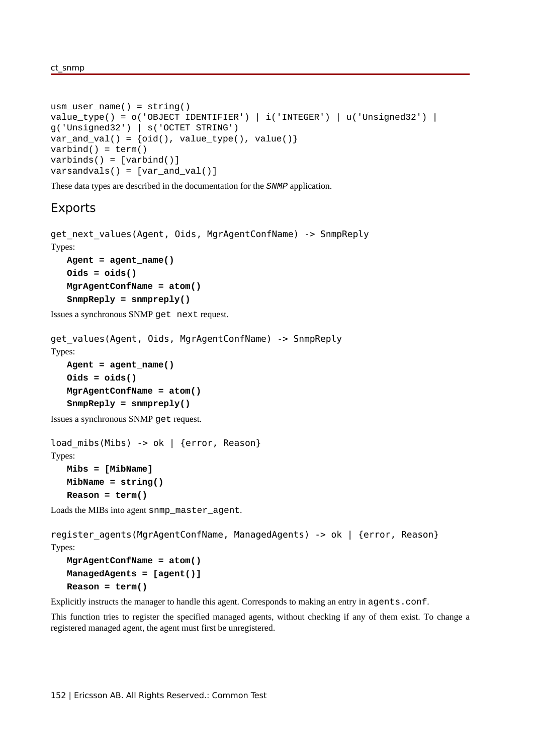```
usm_user_name() = string()
value_type() = o('OBJECT IDENTIFIER') | i('INTEGER') | u('Unsigned32') |
g('Unsigned32') | s('OCTET STRING')
var_and_val() = {oid(), value_type(), value()}
varbind() = term()
varbinds() = [varbind()]
varsandvals() = [var_and_val()]
```

These data types are described in the documentation for the *SNMP* application.

## Exports

```
get_next_values(Agent, Oids, MgrAgentConfName) -> SnmpReply
```

Types:

**Agent = agent_name()**
**Oids = oids()**
**MgrAgentConfName = atom()**
**SnmpReply = snmpreply()**

Issues a synchronous SNMP `get next` request.

```
get_values(Agent, Oids, MgrAgentConfName) -> SnmpReply
```

Types:

**Agent = agent_name()**
**Oids = oids()**
**MgrAgentConfName = atom()**
**SnmpReply = snmpreply()**

Issues a synchronous SNMP `get` request.

```
load_mibs(Mibs) -> ok | {error, Reason}
```

Types:

**Mibs = [MibName]**
**MibName = string()**
**Reason = term()**

Loads the MIBs into agent `snmp_master_agent`.

```
register_agents(MgrAgentConfName, ManagedAgents) -> ok | {error, Reason}
```

Types:

**MgrAgentConfName = atom()**
**ManagedAgents = [agent()]**
**Reason = term()**

Explicitly instructs the manager to handle this agent. Corresponds to making an entry in `agents.conf`.

This function tries to register the specified managed agents, without checking if any of them exist. To change a registered managed agent, the agent must first be unregistered.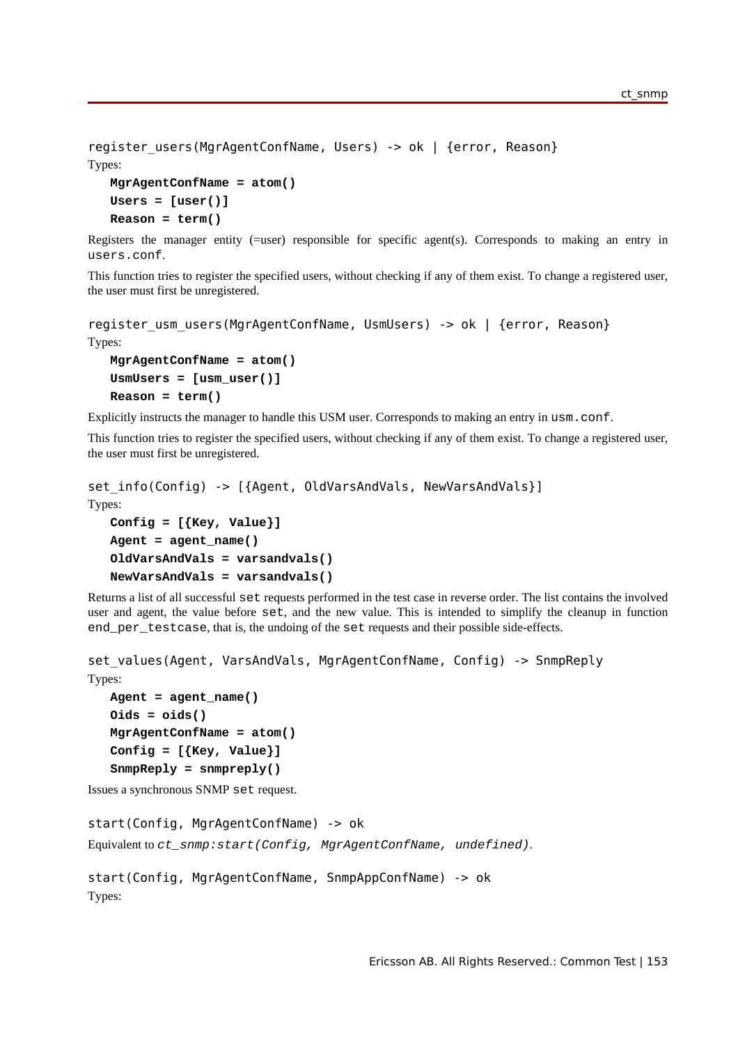```
register_users(MgrAgentConfName, Users) -> ok | {error, Reason}
```

Types:

**MgrAgentConfName = atom()**
**Users = [user()]**
**Reason = term()**

Registers the manager entity (=user) responsible for specific agent(s). Corresponds to making an entry in `users.conf`.

This function tries to register the specified users, without checking if any of them exist. To change a registered user, the user must first be unregistered.

```
register_usm_users(MgrAgentConfName, UsmUsers) -> ok | {error, Reason}
```

Types:

**MgrAgentConfName = atom()**
**UsmUsers = [usm_user()]**
**Reason = term()**

Explicitly instructs the manager to handle this USM user. Corresponds to making an entry in `usm.conf`.

This function tries to register the specified users, without checking if any of them exist. To change a registered user, the user must first be unregistered.

```
set_info(Config) -> [{Agent, OldVarsAndVals, NewVarsAndVals}]
```

Types:

**Config = [{Key, Value}]**
**Agent = agent_name()**
**OldVarsAndVals = varsandvals()**
**NewVarsAndVals = varsandvals()**

Returns a list of all successful `set` requests performed in the test case in reverse order. The list contains the involved user and agent, the value before `set`, and the new value. This is intended to simplify the cleanup in function `end_per_testcase`, that is, the undoing of the `set` requests and their possible side-effects.

```
set_values(Agent, VarsAndVals, MgrAgentConfName, Config) -> SnmpReply
```

Types:

**Agent = agent_name()**
**Oids = oids()**
**MgrAgentConfName = atom()**
**Config = [{Key, Value}]**
**SnmpReply = snmpreply()**

Issues a synchronous SNMP `set` request.

```
start(Config, MgrAgentConfName) -> ok
```

Equivalent to *ct_snmp:start(Config, MgrAgentConfName, undefined)*.

```
start(Config, MgrAgentConfName, SnmpAppConfName) -> ok
```

Types: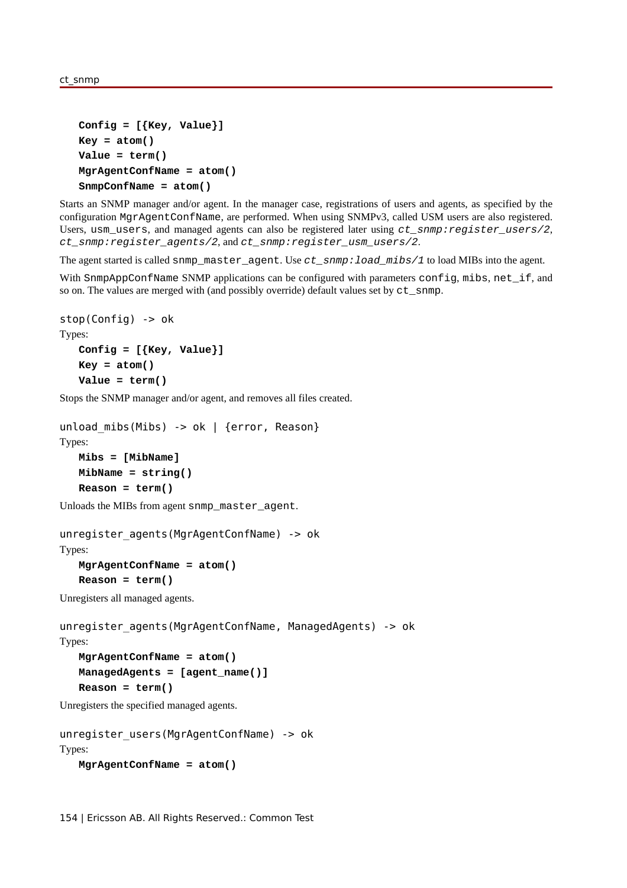**Config = [{Key, Value}]**
**Key = atom()**
**Value = term()**
**MgrAgentConfName = atom()**
**SnmpConfName = atom()**

Starts an SNMP manager and/or agent. In the manager case, registrations of users and agents, as specified by the configuration `MgrAgentConfName`, are performed. When using SNMPv3, called USM users are also registered. Users, `usm_users`, and managed agents can also be registered later using *ct_snmp:register_users/2*, *ct_snmp:register_agents/2*, and *ct_snmp:register_usm_users/2*.

The agent started is called `snmp_master_agent`. Use *ct_snmp:load_mibs/1* to load MIBs into the agent.

With `SnmpAppConfName` SNMP applications can be configured with parameters `config`, `mibs`, `net_if`, and so on. The values are merged with (and possibly override) default values set by `ct_snmp`.

```
stop(Config) -> ok
```

Types:

**Config = [{Key, Value}]**
**Key = atom()**
**Value = term()**

Stops the SNMP manager and/or agent, and removes all files created.

```
unload_mibs(Mibs) -> ok | {error, Reason}
```

Types:

**Mibs = [MibName]**
**MibName = string()**
**Reason = term()**

Unloads the MIBs from agent `snmp_master_agent`.

```
unregister_agents(MgrAgentConfName) -> ok
```

Types:

**MgrAgentConfName = atom()**
**Reason = term()**

Unregisters all managed agents.

```
unregister_agents(MgrAgentConfName, ManagedAgents) -> ok
```

Types:

**MgrAgentConfName = atom()**
**ManagedAgents = [agent_name()]**
**Reason = term()**

Unregisters the specified managed agents.

```
unregister_users(MgrAgentConfName) -> ok
```

Types:

**MgrAgentConfName = atom()**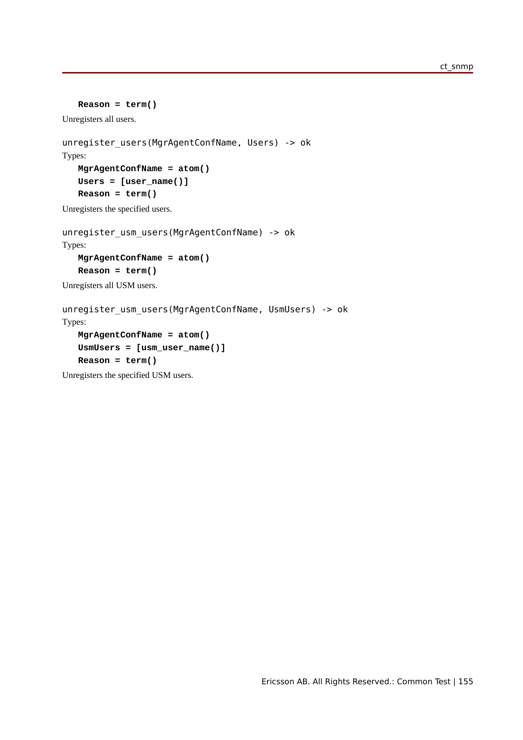**Reason = term()**

Unregisters all users.

`unregister_users(MgrAgentConfName, Users) -> ok`

Types:

**MgrAgentConfName = atom()**
**Users = [user_name()]**
**Reason = term()**

Unregisters the specified users.

`unregister_usm_users(MgrAgentConfName) -> ok`

Types:

**MgrAgentConfName = atom()**
**Reason = term()**

Unregisters all USM users.

`unregister_usm_users(MgrAgentConfName, UsmUsers) -> ok`

Types:

**MgrAgentConfName = atom()**
**UsmUsers = [usm_user_name()]**
**Reason = term()**

Unregisters the specified USM users.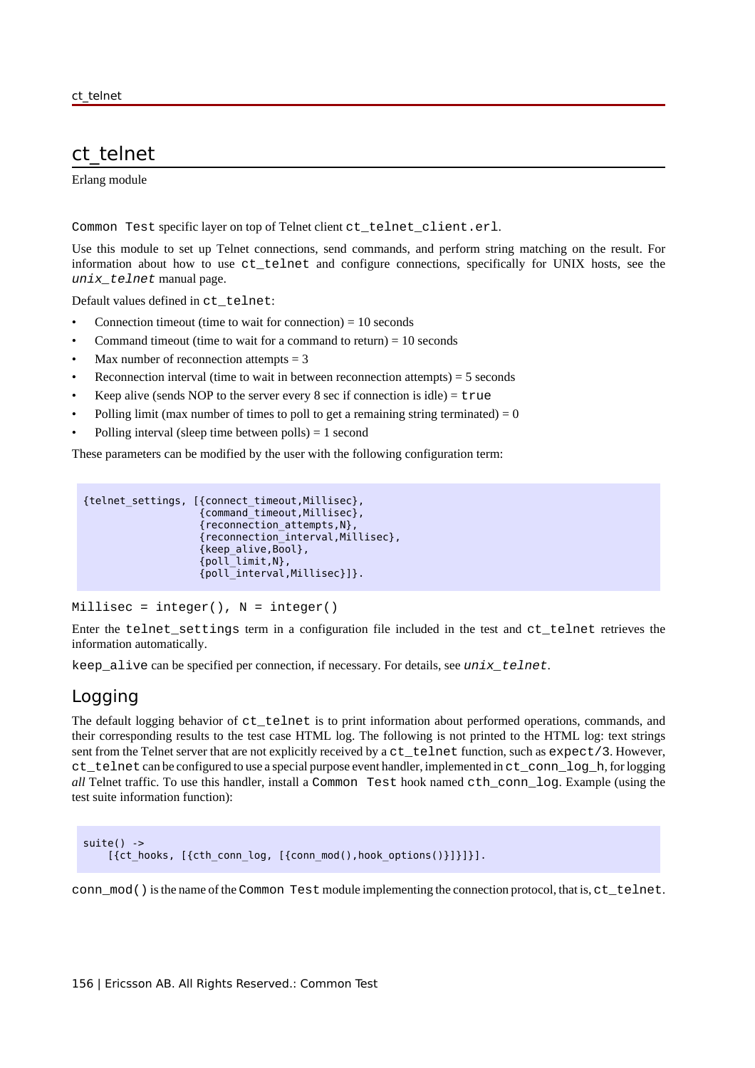# ct_telnet

Erlang module

`Common Test` specific layer on top of Telnet client `ct_telnet_client.erl`.

Use this module to set up Telnet connections, send commands, and perform string matching on the result. For information about how to use `ct_telnet` and configure connections, specifically for UNIX hosts, see the *`unix_telnet`* manual page.

Default values defined in `ct_telnet`:

- Connection timeout (time to wait for connection) = 10 seconds
- Command timeout (time to wait for a command to return) = 10 seconds
- Max number of reconnection attempts = 3
- Reconnection interval (time to wait in between reconnection attempts) = 5 seconds
- Keep alive (sends NOP to the server every 8 sec if connection is idle) = `true`
- Polling limit (max number of times to poll to get a remaining string terminated) = 0
- Polling interval (sleep time between polls) = 1 second

These parameters can be modified by the user with the following configuration term:

```
{telnet_settings, [{connect_timeout,Millisec},
                   {command_timeout,Millisec},
                   {reconnection_attempts,N},
                   {reconnection_interval,Millisec},
                   {keep_alive,Bool},
                   {poll_limit,N},
                   {poll_interval,Millisec}]}.
```

`Millisec = integer(), N = integer()`

Enter the `telnet_settings` term in a configuration file included in the test and `ct_telnet` retrieves the information automatically.

`keep_alive` can be specified per connection, if necessary. For details, see *`unix_telnet`*.

## Logging

The default logging behavior of `ct_telnet` is to print information about performed operations, commands, and their corresponding results to the test case HTML log. The following is not printed to the HTML log: text strings sent from the Telnet server that are not explicitly received by a `ct_telnet` function, such as `expect/3`. However, `ct_telnet` can be configured to use a special purpose event handler, implemented in `ct_conn_log_h`, for logging *all* Telnet traffic. To use this handler, install a `Common Test` hook named `cth_conn_log`. Example (using the test suite information function):

```
suite() ->
    [{ct_hooks, [{cth_conn_log, [{conn_mod(),hook_options()}]}]}].
```

`conn_mod()` is the name of the `Common Test` module implementing the connection protocol, that is, `ct_telnet`.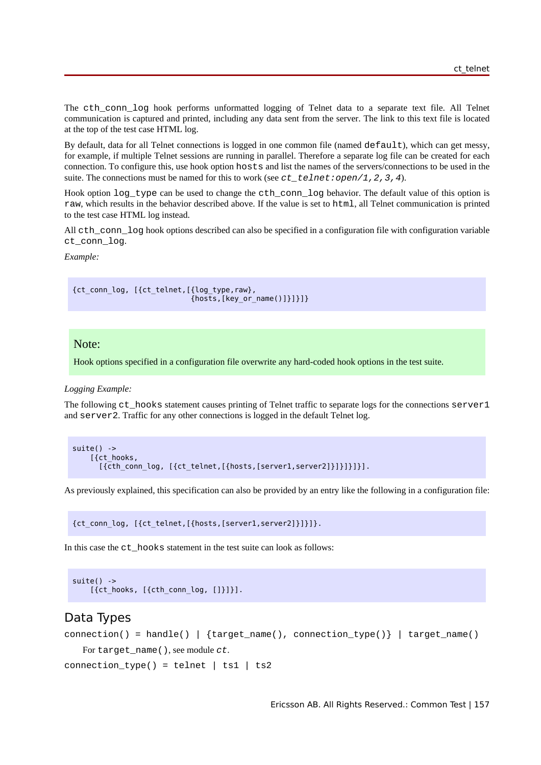The `cth_conn_log` hook performs unformatted logging of Telnet data to a separate text file. All Telnet communication is captured and printed, including any data sent from the server. The link to this text file is located at the top of the test case HTML log.

By default, data for all Telnet connections is logged in one common file (named `default`), which can get messy, for example, if multiple Telnet sessions are running in parallel. Therefore a separate log file can be created for each connection. To configure this, use hook option `hosts` and list the names of the servers/connections to be used in the suite. The connections must be named for this to work (see *ct_telnet:open/1,2,3,4*).

Hook option `log_type` can be used to change the `cth_conn_log` behavior. The default value of this option is `raw`, which results in the behavior described above. If the value is set to `html`, all Telnet communication is printed to the test case HTML log instead.

All `cth_conn_log` hook options described can also be specified in a configuration file with configuration variable `ct_conn_log`.

*Example:*

```
{ct_conn_log, [{ct_telnet,[{log_type,raw},
                           {hosts,[key_or_name()]}]}]}
```

**Note:**

Hook options specified in a configuration file overwrite any hard-coded hook options in the test suite.

*Logging Example:*

The following `ct_hooks` statement causes printing of Telnet traffic to separate logs for the connections `server1` and `server2`. Traffic for any other connections is logged in the default Telnet log.

```
suite() ->
    [{ct_hooks,
      [{cth_conn_log, [{ct_telnet,[{hosts,[server1,server2]}]}]}]}].
```

As previously explained, this specification can also be provided by an entry like the following in a configuration file:

```
{ct_conn_log, [{ct_telnet,[{hosts,[server1,server2]}]}]}.
```

In this case the `ct_hooks` statement in the test suite can look as follows:

```
suite() ->
    [{ct_hooks, [{cth_conn_log, []}]}].
```

## Data Types

`connection() = handle() | {target_name(), connection_type()} | target_name()`

For `target_name()`, see module *ct*.

`connection_type() = telnet | ts1 | ts2`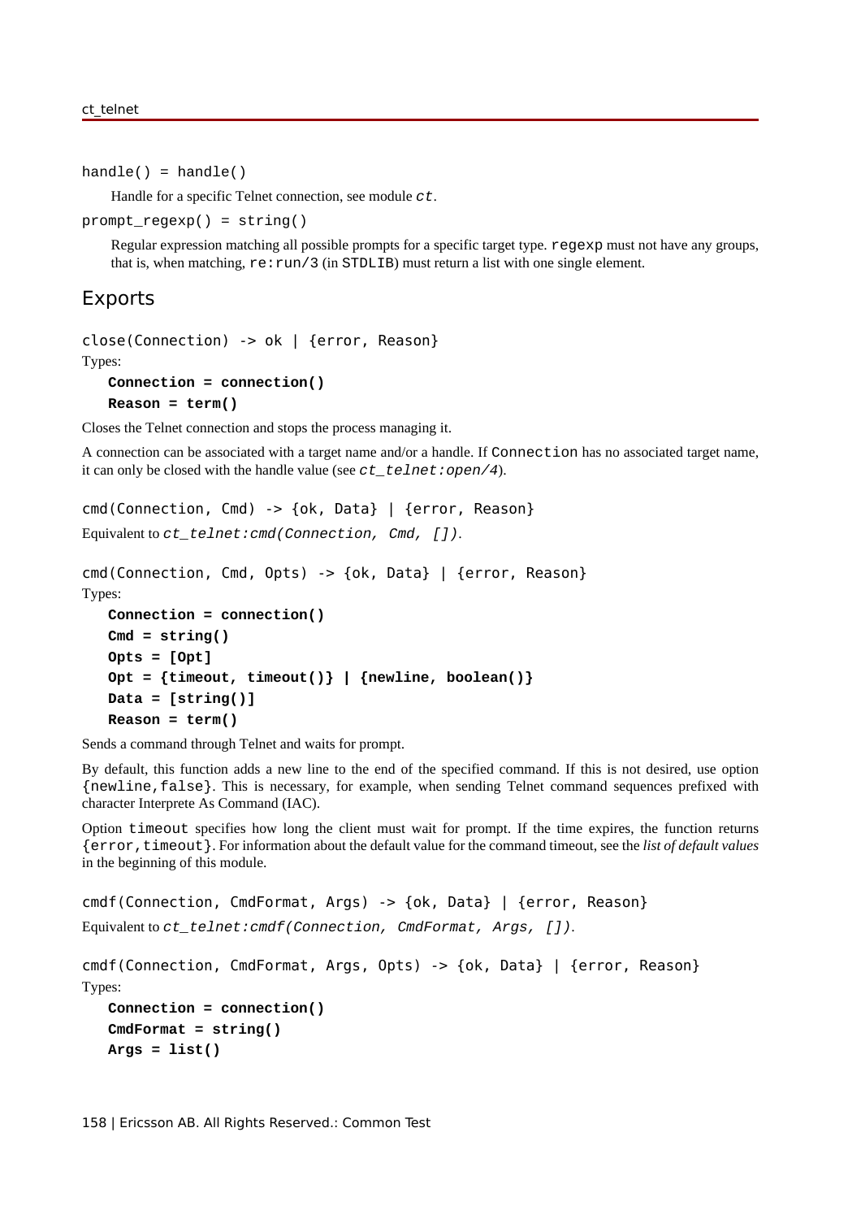handle() = handle()

Handle for a specific Telnet connection, see module *ct*.

prompt_regexp() = string()

Regular expression matching all possible prompts for a specific target type. regexp must not have any groups, that is, when matching, re:run/3 (in STDLIB) must return a list with one single element.

## Exports

close(Connection) -> ok | {error, Reason}

Types:

**Connection = connection()**

**Reason = term()**

Closes the Telnet connection and stops the process managing it.

A connection can be associated with a target name and/or a handle. If Connection has no associated target name, it can only be closed with the handle value (see *ct_telnet:open/4*).

cmd(Connection, Cmd) -> {ok, Data} | {error, Reason}

Equivalent to *ct_telnet:cmd(Connection, Cmd, [])*.

cmd(Connection, Cmd, Opts) -> {ok, Data} | {error, Reason}

Types:

**Connection = connection()**

**Cmd = string()**

**Opts = [Opt]**

**Opt = {timeout, timeout()} | {newline, boolean()}**

**Data = [string()]**

**Reason = term()**

Sends a command through Telnet and waits for prompt.

By default, this function adds a new line to the end of the specified command. If this is not desired, use option {newline,false}. This is necessary, for example, when sending Telnet command sequences prefixed with character Interprete As Command (IAC).

Option timeout specifies how long the client must wait for prompt. If the time expires, the function returns {error,timeout}. For information about the default value for the command timeout, see the *list of default values* in the beginning of this module.

cmdf(Connection, CmdFormat, Args) -> {ok, Data} | {error, Reason}

Equivalent to *ct_telnet:cmdf(Connection, CmdFormat, Args, [])*.

cmdf(Connection, CmdFormat, Args, Opts) -> {ok, Data} | {error, Reason}

Types:

**Connection = connection()**

**CmdFormat = string()**

**Args = list()**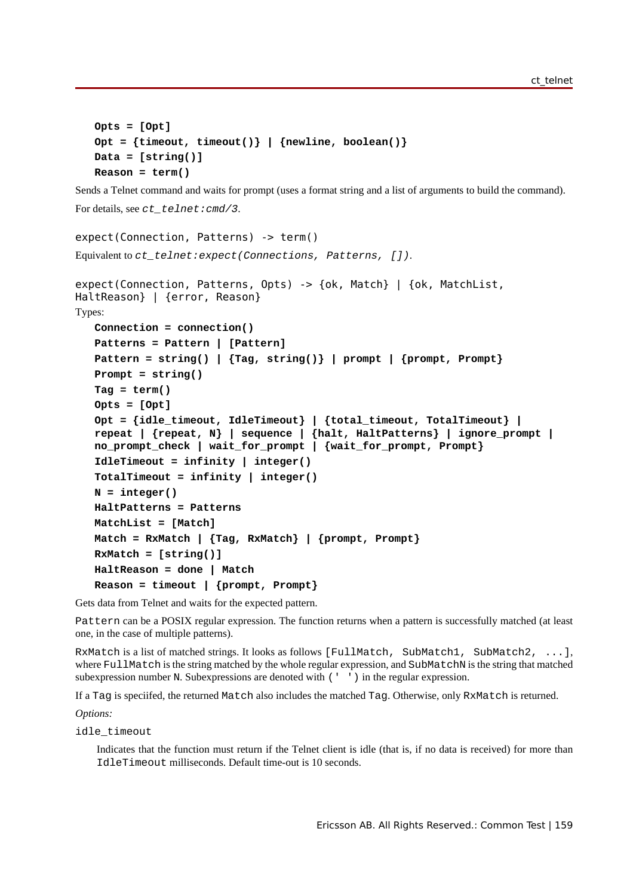**Opts = [Opt]**
**Opt = {timeout, timeout()} | {newline, boolean()}**
**Data = [string()]**
**Reason = term()**

Sends a Telnet command and waits for prompt (uses a format string and a list of arguments to build the command).

For details, see *ct_telnet:cmd/3*.

```
expect(Connection, Patterns) -> term()
```

Equivalent to *ct_telnet:expect(Connections, Patterns, [])*.

```
expect(Connection, Patterns, Opts) -> {ok, Match} | {ok, MatchList, HaltReason} | {error, Reason}
```

Types:

**Connection = connection()**
**Patterns = Pattern | [Pattern]**
**Pattern = string() | {Tag, string()} | prompt | {prompt, Prompt}**
**Prompt = string()**
**Tag = term()**
**Opts = [Opt]**
**Opt = {idle_timeout, IdleTimeout} | {total_timeout, TotalTimeout} | repeat | {repeat, N} | sequence | {halt, HaltPatterns} | ignore_prompt | no_prompt_check | wait_for_prompt | {wait_for_prompt, Prompt}**
**IdleTimeout = infinity | integer()**
**TotalTimeout = infinity | integer()**
**N = integer()**
**HaltPatterns = Patterns**
**MatchList = [Match]**
**Match = RxMatch | {Tag, RxMatch} | {prompt, Prompt}**
**RxMatch = [string()]**
**HaltReason = done | Match**
**Reason = timeout | {prompt, Prompt}**

Gets data from Telnet and waits for the expected pattern.

`Pattern` can be a POSIX regular expression. The function returns when a pattern is successfully matched (at least one, in the case of multiple patterns).

`RxMatch` is a list of matched strings. It looks as follows `[FullMatch, SubMatch1, SubMatch2, ...]`, where `FullMatch` is the string matched by the whole regular expression, and `SubMatchN` is the string that matched subexpression number `N`. Subexpressions are denoted with `(' ')` in the regular expression.

If a `Tag` is speciifed, the returned `Match` also includes the matched `Tag`. Otherwise, only `RxMatch` is returned.

*Options:*

`idle_timeout`

Indicates that the function must return if the Telnet client is idle (that is, if no data is received) for more than `IdleTimeout` milliseconds. Default time-out is 10 seconds.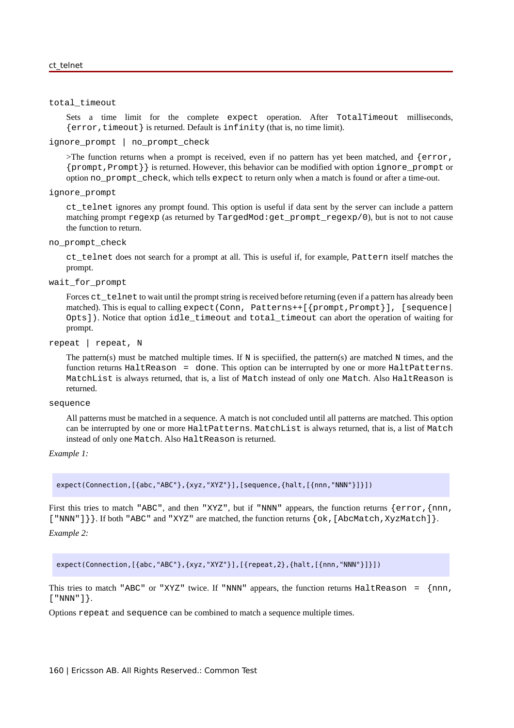`total_timeout`

Sets a time limit for the complete `expect` operation. After `TotalTimeout` milliseconds, `{error,timeout}` is returned. Default is `infinity` (that is, no time limit).

`ignore_prompt | no_prompt_check`

>The function returns when a prompt is received, even if no pattern has yet been matched, and `{error, {prompt,Prompt}}` is returned. However, this behavior can be modified with option `ignore_prompt` or option `no_prompt_check`, which tells `expect` to return only when a match is found or after a time-out.

`ignore_prompt`

`ct_telnet` ignores any prompt found. This option is useful if data sent by the server can include a pattern matching prompt `regexp` (as returned by `TargedMod:get_prompt_regexp/0`), but is not to not cause the function to return.

`no_prompt_check`

`ct_telnet` does not search for a prompt at all. This is useful if, for example, `Pattern` itself matches the prompt.

`wait_for_prompt`

Forces `ct_telnet` to wait until the prompt string is received before returning (even if a pattern has already been matched). This is equal to calling `expect(Conn, Patterns++[{prompt,Prompt}], [sequence|Opts])`. Notice that option `idle_timeout` and `total_timeout` can abort the operation of waiting for prompt.

`repeat | repeat, N`

The pattern(s) must be matched multiple times. If `N` is speciified, the pattern(s) are matched `N` times, and the function returns `HaltReason = done`. This option can be interrupted by one or more `HaltPatterns`. `MatchList` is always returned, that is, a list of `Match` instead of only one `Match`. Also `HaltReason` is returned.

`sequence`

All patterns must be matched in a sequence. A match is not concluded until all patterns are matched. This option can be interrupted by one or more `HaltPatterns`. `MatchList` is always returned, that is, a list of `Match` instead of only one `Match`. Also `HaltReason` is returned.

*Example 1:*

```
expect(Connection,[{abc,"ABC"},{xyz,"XYZ"}],[sequence,{halt,[{nnn,"NNN"}]}])
```

First this tries to match `"ABC"`, and then `"XYZ"`, but if `"NNN"` appears, the function returns `{error,{nnn, ["NNN"]}}`. If both `"ABC"` and `"XYZ"` are matched, the function returns `{ok,[AbcMatch,XyzMatch]}`.

*Example 2:*

```
expect(Connection,[{abc,"ABC"},{xyz,"XYZ"}],[{repeat,2},{halt,[{nnn,"NNN"}]}])
```

This tries to match `"ABC"` or `"XYZ"` twice. If `"NNN"` appears, the function returns `HaltReason = {nnn, ["NNN"]}`.

Options `repeat` and `sequence` can be combined to match a sequence multiple times.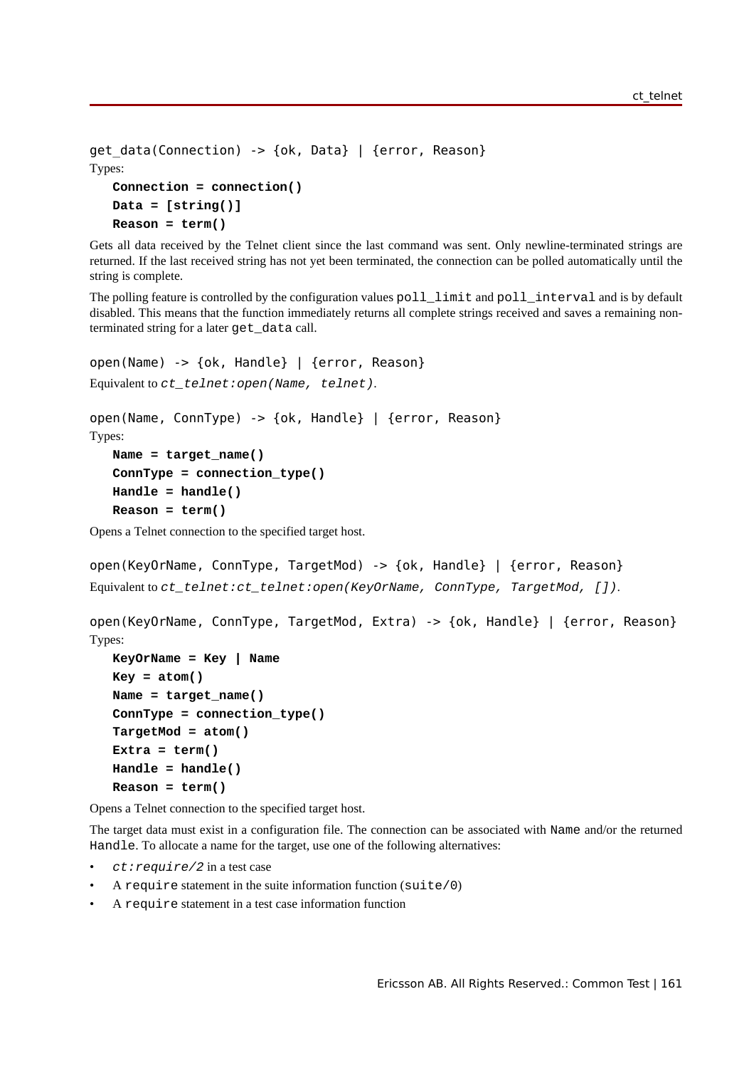```
get_data(Connection) -> {ok, Data} | {error, Reason}
```

Types:

**Connection = connection()**
**Data = [string()]**
**Reason = term()**

Gets all data received by the Telnet client since the last command was sent. Only newline-terminated strings are returned. If the last received string has not yet been terminated, the connection can be polled automatically until the string is complete.

The polling feature is controlled by the configuration values `poll_limit` and `poll_interval` and is by default disabled. This means that the function immediately returns all complete strings received and saves a remaining non-terminated string for a later `get_data` call.

```
open(Name) -> {ok, Handle} | {error, Reason}
```

Equivalent to *ct_telnet:open(Name, telnet)*.

```
open(Name, ConnType) -> {ok, Handle} | {error, Reason}
```

Types:

**Name = target_name()**
**ConnType = connection_type()**
**Handle = handle()**
**Reason = term()**

Opens a Telnet connection to the specified target host.

```
open(KeyOrName, ConnType, TargetMod) -> {ok, Handle} | {error, Reason}
```

Equivalent to *ct_telnet:ct_telnet:open(KeyOrName, ConnType, TargetMod, [])*.

```
open(KeyOrName, ConnType, TargetMod, Extra) -> {ok, Handle} | {error, Reason}
```

Types:

**KeyOrName = Key | Name**
**Key = atom()**
**Name = target_name()**
**ConnType = connection_type()**
**TargetMod = atom()**
**Extra = term()**
**Handle = handle()**
**Reason = term()**

Opens a Telnet connection to the specified target host.

The target data must exist in a configuration file. The connection can be associated with `Name` and/or the returned `Handle`. To allocate a name for the target, use one of the following alternatives:

- *ct:require/2* in a test case
- A `require` statement in the suite information function (`suite/0`)
- A `require` statement in a test case information function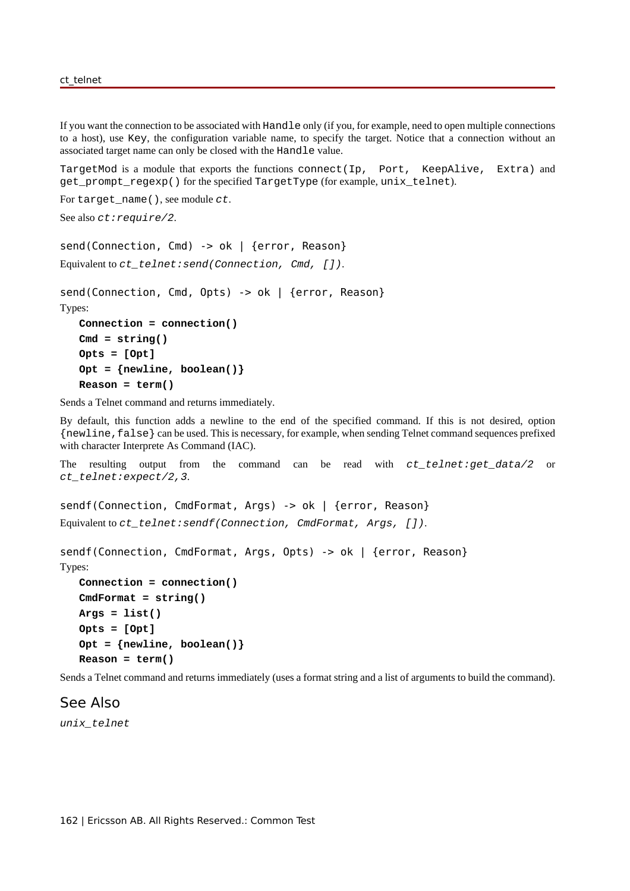If you want the connection to be associated with `Handle` only (if you, for example, need to open multiple connections to a host), use `Key`, the configuration variable name, to specify the target. Notice that a connection without an associated target name can only be closed with the `Handle` value.

`TargetMod` is a module that exports the functions `connect(Ip, Port, KeepAlive, Extra)` and `get_prompt_regexp()` for the specified `TargetType` (for example, `unix_telnet`).

For `target_name()`, see module *ct*.

See also *ct:require/2*.

```
send(Connection, Cmd) -> ok | {error, Reason}
```

Equivalent to *ct_telnet:send(Connection, Cmd, [])*.

```
send(Connection, Cmd, Opts) -> ok | {error, Reason}
```

Types:

**Connection = connection()**
**Cmd = string()**
**Opts = [Opt]**
**Opt = {newline, boolean()}**
**Reason = term()**

Sends a Telnet command and returns immediately.

By default, this function adds a newline to the end of the specified command. If this is not desired, option `{newline,false}` can be used. This is necessary, for example, when sending Telnet command sequences prefixed with character Interprete As Command (IAC).

The resulting output from the command can be read with *ct_telnet:get_data/2* or *ct_telnet:expect/2,3*.

```
sendf(Connection, CmdFormat, Args) -> ok | {error, Reason}
```

Equivalent to *ct_telnet:sendf(Connection, CmdFormat, Args, [])*.

```
sendf(Connection, CmdFormat, Args, Opts) -> ok | {error, Reason}
```

Types:

**Connection = connection()**
**CmdFormat = string()**
**Args = list()**
**Opts = [Opt]**
**Opt = {newline, boolean()}**
**Reason = term()**

Sends a Telnet command and returns immediately (uses a format string and a list of arguments to build the command).

## See Also

*unix_telnet*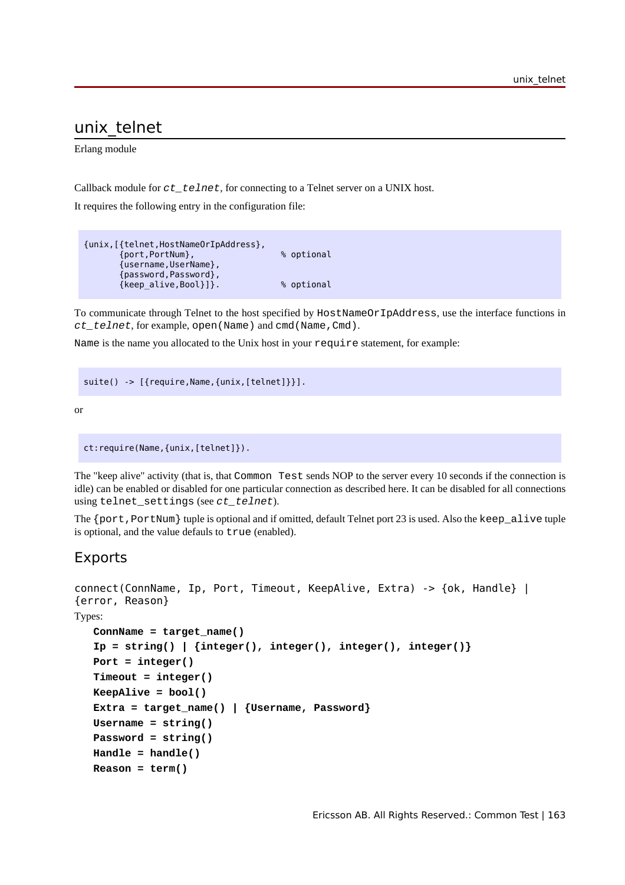# unix_telnet

Erlang module

Callback module for `ct_telnet`, for connecting to a Telnet server on a UNIX host.

It requires the following entry in the configuration file:

```
{unix,[{telnet,HostNameOrIpAddress},
       {port,PortNum},                 % optional
       {username,UserName},
       {password,Password},
       {keep_alive,Bool}]}.            % optional
```

To communicate through Telnet to the host specified by `HostNameOrIpAddress`, use the interface functions in `ct_telnet`, for example, `open(Name)` and `cmd(Name,Cmd)`.

`Name` is the name you allocated to the Unix host in your `require` statement, for example:

```
suite() -> [{require,Name,{unix,[telnet]}}].
```

or

```
ct:require(Name,{unix,[telnet]}).
```

The "keep alive" activity (that is, that `Common Test` sends NOP to the server every 10 seconds if the connection is idle) can be enabled or disabled for one particular connection as described here. It can be disabled for all connections using `telnet_settings` (see `ct_telnet`).

The `{port,PortNum}` tuple is optional and if omitted, default Telnet port 23 is used. Also the `keep_alive` tuple is optional, and the value defauls to `true` (enabled).

## Exports

`connect(ConnName, Ip, Port, Timeout, KeepAlive, Extra) -> {ok, Handle} | {error, Reason}`

Types:

**ConnName = target_name()**
**Ip = string() | {integer(), integer(), integer(), integer()}**
**Port = integer()**
**Timeout = integer()**
**KeepAlive = bool()**
**Extra = target_name() | {Username, Password}**
**Username = string()**
**Password = string()**
**Handle = handle()**
**Reason = term()**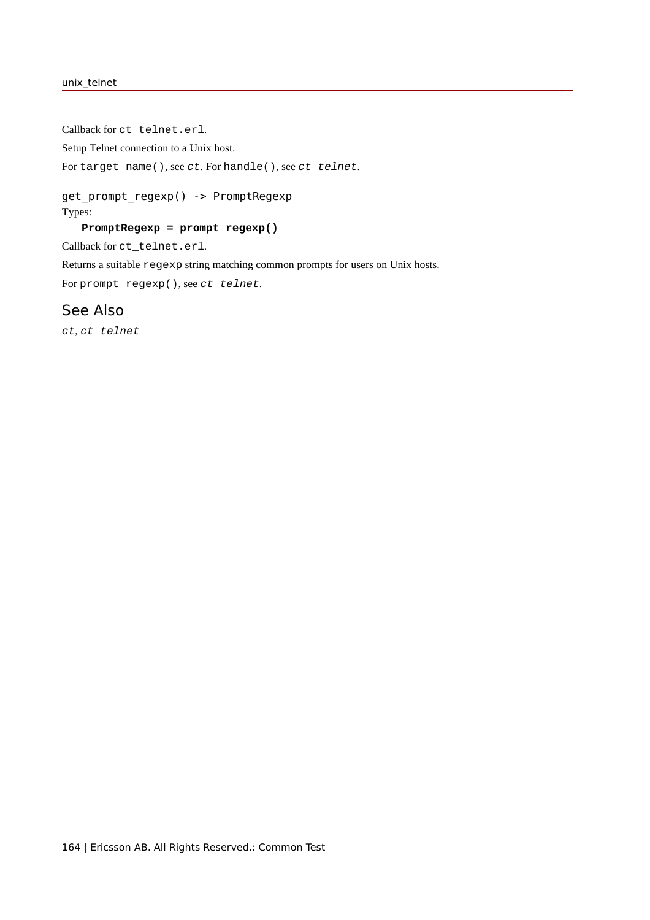Callback for `ct_telnet.erl`.

Setup Telnet connection to a Unix host.

For `target_name()`, see *ct*. For `handle()`, see *ct_telnet*.

```
get_prompt_regexp() -> PromptRegexp
```

Types:

**PromptRegexp = prompt_regexp()**

Callback for `ct_telnet.erl`.

Returns a suitable `regexp` string matching common prompts for users on Unix hosts.

For `prompt_regexp()`, see *ct_telnet*.

## See Also

*ct*, *ct_telnet*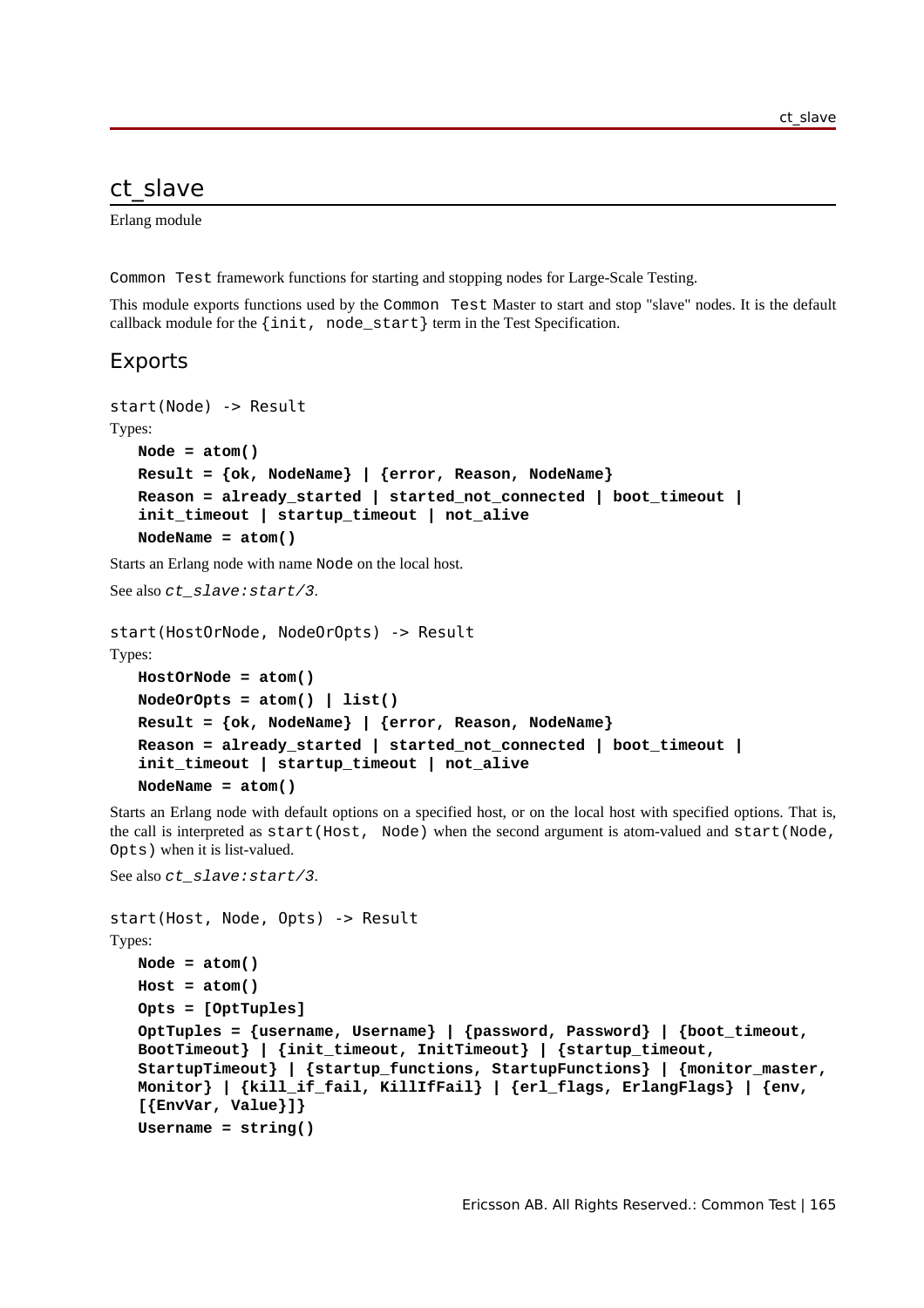# ct_slave

Erlang module

`Common Test` framework functions for starting and stopping nodes for Large-Scale Testing.

This module exports functions used by the `Common Test` Master to start and stop "slave" nodes. It is the default callback module for the `{init, node_start}` term in the Test Specification.

## Exports

```
start(Node) -> Result
```

Types:

**`Node = atom()`**
**`Result = {ok, NodeName} | {error, Reason, NodeName}`**
**`Reason = already_started | started_not_connected | boot_timeout | init_timeout | startup_timeout | not_alive`**
**`NodeName = atom()`**

Starts an Erlang node with name `Node` on the local host.

See also *`ct_slave:start/3`*.

```
start(HostOrNode, NodeOrOpts) -> Result
```

Types:

**`HostOrNode = atom()`**
**`NodeOrOpts = atom() | list()`**
**`Result = {ok, NodeName} | {error, Reason, NodeName}`**
**`Reason = already_started | started_not_connected | boot_timeout | init_timeout | startup_timeout | not_alive`**
**`NodeName = atom()`**

Starts an Erlang node with default options on a specified host, or on the local host with specified options. That is, the call is interpreted as `start(Host, Node)` when the second argument is atom-valued and `start(Node, Opts)` when it is list-valued.

See also *`ct_slave:start/3`*.

```
start(Host, Node, Opts) -> Result
```

Types:

**`Node = atom()`**
**`Host = atom()`**
**`Opts = [OptTuples]`**
**`OptTuples = {username, Username} | {password, Password} | {boot_timeout, BootTimeout} | {init_timeout, InitTimeout} | {startup_timeout, StartupTimeout} | {startup_functions, StartupFunctions} | {monitor_master, Monitor} | {kill_if_fail, KillIfFail} | {erl_flags, ErlangFlags} | {env, [{EnvVar, Value}]}`**
**`Username = string()`**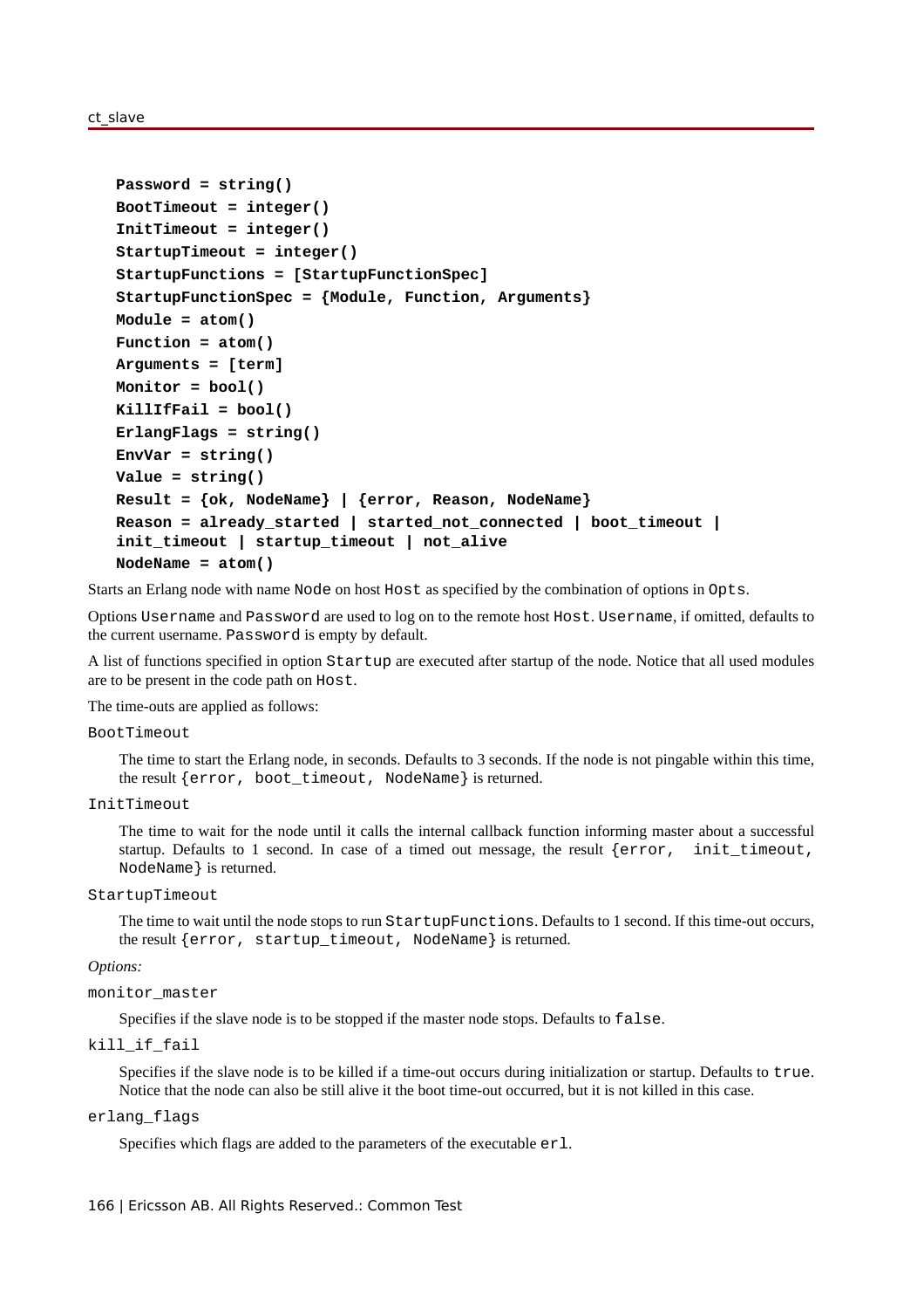```
Password = string()
BootTimeout = integer()
InitTimeout = integer()
StartupTimeout = integer()
StartupFunctions = [StartupFunctionSpec]
StartupFunctionSpec = {Module, Function, Arguments}
Module = atom()
Function = atom()
Arguments = [term]
Monitor = bool()
KillIfFail = bool()
ErlangFlags = string()
EnvVar = string()
Value = string()
Result = {ok, NodeName} | {error, Reason, NodeName}
Reason = already_started | started_not_connected | boot_timeout |
init_timeout | startup_timeout | not_alive
NodeName = atom()
```

Starts an Erlang node with name `Node` on host `Host` as specified by the combination of options in `Opts`.

Options `Username` and `Password` are used to log on to the remote host `Host`. `Username`, if omitted, defaults to the current username. `Password` is empty by default.

A list of functions specified in option `Startup` are executed after startup of the node. Notice that all used modules are to be present in the code path on `Host`.

The time-outs are applied as follows:

`BootTimeout`

The time to start the Erlang node, in seconds. Defaults to 3 seconds. If the node is not pingable within this time, the result `{error, boot_timeout, NodeName}` is returned.

`InitTimeout`

The time to wait for the node until it calls the internal callback function informing master about a successful startup. Defaults to 1 second. In case of a timed out message, the result `{error, init_timeout, NodeName}` is returned.

`StartupTimeout`

The time to wait until the node stops to run `StartupFunctions`. Defaults to 1 second. If this time-out occurs, the result `{error, startup_timeout, NodeName}` is returned.

*Options:*

`monitor_master`

Specifies if the slave node is to be stopped if the master node stops. Defaults to `false`.

`kill_if_fail`

Specifies if the slave node is to be killed if a time-out occurs during initialization or startup. Defaults to `true`. Notice that the node can also be still alive it the boot time-out occurred, but it is not killed in this case.

`erlang_flags`

Specifies which flags are added to the parameters of the executable `erl`.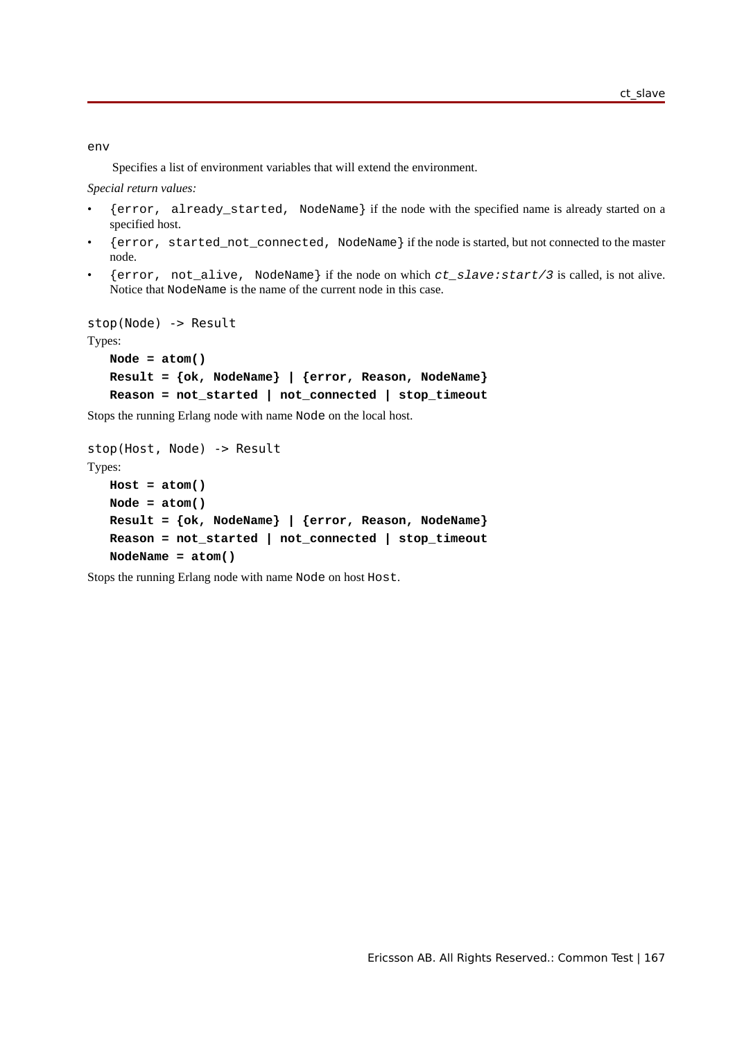`env`

Specifies a list of environment variables that will extend the environment.

*Special return values:*

- `{error, already_started, NodeName}` if the node with the specified name is already started on a specified host.
- `{error, started_not_connected, NodeName}` if the node is started, but not connected to the master node.
- `{error, not_alive, NodeName}` if the node on which *`ct_slave:start/3`* is called, is not alive. Notice that `NodeName` is the name of the current node in this case.

```
stop(Node) -> Result
```

Types:

**`Node = atom()`**
**`Result = {ok, NodeName} | {error, Reason, NodeName}`**
**`Reason = not_started | not_connected | stop_timeout`**

Stops the running Erlang node with name `Node` on the local host.

```
stop(Host, Node) -> Result
```

Types:

**`Host = atom()`**
**`Node = atom()`**
**`Result = {ok, NodeName} | {error, Reason, NodeName}`**
**`Reason = not_started | not_connected | stop_timeout`**
**`NodeName = atom()`**

Stops the running Erlang node with name `Node` on host `Host`.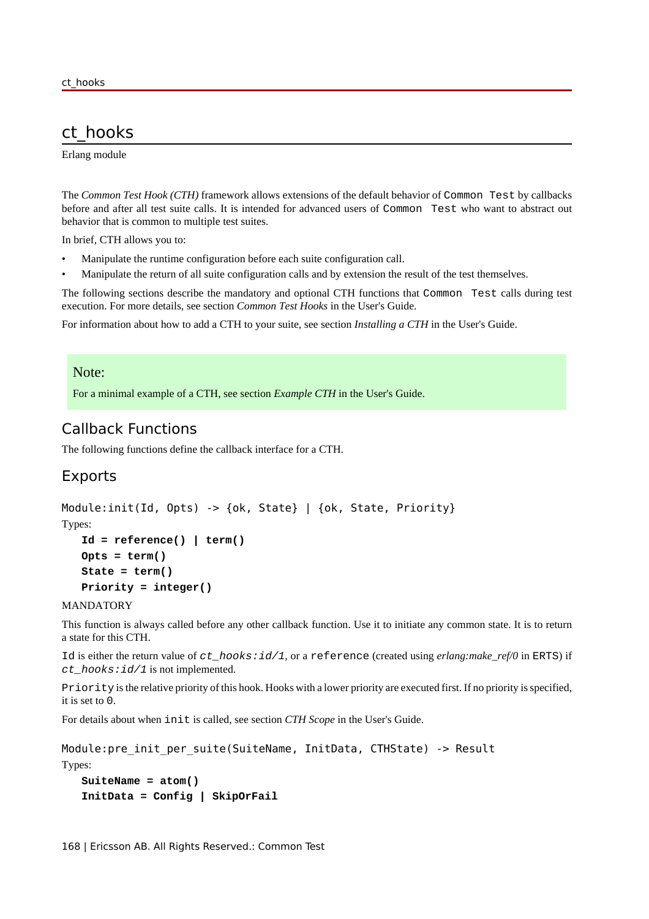# ct_hooks

Erlang module

The *Common Test Hook (CTH)* framework allows extensions of the default behavior of `Common Test` by callbacks before and after all test suite calls. It is intended for advanced users of `Common Test` who want to abstract out behavior that is common to multiple test suites.

In brief, CTH allows you to:

- Manipulate the runtime configuration before each suite configuration call.
- Manipulate the return of all suite configuration calls and by extension the result of the test themselves.

The following sections describe the mandatory and optional CTH functions that `Common Test` calls during test execution. For more details, see section *Common Test Hooks* in the User's Guide.

For information about how to add a CTH to your suite, see section *Installing a CTH* in the User's Guide.

> Note:
>
> For a minimal example of a CTH, see section *Example CTH* in the User's Guide.

## Callback Functions

The following functions define the callback interface for a CTH.

## Exports

```
Module:init(Id, Opts) -> {ok, State} | {ok, State, Priority}
```

Types:

**`Id = reference() | term()`**
**`Opts = term()`**
**`State = term()`**
**`Priority = integer()`**

MANDATORY

This function is always called before any other callback function. Use it to initiate any common state. It is to return a state for this CTH.

`Id` is either the return value of *`ct_hooks:id/1`*, or a `reference` (created using *erlang:make_ref/0* in `ERTS`) if *`ct_hooks:id/1`* is not implemented.

`Priority` is the relative priority of this hook. Hooks with a lower priority are executed first. If no priority is specified, it is set to `0`.

For details about when `init` is called, see section *CTH Scope* in the User's Guide.

```
Module:pre_init_per_suite(SuiteName, InitData, CTHState) -> Result
```

Types:

**`SuiteName = atom()`**
**`InitData = Config | SkipOrFail`**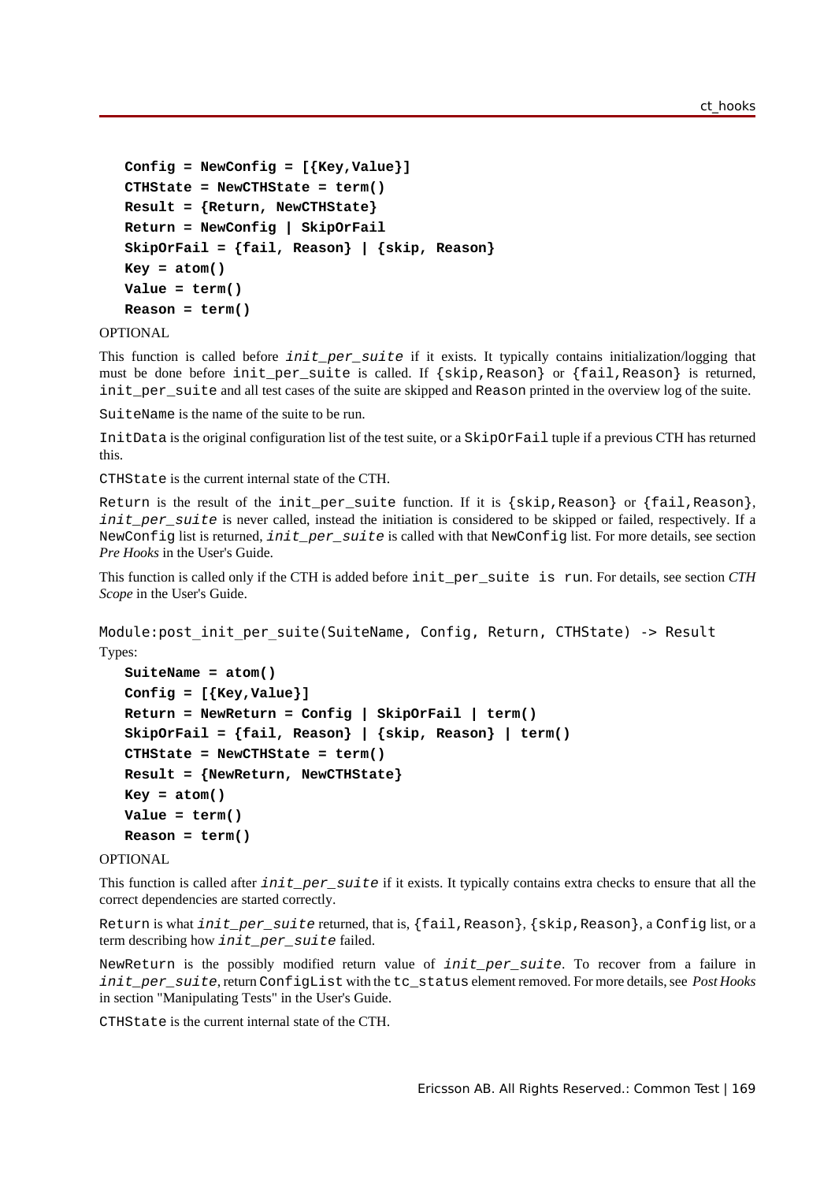```
Config = NewConfig = [{Key,Value}]
CTHState = NewCTHState = term()
Result = {Return, NewCTHState}
Return = NewConfig | SkipOrFail
SkipOrFail = {fail, Reason} | {skip, Reason}
Key = atom()
Value = term()
Reason = term()
```

OPTIONAL

This function is called before *init_per_suite* if it exists. It typically contains initialization/logging that must be done before `init_per_suite` is called. If `{skip,Reason}` or `{fail,Reason}` is returned, `init_per_suite` and all test cases of the suite are skipped and `Reason` printed in the overview log of the suite.

`SuiteName` is the name of the suite to be run.

`InitData` is the original configuration list of the test suite, or a `SkipOrFail` tuple if a previous CTH has returned this.

`CTHState` is the current internal state of the CTH.

`Return` is the result of the `init_per_suite` function. If it is `{skip,Reason}` or `{fail,Reason}`, *init_per_suite* is never called, instead the initiation is considered to be skipped or failed, respectively. If a `NewConfig` list is returned, *init_per_suite* is called with that `NewConfig` list. For more details, see section *Pre Hooks* in the User's Guide.

This function is called only if the CTH is added before `init_per_suite is run`. For details, see section *CTH Scope* in the User's Guide.

```
Module:post_init_per_suite(SuiteName, Config, Return, CTHState) -> Result
```

Types:

```
SuiteName = atom()
Config = [{Key,Value}]
Return = NewReturn = Config | SkipOrFail | term()
SkipOrFail = {fail, Reason} | {skip, Reason} | term()
CTHState = NewCTHState = term()
Result = {NewReturn, NewCTHState}
Key = atom()
Value = term()
Reason = term()
```

OPTIONAL

This function is called after *init_per_suite* if it exists. It typically contains extra checks to ensure that all the correct dependencies are started correctly.

`Return` is what *init_per_suite* returned, that is, `{fail,Reason}`, `{skip,Reason}`, a `Config` list, or a term describing how *init_per_suite* failed.

`NewReturn` is the possibly modified return value of *init_per_suite*. To recover from a failure in *init_per_suite*, return `ConfigList` with the `tc_status` element removed. For more details, see *Post Hooks* in section "Manipulating Tests" in the User's Guide.

`CTHState` is the current internal state of the CTH.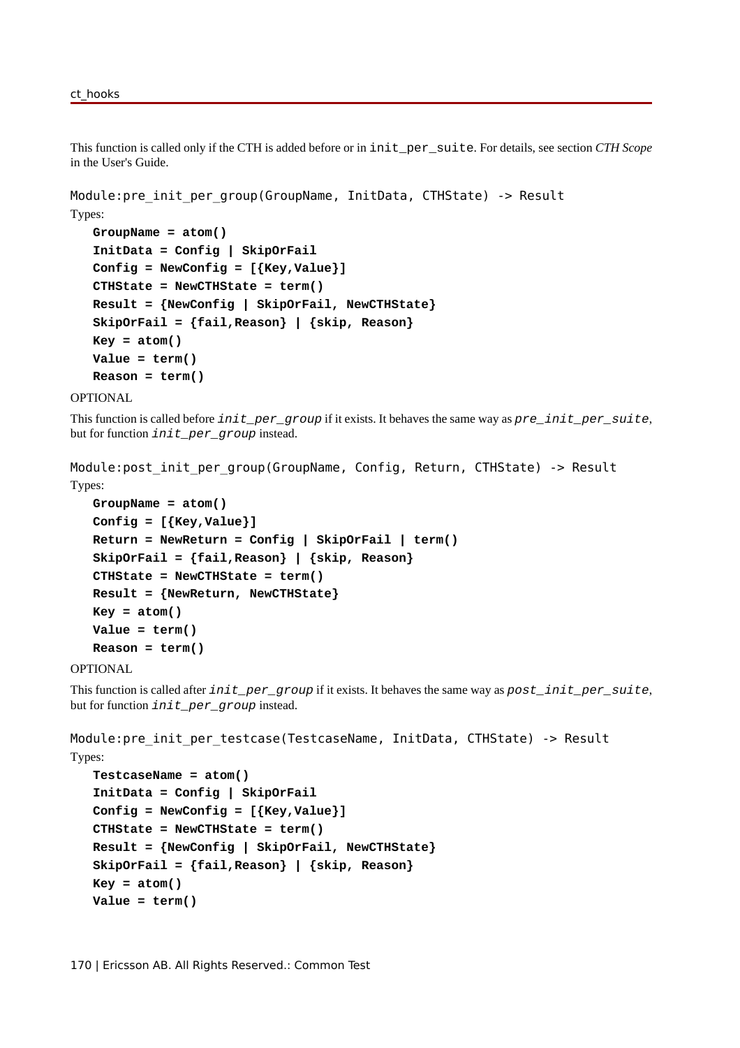This function is called only if the CTH is added before or in `init_per_suite`. For details, see section *CTH Scope* in the User's Guide.

```
Module:pre_init_per_group(GroupName, InitData, CTHState) -> Result
```

Types:

```
GroupName = atom()
InitData = Config | SkipOrFail
Config = NewConfig = [{Key,Value}]
CTHState = NewCTHState = term()
Result = {NewConfig | SkipOrFail, NewCTHState}
SkipOrFail = {fail,Reason} | {skip, Reason}
Key = atom()
Value = term()
Reason = term()
```

OPTIONAL

This function is called before *`init_per_group`* if it exists. It behaves the same way as *`pre_init_per_suite`*, but for function *`init_per_group`* instead.

```
Module:post_init_per_group(GroupName, Config, Return, CTHState) -> Result
```

Types:

```
GroupName = atom()
Config = [{Key,Value}]
Return = NewReturn = Config | SkipOrFail | term()
SkipOrFail = {fail,Reason} | {skip, Reason}
CTHState = NewCTHState = term()
Result = {NewReturn, NewCTHState}
Key = atom()
Value = term()
Reason = term()
```

OPTIONAL

This function is called after *`init_per_group`* if it exists. It behaves the same way as *`post_init_per_suite`*, but for function *`init_per_group`* instead.

```
Module:pre_init_per_testcase(TestcaseName, InitData, CTHState) -> Result
```

Types:

```
TestcaseName = atom()
InitData = Config | SkipOrFail
Config = NewConfig = [{Key,Value}]
CTHState = NewCTHState = term()
Result = {NewConfig | SkipOrFail, NewCTHState}
SkipOrFail = {fail,Reason} | {skip, Reason}
Key = atom()
Value = term()
```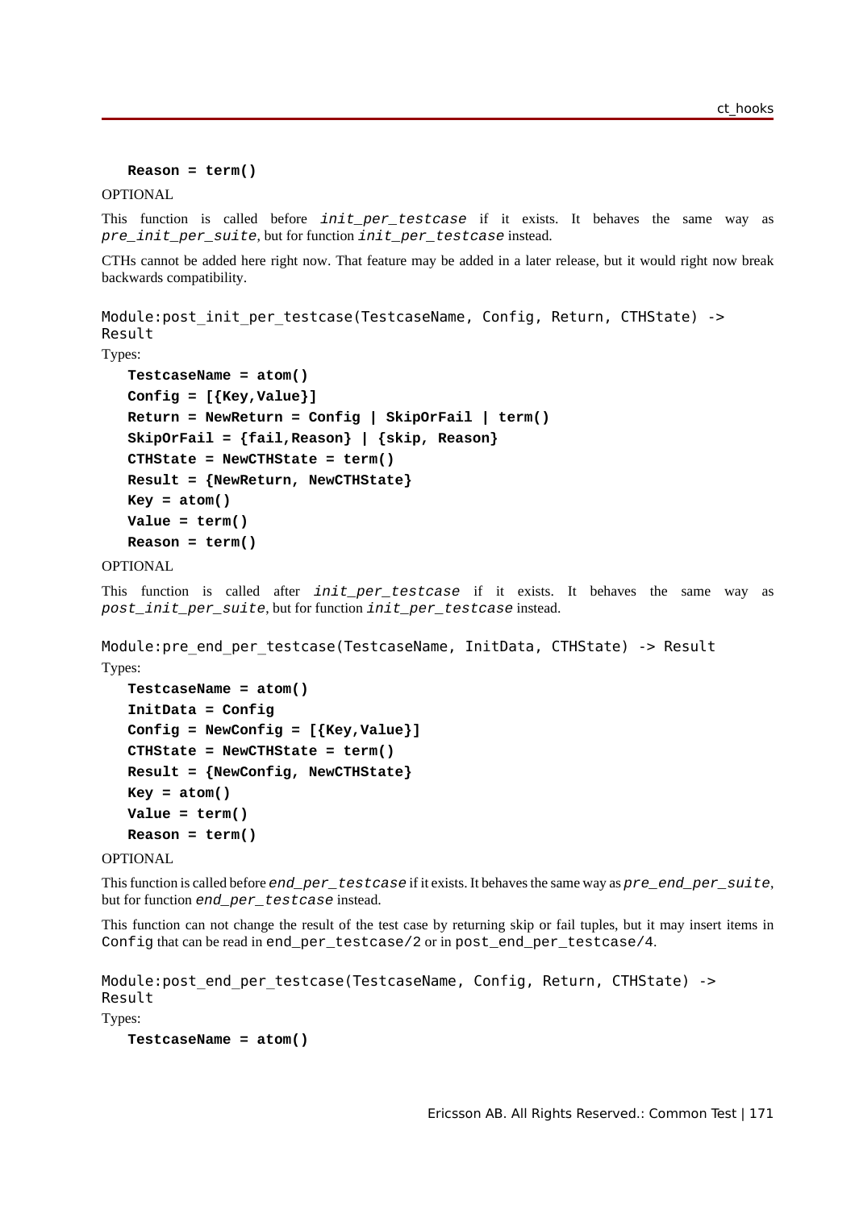**Reason = term()**

OPTIONAL

This function is called before *init_per_testcase* if it exists. It behaves the same way as *pre_init_per_suite*, but for function *init_per_testcase* instead.

CTHs cannot be added here right now. That feature may be added in a later release, but it would right now break backwards compatibility.

```
Module:post_init_per_testcase(TestcaseName, Config, Return, CTHState) -> Result
```

Types:

**TestcaseName = atom()**

**Config = [{Key,Value}]**

**Return = NewReturn = Config | SkipOrFail | term()**

**SkipOrFail = {fail,Reason} | {skip, Reason}**

**CTHState = NewCTHState = term()**

**Result = {NewReturn, NewCTHState}**

**Key = atom()**

**Value = term()**

**Reason = term()**

OPTIONAL

This function is called after *init_per_testcase* if it exists. It behaves the same way as *post_init_per_suite*, but for function *init_per_testcase* instead.

```
Module:pre_end_per_testcase(TestcaseName, InitData, CTHState) -> Result
```

Types:

**TestcaseName = atom()**

**InitData = Config**

**Config = NewConfig = [{Key,Value}]**

**CTHState = NewCTHState = term()**

**Result = {NewConfig, NewCTHState}**

**Key = atom()**

**Value = term()**

**Reason = term()**

OPTIONAL

This function is called before *end_per_testcase* if it exists. It behaves the same way as *pre_end_per_suite*, but for function *end_per_testcase* instead.

This function can not change the result of the test case by returning skip or fail tuples, but it may insert items in `Config` that can be read in `end_per_testcase/2` or in `post_end_per_testcase/4`.

```
Module:post_end_per_testcase(TestcaseName, Config, Return, CTHState) -> Result
```

Types:

**TestcaseName = atom()**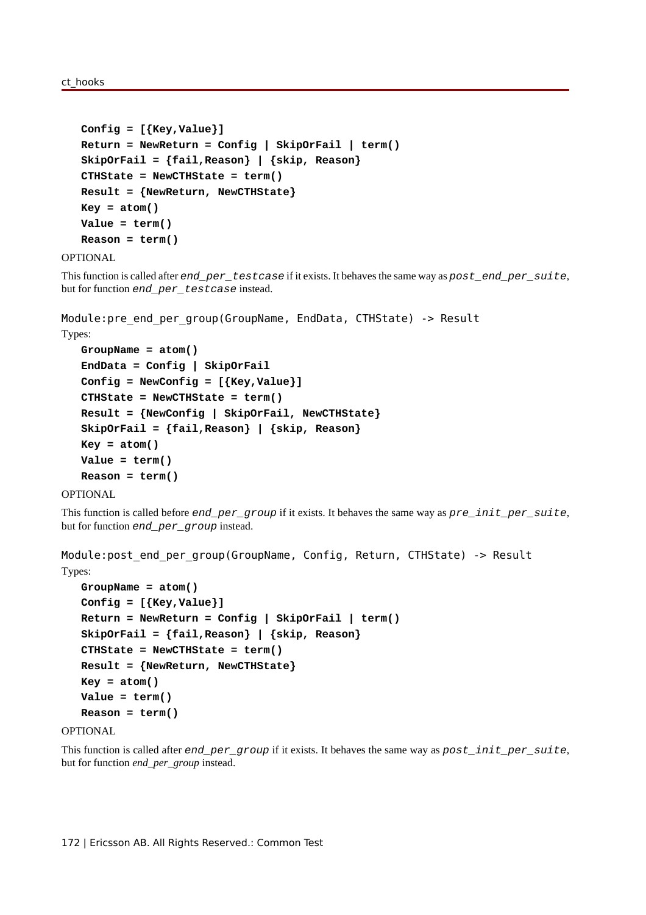```
Config = [{Key,Value}]
Return = NewReturn = Config | SkipOrFail | term()
SkipOrFail = {fail,Reason} | {skip, Reason}
CTHState = NewCTHState = term()
Result = {NewReturn, NewCTHState}
Key = atom()
Value = term()
Reason = term()
```

OPTIONAL

This function is called after `end_per_testcase` if it exists. It behaves the same way as `post_end_per_suite`, but for function `end_per_testcase` instead.

```
Module:pre_end_per_group(GroupName, EndData, CTHState) -> Result
```

Types:

```
GroupName = atom()
EndData = Config | SkipOrFail
Config = NewConfig = [{Key,Value}]
CTHState = NewCTHState = term()
Result = {NewConfig | SkipOrFail, NewCTHState}
SkipOrFail = {fail,Reason} | {skip, Reason}
Key = atom()
Value = term()
Reason = term()
```

OPTIONAL

This function is called before `end_per_group` if it exists. It behaves the same way as `pre_init_per_suite`, but for function `end_per_group` instead.

```
Module:post_end_per_group(GroupName, Config, Return, CTHState) -> Result
```

Types:

```
GroupName = atom()
Config = [{Key,Value}]
Return = NewReturn = Config | SkipOrFail | term()
SkipOrFail = {fail,Reason} | {skip, Reason}
CTHState = NewCTHState = term()
Result = {NewReturn, NewCTHState}
Key = atom()
Value = term()
Reason = term()
```

OPTIONAL

This function is called after `end_per_group` if it exists. It behaves the same way as `post_init_per_suite`, but for function *end_per_group* instead.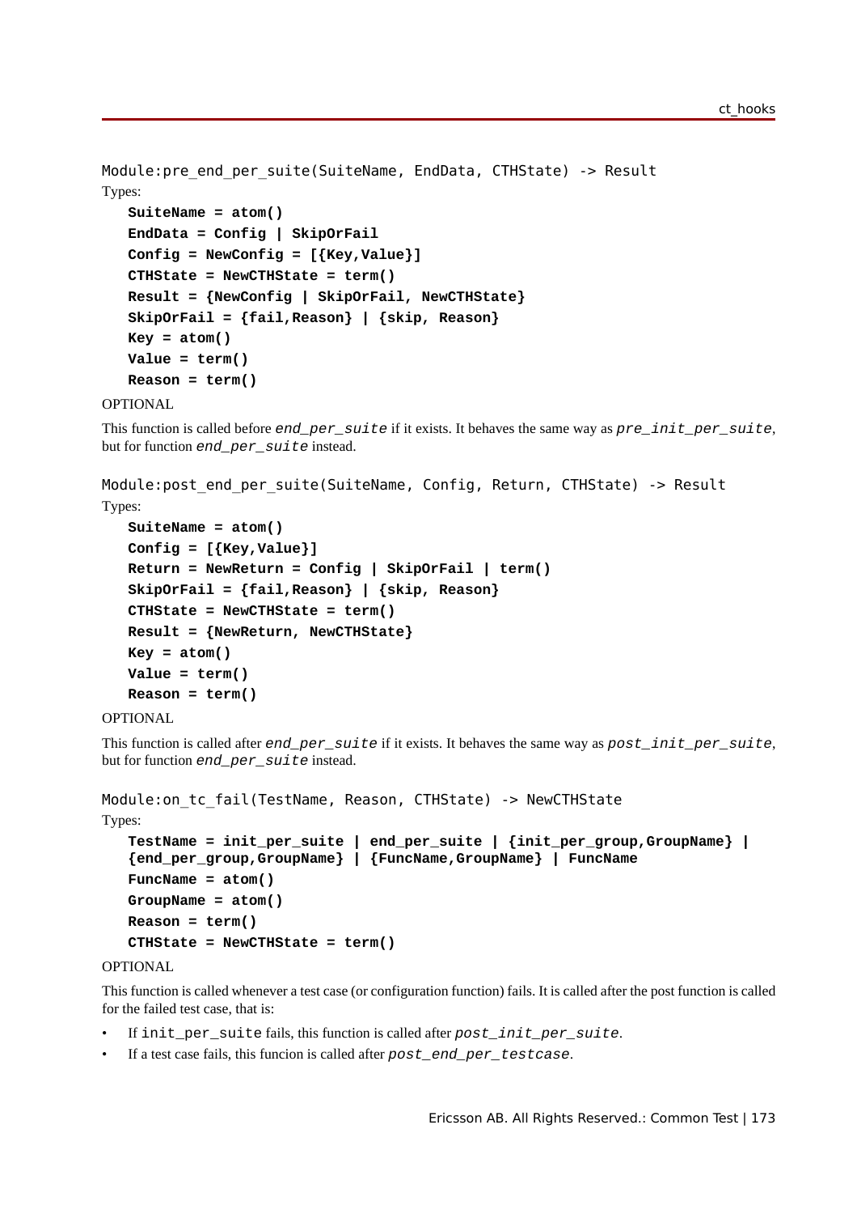```
Module:pre_end_per_suite(SuiteName, EndData, CTHState) -> Result
```

Types:

```
SuiteName = atom()
EndData = Config | SkipOrFail
Config = NewConfig = [{Key,Value}]
CTHState = NewCTHState = term()
Result = {NewConfig | SkipOrFail, NewCTHState}
SkipOrFail = {fail,Reason} | {skip, Reason}
Key = atom()
Value = term()
Reason = term()
```

OPTIONAL

This function is called before *end_per_suite* if it exists. It behaves the same way as *pre_init_per_suite*, but for function *end_per_suite* instead.

```
Module:post_end_per_suite(SuiteName, Config, Return, CTHState) -> Result
```

Types:

```
SuiteName = atom()
Config = [{Key,Value}]
Return = NewReturn = Config | SkipOrFail | term()
SkipOrFail = {fail,Reason} | {skip, Reason}
CTHState = NewCTHState = term()
Result = {NewReturn, NewCTHState}
Key = atom()
Value = term()
Reason = term()
```

OPTIONAL

This function is called after *end_per_suite* if it exists. It behaves the same way as *post_init_per_suite*, but for function *end_per_suite* instead.

```
Module:on_tc_fail(TestName, Reason, CTHState) -> NewCTHState
```

Types:

```
TestName = init_per_suite | end_per_suite | {init_per_group,GroupName} |
{end_per_group,GroupName} | {FuncName,GroupName} | FuncName
FuncName = atom()
GroupName = atom()
Reason = term()
CTHState = NewCTHState = term()
```

OPTIONAL

This function is called whenever a test case (or configuration function) fails. It is called after the post function is called for the failed test case, that is:

- If `init_per_suite` fails, this function is called after *post_init_per_suite*.
- If a test case fails, this funcion is called after *post_end_per_testcase*.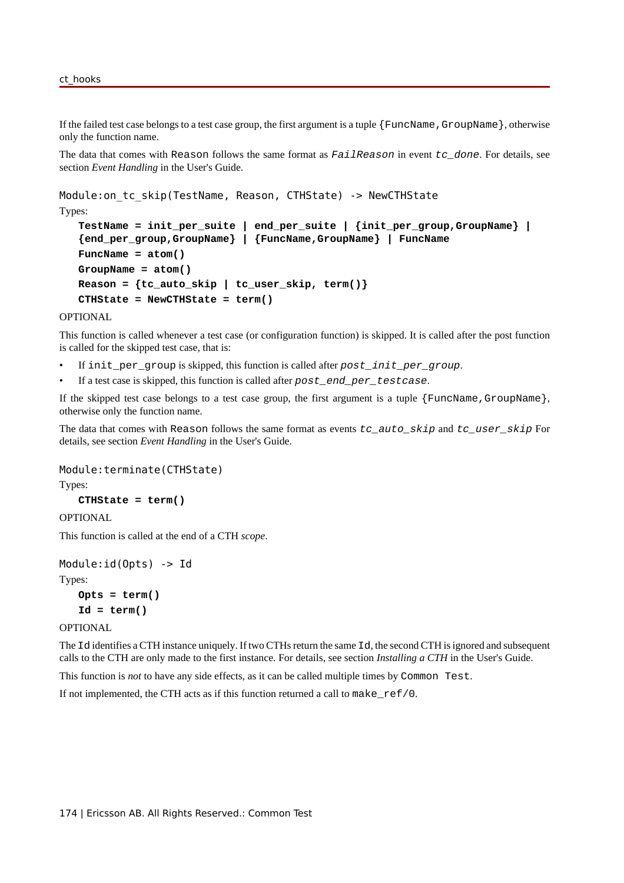If the failed test case belongs to a test case group, the first argument is a tuple `{FuncName,GroupName}`, otherwise only the function name.

The data that comes with `Reason` follows the same format as *`FailReason`* in event *`tc_done`*. For details, see section *Event Handling* in the User's Guide.

```
Module:on_tc_skip(TestName, Reason, CTHState) -> NewCTHState
```

Types:

**`TestName = init_per_suite | end_per_suite | {init_per_group,GroupName} | {end_per_group,GroupName} | {FuncName,GroupName} | FuncName`**

**`FuncName = atom()`**

**`GroupName = atom()`**

**`Reason = {tc_auto_skip | tc_user_skip, term()}`**

**`CTHState = NewCTHState = term()`**

OPTIONAL

This function is called whenever a test case (or configuration function) is skipped. It is called after the post function is called for the skipped test case, that is:

- If `init_per_group` is skipped, this function is called after *`post_init_per_group`*.
- If a test case is skipped, this function is called after *`post_end_per_testcase`*.

If the skipped test case belongs to a test case group, the first argument is a tuple `{FuncName,GroupName}`, otherwise only the function name.

The data that comes with `Reason` follows the same format as events *`tc_auto_skip`* and *`tc_user_skip`* For details, see section *Event Handling* in the User's Guide.

```
Module:terminate(CTHState)
```

Types:

**`CTHState = term()`**

OPTIONAL

This function is called at the end of a CTH *scope*.

```
Module:id(Opts) -> Id
```

Types:

**`Opts = term()`**

**`Id = term()`**

OPTIONAL

The `Id` identifies a CTH instance uniquely. If two CTHs return the same `Id`, the second CTH is ignored and subsequent calls to the CTH are only made to the first instance. For details, see section *Installing a CTH* in the User's Guide.

This function is *not* to have any side effects, as it can be called multiple times by `Common Test`.

If not implemented, the CTH acts as if this function returned a call to `make_ref/0`.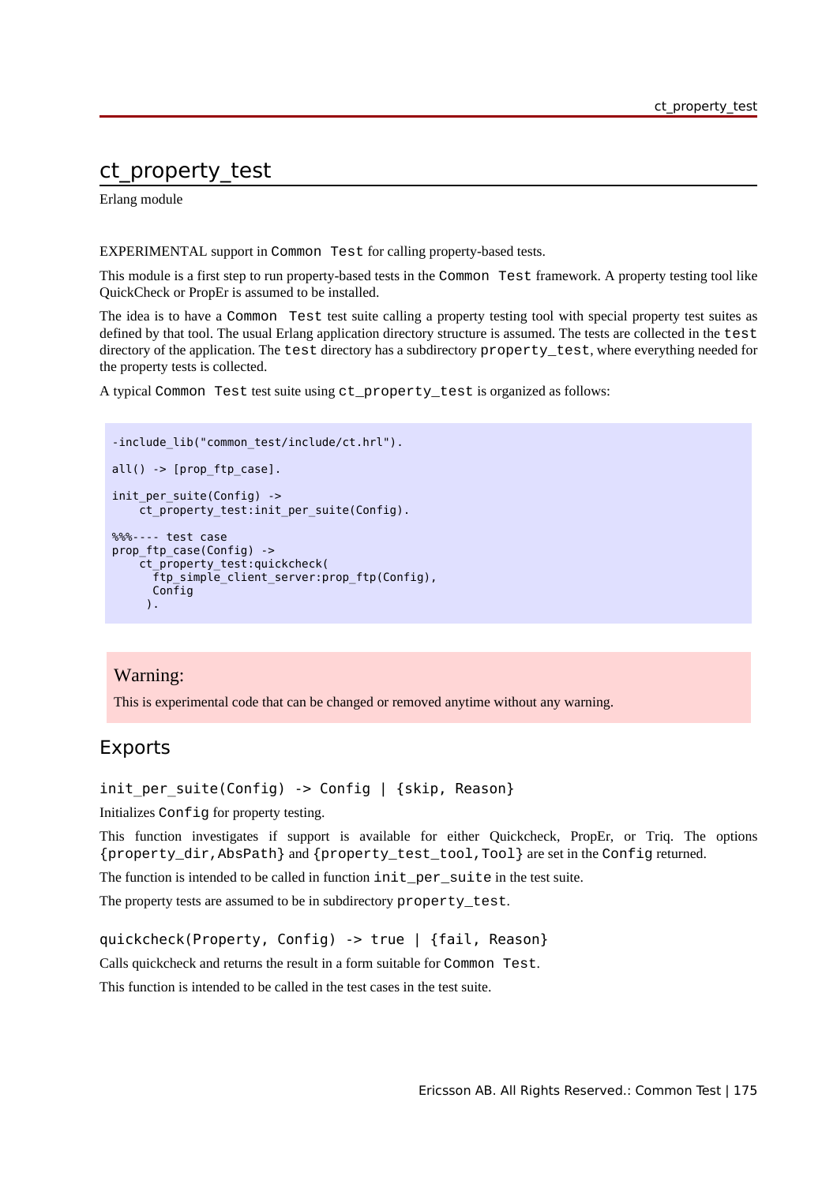# ct_property_test

Erlang module

EXPERIMENTAL support in `Common Test` for calling property-based tests.

This module is a first step to run property-based tests in the `Common Test` framework. A property testing tool like QuickCheck or PropEr is assumed to be installed.

The idea is to have a `Common Test` test suite calling a property testing tool with special property test suites as defined by that tool. The usual Erlang application directory structure is assumed. The tests are collected in the `test` directory of the application. The `test` directory has a subdirectory `property_test`, where everything needed for the property tests is collected.

A typical `Common Test` test suite using `ct_property_test` is organized as follows:

```
-include_lib("common_test/include/ct.hrl").

all() -> [prop_ftp_case].

init_per_suite(Config) ->
    ct_property_test:init_per_suite(Config).

%%%---- test case
prop_ftp_case(Config) ->
    ct_property_test:quickcheck(
      ftp_simple_client_server:prop_ftp(Config),
      Config
     ).
```

> **Warning:**
>
> This is experimental code that can be changed or removed anytime without any warning.

## Exports

`init_per_suite(Config) -> Config | {skip, Reason}`

Initializes `Config` for property testing.

This function investigates if support is available for either Quickcheck, PropEr, or Triq. The options `{property_dir,AbsPath}` and `{property_test_tool,Tool}` are set in the `Config` returned.

The function is intended to be called in function `init_per_suite` in the test suite.

The property tests are assumed to be in subdirectory `property_test`.

`quickcheck(Property, Config) -> true | {fail, Reason}`

Calls quickcheck and returns the result in a form suitable for `Common Test`.

This function is intended to be called in the test cases in the test suite.